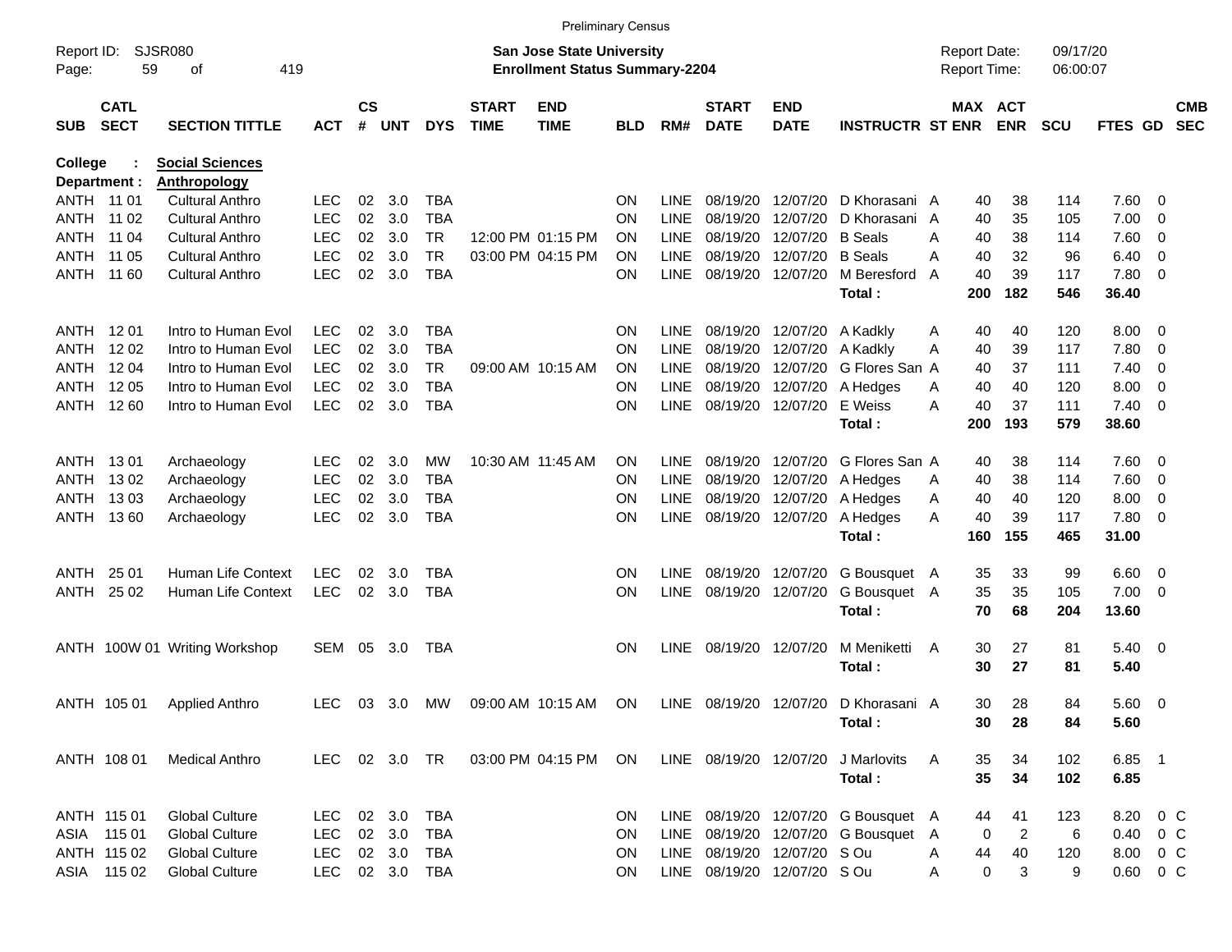Preliminary Census

Report ID: SJSR080

**San Jose State University**
**Enrollment Status Summary-2204**

Report Date: 09/17/20
Report Time: 06:00:07

College : **Social Sciences**
Department : **Anthropology**

| SUB | CATL SECT | SECTION TITTLE | ACT | CS # | UNT | DYS | START TIME | END TIME | BLD | RM# | START DATE | END DATE | INSTRUCTR | ST | MAX ENR | ACT ENR | SCU | FTES | GD | CMB SEC |
|---|---|---|---|---|---|---|---|---|---|---|---|---|---|---|---|---|---|---|---|---|
| ANTH | 11 01 | Cultural Anthro | LEC | 02 | 3.0 | TBA | | | ON | LINE | 08/19/20 | 12/07/20 | D Khorasani | A | 40 | 38 | 114 | 7.60 | 0 | |
| ANTH | 11 02 | Cultural Anthro | LEC | 02 | 3.0 | TBA | | | ON | LINE | 08/19/20 | 12/07/20 | D Khorasani | A | 40 | 35 | 105 | 7.00 | 0 | |
| ANTH | 11 04 | Cultural Anthro | LEC | 02 | 3.0 | TR | 12:00 PM | 01:15 PM | ON | LINE | 08/19/20 | 12/07/20 | B Seals | A | 40 | 38 | 114 | 7.60 | 0 | |
| ANTH | 11 05 | Cultural Anthro | LEC | 02 | 3.0 | TR | 03:00 PM | 04:15 PM | ON | LINE | 08/19/20 | 12/07/20 | B Seals | A | 40 | 32 | 96 | 6.40 | 0 | |
| ANTH | 11 60 | Cultural Anthro | LEC | 02 | 3.0 | TBA | | | ON | LINE | 08/19/20 | 12/07/20 | M Beresford | A | 40 | 39 | 117 | 7.80 | 0 | |
| | | | | | | | | | | | | | **Total :** | | **200** | **182** | **546** | **36.40** | | |
| ANTH | 12 01 | Intro to Human Evol | LEC | 02 | 3.0 | TBA | | | ON | LINE | 08/19/20 | 12/07/20 | A Kadkly | A | 40 | 40 | 120 | 8.00 | 0 | |
| ANTH | 12 02 | Intro to Human Evol | LEC | 02 | 3.0 | TBA | | | ON | LINE | 08/19/20 | 12/07/20 | A Kadkly | A | 40 | 39 | 117 | 7.80 | 0 | |
| ANTH | 12 04 | Intro to Human Evol | LEC | 02 | 3.0 | TR | 09:00 AM | 10:15 AM | ON | LINE | 08/19/20 | 12/07/20 | G Flores San | A | 40 | 37 | 111 | 7.40 | 0 | |
| ANTH | 12 05 | Intro to Human Evol | LEC | 02 | 3.0 | TBA | | | ON | LINE | 08/19/20 | 12/07/20 | A Hedges | A | 40 | 40 | 120 | 8.00 | 0 | |
| ANTH | 12 60 | Intro to Human Evol | LEC | 02 | 3.0 | TBA | | | ON | LINE | 08/19/20 | 12/07/20 | E Weiss | A | 40 | 37 | 111 | 7.40 | 0 | |
| | | | | | | | | | | | | | **Total :** | | **200** | **193** | **579** | **38.60** | | |
| ANTH | 13 01 | Archaeology | LEC | 02 | 3.0 | MW | 10:30 AM | 11:45 AM | ON | LINE | 08/19/20 | 12/07/20 | G Flores San | A | 40 | 38 | 114 | 7.60 | 0 | |
| ANTH | 13 02 | Archaeology | LEC | 02 | 3.0 | TBA | | | ON | LINE | 08/19/20 | 12/07/20 | A Hedges | A | 40 | 38 | 114 | 7.60 | 0 | |
| ANTH | 13 03 | Archaeology | LEC | 02 | 3.0 | TBA | | | ON | LINE | 08/19/20 | 12/07/20 | A Hedges | A | 40 | 40 | 120 | 8.00 | 0 | |
| ANTH | 13 60 | Archaeology | LEC | 02 | 3.0 | TBA | | | ON | LINE | 08/19/20 | 12/07/20 | A Hedges | A | 40 | 39 | 117 | 7.80 | 0 | |
| | | | | | | | | | | | | | **Total :** | | **160** | **155** | **465** | **31.00** | | |
| ANTH | 25 01 | Human Life Context | LEC | 02 | 3.0 | TBA | | | ON | LINE | 08/19/20 | 12/07/20 | G Bousquet | A | 35 | 33 | 99 | 6.60 | 0 | |
| ANTH | 25 02 | Human Life Context | LEC | 02 | 3.0 | TBA | | | ON | LINE | 08/19/20 | 12/07/20 | G Bousquet | A | 35 | 35 | 105 | 7.00 | 0 | |
| | | | | | | | | | | | | | **Total :** | | **70** | **68** | **204** | **13.60** | | |
| ANTH | 100W 01 | Writing Workshop | SEM | 05 | 3.0 | TBA | | | ON | LINE | 08/19/20 | 12/07/20 | M Meniketti | A | 30 | 27 | 81 | 5.40 | 0 | |
| | | | | | | | | | | | | | **Total :** | | **30** | **27** | **81** | **5.40** | | |
| ANTH | 105 01 | Applied Anthro | LEC | 03 | 3.0 | MW | 09:00 AM | 10:15 AM | ON | LINE | 08/19/20 | 12/07/20 | D Khorasani | A | 30 | 28 | 84 | 5.60 | 0 | |
| | | | | | | | | | | | | | **Total :** | | **30** | **28** | **84** | **5.60** | | |
| ANTH | 108 01 | Medical Anthro | LEC | 02 | 3.0 | TR | 03:00 PM | 04:15 PM | ON | LINE | 08/19/20 | 12/07/20 | J Marlovits | A | 35 | 34 | 102 | 6.85 | 1 | |
| | | | | | | | | | | | | | **Total :** | | **35** | **34** | **102** | **6.85** | | |
| ANTH | 115 01 | Global Culture | LEC | 02 | 3.0 | TBA | | | ON | LINE | 08/19/20 | 12/07/20 | G Bousquet | A | 44 | 41 | 123 | 8.20 | 0 | C |
| ASIA | 115 01 | Global Culture | LEC | 02 | 3.0 | TBA | | | ON | LINE | 08/19/20 | 12/07/20 | G Bousquet | A | 0 | 2 | 6 | 0.40 | 0 | C |
| ANTH | 115 02 | Global Culture | LEC | 02 | 3.0 | TBA | | | ON | LINE | 08/19/20 | 12/07/20 | S Ou | A | 44 | 40 | 120 | 8.00 | 0 | C |
| ASIA | 115 02 | Global Culture | LEC | 02 | 3.0 | TBA | | | ON | LINE | 08/19/20 | 12/07/20 | S Ou | A | 0 | 3 | 9 | 0.60 | 0 | C |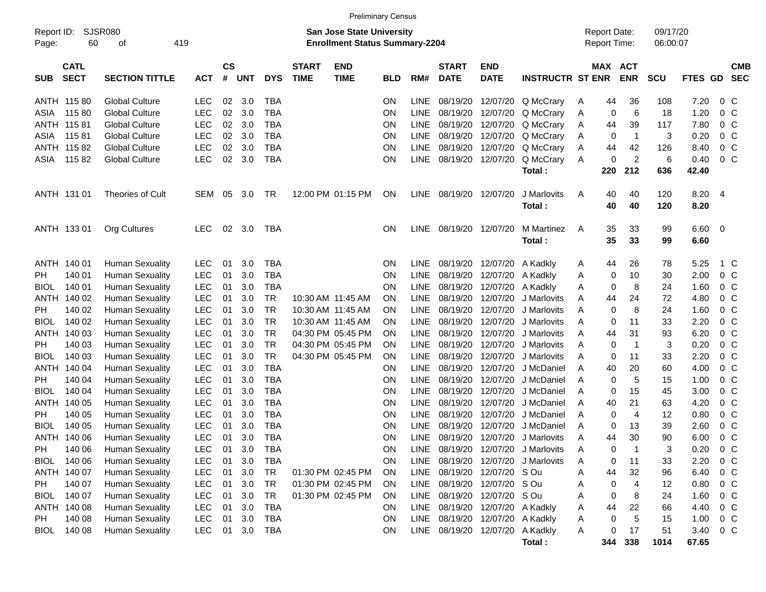Preliminary Census

Report ID: SJSR080

**San Jose State University**
**Enrollment Status Summary-2204**

Report Date: 09/17/20
Report Time: 06:00:07

| SUB | CATL SECT | SECTION TITTLE | ACT | CS # | UNT | DYS | START TIME | END TIME | BLD | RM# | START DATE | END DATE | INSTRUCTR | ST | MAX ENR | ACT ENR | SCU | FTES | GD | CMB SEC |
|---|---|---|---|---|---|---|---|---|---|---|---|---|---|---|---|---|---|---|---|---|
| ANTH | 115 80 | Global Culture | LEC | 02 | 3.0 | TBA | | | ON | LINE | 08/19/20 | 12/07/20 | Q McCrary | A | 44 | 36 | 108 | 7.20 | 0 | C |
| ASIA | 115 80 | Global Culture | LEC | 02 | 3.0 | TBA | | | ON | LINE | 08/19/20 | 12/07/20 | Q McCrary | A | 0 | 6 | 18 | 1.20 | 0 | C |
| ANTH | 115 81 | Global Culture | LEC | 02 | 3.0 | TBA | | | ON | LINE | 08/19/20 | 12/07/20 | Q McCrary | A | 44 | 39 | 117 | 7.80 | 0 | C |
| ASIA | 115 81 | Global Culture | LEC | 02 | 3.0 | TBA | | | ON | LINE | 08/19/20 | 12/07/20 | Q McCrary | A | 0 | 1 | 3 | 0.20 | 0 | C |
| ANTH | 115 82 | Global Culture | LEC | 02 | 3.0 | TBA | | | ON | LINE | 08/19/20 | 12/07/20 | Q McCrary | A | 44 | 42 | 126 | 8.40 | 0 | C |
| ASIA | 115 82 | Global Culture | LEC | 02 | 3.0 | TBA | | | ON | LINE | 08/19/20 | 12/07/20 | Q McCrary | A | 0 | 2 | 6 | 0.40 | 0 | C |
| | | | | | | | | | | | | | **Total :** | | **220** | **212** | **636** | **42.40** | | |
| ANTH | 131 01 | Theories of Cult | SEM | 05 | 3.0 | TR | 12:00 PM | 01:15 PM | ON | LINE | 08/19/20 | 12/07/20 | J Marlovits | A | 40 | 40 | 120 | 8.20 | 4 | |
| | | | | | | | | | | | | | **Total :** | | **40** | **40** | **120** | **8.20** | | |
| ANTH | 133 01 | Org Cultures | LEC | 02 | 3.0 | TBA | | | ON | LINE | 08/19/20 | 12/07/20 | M Martinez | A | 35 | 33 | 99 | 6.60 | 0 | |
| | | | | | | | | | | | | | **Total :** | | **35** | **33** | **99** | **6.60** | | |
| ANTH | 140 01 | Human Sexuality | LEC | 01 | 3.0 | TBA | | | ON | LINE | 08/19/20 | 12/07/20 | A Kadkly | A | 44 | 26 | 78 | 5.25 | 1 | C |
| PH | 140 01 | Human Sexuality | LEC | 01 | 3.0 | TBA | | | ON | LINE | 08/19/20 | 12/07/20 | A Kadkly | A | 0 | 10 | 30 | 2.00 | 0 | C |
| BIOL | 140 01 | Human Sexuality | LEC | 01 | 3.0 | TBA | | | ON | LINE | 08/19/20 | 12/07/20 | A Kadkly | A | 0 | 8 | 24 | 1.60 | 0 | C |
| ANTH | 140 02 | Human Sexuality | LEC | 01 | 3.0 | TR | 10:30 AM | 11:45 AM | ON | LINE | 08/19/20 | 12/07/20 | J Marlovits | A | 44 | 24 | 72 | 4.80 | 0 | C |
| PH | 140 02 | Human Sexuality | LEC | 01 | 3.0 | TR | 10:30 AM | 11:45 AM | ON | LINE | 08/19/20 | 12/07/20 | J Marlovits | A | 0 | 8 | 24 | 1.60 | 0 | C |
| BIOL | 140 02 | Human Sexuality | LEC | 01 | 3.0 | TR | 10:30 AM | 11:45 AM | ON | LINE | 08/19/20 | 12/07/20 | J Marlovits | A | 0 | 11 | 33 | 2.20 | 0 | C |
| ANTH | 140 03 | Human Sexuality | LEC | 01 | 3.0 | TR | 04:30 PM | 05:45 PM | ON | LINE | 08/19/20 | 12/07/20 | J Marlovits | A | 44 | 31 | 93 | 6.20 | 0 | C |
| PH | 140 03 | Human Sexuality | LEC | 01 | 3.0 | TR | 04:30 PM | 05:45 PM | ON | LINE | 08/19/20 | 12/07/20 | J Marlovits | A | 0 | 1 | 3 | 0.20 | 0 | C |
| BIOL | 140 03 | Human Sexuality | LEC | 01 | 3.0 | TR | 04:30 PM | 05:45 PM | ON | LINE | 08/19/20 | 12/07/20 | J Marlovits | A | 0 | 11 | 33 | 2.20 | 0 | C |
| ANTH | 140 04 | Human Sexuality | LEC | 01 | 3.0 | TBA | | | ON | LINE | 08/19/20 | 12/07/20 | J McDaniel | A | 40 | 20 | 60 | 4.00 | 0 | C |
| PH | 140 04 | Human Sexuality | LEC | 01 | 3.0 | TBA | | | ON | LINE | 08/19/20 | 12/07/20 | J McDaniel | A | 0 | 5 | 15 | 1.00 | 0 | C |
| BIOL | 140 04 | Human Sexuality | LEC | 01 | 3.0 | TBA | | | ON | LINE | 08/19/20 | 12/07/20 | J McDaniel | A | 0 | 15 | 45 | 3.00 | 0 | C |
| ANTH | 140 05 | Human Sexuality | LEC | 01 | 3.0 | TBA | | | ON | LINE | 08/19/20 | 12/07/20 | J McDaniel | A | 40 | 21 | 63 | 4.20 | 0 | C |
| PH | 140 05 | Human Sexuality | LEC | 01 | 3.0 | TBA | | | ON | LINE | 08/19/20 | 12/07/20 | J McDaniel | A | 0 | 4 | 12 | 0.80 | 0 | C |
| BIOL | 140 05 | Human Sexuality | LEC | 01 | 3.0 | TBA | | | ON | LINE | 08/19/20 | 12/07/20 | J McDaniel | A | 0 | 13 | 39 | 2.60 | 0 | C |
| ANTH | 140 06 | Human Sexuality | LEC | 01 | 3.0 | TBA | | | ON | LINE | 08/19/20 | 12/07/20 | J Marlovits | A | 44 | 30 | 90 | 6.00 | 0 | C |
| PH | 140 06 | Human Sexuality | LEC | 01 | 3.0 | TBA | | | ON | LINE | 08/19/20 | 12/07/20 | J Marlovits | A | 0 | 1 | 3 | 0.20 | 0 | C |
| BIOL | 140 06 | Human Sexuality | LEC | 01 | 3.0 | TBA | | | ON | LINE | 08/19/20 | 12/07/20 | J Marlovits | A | 0 | 11 | 33 | 2.20 | 0 | C |
| ANTH | 140 07 | Human Sexuality | LEC | 01 | 3.0 | TR | 01:30 PM | 02:45 PM | ON | LINE | 08/19/20 | 12/07/20 | S Ou | A | 44 | 32 | 96 | 6.40 | 0 | C |
| PH | 140 07 | Human Sexuality | LEC | 01 | 3.0 | TR | 01:30 PM | 02:45 PM | ON | LINE | 08/19/20 | 12/07/20 | S Ou | A | 0 | 4 | 12 | 0.80 | 0 | C |
| BIOL | 140 07 | Human Sexuality | LEC | 01 | 3.0 | TR | 01:30 PM | 02:45 PM | ON | LINE | 08/19/20 | 12/07/20 | S Ou | A | 0 | 8 | 24 | 1.60 | 0 | C |
| ANTH | 140 08 | Human Sexuality | LEC | 01 | 3.0 | TBA | | | ON | LINE | 08/19/20 | 12/07/20 | A Kadkly | A | 44 | 22 | 66 | 4.40 | 0 | C |
| PH | 140 08 | Human Sexuality | LEC | 01 | 3.0 | TBA | | | ON | LINE | 08/19/20 | 12/07/20 | A Kadkly | A | 0 | 5 | 15 | 1.00 | 0 | C |
| BIOL | 140 08 | Human Sexuality | LEC | 01 | 3.0 | TBA | | | ON | LINE | 08/19/20 | 12/07/20 | A Kadkly | A | 0 | 17 | 51 | 3.40 | 0 | C |
| | | | | | | | | | | | | | **Total :** | | **344** | **338** | **1014** | **67.65** | | |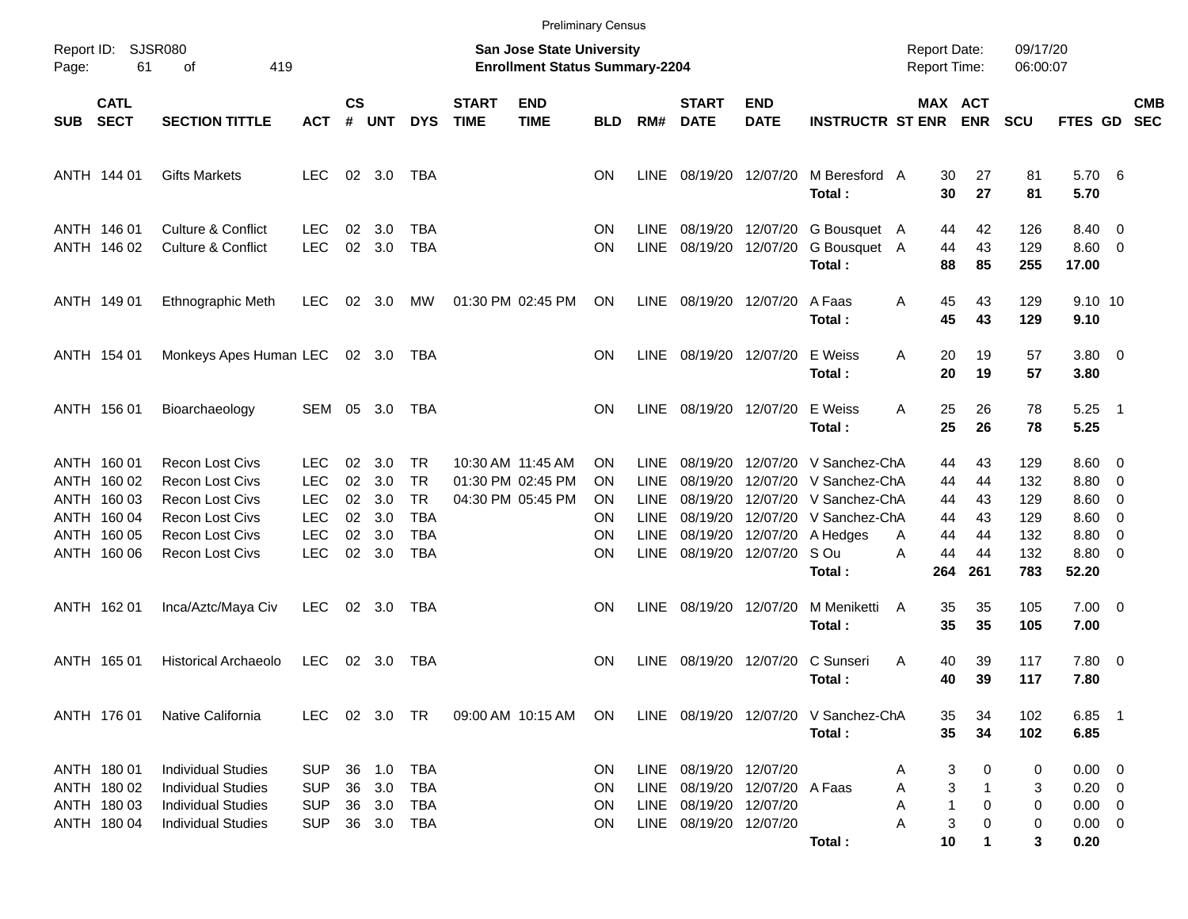Preliminary Census

Report ID: SJSR080

**San Jose State University**
**Enrollment Status Summary-2204**

Report Date: 09/17/20
Report Time: 06:00:07

| SUB | CATL SECT | SECTION TITTLE | ACT | CS # | UNT | DYS | START TIME | END TIME | BLD | RM# | START DATE | END DATE | INSTRUCTR | ST | MAX ENR | ACT ENR | SCU | FTES | GD | CMB SEC |
|---|---|---|---|---|---|---|---|---|---|---|---|---|---|---|---|---|---|---|---|---|
| ANTH | 144 01 | Gifts Markets | LEC | 02 | 3.0 | TBA | | | ON | LINE | 08/19/20 | 12/07/20 | M Beresford | A | 30 | 27 | 81 | 5.70 | 6 | |
| | | | | | | | | | | | | | **Total :** | | **30** | **27** | **81** | **5.70** | | |
| ANTH | 146 01 | Culture & Conflict | LEC | 02 | 3.0 | TBA | | | ON | LINE | 08/19/20 | 12/07/20 | G Bousquet | A | 44 | 42 | 126 | 8.40 | 0 | |
| ANTH | 146 02 | Culture & Conflict | LEC | 02 | 3.0 | TBA | | | ON | LINE | 08/19/20 | 12/07/20 | G Bousquet | A | 44 | 43 | 129 | 8.60 | 0 | |
| | | | | | | | | | | | | | **Total :** | | **88** | **85** | **255** | **17.00** | | |
| ANTH | 149 01 | Ethnographic Meth | LEC | 02 | 3.0 | MW | 01:30 PM | 02:45 PM | ON | LINE | 08/19/20 | 12/07/20 | A Faas | A | 45 | 43 | 129 | 9.10 | 10 | |
| | | | | | | | | | | | | | **Total :** | | **45** | **43** | **129** | **9.10** | | |
| ANTH | 154 01 | Monkeys Apes Human | LEC | 02 | 3.0 | TBA | | | ON | LINE | 08/19/20 | 12/07/20 | E Weiss | A | 20 | 19 | 57 | 3.80 | 0 | |
| | | | | | | | | | | | | | **Total :** | | **20** | **19** | **57** | **3.80** | | |
| ANTH | 156 01 | Bioarchaeology | SEM | 05 | 3.0 | TBA | | | ON | LINE | 08/19/20 | 12/07/20 | E Weiss | A | 25 | 26 | 78 | 5.25 | 1 | |
| | | | | | | | | | | | | | **Total :** | | **25** | **26** | **78** | **5.25** | | |
| ANTH | 160 01 | Recon Lost Civs | LEC | 02 | 3.0 | TR | 10:30 AM | 11:45 AM | ON | LINE | 08/19/20 | 12/07/20 | V Sanchez-Ch | A | 44 | 43 | 129 | 8.60 | 0 | |
| ANTH | 160 02 | Recon Lost Civs | LEC | 02 | 3.0 | TR | 01:30 PM | 02:45 PM | ON | LINE | 08/19/20 | 12/07/20 | V Sanchez-Ch | A | 44 | 44 | 132 | 8.80 | 0 | |
| ANTH | 160 03 | Recon Lost Civs | LEC | 02 | 3.0 | TR | 04:30 PM | 05:45 PM | ON | LINE | 08/19/20 | 12/07/20 | V Sanchez-Ch | A | 44 | 43 | 129 | 8.60 | 0 | |
| ANTH | 160 04 | Recon Lost Civs | LEC | 02 | 3.0 | TBA | | | ON | LINE | 08/19/20 | 12/07/20 | V Sanchez-Ch | A | 44 | 43 | 129 | 8.60 | 0 | |
| ANTH | 160 05 | Recon Lost Civs | LEC | 02 | 3.0 | TBA | | | ON | LINE | 08/19/20 | 12/07/20 | A Hedges | A | 44 | 44 | 132 | 8.80 | 0 | |
| ANTH | 160 06 | Recon Lost Civs | LEC | 02 | 3.0 | TBA | | | ON | LINE | 08/19/20 | 12/07/20 | S Ou | A | 44 | 44 | 132 | 8.80 | 0 | |
| | | | | | | | | | | | | | **Total :** | | **264** | **261** | **783** | **52.20** | | |
| ANTH | 162 01 | Inca/Aztc/Maya Civ | LEC | 02 | 3.0 | TBA | | | ON | LINE | 08/19/20 | 12/07/20 | M Meniketti | A | 35 | 35 | 105 | 7.00 | 0 | |
| | | | | | | | | | | | | | **Total :** | | **35** | **35** | **105** | **7.00** | | |
| ANTH | 165 01 | Historical Archaeolo | LEC | 02 | 3.0 | TBA | | | ON | LINE | 08/19/20 | 12/07/20 | C Sunseri | A | 40 | 39 | 117 | 7.80 | 0 | |
| | | | | | | | | | | | | | **Total :** | | **40** | **39** | **117** | **7.80** | | |
| ANTH | 176 01 | Native California | LEC | 02 | 3.0 | TR | 09:00 AM | 10:15 AM | ON | LINE | 08/19/20 | 12/07/20 | V Sanchez-Ch | A | 35 | 34 | 102 | 6.85 | 1 | |
| | | | | | | | | | | | | | **Total :** | | **35** | **34** | **102** | **6.85** | | |
| ANTH | 180 01 | Individual Studies | SUP | 36 | 1.0 | TBA | | | ON | LINE | 08/19/20 | 12/07/20 | | A | 3 | 0 | 0 | 0.00 | 0 | |
| ANTH | 180 02 | Individual Studies | SUP | 36 | 3.0 | TBA | | | ON | LINE | 08/19/20 | 12/07/20 | A Faas | A | 3 | 1 | 3 | 0.20 | 0 | |
| ANTH | 180 03 | Individual Studies | SUP | 36 | 3.0 | TBA | | | ON | LINE | 08/19/20 | 12/07/20 | | A | 1 | 0 | 0 | 0.00 | 0 | |
| ANTH | 180 04 | Individual Studies | SUP | 36 | 3.0 | TBA | | | ON | LINE | 08/19/20 | 12/07/20 | | A | 3 | 0 | 0 | 0.00 | 0 | |
| | | | | | | | | | | | | | **Total :** | | **10** | **1** | **3** | **0.20** | | |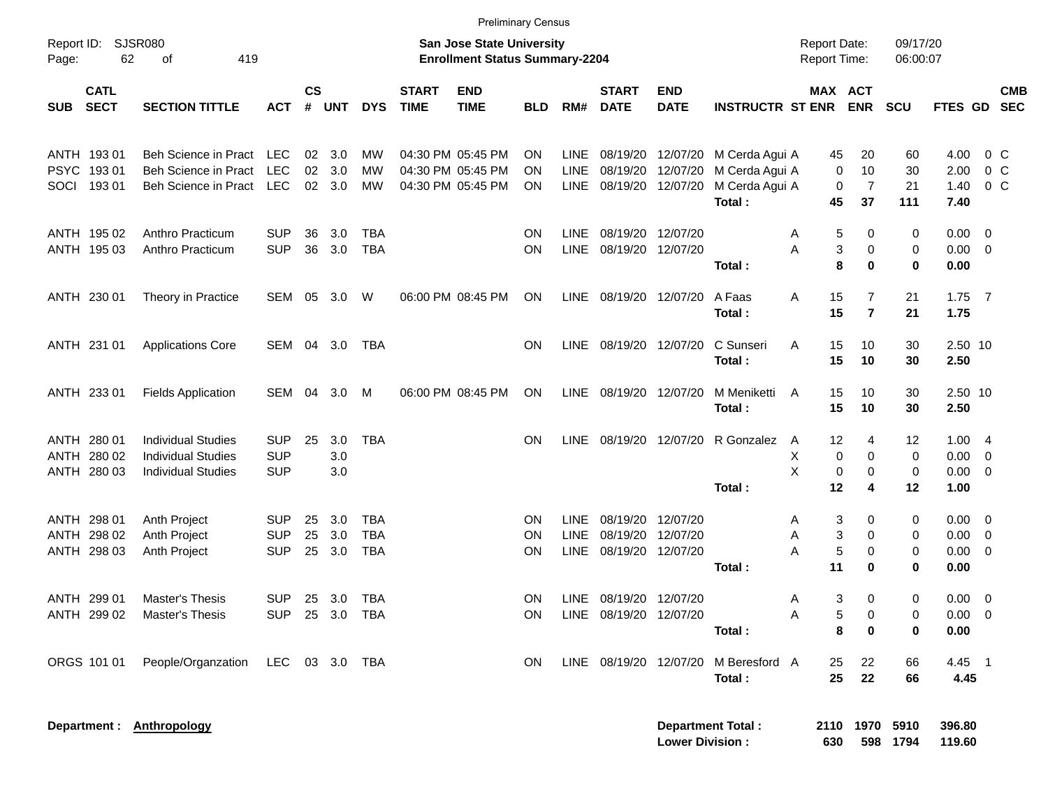Preliminary Census

Report ID: SJSR080

**San Jose State University**
**Enrollment Status Summary-2204**

Report Date: 09/17/20
Report Time: 06:00:07

| SUB | CATL SECT | SECTION TITTLE | ACT | CS # | UNT | DYS | START TIME | END TIME | BLD | RM# | START DATE | END DATE | INSTRUCTR | ST | MAX ENR | ACT ENR | SCU | FTES | GD | CMB SEC |
|---|---|---|---|---|---|---|---|---|---|---|---|---|---|---|---|---|---|---|---|---|
| ANTH | 193 01 | Beh Science in Pract | LEC | 02 | 3.0 | MW | 04:30 PM | 05:45 PM | ON | LINE | 08/19/20 | 12/07/20 | M Cerda Agui | A | 45 | 20 | 60 | 4.00 | 0 | C |
| PSYC | 193 01 | Beh Science in Pract | LEC | 02 | 3.0 | MW | 04:30 PM | 05:45 PM | ON | LINE | 08/19/20 | 12/07/20 | M Cerda Agui | A | 0 | 10 | 30 | 2.00 | 0 | C |
| SOCI | 193 01 | Beh Science in Pract | LEC | 02 | 3.0 | MW | 04:30 PM | 05:45 PM | ON | LINE | 08/19/20 | 12/07/20 | M Cerda Agui | A | 0 | 7 | 21 | 1.40 | 0 | C |
| | | | | | | | | | | | | | **Total :** | | **45** | **37** | **111** | **7.40** | | |
| ANTH | 195 02 | Anthro Practicum | SUP | 36 | 3.0 | TBA | | | ON | LINE | 08/19/20 | 12/07/20 | | A | 5 | 0 | 0 | 0.00 | 0 | |
| ANTH | 195 03 | Anthro Practicum | SUP | 36 | 3.0 | TBA | | | ON | LINE | 08/19/20 | 12/07/20 | | A | 3 | 0 | 0 | 0.00 | 0 | |
| | | | | | | | | | | | | | **Total :** | | **8** | **0** | **0** | **0.00** | | |
| ANTH | 230 01 | Theory in Practice | SEM | 05 | 3.0 | W | 06:00 PM | 08:45 PM | ON | LINE | 08/19/20 | 12/07/20 | A Faas | A | 15 | 7 | 21 | 1.75 | 7 | |
| | | | | | | | | | | | | | **Total :** | | **15** | **7** | **21** | **1.75** | | |
| ANTH | 231 01 | Applications Core | SEM | 04 | 3.0 | TBA | | | ON | LINE | 08/19/20 | 12/07/20 | C Sunseri | A | 15 | 10 | 30 | 2.50 | 10 | |
| | | | | | | | | | | | | | **Total :** | | **15** | **10** | **30** | **2.50** | | |
| ANTH | 233 01 | Fields Application | SEM | 04 | 3.0 | M | 06:00 PM | 08:45 PM | ON | LINE | 08/19/20 | 12/07/20 | M Meniketti | A | 15 | 10 | 30 | 2.50 | 10 | |
| | | | | | | | | | | | | | **Total :** | | **15** | **10** | **30** | **2.50** | | |
| ANTH | 280 01 | Individual Studies | SUP | 25 | 3.0 | TBA | | | ON | LINE | 08/19/20 | 12/07/20 | R Gonzalez | A | 12 | 4 | 12 | 1.00 | 4 | |
| ANTH | 280 02 | Individual Studies | SUP | | 3.0 | | | | | | | | | X | 0 | 0 | 0 | 0.00 | 0 | |
| ANTH | 280 03 | Individual Studies | SUP | | 3.0 | | | | | | | | | X | 0 | 0 | 0 | 0.00 | 0 | |
| | | | | | | | | | | | | | **Total :** | | **12** | **4** | **12** | **1.00** | | |
| ANTH | 298 01 | Anth Project | SUP | 25 | 3.0 | TBA | | | ON | LINE | 08/19/20 | 12/07/20 | | A | 3 | 0 | 0 | 0.00 | 0 | |
| ANTH | 298 02 | Anth Project | SUP | 25 | 3.0 | TBA | | | ON | LINE | 08/19/20 | 12/07/20 | | A | 3 | 0 | 0 | 0.00 | 0 | |
| ANTH | 298 03 | Anth Project | SUP | 25 | 3.0 | TBA | | | ON | LINE | 08/19/20 | 12/07/20 | | A | 5 | 0 | 0 | 0.00 | 0 | |
| | | | | | | | | | | | | | **Total :** | | **11** | **0** | **0** | **0.00** | | |
| ANTH | 299 01 | Master's Thesis | SUP | 25 | 3.0 | TBA | | | ON | LINE | 08/19/20 | 12/07/20 | | A | 3 | 0 | 0 | 0.00 | 0 | |
| ANTH | 299 02 | Master's Thesis | SUP | 25 | 3.0 | TBA | | | ON | LINE | 08/19/20 | 12/07/20 | | A | 5 | 0 | 0 | 0.00 | 0 | |
| | | | | | | | | | | | | | **Total :** | | **8** | **0** | **0** | **0.00** | | |
| ORGS | 101 01 | People/Organzation | LEC | 03 | 3.0 | TBA | | | ON | LINE | 08/19/20 | 12/07/20 | M Beresford | A | 25 | 22 | 66 | 4.45 | 1 | |
| | | | | | | | | | | | | | **Total :** | | **25** | **22** | **66** | **4.45** | | |

**Department :** **Anthropology**

| | MAX ENR | ACT ENR | SCU | FTES |
|---|---|---|---|---|
| **Department Total :** | **2110** | **1970** | **5910** | **396.80** |
| **Lower Division :** | **630** | **598** | **1794** | **119.60** |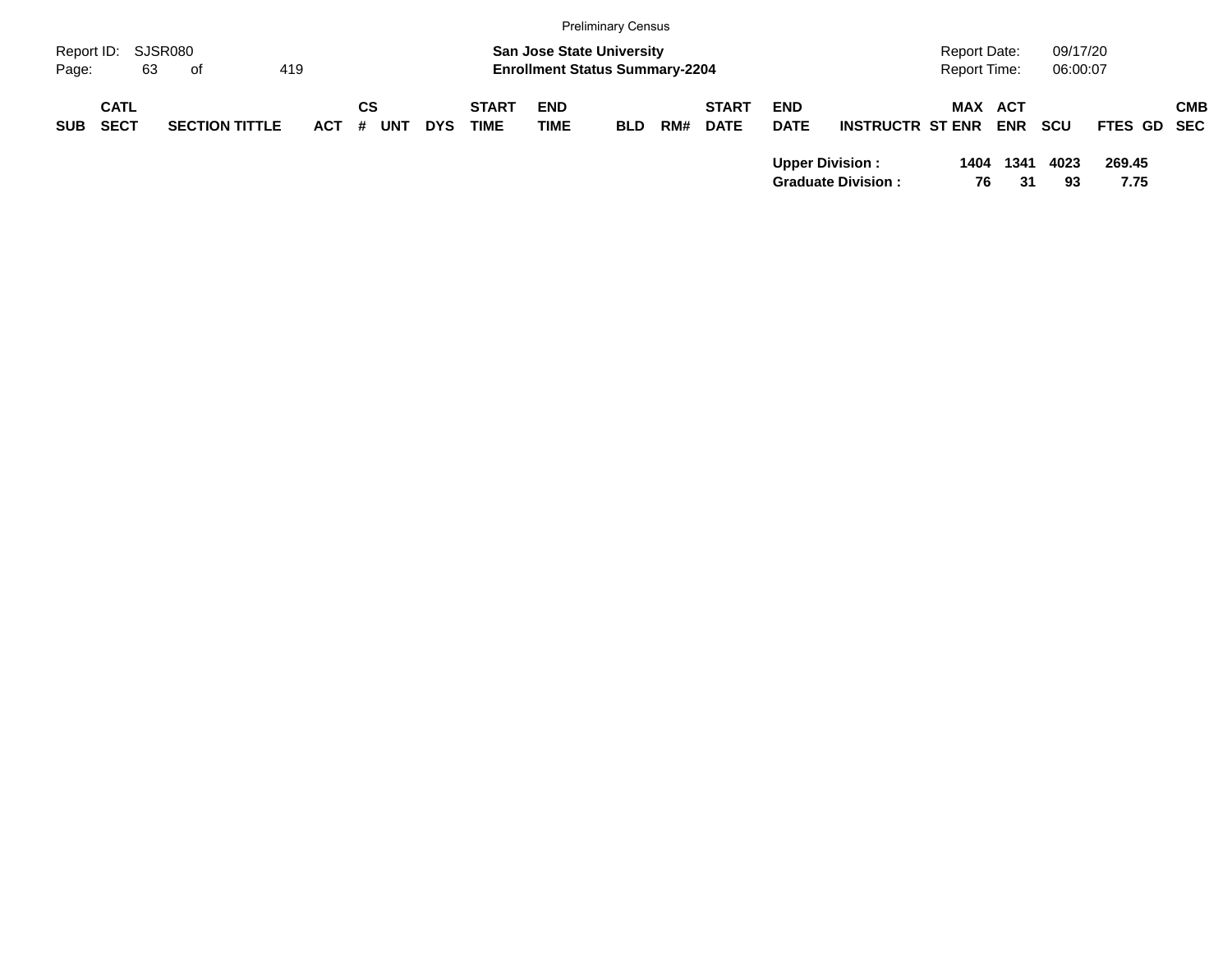Preliminary Census

| Report ID: | SJSR080 | | | San Jose State University | Report Date: | 09/17/20 |
|---|---|---|---|---|---|---|
| Page: | 63 | of | 419 | Enrollment Status Summary-2204 | Report Time: | 06:00:07 |

| SUB | CATL SECT | SECTION TITTLE | ACT | CS # | UNT | DYS | START TIME | END TIME | BLD | RM# | START DATE | END DATE | INSTRUCTR | ST | MAX ENR | ACT ENR | SCU | FTES | GD | CMB SEC |
|---|---|---|---|---|---|---|---|---|---|---|---|---|---|---|---|---|---|---|---|---|
| | | | | | | | | | | | | **Upper Division :** | | | **1404** | **1341** | **4023** | **269.45** | | |
| | | | | | | | | | | | | **Graduate Division :** | | | **76** | **31** | **93** | **7.75** | | |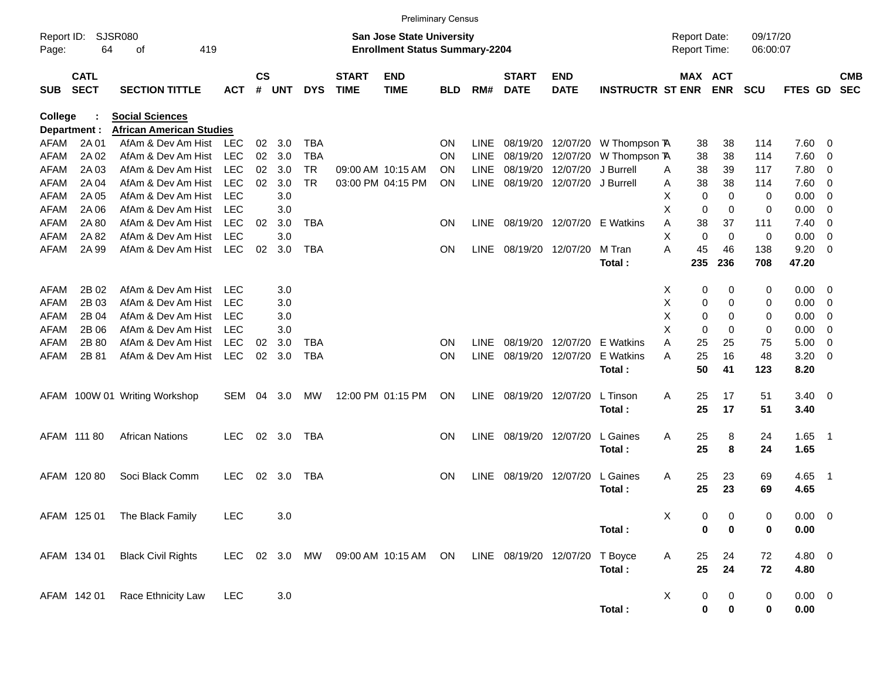Preliminary Census

Report ID: SJSR080

**San Jose State University**
**Enrollment Status Summary-2204**

Report Date: 09/17/20
Report Time: 06:00:07

**College : Social Sciences**
**Department : African American Studies**

| SUB | CATL SECT | SECTION TITTLE | ACT | CS # | UNT | DYS | START TIME | END TIME | BLD | RM# | START DATE | END DATE | INSTRUCTR | ST | MAX ENR | ACT ENR | SCU | FTES | GD | CMB SEC |
|---|---|---|---|---|---|---|---|---|---|---|---|---|---|---|---|---|---|---|---|---|
| AFAM | 2A 01 | AfAm & Dev Am Hist | LEC | 02 | 3.0 | TBA | | | ON | LINE | 08/19/20 | 12/07/20 | W Thompson T | A | 38 | 38 | 114 | 7.60 | 0 | |
| AFAM | 2A 02 | AfAm & Dev Am Hist | LEC | 02 | 3.0 | TBA | | | ON | LINE | 08/19/20 | 12/07/20 | W Thompson T | A | 38 | 38 | 114 | 7.60 | 0 | |
| AFAM | 2A 03 | AfAm & Dev Am Hist | LEC | 02 | 3.0 | TR | 09:00 AM | 10:15 AM | ON | LINE | 08/19/20 | 12/07/20 | J Burrell | A | 38 | 39 | 117 | 7.80 | 0 | |
| AFAM | 2A 04 | AfAm & Dev Am Hist | LEC | 02 | 3.0 | TR | 03:00 PM | 04:15 PM | ON | LINE | 08/19/20 | 12/07/20 | J Burrell | A | 38 | 38 | 114 | 7.60 | 0 | |
| AFAM | 2A 05 | AfAm & Dev Am Hist | LEC | | 3.0 | | | | | | | | | X | 0 | 0 | 0 | 0.00 | 0 | |
| AFAM | 2A 06 | AfAm & Dev Am Hist | LEC | | 3.0 | | | | | | | | | X | 0 | 0 | 0 | 0.00 | 0 | |
| AFAM | 2A 80 | AfAm & Dev Am Hist | LEC | 02 | 3.0 | TBA | | | ON | LINE | 08/19/20 | 12/07/20 | E Watkins | A | 38 | 37 | 111 | 7.40 | 0 | |
| AFAM | 2A 82 | AfAm & Dev Am Hist | LEC | | 3.0 | | | | | | | | | X | 0 | 0 | 0 | 0.00 | 0 | |
| AFAM | 2A 99 | AfAm & Dev Am Hist | LEC | 02 | 3.0 | TBA | | | ON | LINE | 08/19/20 | 12/07/20 | M Tran | A | 45 | 46 | 138 | 9.20 | 0 | |
| | | | | | | | | | | | | | **Total :** | | **235** | **236** | **708** | **47.20** | | |
| AFAM | 2B 02 | AfAm & Dev Am Hist | LEC | | 3.0 | | | | | | | | | X | 0 | 0 | 0 | 0.00 | 0 | |
| AFAM | 2B 03 | AfAm & Dev Am Hist | LEC | | 3.0 | | | | | | | | | X | 0 | 0 | 0 | 0.00 | 0 | |
| AFAM | 2B 04 | AfAm & Dev Am Hist | LEC | | 3.0 | | | | | | | | | X | 0 | 0 | 0 | 0.00 | 0 | |
| AFAM | 2B 06 | AfAm & Dev Am Hist | LEC | | 3.0 | | | | | | | | | X | 0 | 0 | 0 | 0.00 | 0 | |
| AFAM | 2B 80 | AfAm & Dev Am Hist | LEC | 02 | 3.0 | TBA | | | ON | LINE | 08/19/20 | 12/07/20 | E Watkins | A | 25 | 25 | 75 | 5.00 | 0 | |
| AFAM | 2B 81 | AfAm & Dev Am Hist | LEC | 02 | 3.0 | TBA | | | ON | LINE | 08/19/20 | 12/07/20 | E Watkins | A | 25 | 16 | 48 | 3.20 | 0 | |
| | | | | | | | | | | | | | **Total :** | | **50** | **41** | **123** | **8.20** | | |
| AFAM | 100W 01 | Writing Workshop | SEM | 04 | 3.0 | MW | 12:00 PM | 01:15 PM | ON | LINE | 08/19/20 | 12/07/20 | L Tinson | A | 25 | 17 | 51 | 3.40 | 0 | |
| | | | | | | | | | | | | | **Total :** | | **25** | **17** | **51** | **3.40** | | |
| AFAM | 111 80 | African Nations | LEC | 02 | 3.0 | TBA | | | ON | LINE | 08/19/20 | 12/07/20 | L Gaines | A | 25 | 8 | 24 | 1.65 | 1 | |
| | | | | | | | | | | | | | **Total :** | | **25** | **8** | **24** | **1.65** | | |
| AFAM | 120 80 | Soci Black Comm | LEC | 02 | 3.0 | TBA | | | ON | LINE | 08/19/20 | 12/07/20 | L Gaines | A | 25 | 23 | 69 | 4.65 | 1 | |
| | | | | | | | | | | | | | **Total :** | | **25** | **23** | **69** | **4.65** | | |
| AFAM | 125 01 | The Black Family | LEC | | 3.0 | | | | | | | | | X | 0 | 0 | 0 | 0.00 | 0 | |
| | | | | | | | | | | | | | **Total :** | | **0** | **0** | **0** | **0.00** | | |
| AFAM | 134 01 | Black Civil Rights | LEC | 02 | 3.0 | MW | 09:00 AM | 10:15 AM | ON | LINE | 08/19/20 | 12/07/20 | T Boyce | A | 25 | 24 | 72 | 4.80 | 0 | |
| | | | | | | | | | | | | | **Total :** | | **25** | **24** | **72** | **4.80** | | |
| AFAM | 142 01 | Race Ethnicity Law | LEC | | 3.0 | | | | | | | | | X | 0 | 0 | 0 | 0.00 | 0 | |
| | | | | | | | | | | | | | **Total :** | | **0** | **0** | **0** | **0.00** | | |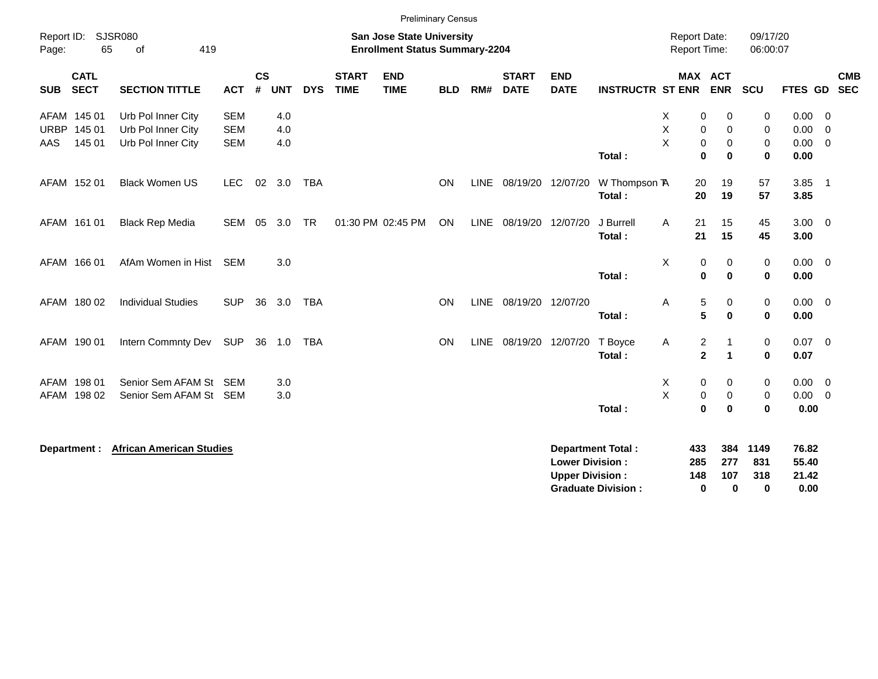Preliminary Census

Report ID: SJSR080

**San Jose State University**
**Enrollment Status Summary-2204**

Report Date: 09/17/20
Report Time: 06:00:07

| SUB | CATL SECT | SECTION TITTLE | ACT | CS # | UNT | DYS | START TIME | END TIME | BLD | RM# | START DATE | END DATE | INSTRUCTR | ST | MAX ENR | ACT ENR | SCU | FTES | GD | CMB SEC |
|---|---|---|---|---|---|---|---|---|---|---|---|---|---|---|---|---|---|---|---|---|
| AFAM | 145 01 | Urb Pol Inner City | SEM | | 4.0 | | | | | | | | | X | 0 | 0 | 0 | 0.00 | 0 | |
| URBP | 145 01 | Urb Pol Inner City | SEM | | 4.0 | | | | | | | | | X | 0 | 0 | 0 | 0.00 | 0 | |
| AAS | 145 01 | Urb Pol Inner City | SEM | | 4.0 | | | | | | | | | X | 0 | 0 | 0 | 0.00 | 0 | |
| | | | | | | | | | | | | | **Total :** | | **0** | **0** | **0** | **0.00** | | |
| AFAM | 152 01 | Black Women US | LEC | 02 | 3.0 | TBA | | | ON | LINE | 08/19/20 | 12/07/20 | W Thompson T | A | 20 | 19 | 57 | 3.85 | 1 | |
| | | | | | | | | | | | | | **Total :** | | **20** | **19** | **57** | **3.85** | | |
| AFAM | 161 01 | Black Rep Media | SEM | 05 | 3.0 | TR | 01:30 PM | 02:45 PM | ON | LINE | 08/19/20 | 12/07/20 | J Burrell | A | 21 | 15 | 45 | 3.00 | 0 | |
| | | | | | | | | | | | | | **Total :** | | **21** | **15** | **45** | **3.00** | | |
| AFAM | 166 01 | AfAm Women in Hist | SEM | | 3.0 | | | | | | | | | X | 0 | 0 | 0 | 0.00 | 0 | |
| | | | | | | | | | | | | | **Total :** | | **0** | **0** | **0** | **0.00** | | |
| AFAM | 180 02 | Individual Studies | SUP | 36 | 3.0 | TBA | | | ON | LINE | 08/19/20 | 12/07/20 | | A | 5 | 0 | 0 | 0.00 | 0 | |
| | | | | | | | | | | | | | **Total :** | | **5** | **0** | **0** | **0.00** | | |
| AFAM | 190 01 | Intern Commnty Dev | SUP | 36 | 1.0 | TBA | | | ON | LINE | 08/19/20 | 12/07/20 | T Boyce | A | 2 | 1 | 0 | 0.07 | 0 | |
| | | | | | | | | | | | | | **Total :** | | **2** | **1** | **0** | **0.07** | | |
| AFAM | 198 01 | Senior Sem AFAM St | SEM | | 3.0 | | | | | | | | | X | 0 | 0 | 0 | 0.00 | 0 | |
| AFAM | 198 02 | Senior Sem AFAM St | SEM | | 3.0 | | | | | | | | | X | 0 | 0 | 0 | 0.00 | 0 | |
| | | | | | | | | | | | | | **Total :** | | **0** | **0** | **0** | **0.00** | | |

**Department : African American Studies**

| | MAX ENR | ACT ENR | SCU | FTES |
|---|---|---|---|---|
| **Department Total :** | **433** | **384** | **1149** | **76.82** |
| **Lower Division :** | **285** | **277** | **831** | **55.40** |
| **Upper Division :** | **148** | **107** | **318** | **21.42** |
| **Graduate Division :** | **0** | **0** | **0** | **0.00** |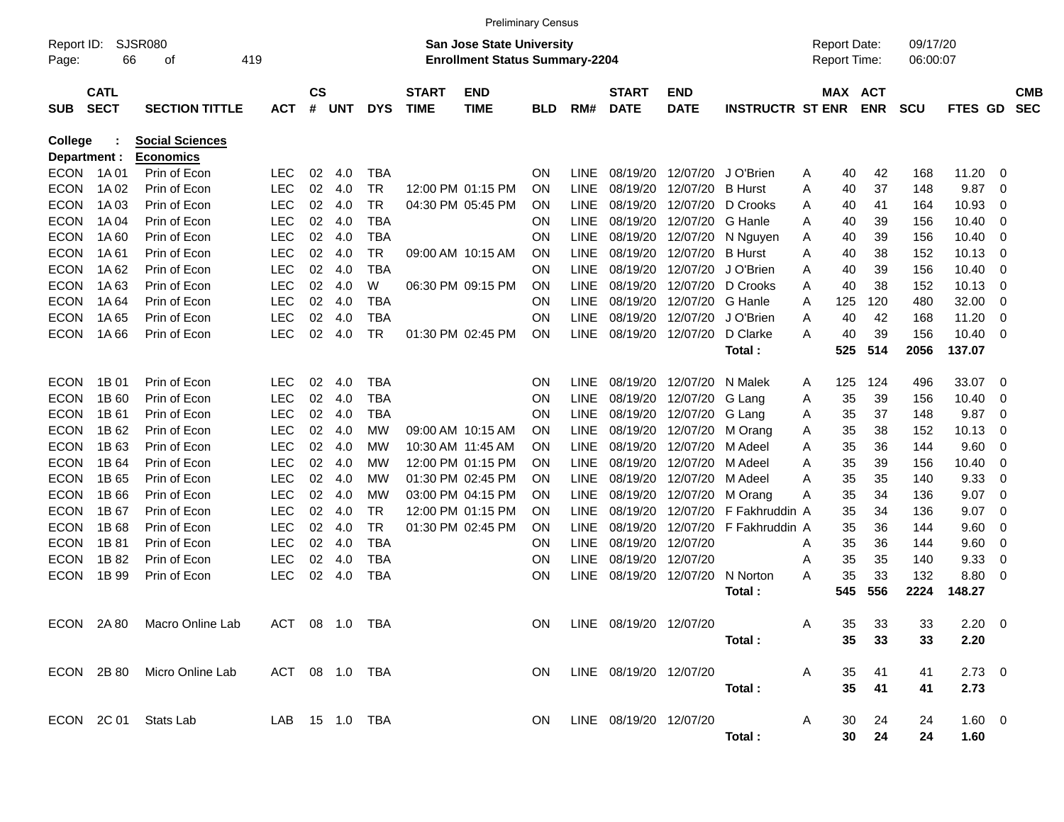Preliminary Census

Report ID: SJSR080

**San Jose State University**
**Enrollment Status Summary-2204**

Report Date: 09/17/20
Report Time: 06:00:07

| SUB | CATL SECT | SECTION TITTLE | ACT | CS # | UNT | DYS | START TIME | END TIME | BLD | RM# | START DATE | END DATE | INSTRUCTR | ST | MAX ENR | ACT ENR | SCU | FTES | GD | CMB SEC |
|---|---|---|---|---|---|---|---|---|---|---|---|---|---|---|---|---|---|---|---|---|
| **College** | **:** | **Social Sciences** | | | | | | | | | | | | | | | | | | |
| **Department :** | | **Economics** | | | | | | | | | | | | | | | | | | |
| ECON | 1A 01 | Prin of Econ | LEC | 02 | 4.0 | TBA | | | ON | LINE | 08/19/20 | 12/07/20 | J O'Brien | A | 40 | 42 | 168 | 11.20 | 0 | |
| ECON | 1A 02 | Prin of Econ | LEC | 02 | 4.0 | TR | 12:00 PM | 01:15 PM | ON | LINE | 08/19/20 | 12/07/20 | B Hurst | A | 40 | 37 | 148 | 9.87 | 0 | |
| ECON | 1A 03 | Prin of Econ | LEC | 02 | 4.0 | TR | 04:30 PM | 05:45 PM | ON | LINE | 08/19/20 | 12/07/20 | D Crooks | A | 40 | 41 | 164 | 10.93 | 0 | |
| ECON | 1A 04 | Prin of Econ | LEC | 02 | 4.0 | TBA | | | ON | LINE | 08/19/20 | 12/07/20 | G Hanle | A | 40 | 39 | 156 | 10.40 | 0 | |
| ECON | 1A 60 | Prin of Econ | LEC | 02 | 4.0 | TBA | | | ON | LINE | 08/19/20 | 12/07/20 | N Nguyen | A | 40 | 39 | 156 | 10.40 | 0 | |
| ECON | 1A 61 | Prin of Econ | LEC | 02 | 4.0 | TR | 09:00 AM | 10:15 AM | ON | LINE | 08/19/20 | 12/07/20 | B Hurst | A | 40 | 38 | 152 | 10.13 | 0 | |
| ECON | 1A 62 | Prin of Econ | LEC | 02 | 4.0 | TBA | | | ON | LINE | 08/19/20 | 12/07/20 | J O'Brien | A | 40 | 39 | 156 | 10.40 | 0 | |
| ECON | 1A 63 | Prin of Econ | LEC | 02 | 4.0 | W | 06:30 PM | 09:15 PM | ON | LINE | 08/19/20 | 12/07/20 | D Crooks | A | 40 | 38 | 152 | 10.13 | 0 | |
| ECON | 1A 64 | Prin of Econ | LEC | 02 | 4.0 | TBA | | | ON | LINE | 08/19/20 | 12/07/20 | G Hanle | A | 125 | 120 | 480 | 32.00 | 0 | |
| ECON | 1A 65 | Prin of Econ | LEC | 02 | 4.0 | TBA | | | ON | LINE | 08/19/20 | 12/07/20 | J O'Brien | A | 40 | 42 | 168 | 11.20 | 0 | |
| ECON | 1A 66 | Prin of Econ | LEC | 02 | 4.0 | TR | 01:30 PM | 02:45 PM | ON | LINE | 08/19/20 | 12/07/20 | D Clarke | A | 40 | 39 | 156 | 10.40 | 0 | |
| | | | | | | | | | | | | | **Total :** | | **525** | **514** | **2056** | **137.07** | | |
| ECON | 1B 01 | Prin of Econ | LEC | 02 | 4.0 | TBA | | | ON | LINE | 08/19/20 | 12/07/20 | N Malek | A | 125 | 124 | 496 | 33.07 | 0 | |
| ECON | 1B 60 | Prin of Econ | LEC | 02 | 4.0 | TBA | | | ON | LINE | 08/19/20 | 12/07/20 | G Lang | A | 35 | 39 | 156 | 10.40 | 0 | |
| ECON | 1B 61 | Prin of Econ | LEC | 02 | 4.0 | TBA | | | ON | LINE | 08/19/20 | 12/07/20 | G Lang | A | 35 | 37 | 148 | 9.87 | 0 | |
| ECON | 1B 62 | Prin of Econ | LEC | 02 | 4.0 | MW | 09:00 AM | 10:15 AM | ON | LINE | 08/19/20 | 12/07/20 | M Orang | A | 35 | 38 | 152 | 10.13 | 0 | |
| ECON | 1B 63 | Prin of Econ | LEC | 02 | 4.0 | MW | 10:30 AM | 11:45 AM | ON | LINE | 08/19/20 | 12/07/20 | M Adeel | A | 35 | 36 | 144 | 9.60 | 0 | |
| ECON | 1B 64 | Prin of Econ | LEC | 02 | 4.0 | MW | 12:00 PM | 01:15 PM | ON | LINE | 08/19/20 | 12/07/20 | M Adeel | A | 35 | 39 | 156 | 10.40 | 0 | |
| ECON | 1B 65 | Prin of Econ | LEC | 02 | 4.0 | MW | 01:30 PM | 02:45 PM | ON | LINE | 08/19/20 | 12/07/20 | M Adeel | A | 35 | 35 | 140 | 9.33 | 0 | |
| ECON | 1B 66 | Prin of Econ | LEC | 02 | 4.0 | MW | 03:00 PM | 04:15 PM | ON | LINE | 08/19/20 | 12/07/20 | M Orang | A | 35 | 34 | 136 | 9.07 | 0 | |
| ECON | 1B 67 | Prin of Econ | LEC | 02 | 4.0 | TR | 12:00 PM | 01:15 PM | ON | LINE | 08/19/20 | 12/07/20 | F Fakhruddin | A | 35 | 34 | 136 | 9.07 | 0 | |
| ECON | 1B 68 | Prin of Econ | LEC | 02 | 4.0 | TR | 01:30 PM | 02:45 PM | ON | LINE | 08/19/20 | 12/07/20 | F Fakhruddin | A | 35 | 36 | 144 | 9.60 | 0 | |
| ECON | 1B 81 | Prin of Econ | LEC | 02 | 4.0 | TBA | | | ON | LINE | 08/19/20 | 12/07/20 | | A | 35 | 36 | 144 | 9.60 | 0 | |
| ECON | 1B 82 | Prin of Econ | LEC | 02 | 4.0 | TBA | | | ON | LINE | 08/19/20 | 12/07/20 | | A | 35 | 35 | 140 | 9.33 | 0 | |
| ECON | 1B 99 | Prin of Econ | LEC | 02 | 4.0 | TBA | | | ON | LINE | 08/19/20 | 12/07/20 | N Norton | A | 35 | 33 | 132 | 8.80 | 0 | |
| | | | | | | | | | | | | | **Total :** | | **545** | **556** | **2224** | **148.27** | | |
| ECON | 2A 80 | Macro Online Lab | ACT | 08 | 1.0 | TBA | | | ON | LINE | 08/19/20 | 12/07/20 | | A | 35 | 33 | 33 | 2.20 | 0 | |
| | | | | | | | | | | | | | **Total :** | | **35** | **33** | **33** | **2.20** | | |
| ECON | 2B 80 | Micro Online Lab | ACT | 08 | 1.0 | TBA | | | ON | LINE | 08/19/20 | 12/07/20 | | A | 35 | 41 | 41 | 2.73 | 0 | |
| | | | | | | | | | | | | | **Total :** | | **35** | **41** | **41** | **2.73** | | |
| ECON | 2C 01 | Stats Lab | LAB | 15 | 1.0 | TBA | | | ON | LINE | 08/19/20 | 12/07/20 | | A | 30 | 24 | 24 | 1.60 | 0 | |
| | | | | | | | | | | | | | **Total :** | | **30** | **24** | **24** | **1.60** | | |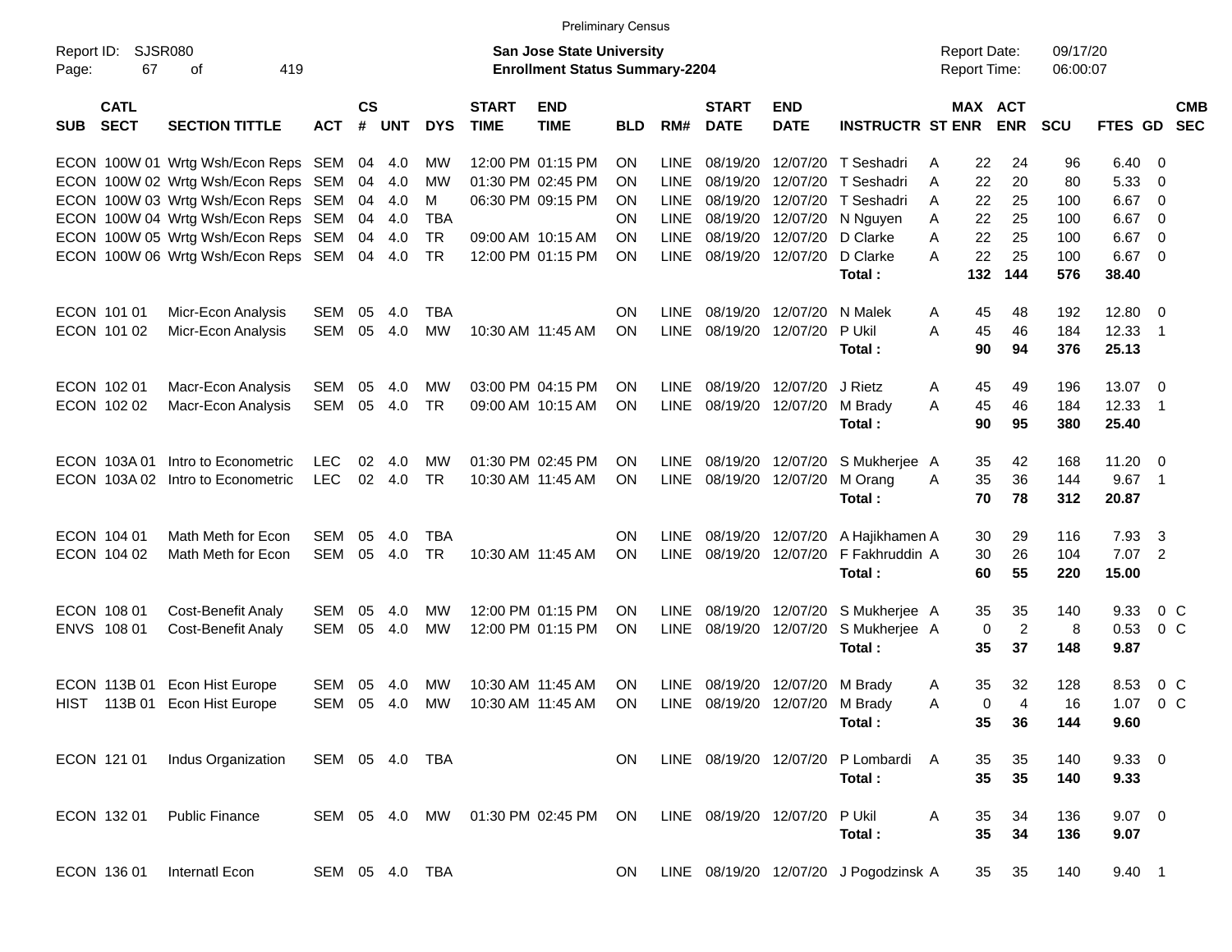Preliminary Census

Report ID: SJSR080
Page: 67 of 419

**San Jose State University**
**Enrollment Status Summary-2204**

Report Date: 09/17/20
Report Time: 06:00:07

| SUB | CATL SECT | SECTION TITTLE | ACT | CS # | UNT | DYS | START TIME | END TIME | BLD | RM# | START DATE | END DATE | INSTRUCTR | ST | MAX ENR | ACT ENR | SCU | FTES | GD | CMB SEC |
|---|---|---|---|---|---|---|---|---|---|---|---|---|---|---|---|---|---|---|---|---|
| ECON | 100W 01 | Wrtg Wsh/Econ Reps | SEM | 04 | 4.0 | MW | 12:00 PM | 01:15 PM | ON | LINE | 08/19/20 | 12/07/20 | T Seshadri | A | 22 | 24 | 96 | 6.40 | 0 | |
| ECON | 100W 02 | Wrtg Wsh/Econ Reps | SEM | 04 | 4.0 | MW | 01:30 PM | 02:45 PM | ON | LINE | 08/19/20 | 12/07/20 | T Seshadri | A | 22 | 20 | 80 | 5.33 | 0 | |
| ECON | 100W 03 | Wrtg Wsh/Econ Reps | SEM | 04 | 4.0 | M | 06:30 PM | 09:15 PM | ON | LINE | 08/19/20 | 12/07/20 | T Seshadri | A | 22 | 25 | 100 | 6.67 | 0 | |
| ECON | 100W 04 | Wrtg Wsh/Econ Reps | SEM | 04 | 4.0 | TBA | | | ON | LINE | 08/19/20 | 12/07/20 | N Nguyen | A | 22 | 25 | 100 | 6.67 | 0 | |
| ECON | 100W 05 | Wrtg Wsh/Econ Reps | SEM | 04 | 4.0 | TR | 09:00 AM | 10:15 AM | ON | LINE | 08/19/20 | 12/07/20 | D Clarke | A | 22 | 25 | 100 | 6.67 | 0 | |
| ECON | 100W 06 | Wrtg Wsh/Econ Reps | SEM | 04 | 4.0 | TR | 12:00 PM | 01:15 PM | ON | LINE | 08/19/20 | 12/07/20 | D Clarke | A | 22 | 25 | 100 | 6.67 | 0 | |
| | | | | | | | | | | | | | **Total :** | | **132** | **144** | **576** | **38.40** | | |
| ECON | 101 01 | Micr-Econ Analysis | SEM | 05 | 4.0 | TBA | | | ON | LINE | 08/19/20 | 12/07/20 | N Malek | A | 45 | 48 | 192 | 12.80 | 0 | |
| ECON | 101 02 | Micr-Econ Analysis | SEM | 05 | 4.0 | MW | 10:30 AM | 11:45 AM | ON | LINE | 08/19/20 | 12/07/20 | P Ukil | A | 45 | 46 | 184 | 12.33 | 1 | |
| | | | | | | | | | | | | | **Total :** | | **90** | **94** | **376** | **25.13** | | |
| ECON | 102 01 | Macr-Econ Analysis | SEM | 05 | 4.0 | MW | 03:00 PM | 04:15 PM | ON | LINE | 08/19/20 | 12/07/20 | J Rietz | A | 45 | 49 | 196 | 13.07 | 0 | |
| ECON | 102 02 | Macr-Econ Analysis | SEM | 05 | 4.0 | TR | 09:00 AM | 10:15 AM | ON | LINE | 08/19/20 | 12/07/20 | M Brady | A | 45 | 46 | 184 | 12.33 | 1 | |
| | | | | | | | | | | | | | **Total :** | | **90** | **95** | **380** | **25.40** | | |
| ECON | 103A 01 | Intro to Econometric | LEC | 02 | 4.0 | MW | 01:30 PM | 02:45 PM | ON | LINE | 08/19/20 | 12/07/20 | S Mukherjee | A | 35 | 42 | 168 | 11.20 | 0 | |
| ECON | 103A 02 | Intro to Econometric | LEC | 02 | 4.0 | TR | 10:30 AM | 11:45 AM | ON | LINE | 08/19/20 | 12/07/20 | M Orang | A | 35 | 36 | 144 | 9.67 | 1 | |
| | | | | | | | | | | | | | **Total :** | | **70** | **78** | **312** | **20.87** | | |
| ECON | 104 01 | Math Meth for Econ | SEM | 05 | 4.0 | TBA | | | ON | LINE | 08/19/20 | 12/07/20 | A Hajikhamen | A | 30 | 29 | 116 | 7.93 | 3 | |
| ECON | 104 02 | Math Meth for Econ | SEM | 05 | 4.0 | TR | 10:30 AM | 11:45 AM | ON | LINE | 08/19/20 | 12/07/20 | F Fakhruddin | A | 30 | 26 | 104 | 7.07 | 2 | |
| | | | | | | | | | | | | | **Total :** | | **60** | **55** | **220** | **15.00** | | |
| ECON | 108 01 | Cost-Benefit Analy | SEM | 05 | 4.0 | MW | 12:00 PM | 01:15 PM | ON | LINE | 08/19/20 | 12/07/20 | S Mukherjee | A | 35 | 35 | 140 | 9.33 | 0 | C |
| ENVS | 108 01 | Cost-Benefit Analy | SEM | 05 | 4.0 | MW | 12:00 PM | 01:15 PM | ON | LINE | 08/19/20 | 12/07/20 | S Mukherjee | A | 0 | 2 | 8 | 0.53 | 0 | C |
| | | | | | | | | | | | | | **Total :** | | **35** | **37** | **148** | **9.87** | | |
| ECON | 113B 01 | Econ Hist Europe | SEM | 05 | 4.0 | MW | 10:30 AM | 11:45 AM | ON | LINE | 08/19/20 | 12/07/20 | M Brady | A | 35 | 32 | 128 | 8.53 | 0 | C |
| HIST | 113B 01 | Econ Hist Europe | SEM | 05 | 4.0 | MW | 10:30 AM | 11:45 AM | ON | LINE | 08/19/20 | 12/07/20 | M Brady | A | 0 | 4 | 16 | 1.07 | 0 | C |
| | | | | | | | | | | | | | **Total :** | | **35** | **36** | **144** | **9.60** | | |
| ECON | 121 01 | Indus Organization | SEM | 05 | 4.0 | TBA | | | ON | LINE | 08/19/20 | 12/07/20 | P Lombardi | A | 35 | 35 | 140 | 9.33 | 0 | |
| | | | | | | | | | | | | | **Total :** | | **35** | **35** | **140** | **9.33** | | |
| ECON | 132 01 | Public Finance | SEM | 05 | 4.0 | MW | 01:30 PM | 02:45 PM | ON | LINE | 08/19/20 | 12/07/20 | P Ukil | A | 35 | 34 | 136 | 9.07 | 0 | |
| | | | | | | | | | | | | | **Total :** | | **35** | **34** | **136** | **9.07** | | |
| ECON | 136 01 | Internatl Econ | SEM | 05 | 4.0 | TBA | | | ON | LINE | 08/19/20 | 12/07/20 | J Pogodzinsk | A | 35 | 35 | 140 | 9.40 | 1 | |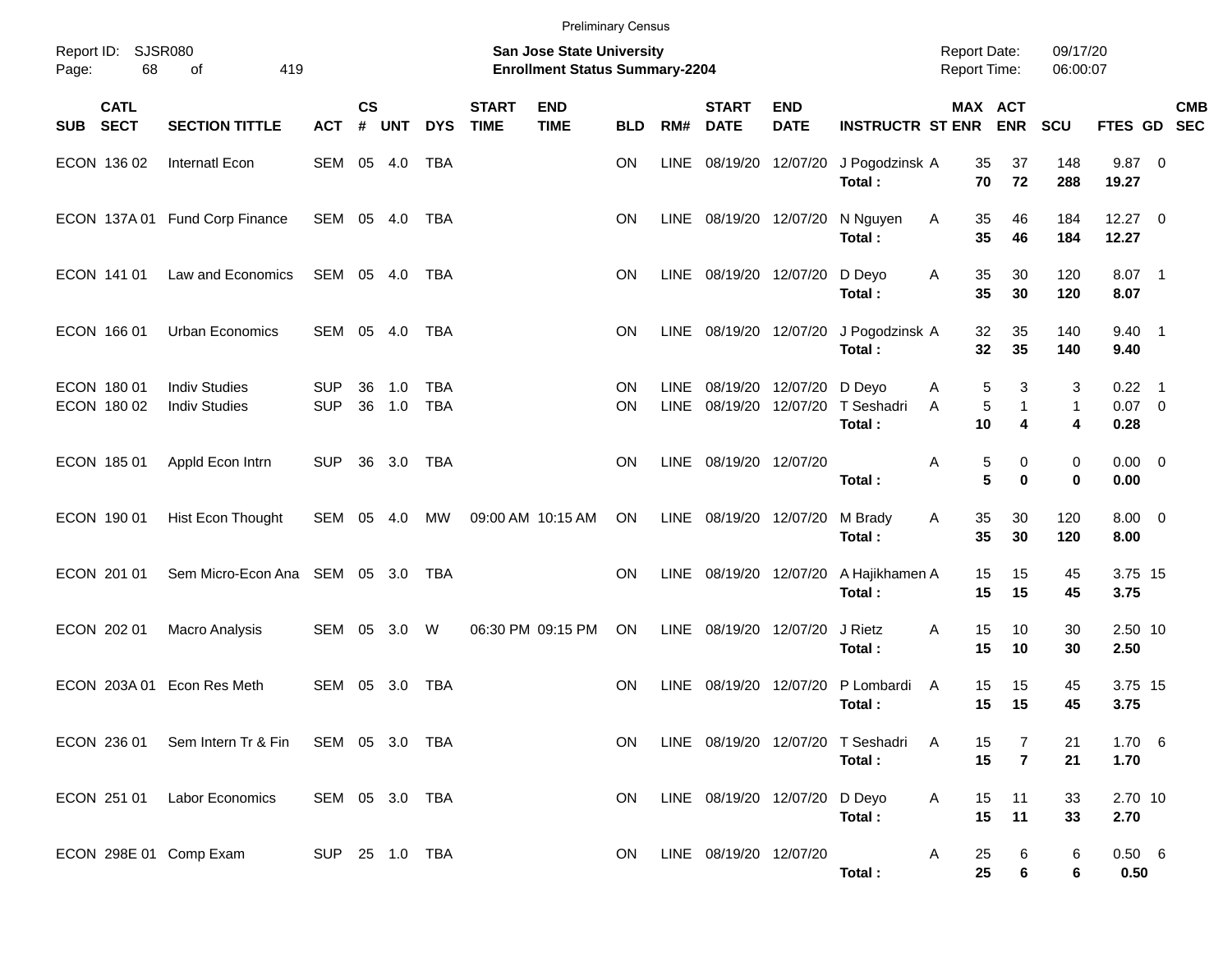Preliminary Census

Report ID: SJSR080

**San Jose State University**
**Enrollment Status Summary-2204**

Report Date: 09/17/20
Report Time: 06:00:07

| SUB | CATL SECT | SECTION TITTLE | ACT | CS # | UNT | DYS | START TIME | END TIME | BLD | RM# | START DATE | END DATE | INSTRUCTR | ST | MAX ENR | ACT ENR | SCU | FTES | GD | CMB SEC |
|---|---|---|---|---|---|---|---|---|---|---|---|---|---|---|---|---|---|---|---|---|
| ECON | 136 02 | Internatl Econ | SEM | 05 | 4.0 | TBA | | | ON | LINE | 08/19/20 | 12/07/20 | J Pogodzinsk | A | 35 | 37 | 148 | 9.87 | 0 | |
| | | | | | | | | | | | | | **Total :** | | **70** | **72** | **288** | **19.27** | | |
| ECON | 137A 01 | Fund Corp Finance | SEM | 05 | 4.0 | TBA | | | ON | LINE | 08/19/20 | 12/07/20 | N Nguyen | A | 35 | 46 | 184 | 12.27 | 0 | |
| | | | | | | | | | | | | | **Total :** | | **35** | **46** | **184** | **12.27** | | |
| ECON | 141 01 | Law and Economics | SEM | 05 | 4.0 | TBA | | | ON | LINE | 08/19/20 | 12/07/20 | D Deyo | A | 35 | 30 | 120 | 8.07 | 1 | |
| | | | | | | | | | | | | | **Total :** | | **35** | **30** | **120** | **8.07** | | |
| ECON | 166 01 | Urban Economics | SEM | 05 | 4.0 | TBA | | | ON | LINE | 08/19/20 | 12/07/20 | J Pogodzinsk | A | 32 | 35 | 140 | 9.40 | 1 | |
| | | | | | | | | | | | | | **Total :** | | **32** | **35** | **140** | **9.40** | | |
| ECON | 180 01 | Indiv Studies | SUP | 36 | 1.0 | TBA | | | ON | LINE | 08/19/20 | 12/07/20 | D Deyo | A | 5 | 3 | 3 | 0.22 | 1 | |
| ECON | 180 02 | Indiv Studies | SUP | 36 | 1.0 | TBA | | | ON | LINE | 08/19/20 | 12/07/20 | T Seshadri | A | 5 | 1 | 1 | 0.07 | 0 | |
| | | | | | | | | | | | | | **Total :** | | **10** | **4** | **4** | **0.28** | | |
| ECON | 185 01 | Appld Econ Intrn | SUP | 36 | 3.0 | TBA | | | ON | LINE | 08/19/20 | 12/07/20 | | A | 5 | 0 | 0 | 0.00 | 0 | |
| | | | | | | | | | | | | | **Total :** | | **5** | **0** | **0** | **0.00** | | |
| ECON | 190 01 | Hist Econ Thought | SEM | 05 | 4.0 | MW | 09:00 AM | 10:15 AM | ON | LINE | 08/19/20 | 12/07/20 | M Brady | A | 35 | 30 | 120 | 8.00 | 0 | |
| | | | | | | | | | | | | | **Total :** | | **35** | **30** | **120** | **8.00** | | |
| ECON | 201 01 | Sem Micro-Econ Ana | SEM | 05 | 3.0 | TBA | | | ON | LINE | 08/19/20 | 12/07/20 | A Hajikhamen | A | 15 | 15 | 45 | 3.75 | 15 | |
| | | | | | | | | | | | | | **Total :** | | **15** | **15** | **45** | **3.75** | | |
| ECON | 202 01 | Macro Analysis | SEM | 05 | 3.0 | W | 06:30 PM | 09:15 PM | ON | LINE | 08/19/20 | 12/07/20 | J Rietz | A | 15 | 10 | 30 | 2.50 | 10 | |
| | | | | | | | | | | | | | **Total :** | | **15** | **10** | **30** | **2.50** | | |
| ECON | 203A 01 | Econ Res Meth | SEM | 05 | 3.0 | TBA | | | ON | LINE | 08/19/20 | 12/07/20 | P Lombardi | A | 15 | 15 | 45 | 3.75 | 15 | |
| | | | | | | | | | | | | | **Total :** | | **15** | **15** | **45** | **3.75** | | |
| ECON | 236 01 | Sem Intern Tr & Fin | SEM | 05 | 3.0 | TBA | | | ON | LINE | 08/19/20 | 12/07/20 | T Seshadri | A | 15 | 7 | 21 | 1.70 | 6 | |
| | | | | | | | | | | | | | **Total :** | | **15** | **7** | **21** | **1.70** | | |
| ECON | 251 01 | Labor Economics | SEM | 05 | 3.0 | TBA | | | ON | LINE | 08/19/20 | 12/07/20 | D Deyo | A | 15 | 11 | 33 | 2.70 | 10 | |
| | | | | | | | | | | | | | **Total :** | | **15** | **11** | **33** | **2.70** | | |
| ECON | 298E 01 | Comp Exam | SUP | 25 | 1.0 | TBA | | | ON | LINE | 08/19/20 | 12/07/20 | | A | 25 | 6 | 6 | 0.50 | 6 | |
| | | | | | | | | | | | | | **Total :** | | **25** | **6** | **6** | **0.50** | | |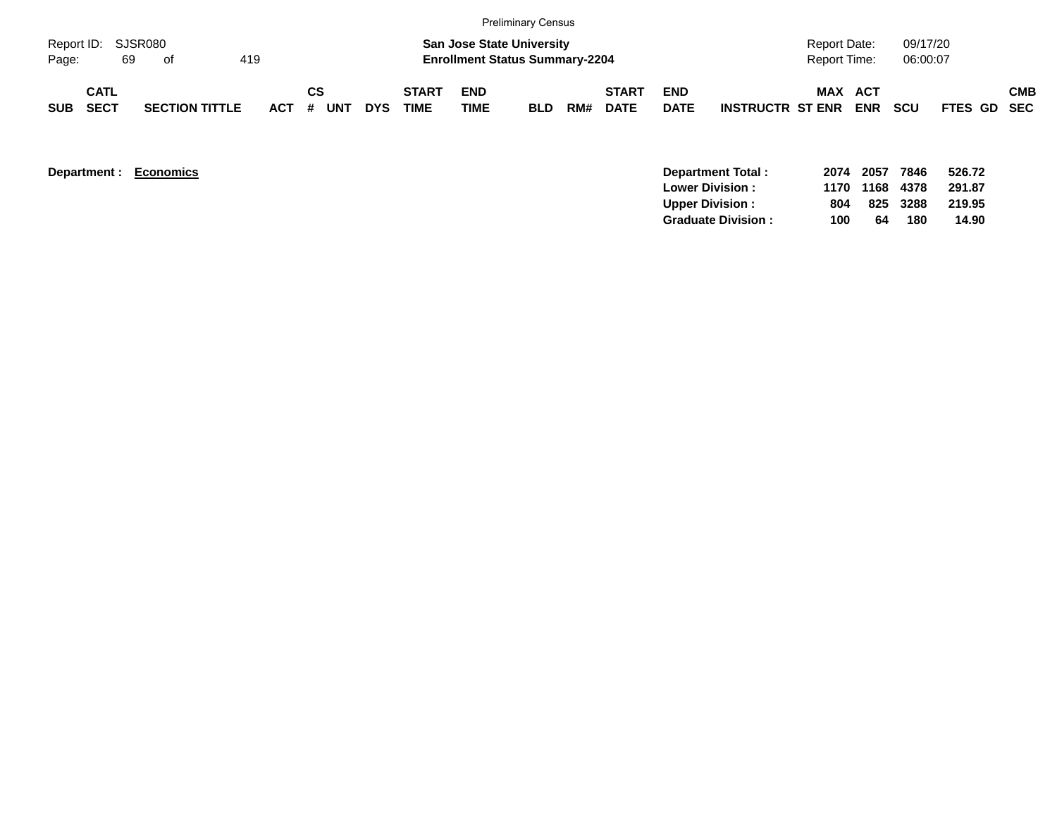Preliminary Census

Report ID: SJSR080
Page: 69 of 419

**San Jose State University**
**Enrollment Status Summary-2204**

Report Date: 09/17/20
Report Time: 06:00:07

| SUB | CATL SECT | SECTION TITTLE | ACT | CS # | UNT | DYS | START TIME | END TIME | BLD | RM# | START DATE | END DATE | INSTRUCTR | MAX ST ENR | ACT ENR | SCU | FTES | GD | CMB SEC |
|---|---|---|---|---|---|---|---|---|---|---|---|---|---|---|---|---|---|---|---|

**Department :** **Economics**

| | MAX ST ENR | ACT ENR | SCU | FTES |
|---|---|---|---|---|
| **Department Total :** | **2074** | **2057** | **7846** | **526.72** |
| **Lower Division :** | **1170** | **1168** | **4378** | **291.87** |
| **Upper Division :** | **804** | **825** | **3288** | **219.95** |
| **Graduate Division :** | **100** | **64** | **180** | **14.90** |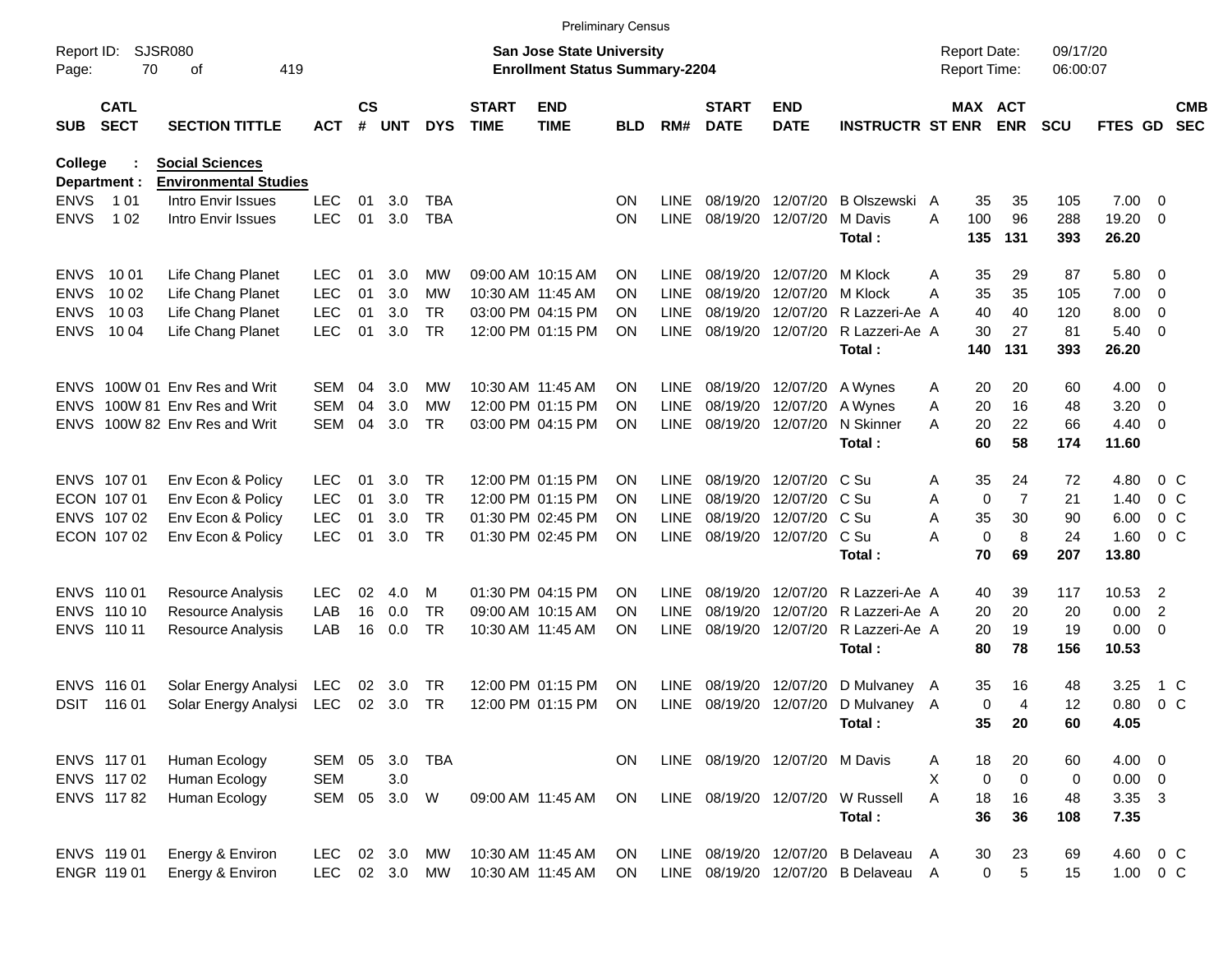Preliminary Census

Report ID: SJSR080
Page: 70 of 419

**San Jose State University**
**Enrollment Status Summary-2204**

Report Date: 09/17/20
Report Time: 06:00:07

College : **Social Sciences**
Department : **Environmental Studies**

| SUB | CATL SECT | SECTION TITTLE | ACT | CS # | UNT | DYS | START TIME | END TIME | BLD | RM# | START DATE | END DATE | INSTRUCTR | ST | MAX ENR | ACT ENR | SCU | FTES | GD | CMB SEC |
|---|---|---|---|---|---|---|---|---|---|---|---|---|---|---|---|---|---|---|---|---|
| ENVS | 1 01 | Intro Envir Issues | LEC | 01 | 3.0 | TBA | | | ON | LINE | 08/19/20 | 12/07/20 | B Olszewski | A | 35 | 35 | 105 | 7.00 | 0 | |
| ENVS | 1 02 | Intro Envir Issues | LEC | 01 | 3.0 | TBA | | | ON | LINE | 08/19/20 | 12/07/20 | M Davis | A | 100 | 96 | 288 | 19.20 | 0 | |
| | | | | | | | | | | | | | **Total :** | | **135** | **131** | **393** | **26.20** | | |
| ENVS | 10 01 | Life Chang Planet | LEC | 01 | 3.0 | MW | 09:00 AM | 10:15 AM | ON | LINE | 08/19/20 | 12/07/20 | M Klock | A | 35 | 29 | 87 | 5.80 | 0 | |
| ENVS | 10 02 | Life Chang Planet | LEC | 01 | 3.0 | MW | 10:30 AM | 11:45 AM | ON | LINE | 08/19/20 | 12/07/20 | M Klock | A | 35 | 35 | 105 | 7.00 | 0 | |
| ENVS | 10 03 | Life Chang Planet | LEC | 01 | 3.0 | TR | 03:00 PM | 04:15 PM | ON | LINE | 08/19/20 | 12/07/20 | R Lazzeri-Ae | A | 40 | 40 | 120 | 8.00 | 0 | |
| ENVS | 10 04 | Life Chang Planet | LEC | 01 | 3.0 | TR | 12:00 PM | 01:15 PM | ON | LINE | 08/19/20 | 12/07/20 | R Lazzeri-Ae | A | 30 | 27 | 81 | 5.40 | 0 | |
| | | | | | | | | | | | | | **Total :** | | **140** | **131** | **393** | **26.20** | | |
| ENVS | 100W 01 | Env Res and Writ | SEM | 04 | 3.0 | MW | 10:30 AM | 11:45 AM | ON | LINE | 08/19/20 | 12/07/20 | A Wynes | A | 20 | 20 | 60 | 4.00 | 0 | |
| ENVS | 100W 81 | Env Res and Writ | SEM | 04 | 3.0 | MW | 12:00 PM | 01:15 PM | ON | LINE | 08/19/20 | 12/07/20 | A Wynes | A | 20 | 16 | 48 | 3.20 | 0 | |
| ENVS | 100W 82 | Env Res and Writ | SEM | 04 | 3.0 | TR | 03:00 PM | 04:15 PM | ON | LINE | 08/19/20 | 12/07/20 | N Skinner | A | 20 | 22 | 66 | 4.40 | 0 | |
| | | | | | | | | | | | | | **Total :** | | **60** | **58** | **174** | **11.60** | | |
| ENVS | 107 01 | Env Econ & Policy | LEC | 01 | 3.0 | TR | 12:00 PM | 01:15 PM | ON | LINE | 08/19/20 | 12/07/20 | C Su | A | 35 | 24 | 72 | 4.80 | 0 | C |
| ECON | 107 01 | Env Econ & Policy | LEC | 01 | 3.0 | TR | 12:00 PM | 01:15 PM | ON | LINE | 08/19/20 | 12/07/20 | C Su | A | 0 | 7 | 21 | 1.40 | 0 | C |
| ENVS | 107 02 | Env Econ & Policy | LEC | 01 | 3.0 | TR | 01:30 PM | 02:45 PM | ON | LINE | 08/19/20 | 12/07/20 | C Su | A | 35 | 30 | 90 | 6.00 | 0 | C |
| ECON | 107 02 | Env Econ & Policy | LEC | 01 | 3.0 | TR | 01:30 PM | 02:45 PM | ON | LINE | 08/19/20 | 12/07/20 | C Su | A | 0 | 8 | 24 | 1.60 | 0 | C |
| | | | | | | | | | | | | | **Total :** | | **70** | **69** | **207** | **13.80** | | |
| ENVS | 110 01 | Resource Analysis | LEC | 02 | 4.0 | M | 01:30 PM | 04:15 PM | ON | LINE | 08/19/20 | 12/07/20 | R Lazzeri-Ae | A | 40 | 39 | 117 | 10.53 | 2 | |
| ENVS | 110 10 | Resource Analysis | LAB | 16 | 0.0 | TR | 09:00 AM | 10:15 AM | ON | LINE | 08/19/20 | 12/07/20 | R Lazzeri-Ae | A | 20 | 20 | 20 | 0.00 | 2 | |
| ENVS | 110 11 | Resource Analysis | LAB | 16 | 0.0 | TR | 10:30 AM | 11:45 AM | ON | LINE | 08/19/20 | 12/07/20 | R Lazzeri-Ae | A | 20 | 19 | 19 | 0.00 | 0 | |
| | | | | | | | | | | | | | **Total :** | | **80** | **78** | **156** | **10.53** | | |
| ENVS | 116 01 | Solar Energy Analysi | LEC | 02 | 3.0 | TR | 12:00 PM | 01:15 PM | ON | LINE | 08/19/20 | 12/07/20 | D Mulvaney | A | 35 | 16 | 48 | 3.25 | 1 | C |
| DSIT | 116 01 | Solar Energy Analysi | LEC | 02 | 3.0 | TR | 12:00 PM | 01:15 PM | ON | LINE | 08/19/20 | 12/07/20 | D Mulvaney | A | 0 | 4 | 12 | 0.80 | 0 | C |
| | | | | | | | | | | | | | **Total :** | | **35** | **20** | **60** | **4.05** | | |
| ENVS | 117 01 | Human Ecology | SEM | 05 | 3.0 | TBA | | | ON | LINE | 08/19/20 | 12/07/20 | M Davis | A | 18 | 20 | 60 | 4.00 | 0 | |
| ENVS | 117 02 | Human Ecology | SEM | | 3.0 | | | | | | | | | X | 0 | 0 | 0 | 0.00 | 0 | |
| ENVS | 117 82 | Human Ecology | SEM | 05 | 3.0 | W | 09:00 AM | 11:45 AM | ON | LINE | 08/19/20 | 12/07/20 | W Russell | A | 18 | 16 | 48 | 3.35 | 3 | |
| | | | | | | | | | | | | | **Total :** | | **36** | **36** | **108** | **7.35** | | |
| ENVS | 119 01 | Energy & Environ | LEC | 02 | 3.0 | MW | 10:30 AM | 11:45 AM | ON | LINE | 08/19/20 | 12/07/20 | B Delaveau | A | 30 | 23 | 69 | 4.60 | 0 | C |
| ENGR | 119 01 | Energy & Environ | LEC | 02 | 3.0 | MW | 10:30 AM | 11:45 AM | ON | LINE | 08/19/20 | 12/07/20 | B Delaveau | A | 0 | 5 | 15 | 1.00 | 0 | C |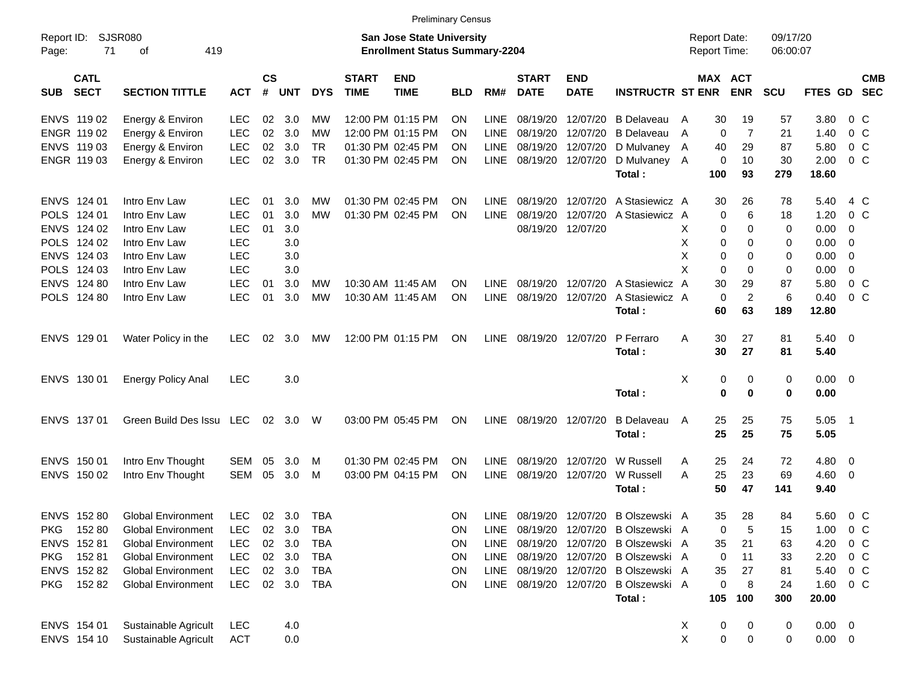Preliminary Census

Report ID: SJSR080

**San Jose State University**
**Enrollment Status Summary-2204**

Report Date: 09/17/20
Report Time: 06:00:07

| SUB | CATL SECT | SECTION TITTLE | ACT | CS # | UNT | DYS | START TIME | END TIME | BLD | RM# | START DATE | END DATE | INSTRUCTR | ST | MAX ENR | ACT ENR | SCU | FTES | GD | CMB SEC |
|---|---|---|---|---|---|---|---|---|---|---|---|---|---|---|---|---|---|---|---|---|
| ENVS | 119 02 | Energy & Environ | LEC | 02 | 3.0 | MW | 12:00 PM | 01:15 PM | ON | LINE | 08/19/20 | 12/07/20 | B Delaveau | A | 30 | 19 | 57 | 3.80 | 0 | C |
| ENGR | 119 02 | Energy & Environ | LEC | 02 | 3.0 | MW | 12:00 PM | 01:15 PM | ON | LINE | 08/19/20 | 12/07/20 | B Delaveau | A | 0 | 7 | 21 | 1.40 | 0 | C |
| ENVS | 119 03 | Energy & Environ | LEC | 02 | 3.0 | TR | 01:30 PM | 02:45 PM | ON | LINE | 08/19/20 | 12/07/20 | D Mulvaney | A | 40 | 29 | 87 | 5.80 | 0 | C |
| ENGR | 119 03 | Energy & Environ | LEC | 02 | 3.0 | TR | 01:30 PM | 02:45 PM | ON | LINE | 08/19/20 | 12/07/20 | D Mulvaney | A | 0 | 10 | 30 | 2.00 | 0 | C |
| | | | | | | | | | | | | | **Total :** | | **100** | **93** | **279** | **18.60** | | |
| ENVS | 124 01 | Intro Env Law | LEC | 01 | 3.0 | MW | 01:30 PM | 02:45 PM | ON | LINE | 08/19/20 | 12/07/20 | A Stasiewicz | A | 30 | 26 | 78 | 5.40 | 4 | C |
| POLS | 124 01 | Intro Env Law | LEC | 01 | 3.0 | MW | 01:30 PM | 02:45 PM | ON | LINE | 08/19/20 | 12/07/20 | A Stasiewicz | A | 0 | 6 | 18 | 1.20 | 0 | C |
| ENVS | 124 02 | Intro Env Law | LEC | 01 | 3.0 | | | | | | 08/19/20 | 12/07/20 | | X | 0 | 0 | 0 | 0.00 | 0 | |
| POLS | 124 02 | Intro Env Law | LEC | | 3.0 | | | | | | | | | X | 0 | 0 | 0 | 0.00 | 0 | |
| ENVS | 124 03 | Intro Env Law | LEC | | 3.0 | | | | | | | | | X | 0 | 0 | 0 | 0.00 | 0 | |
| POLS | 124 03 | Intro Env Law | LEC | | 3.0 | | | | | | | | | X | 0 | 0 | 0 | 0.00 | 0 | |
| ENVS | 124 80 | Intro Env Law | LEC | 01 | 3.0 | MW | 10:30 AM | 11:45 AM | ON | LINE | 08/19/20 | 12/07/20 | A Stasiewicz | A | 30 | 29 | 87 | 5.80 | 0 | C |
| POLS | 124 80 | Intro Env Law | LEC | 01 | 3.0 | MW | 10:30 AM | 11:45 AM | ON | LINE | 08/19/20 | 12/07/20 | A Stasiewicz | A | 0 | 2 | 6 | 0.40 | 0 | C |
| | | | | | | | | | | | | | **Total :** | | **60** | **63** | **189** | **12.80** | | |
| ENVS | 129 01 | Water Policy in the | LEC | 02 | 3.0 | MW | 12:00 PM | 01:15 PM | ON | LINE | 08/19/20 | 12/07/20 | P Ferraro | A | 30 | 27 | 81 | 5.40 | 0 | |
| | | | | | | | | | | | | | **Total :** | | **30** | **27** | **81** | **5.40** | | |
| ENVS | 130 01 | Energy Policy Anal | LEC | | 3.0 | | | | | | | | | X | 0 | 0 | 0 | 0.00 | 0 | |
| | | | | | | | | | | | | | **Total :** | | **0** | **0** | **0** | **0.00** | | |
| ENVS | 137 01 | Green Build Des Issu | LEC | 02 | 3.0 | W | 03:00 PM | 05:45 PM | ON | LINE | 08/19/20 | 12/07/20 | B Delaveau | A | 25 | 25 | 75 | 5.05 | 1 | |
| | | | | | | | | | | | | | **Total :** | | **25** | **25** | **75** | **5.05** | | |
| ENVS | 150 01 | Intro Env Thought | SEM | 05 | 3.0 | M | 01:30 PM | 02:45 PM | ON | LINE | 08/19/20 | 12/07/20 | W Russell | A | 25 | 24 | 72 | 4.80 | 0 | |
| ENVS | 150 02 | Intro Env Thought | SEM | 05 | 3.0 | M | 03:00 PM | 04:15 PM | ON | LINE | 08/19/20 | 12/07/20 | W Russell | A | 25 | 23 | 69 | 4.60 | 0 | |
| | | | | | | | | | | | | | **Total :** | | **50** | **47** | **141** | **9.40** | | |
| ENVS | 152 80 | Global Environment | LEC | 02 | 3.0 | TBA | | | ON | LINE | 08/19/20 | 12/07/20 | B Olszewski | A | 35 | 28 | 84 | 5.60 | 0 | C |
| PKG | 152 80 | Global Environment | LEC | 02 | 3.0 | TBA | | | ON | LINE | 08/19/20 | 12/07/20 | B Olszewski | A | 0 | 5 | 15 | 1.00 | 0 | C |
| ENVS | 152 81 | Global Environment | LEC | 02 | 3.0 | TBA | | | ON | LINE | 08/19/20 | 12/07/20 | B Olszewski | A | 35 | 21 | 63 | 4.20 | 0 | C |
| PKG | 152 81 | Global Environment | LEC | 02 | 3.0 | TBA | | | ON | LINE | 08/19/20 | 12/07/20 | B Olszewski | A | 0 | 11 | 33 | 2.20 | 0 | C |
| ENVS | 152 82 | Global Environment | LEC | 02 | 3.0 | TBA | | | ON | LINE | 08/19/20 | 12/07/20 | B Olszewski | A | 35 | 27 | 81 | 5.40 | 0 | C |
| PKG | 152 82 | Global Environment | LEC | 02 | 3.0 | TBA | | | ON | LINE | 08/19/20 | 12/07/20 | B Olszewski | A | 0 | 8 | 24 | 1.60 | 0 | C |
| | | | | | | | | | | | | | **Total :** | | **105** | **100** | **300** | **20.00** | | |
| ENVS | 154 01 | Sustainable Agricult | LEC | | 4.0 | | | | | | | | | X | 0 | 0 | 0 | 0.00 | 0 | |
| ENVS | 154 10 | Sustainable Agricult | ACT | | 0.0 | | | | | | | | | X | 0 | 0 | 0 | 0.00 | 0 | |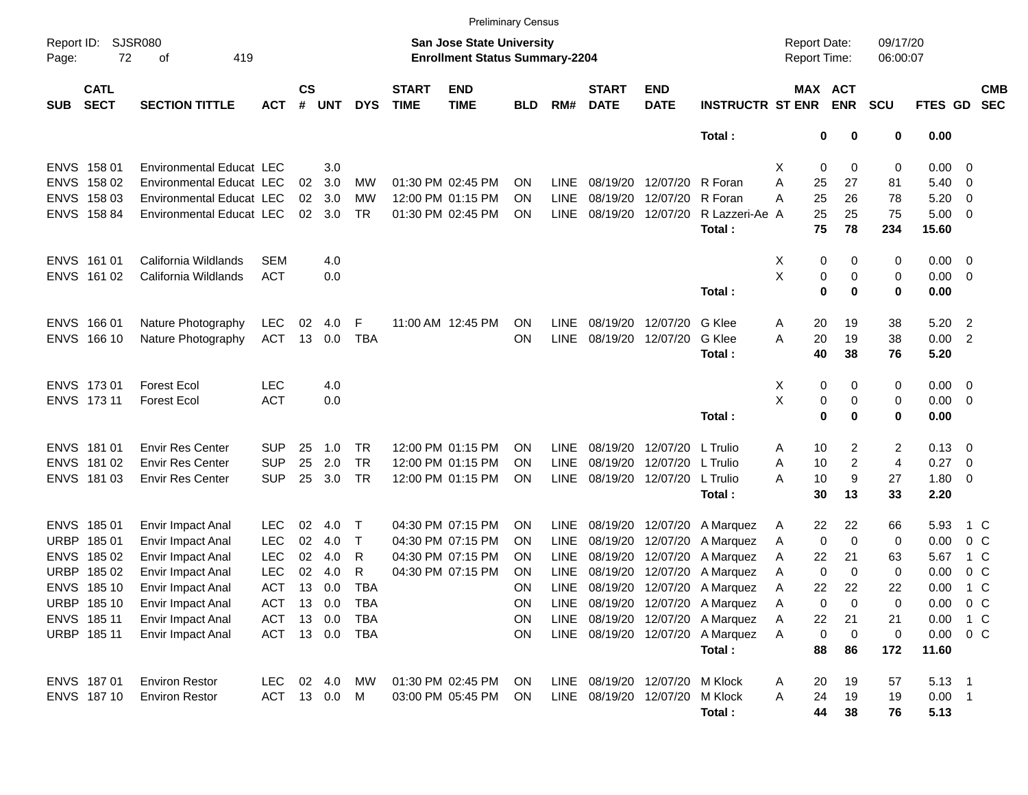Preliminary Census

Report ID: SJSR080
Page: 72 of 419

**San Jose State University**
**Enrollment Status Summary-2204**

Report Date: 09/17/20
Report Time: 06:00:07

| SUB | CATL SECT | SECTION TITTLE | ACT | CS # | UNT | DYS | START TIME | END TIME | BLD | RM# | START DATE | END DATE | INSTRUCTR | ST | MAX ENR | ACT ENR | SCU | FTES | GD | CMB SEC |
|---|---|---|---|---|---|---|---|---|---|---|---|---|---|---|---|---|---|---|---|---|
| | | | | | | | | | | | | | **Total :** | | **0** | **0** | **0** | **0.00** | | |
| ENVS | 158 01 | Environmental Educat | LEC | | 3.0 | | | | | | | | | X | 0 | 0 | 0 | 0.00 | 0 | |
| ENVS | 158 02 | Environmental Educat | LEC | 02 | 3.0 | MW | 01:30 PM | 02:45 PM | ON | LINE | 08/19/20 | 12/07/20 | R Foran | A | 25 | 27 | 81 | 5.40 | 0 | |
| ENVS | 158 03 | Environmental Educat | LEC | 02 | 3.0 | MW | 12:00 PM | 01:15 PM | ON | LINE | 08/19/20 | 12/07/20 | R Foran | A | 25 | 26 | 78 | 5.20 | 0 | |
| ENVS | 158 84 | Environmental Educat | LEC | 02 | 3.0 | TR | 01:30 PM | 02:45 PM | ON | LINE | 08/19/20 | 12/07/20 | R Lazzeri-Ae | A | 25 | 25 | 75 | 5.00 | 0 | |
| | | | | | | | | | | | | | **Total :** | | **75** | **78** | **234** | **15.60** | | |
| ENVS | 161 01 | California Wildlands | SEM | | 4.0 | | | | | | | | | X | 0 | 0 | 0 | 0.00 | 0 | |
| ENVS | 161 02 | California Wildlands | ACT | | 0.0 | | | | | | | | | X | 0 | 0 | 0 | 0.00 | 0 | |
| | | | | | | | | | | | | | **Total :** | | **0** | **0** | **0** | **0.00** | | |
| ENVS | 166 01 | Nature Photography | LEC | 02 | 4.0 | F | 11:00 AM | 12:45 PM | ON | LINE | 08/19/20 | 12/07/20 | G Klee | A | 20 | 19 | 38 | 5.20 | 2 | |
| ENVS | 166 10 | Nature Photography | ACT | 13 | 0.0 | TBA | | | ON | LINE | 08/19/20 | 12/07/20 | G Klee | A | 20 | 19 | 38 | 0.00 | 2 | |
| | | | | | | | | | | | | | **Total :** | | **40** | **38** | **76** | **5.20** | | |
| ENVS | 173 01 | Forest Ecol | LEC | | 4.0 | | | | | | | | | X | 0 | 0 | 0 | 0.00 | 0 | |
| ENVS | 173 11 | Forest Ecol | ACT | | 0.0 | | | | | | | | | X | 0 | 0 | 0 | 0.00 | 0 | |
| | | | | | | | | | | | | | **Total :** | | **0** | **0** | **0** | **0.00** | | |
| ENVS | 181 01 | Envir Res Center | SUP | 25 | 1.0 | TR | 12:00 PM | 01:15 PM | ON | LINE | 08/19/20 | 12/07/20 | L Trulio | A | 10 | 2 | 2 | 0.13 | 0 | |
| ENVS | 181 02 | Envir Res Center | SUP | 25 | 2.0 | TR | 12:00 PM | 01:15 PM | ON | LINE | 08/19/20 | 12/07/20 | L Trulio | A | 10 | 2 | 4 | 0.27 | 0 | |
| ENVS | 181 03 | Envir Res Center | SUP | 25 | 3.0 | TR | 12:00 PM | 01:15 PM | ON | LINE | 08/19/20 | 12/07/20 | L Trulio | A | 10 | 9 | 27 | 1.80 | 0 | |
| | | | | | | | | | | | | | **Total :** | | **30** | **13** | **33** | **2.20** | | |
| ENVS | 185 01 | Envir Impact Anal | LEC | 02 | 4.0 | T | 04:30 PM | 07:15 PM | ON | LINE | 08/19/20 | 12/07/20 | A Marquez | A | 22 | 22 | 66 | 5.93 | 1 | C |
| URBP | 185 01 | Envir Impact Anal | LEC | 02 | 4.0 | T | 04:30 PM | 07:15 PM | ON | LINE | 08/19/20 | 12/07/20 | A Marquez | A | 0 | 0 | 0 | 0.00 | 0 | C |
| ENVS | 185 02 | Envir Impact Anal | LEC | 02 | 4.0 | R | 04:30 PM | 07:15 PM | ON | LINE | 08/19/20 | 12/07/20 | A Marquez | A | 22 | 21 | 63 | 5.67 | 1 | C |
| URBP | 185 02 | Envir Impact Anal | LEC | 02 | 4.0 | R | 04:30 PM | 07:15 PM | ON | LINE | 08/19/20 | 12/07/20 | A Marquez | A | 0 | 0 | 0 | 0.00 | 0 | C |
| ENVS | 185 10 | Envir Impact Anal | ACT | 13 | 0.0 | TBA | | | ON | LINE | 08/19/20 | 12/07/20 | A Marquez | A | 22 | 22 | 22 | 0.00 | 1 | C |
| URBP | 185 10 | Envir Impact Anal | ACT | 13 | 0.0 | TBA | | | ON | LINE | 08/19/20 | 12/07/20 | A Marquez | A | 0 | 0 | 0 | 0.00 | 0 | C |
| ENVS | 185 11 | Envir Impact Anal | ACT | 13 | 0.0 | TBA | | | ON | LINE | 08/19/20 | 12/07/20 | A Marquez | A | 22 | 21 | 21 | 0.00 | 1 | C |
| URBP | 185 11 | Envir Impact Anal | ACT | 13 | 0.0 | TBA | | | ON | LINE | 08/19/20 | 12/07/20 | A Marquez | A | 0 | 0 | 0 | 0.00 | 0 | C |
| | | | | | | | | | | | | | **Total :** | | **88** | **86** | **172** | **11.60** | | |
| ENVS | 187 01 | Environ Restor | LEC | 02 | 4.0 | MW | 01:30 PM | 02:45 PM | ON | LINE | 08/19/20 | 12/07/20 | M Klock | A | 20 | 19 | 57 | 5.13 | 1 | |
| ENVS | 187 10 | Environ Restor | ACT | 13 | 0.0 | M | 03:00 PM | 05:45 PM | ON | LINE | 08/19/20 | 12/07/20 | M Klock | A | 24 | 19 | 19 | 0.00 | 1 | |
| | | | | | | | | | | | | | **Total :** | | **44** | **38** | **76** | **5.13** | | |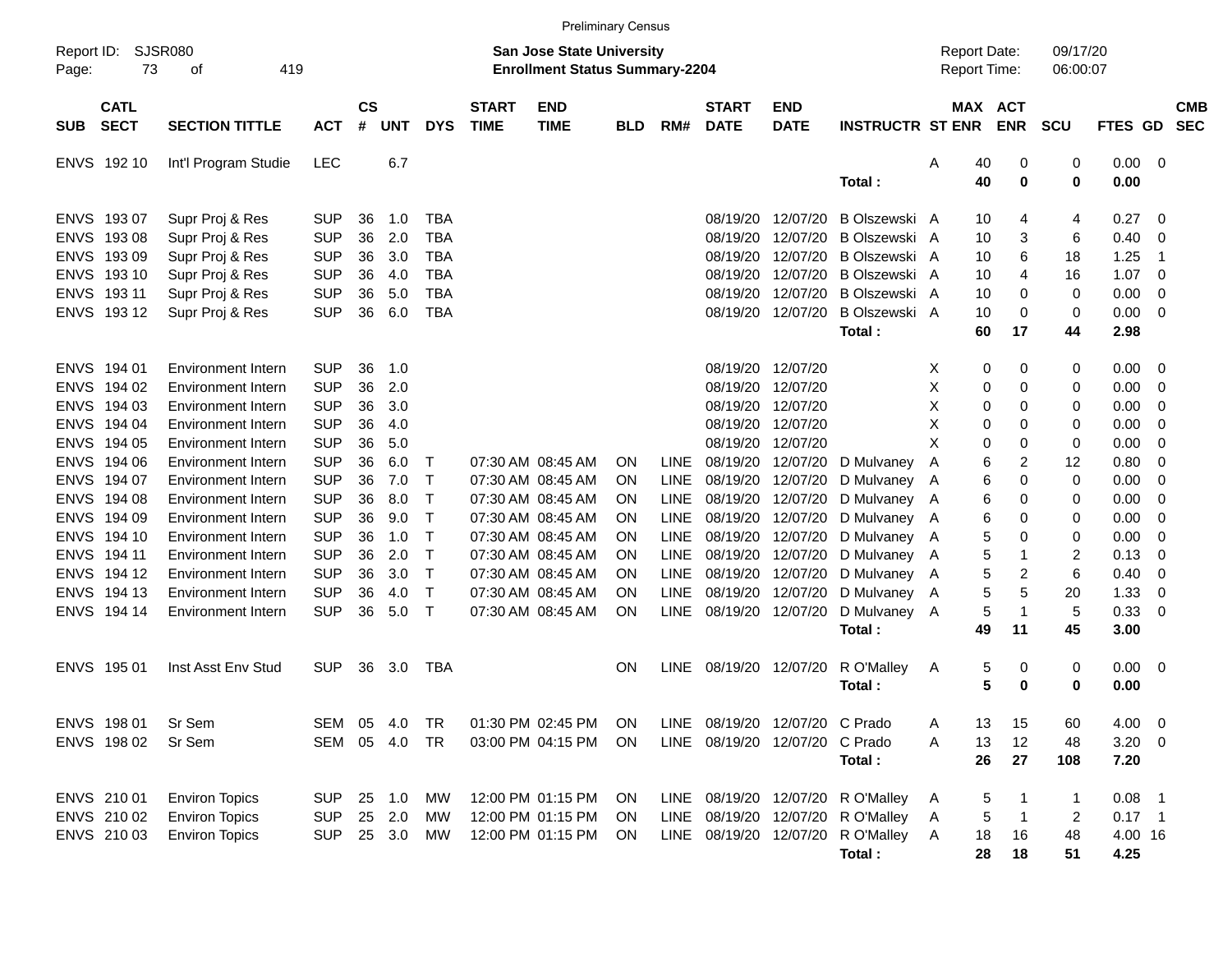Preliminary Census

Report ID: SJSR080
Page: 73 of 419

**San Jose State University**
**Enrollment Status Summary-2204**

Report Date: 09/17/20
Report Time: 06:00:07

| SUB | CATL SECT | SECTION TITTLE | ACT | CS # | UNT | DYS | START TIME | END TIME | BLD | RM# | START DATE | END DATE | INSTRUCTR | ST | MAX ENR | ACT ENR | SCU | FTES | GD | CMB SEC |
|---|---|---|---|---|---|---|---|---|---|---|---|---|---|---|---|---|---|---|---|---|
| ENVS | 192 10 | Int'l Program Studie | LEC | | 6.7 | | | | | | | | | A | 40 | 0 | 0 | 0.00 | 0 | |
| | | | | | | | | | | | | | **Total :** | | **40** | **0** | **0** | **0.00** | | |
| ENVS | 193 07 | Supr Proj & Res | SUP | 36 | 1.0 | TBA | | | | | 08/19/20 | 12/07/20 | B Olszewski | A | 10 | 4 | 4 | 0.27 | 0 | |
| ENVS | 193 08 | Supr Proj & Res | SUP | 36 | 2.0 | TBA | | | | | 08/19/20 | 12/07/20 | B Olszewski | A | 10 | 3 | 6 | 0.40 | 0 | |
| ENVS | 193 09 | Supr Proj & Res | SUP | 36 | 3.0 | TBA | | | | | 08/19/20 | 12/07/20 | B Olszewski | A | 10 | 6 | 18 | 1.25 | 1 | |
| ENVS | 193 10 | Supr Proj & Res | SUP | 36 | 4.0 | TBA | | | | | 08/19/20 | 12/07/20 | B Olszewski | A | 10 | 4 | 16 | 1.07 | 0 | |
| ENVS | 193 11 | Supr Proj & Res | SUP | 36 | 5.0 | TBA | | | | | 08/19/20 | 12/07/20 | B Olszewski | A | 10 | 0 | 0 | 0.00 | 0 | |
| ENVS | 193 12 | Supr Proj & Res | SUP | 36 | 6.0 | TBA | | | | | 08/19/20 | 12/07/20 | B Olszewski | A | 10 | 0 | 0 | 0.00 | 0 | |
| | | | | | | | | | | | | | **Total :** | | **60** | **17** | **44** | **2.98** | | |
| ENVS | 194 01 | Environment Intern | SUP | 36 | 1.0 | | | | | | 08/19/20 | 12/07/20 | | X | 0 | 0 | 0 | 0.00 | 0 | |
| ENVS | 194 02 | Environment Intern | SUP | 36 | 2.0 | | | | | | 08/19/20 | 12/07/20 | | X | 0 | 0 | 0 | 0.00 | 0 | |
| ENVS | 194 03 | Environment Intern | SUP | 36 | 3.0 | | | | | | 08/19/20 | 12/07/20 | | X | 0 | 0 | 0 | 0.00 | 0 | |
| ENVS | 194 04 | Environment Intern | SUP | 36 | 4.0 | | | | | | 08/19/20 | 12/07/20 | | X | 0 | 0 | 0 | 0.00 | 0 | |
| ENVS | 194 05 | Environment Intern | SUP | 36 | 5.0 | | | | | | 08/19/20 | 12/07/20 | | X | 0 | 0 | 0 | 0.00 | 0 | |
| ENVS | 194 06 | Environment Intern | SUP | 36 | 6.0 | T | 07:30 AM | 08:45 AM | ON | LINE | 08/19/20 | 12/07/20 | D Mulvaney | A | 6 | 2 | 12 | 0.80 | 0 | |
| ENVS | 194 07 | Environment Intern | SUP | 36 | 7.0 | T | 07:30 AM | 08:45 AM | ON | LINE | 08/19/20 | 12/07/20 | D Mulvaney | A | 6 | 0 | 0 | 0.00 | 0 | |
| ENVS | 194 08 | Environment Intern | SUP | 36 | 8.0 | T | 07:30 AM | 08:45 AM | ON | LINE | 08/19/20 | 12/07/20 | D Mulvaney | A | 6 | 0 | 0 | 0.00 | 0 | |
| ENVS | 194 09 | Environment Intern | SUP | 36 | 9.0 | T | 07:30 AM | 08:45 AM | ON | LINE | 08/19/20 | 12/07/20 | D Mulvaney | A | 6 | 0 | 0 | 0.00 | 0 | |
| ENVS | 194 10 | Environment Intern | SUP | 36 | 1.0 | T | 07:30 AM | 08:45 AM | ON | LINE | 08/19/20 | 12/07/20 | D Mulvaney | A | 5 | 0 | 0 | 0.00 | 0 | |
| ENVS | 194 11 | Environment Intern | SUP | 36 | 2.0 | T | 07:30 AM | 08:45 AM | ON | LINE | 08/19/20 | 12/07/20 | D Mulvaney | A | 5 | 1 | 2 | 0.13 | 0 | |
| ENVS | 194 12 | Environment Intern | SUP | 36 | 3.0 | T | 07:30 AM | 08:45 AM | ON | LINE | 08/19/20 | 12/07/20 | D Mulvaney | A | 5 | 2 | 6 | 0.40 | 0 | |
| ENVS | 194 13 | Environment Intern | SUP | 36 | 4.0 | T | 07:30 AM | 08:45 AM | ON | LINE | 08/19/20 | 12/07/20 | D Mulvaney | A | 5 | 5 | 20 | 1.33 | 0 | |
| ENVS | 194 14 | Environment Intern | SUP | 36 | 5.0 | T | 07:30 AM | 08:45 AM | ON | LINE | 08/19/20 | 12/07/20 | D Mulvaney | A | 5 | 1 | 5 | 0.33 | 0 | |
| | | | | | | | | | | | | | **Total :** | | **49** | **11** | **45** | **3.00** | | |
| ENVS | 195 01 | Inst Asst Env Stud | SUP | 36 | 3.0 | TBA | | | ON | LINE | 08/19/20 | 12/07/20 | R O'Malley | A | 5 | 0 | 0 | 0.00 | 0 | |
| | | | | | | | | | | | | | **Total :** | | **5** | **0** | **0** | **0.00** | | |
| ENVS | 198 01 | Sr Sem | SEM | 05 | 4.0 | TR | 01:30 PM | 02:45 PM | ON | LINE | 08/19/20 | 12/07/20 | C Prado | A | 13 | 15 | 60 | 4.00 | 0 | |
| ENVS | 198 02 | Sr Sem | SEM | 05 | 4.0 | TR | 03:00 PM | 04:15 PM | ON | LINE | 08/19/20 | 12/07/20 | C Prado | A | 13 | 12 | 48 | 3.20 | 0 | |
| | | | | | | | | | | | | | **Total :** | | **26** | **27** | **108** | **7.20** | | |
| ENVS | 210 01 | Environ Topics | SUP | 25 | 1.0 | MW | 12:00 PM | 01:15 PM | ON | LINE | 08/19/20 | 12/07/20 | R O'Malley | A | 5 | 1 | 1 | 0.08 | 1 | |
| ENVS | 210 02 | Environ Topics | SUP | 25 | 2.0 | MW | 12:00 PM | 01:15 PM | ON | LINE | 08/19/20 | 12/07/20 | R O'Malley | A | 5 | 1 | 2 | 0.17 | 1 | |
| ENVS | 210 03 | Environ Topics | SUP | 25 | 3.0 | MW | 12:00 PM | 01:15 PM | ON | LINE | 08/19/20 | 12/07/20 | R O'Malley | A | 18 | 16 | 48 | 4.00 | 16 | |
| | | | | | | | | | | | | | **Total :** | | **28** | **18** | **51** | **4.25** | | |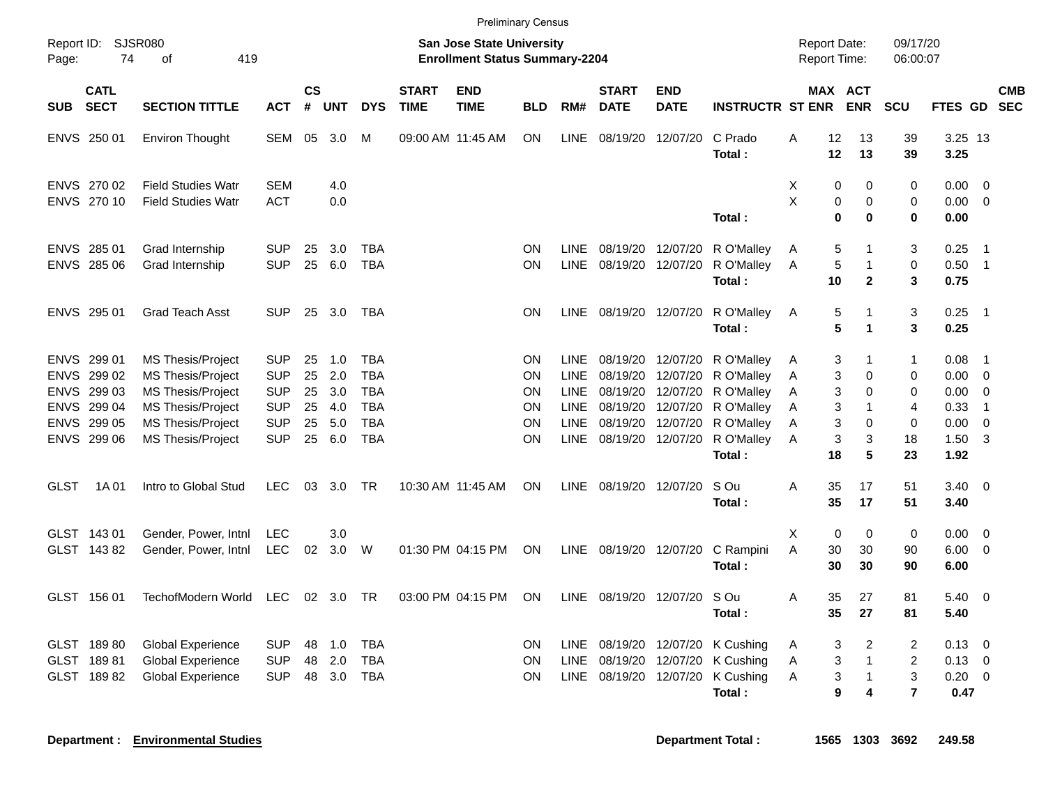Preliminary Census

Report ID: SJSR080
Page: 74 of 419

**San Jose State University**
**Enrollment Status Summary-2204**

Report Date: 09/17/20
Report Time: 06:00:07

| SUB | CATL SECT | SECTION TITTLE | ACT | CS # | UNT | DYS | START TIME | END TIME | BLD | RM# | START DATE | END DATE | INSTRUCTR | ST | MAX ENR | ACT ENR | SCU | FTES | GD | CMB SEC |
|---|---|---|---|---|---|---|---|---|---|---|---|---|---|---|---|---|---|---|---|---|
| ENVS | 250 01 | Environ Thought | SEM | 05 | 3.0 | M | 09:00 AM | 11:45 AM | ON | LINE | 08/19/20 | 12/07/20 | C Prado | A | 12 | 13 | 39 | 3.25 | 13 | |
| | | | | | | | | | | | | | **Total :** | | **12** | **13** | **39** | **3.25** | | |
| ENVS | 270 02 | Field Studies Watr | SEM | | 4.0 | | | | | | | | | X | 0 | 0 | 0 | 0.00 | 0 | |
| ENVS | 270 10 | Field Studies Watr | ACT | | 0.0 | | | | | | | | | X | 0 | 0 | 0 | 0.00 | 0 | |
| | | | | | | | | | | | | | **Total :** | | **0** | **0** | **0** | **0.00** | | |
| ENVS | 285 01 | Grad Internship | SUP | 25 | 3.0 | TBA | | | ON | LINE | 08/19/20 | 12/07/20 | R O'Malley | A | 5 | 1 | 3 | 0.25 | 1 | |
| ENVS | 285 06 | Grad Internship | SUP | 25 | 6.0 | TBA | | | ON | LINE | 08/19/20 | 12/07/20 | R O'Malley | A | 5 | 1 | 0 | 0.50 | 1 | |
| | | | | | | | | | | | | | **Total :** | | **10** | **2** | **3** | **0.75** | | |
| ENVS | 295 01 | Grad Teach Asst | SUP | 25 | 3.0 | TBA | | | ON | LINE | 08/19/20 | 12/07/20 | R O'Malley | A | 5 | 1 | 3 | 0.25 | 1 | |
| | | | | | | | | | | | | | **Total :** | | **5** | **1** | **3** | **0.25** | | |
| ENVS | 299 01 | MS Thesis/Project | SUP | 25 | 1.0 | TBA | | | ON | LINE | 08/19/20 | 12/07/20 | R O'Malley | A | 3 | 1 | 1 | 0.08 | 1 | |
| ENVS | 299 02 | MS Thesis/Project | SUP | 25 | 2.0 | TBA | | | ON | LINE | 08/19/20 | 12/07/20 | R O'Malley | A | 3 | 0 | 0 | 0.00 | 0 | |
| ENVS | 299 03 | MS Thesis/Project | SUP | 25 | 3.0 | TBA | | | ON | LINE | 08/19/20 | 12/07/20 | R O'Malley | A | 3 | 0 | 0 | 0.00 | 0 | |
| ENVS | 299 04 | MS Thesis/Project | SUP | 25 | 4.0 | TBA | | | ON | LINE | 08/19/20 | 12/07/20 | R O'Malley | A | 3 | 1 | 4 | 0.33 | 1 | |
| ENVS | 299 05 | MS Thesis/Project | SUP | 25 | 5.0 | TBA | | | ON | LINE | 08/19/20 | 12/07/20 | R O'Malley | A | 3 | 0 | 0 | 0.00 | 0 | |
| ENVS | 299 06 | MS Thesis/Project | SUP | 25 | 6.0 | TBA | | | ON | LINE | 08/19/20 | 12/07/20 | R O'Malley | A | 3 | 3 | 18 | 1.50 | 3 | |
| | | | | | | | | | | | | | **Total :** | | **18** | **5** | **23** | **1.92** | | |
| GLST | 1A 01 | Intro to Global Stud | LEC | 03 | 3.0 | TR | 10:30 AM | 11:45 AM | ON | LINE | 08/19/20 | 12/07/20 | S Ou | A | 35 | 17 | 51 | 3.40 | 0 | |
| | | | | | | | | | | | | | **Total :** | | **35** | **17** | **51** | **3.40** | | |
| GLST | 143 01 | Gender, Power, Intnl | LEC | | 3.0 | | | | | | | | | X | 0 | 0 | 0 | 0.00 | 0 | |
| GLST | 143 82 | Gender, Power, Intnl | LEC | 02 | 3.0 | W | 01:30 PM | 04:15 PM | ON | LINE | 08/19/20 | 12/07/20 | C Rampini | A | 30 | 30 | 90 | 6.00 | 0 | |
| | | | | | | | | | | | | | **Total :** | | **30** | **30** | **90** | **6.00** | | |
| GLST | 156 01 | TechofModern World | LEC | 02 | 3.0 | TR | 03:00 PM | 04:15 PM | ON | LINE | 08/19/20 | 12/07/20 | S Ou | A | 35 | 27 | 81 | 5.40 | 0 | |
| | | | | | | | | | | | | | **Total :** | | **35** | **27** | **81** | **5.40** | | |
| GLST | 189 80 | Global Experience | SUP | 48 | 1.0 | TBA | | | ON | LINE | 08/19/20 | 12/07/20 | K Cushing | A | 3 | 2 | 2 | 0.13 | 0 | |
| GLST | 189 81 | Global Experience | SUP | 48 | 2.0 | TBA | | | ON | LINE | 08/19/20 | 12/07/20 | K Cushing | A | 3 | 1 | 2 | 0.13 | 0 | |
| GLST | 189 82 | Global Experience | SUP | 48 | 3.0 | TBA | | | ON | LINE | 08/19/20 | 12/07/20 | K Cushing | A | 3 | 1 | 3 | 0.20 | 0 | |
| | | | | | | | | | | | | | **Total :** | | **9** | **4** | **7** | **0.47** | | |

**Department : Environmental Studies** **Department Total : 1565 1303 3692 249.58**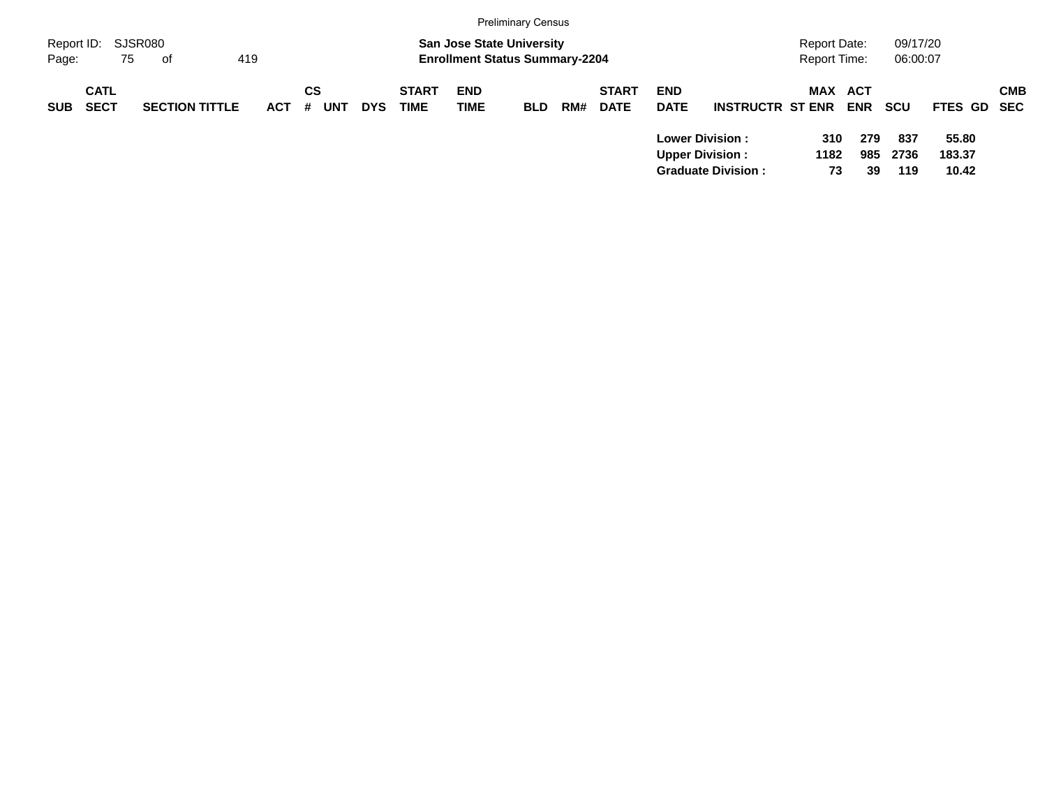| Division | MAX ST ENR | ACT ENR | SCU | FTES |
|---|---|---|---|---|
| **Lower Division :** | **310** | **279** | **837** | **55.80** |
| **Upper Division :** | **1182** | **985** | **2736** | **183.37** |
| **Graduate Division :** | **73** | **39** | **119** | **10.42** |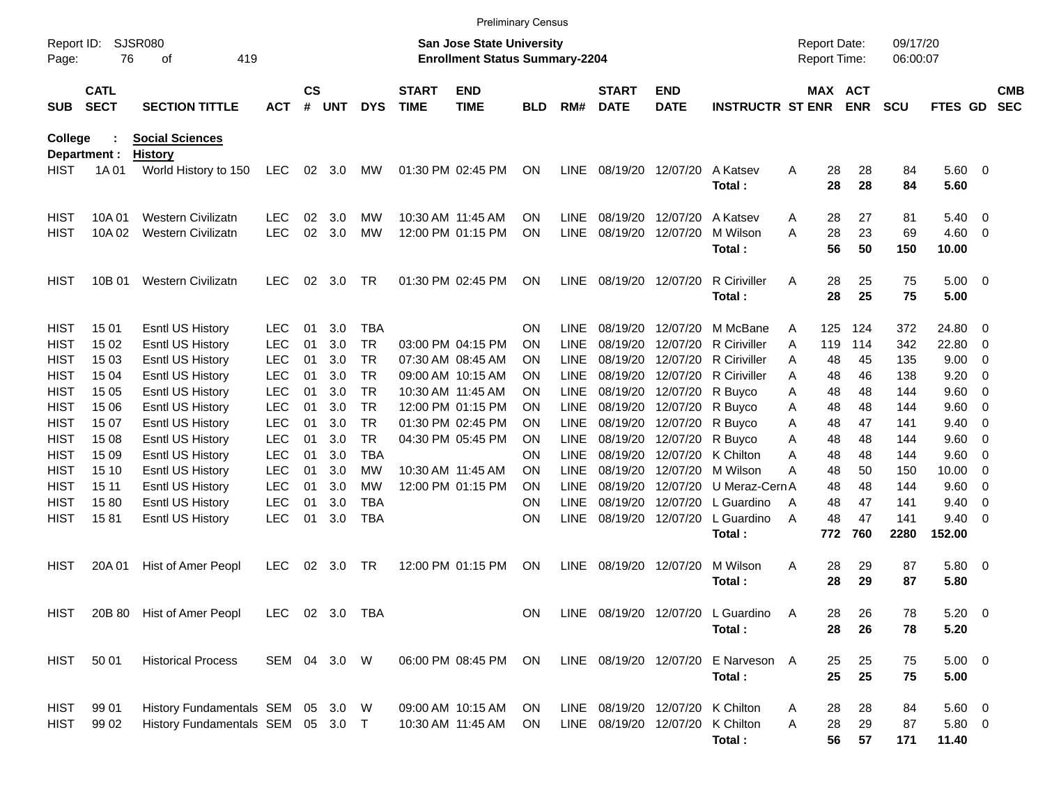Preliminary Census

Report ID: SJSR080

**San Jose State University**
**Enrollment Status Summary-2204**

Report Date: 09/17/20
Report Time: 06:00:07

**College : Social Sciences**
**Department : History**

| SUB | CATL SECT | SECTION TITTLE | ACT | CS # | UNT | DYS | START TIME | END TIME | BLD | RM# | START DATE | END DATE | INSTRUCTR | ST | MAX ENR | ACT ENR | SCU | FTES | GD | CMB SEC |
|---|---|---|---|---|---|---|---|---|---|---|---|---|---|---|---|---|---|---|---|---|
| HIST | 1A 01 | World History to 150 | LEC | 02 | 3.0 | MW | 01:30 PM | 02:45 PM | ON | LINE | 08/19/20 | 12/07/20 | A Katsev | A | 28 | 28 | 84 | 5.60 | 0 | |
| | | | | | | | | | | | | | **Total :** | | **28** | **28** | **84** | **5.60** | | |
| HIST | 10A 01 | Western Civilizatn | LEC | 02 | 3.0 | MW | 10:30 AM | 11:45 AM | ON | LINE | 08/19/20 | 12/07/20 | A Katsev | A | 28 | 27 | 81 | 5.40 | 0 | |
| HIST | 10A 02 | Western Civilizatn | LEC | 02 | 3.0 | MW | 12:00 PM | 01:15 PM | ON | LINE | 08/19/20 | 12/07/20 | M Wilson | A | 28 | 23 | 69 | 4.60 | 0 | |
| | | | | | | | | | | | | | **Total :** | | **56** | **50** | **150** | **10.00** | | |
| HIST | 10B 01 | Western Civilizatn | LEC | 02 | 3.0 | TR | 01:30 PM | 02:45 PM | ON | LINE | 08/19/20 | 12/07/20 | R Ciriviller | A | 28 | 25 | 75 | 5.00 | 0 | |
| | | | | | | | | | | | | | **Total :** | | **28** | **25** | **75** | **5.00** | | |
| HIST | 15 01 | Esntl US History | LEC | 01 | 3.0 | TBA | | | ON | LINE | 08/19/20 | 12/07/20 | M McBane | A | 125 | 124 | 372 | 24.80 | 0 | |
| HIST | 15 02 | Esntl US History | LEC | 01 | 3.0 | TR | 03:00 PM | 04:15 PM | ON | LINE | 08/19/20 | 12/07/20 | R Ciriviller | A | 119 | 114 | 342 | 22.80 | 0 | |
| HIST | 15 03 | Esntl US History | LEC | 01 | 3.0 | TR | 07:30 AM | 08:45 AM | ON | LINE | 08/19/20 | 12/07/20 | R Ciriviller | A | 48 | 45 | 135 | 9.00 | 0 | |
| HIST | 15 04 | Esntl US History | LEC | 01 | 3.0 | TR | 09:00 AM | 10:15 AM | ON | LINE | 08/19/20 | 12/07/20 | R Ciriviller | A | 48 | 46 | 138 | 9.20 | 0 | |
| HIST | 15 05 | Esntl US History | LEC | 01 | 3.0 | TR | 10:30 AM | 11:45 AM | ON | LINE | 08/19/20 | 12/07/20 | R Buyco | A | 48 | 48 | 144 | 9.60 | 0 | |
| HIST | 15 06 | Esntl US History | LEC | 01 | 3.0 | TR | 12:00 PM | 01:15 PM | ON | LINE | 08/19/20 | 12/07/20 | R Buyco | A | 48 | 48 | 144 | 9.60 | 0 | |
| HIST | 15 07 | Esntl US History | LEC | 01 | 3.0 | TR | 01:30 PM | 02:45 PM | ON | LINE | 08/19/20 | 12/07/20 | R Buyco | A | 48 | 47 | 141 | 9.40 | 0 | |
| HIST | 15 08 | Esntl US History | LEC | 01 | 3.0 | TR | 04:30 PM | 05:45 PM | ON | LINE | 08/19/20 | 12/07/20 | R Buyco | A | 48 | 48 | 144 | 9.60 | 0 | |
| HIST | 15 09 | Esntl US History | LEC | 01 | 3.0 | TBA | | | ON | LINE | 08/19/20 | 12/07/20 | K Chilton | A | 48 | 48 | 144 | 9.60 | 0 | |
| HIST | 15 10 | Esntl US History | LEC | 01 | 3.0 | MW | 10:30 AM | 11:45 AM | ON | LINE | 08/19/20 | 12/07/20 | M Wilson | A | 48 | 50 | 150 | 10.00 | 0 | |
| HIST | 15 11 | Esntl US History | LEC | 01 | 3.0 | MW | 12:00 PM | 01:15 PM | ON | LINE | 08/19/20 | 12/07/20 | U Meraz-Cern | A | 48 | 48 | 144 | 9.60 | 0 | |
| HIST | 15 80 | Esntl US History | LEC | 01 | 3.0 | TBA | | | ON | LINE | 08/19/20 | 12/07/20 | L Guardino | A | 48 | 47 | 141 | 9.40 | 0 | |
| HIST | 15 81 | Esntl US History | LEC | 01 | 3.0 | TBA | | | ON | LINE | 08/19/20 | 12/07/20 | L Guardino | A | 48 | 47 | 141 | 9.40 | 0 | |
| | | | | | | | | | | | | | **Total :** | | **772** | **760** | **2280** | **152.00** | | |
| HIST | 20A 01 | Hist of Amer Peopl | LEC | 02 | 3.0 | TR | 12:00 PM | 01:15 PM | ON | LINE | 08/19/20 | 12/07/20 | M Wilson | A | 28 | 29 | 87 | 5.80 | 0 | |
| | | | | | | | | | | | | | **Total :** | | **28** | **29** | **87** | **5.80** | | |
| HIST | 20B 80 | Hist of Amer Peopl | LEC | 02 | 3.0 | TBA | | | ON | LINE | 08/19/20 | 12/07/20 | L Guardino | A | 28 | 26 | 78 | 5.20 | 0 | |
| | | | | | | | | | | | | | **Total :** | | **28** | **26** | **78** | **5.20** | | |
| HIST | 50 01 | Historical Process | SEM | 04 | 3.0 | W | 06:00 PM | 08:45 PM | ON | LINE | 08/19/20 | 12/07/20 | E Narveson | A | 25 | 25 | 75 | 5.00 | 0 | |
| | | | | | | | | | | | | | **Total :** | | **25** | **25** | **75** | **5.00** | | |
| HIST | 99 01 | History Fundamentals | SEM | 05 | 3.0 | W | 09:00 AM | 10:15 AM | ON | LINE | 08/19/20 | 12/07/20 | K Chilton | A | 28 | 28 | 84 | 5.60 | 0 | |
| HIST | 99 02 | History Fundamentals | SEM | 05 | 3.0 | T | 10:30 AM | 11:45 AM | ON | LINE | 08/19/20 | 12/07/20 | K Chilton | A | 28 | 29 | 87 | 5.80 | 0 | |
| | | | | | | | | | | | | | **Total :** | | **56** | **57** | **171** | **11.40** | | |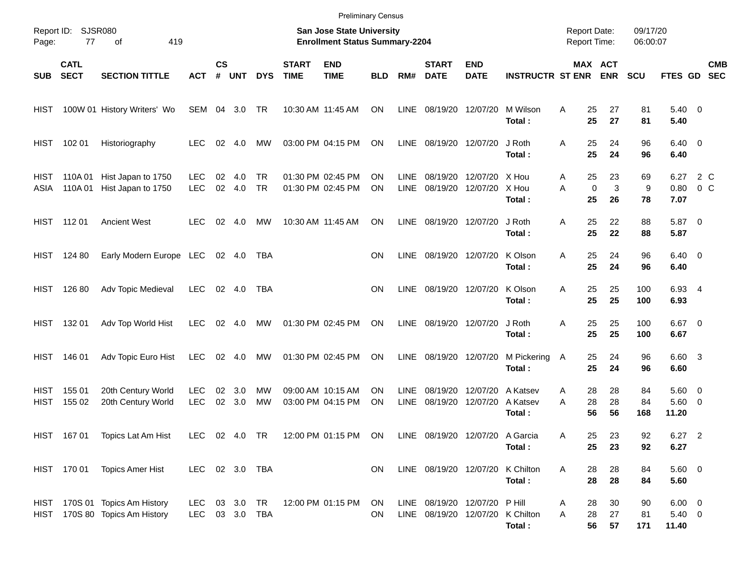Preliminary Census

Report ID: SJSR080

**San Jose State University**
**Enrollment Status Summary-2204**

Report Date: 09/17/20
Report Time: 06:00:07

| SUB | CATL SECT | SECTION TITTLE | ACT | CS # | UNT | DYS | START TIME | END TIME | BLD | RM# | START DATE | END DATE | INSTRUCTR | ST | MAX ENR | ACT ENR | SCU | FTES | GD | CMB SEC |
|---|---|---|---|---|---|---|---|---|---|---|---|---|---|---|---|---|---|---|---|---|
| HIST | 100W 01 | History Writers' Wo | SEM | 04 | 3.0 | TR | 10:30 AM | 11:45 AM | ON | LINE | 08/19/20 | 12/07/20 | M Wilson | A | 25 | 27 | 81 | 5.40 | 0 | |
| | | | | | | | | | | | | | **Total :** | | **25** | **27** | **81** | **5.40** | | |
| HIST | 102 01 | Historiography | LEC | 02 | 4.0 | MW | 03:00 PM | 04:15 PM | ON | LINE | 08/19/20 | 12/07/20 | J Roth | A | 25 | 24 | 96 | 6.40 | 0 | |
| | | | | | | | | | | | | | **Total :** | | **25** | **24** | **96** | **6.40** | | |
| HIST | 110A 01 | Hist Japan to 1750 | LEC | 02 | 4.0 | TR | 01:30 PM | 02:45 PM | ON | LINE | 08/19/20 | 12/07/20 | X Hou | A | 25 | 23 | 69 | 6.27 | 2 | C |
| ASIA | 110A 01 | Hist Japan to 1750 | LEC | 02 | 4.0 | TR | 01:30 PM | 02:45 PM | ON | LINE | 08/19/20 | 12/07/20 | X Hou | A | 0 | 3 | 9 | 0.80 | 0 | C |
| | | | | | | | | | | | | | **Total :** | | **25** | **26** | **78** | **7.07** | | |
| HIST | 112 01 | Ancient West | LEC | 02 | 4.0 | MW | 10:30 AM | 11:45 AM | ON | LINE | 08/19/20 | 12/07/20 | J Roth | A | 25 | 22 | 88 | 5.87 | 0 | |
| | | | | | | | | | | | | | **Total :** | | **25** | **22** | **88** | **5.87** | | |
| HIST | 124 80 | Early Modern Europe | LEC | 02 | 4.0 | TBA | | | ON | LINE | 08/19/20 | 12/07/20 | K Olson | A | 25 | 24 | 96 | 6.40 | 0 | |
| | | | | | | | | | | | | | **Total :** | | **25** | **24** | **96** | **6.40** | | |
| HIST | 126 80 | Adv Topic Medieval | LEC | 02 | 4.0 | TBA | | | ON | LINE | 08/19/20 | 12/07/20 | K Olson | A | 25 | 25 | 100 | 6.93 | 4 | |
| | | | | | | | | | | | | | **Total :** | | **25** | **25** | **100** | **6.93** | | |
| HIST | 132 01 | Adv Top World Hist | LEC | 02 | 4.0 | MW | 01:30 PM | 02:45 PM | ON | LINE | 08/19/20 | 12/07/20 | J Roth | A | 25 | 25 | 100 | 6.67 | 0 | |
| | | | | | | | | | | | | | **Total :** | | **25** | **25** | **100** | **6.67** | | |
| HIST | 146 01 | Adv Topic Euro Hist | LEC | 02 | 4.0 | MW | 01:30 PM | 02:45 PM | ON | LINE | 08/19/20 | 12/07/20 | M Pickering | A | 25 | 24 | 96 | 6.60 | 3 | |
| | | | | | | | | | | | | | **Total :** | | **25** | **24** | **96** | **6.60** | | |
| HIST | 155 01 | 20th Century World | LEC | 02 | 3.0 | MW | 09:00 AM | 10:15 AM | ON | LINE | 08/19/20 | 12/07/20 | A Katsev | A | 28 | 28 | 84 | 5.60 | 0 | |
| HIST | 155 02 | 20th Century World | LEC | 02 | 3.0 | MW | 03:00 PM | 04:15 PM | ON | LINE | 08/19/20 | 12/07/20 | A Katsev | A | 28 | 28 | 84 | 5.60 | 0 | |
| | | | | | | | | | | | | | **Total :** | | **56** | **56** | **168** | **11.20** | | |
| HIST | 167 01 | Topics Lat Am Hist | LEC | 02 | 4.0 | TR | 12:00 PM | 01:15 PM | ON | LINE | 08/19/20 | 12/07/20 | A Garcia | A | 25 | 23 | 92 | 6.27 | 2 | |
| | | | | | | | | | | | | | **Total :** | | **25** | **23** | **92** | **6.27** | | |
| HIST | 170 01 | Topics Amer Hist | LEC | 02 | 3.0 | TBA | | | ON | LINE | 08/19/20 | 12/07/20 | K Chilton | A | 28 | 28 | 84 | 5.60 | 0 | |
| | | | | | | | | | | | | | **Total :** | | **28** | **28** | **84** | **5.60** | | |
| HIST | 170S 01 | Topics Am History | LEC | 03 | 3.0 | TR | 12:00 PM | 01:15 PM | ON | LINE | 08/19/20 | 12/07/20 | P Hill | A | 28 | 30 | 90 | 6.00 | 0 | |
| HIST | 170S 80 | Topics Am History | LEC | 03 | 3.0 | TBA | | | ON | LINE | 08/19/20 | 12/07/20 | K Chilton | A | 28 | 27 | 81 | 5.40 | 0 | |
| | | | | | | | | | | | | | **Total :** | | **56** | **57** | **171** | **11.40** | | |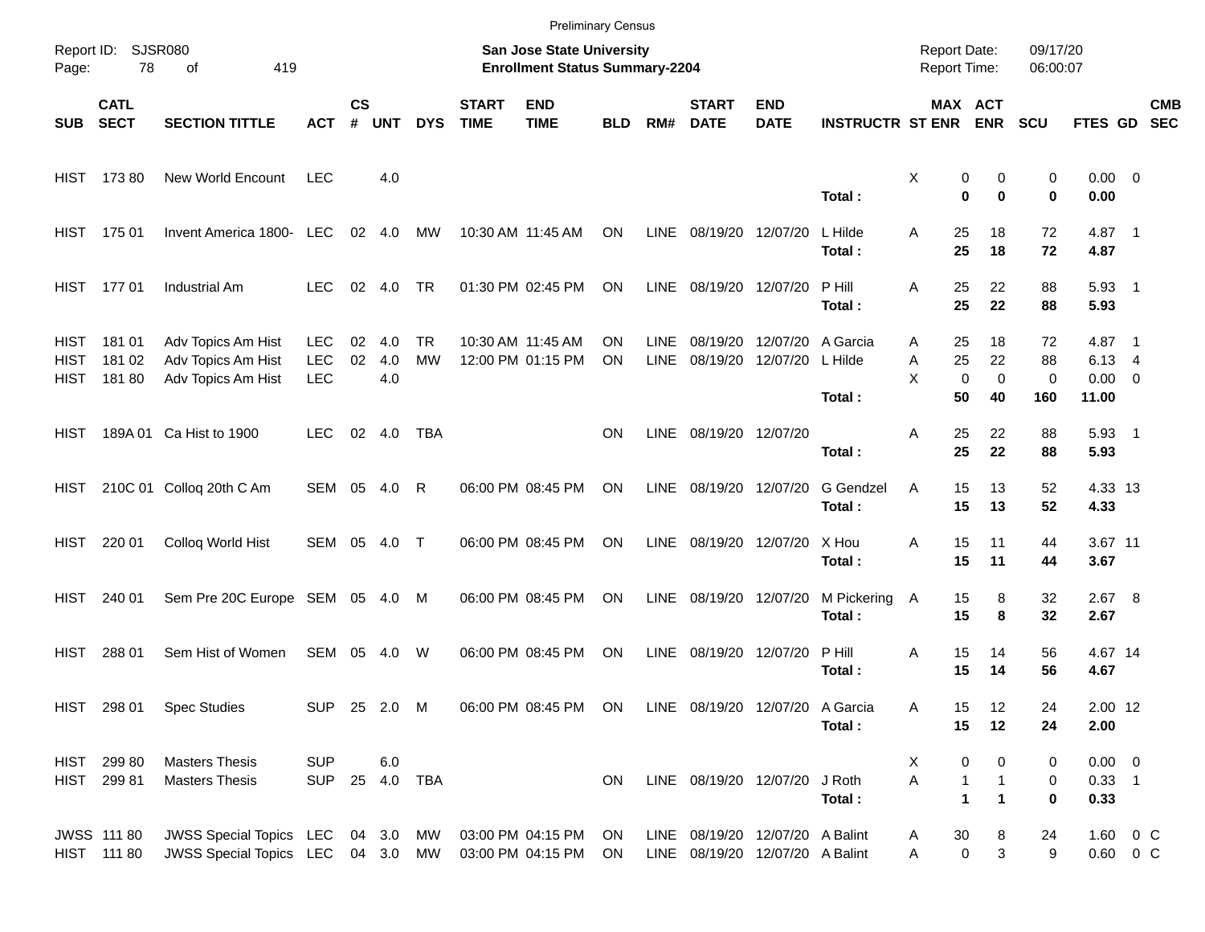Preliminary Census

Report ID: SJSR080
Page: 78 of 419

**San Jose State University**
**Enrollment Status Summary-2204**

Report Date: 09/17/20
Report Time: 06:00:07

| SUB | CATL SECT | SECTION TITTLE | ACT | CS # | UNT | DYS | START TIME | END TIME | BLD | RM# | START DATE | END DATE | INSTRUCTR | ST | MAX ENR | ACT ENR | SCU | FTES | GD | CMB SEC |
|---|---|---|---|---|---|---|---|---|---|---|---|---|---|---|---|---|---|---|---|---|
| HIST | 173 80 | New World Encount | LEC | | 4.0 | | | | | | | | | X | 0 | 0 | 0 | 0.00 | 0 | |
| | | | | | | | | | | | | | **Total :** | | **0** | **0** | **0** | **0.00** | | |
| HIST | 175 01 | Invent America 1800- | LEC | 02 | 4.0 | MW | 10:30 AM | 11:45 AM | ON | LINE | 08/19/20 | 12/07/20 | L Hilde | A | 25 | 18 | 72 | 4.87 | 1 | |
| | | | | | | | | | | | | | **Total :** | | **25** | **18** | **72** | **4.87** | | |
| HIST | 177 01 | Industrial Am | LEC | 02 | 4.0 | TR | 01:30 PM | 02:45 PM | ON | LINE | 08/19/20 | 12/07/20 | P Hill | A | 25 | 22 | 88 | 5.93 | 1 | |
| | | | | | | | | | | | | | **Total :** | | **25** | **22** | **88** | **5.93** | | |
| HIST | 181 01 | Adv Topics Am Hist | LEC | 02 | 4.0 | TR | 10:30 AM | 11:45 AM | ON | LINE | 08/19/20 | 12/07/20 | A Garcia | A | 25 | 18 | 72 | 4.87 | 1 | |
| HIST | 181 02 | Adv Topics Am Hist | LEC | 02 | 4.0 | MW | 12:00 PM | 01:15 PM | ON | LINE | 08/19/20 | 12/07/20 | L Hilde | A | 25 | 22 | 88 | 6.13 | 4 | |
| HIST | 181 80 | Adv Topics Am Hist | LEC | | 4.0 | | | | | | | | | X | 0 | 0 | 0 | 0.00 | 0 | |
| | | | | | | | | | | | | | **Total :** | | **50** | **40** | **160** | **11.00** | | |
| HIST | 189A 01 | Ca Hist to 1900 | LEC | 02 | 4.0 | TBA | | | ON | LINE | 08/19/20 | 12/07/20 | | A | 25 | 22 | 88 | 5.93 | 1 | |
| | | | | | | | | | | | | | **Total :** | | **25** | **22** | **88** | **5.93** | | |
| HIST | 210C 01 | Colloq 20th C Am | SEM | 05 | 4.0 | R | 06:00 PM | 08:45 PM | ON | LINE | 08/19/20 | 12/07/20 | G Gendzel | A | 15 | 13 | 52 | 4.33 | 13 | |
| | | | | | | | | | | | | | **Total :** | | **15** | **13** | **52** | **4.33** | | |
| HIST | 220 01 | Colloq World Hist | SEM | 05 | 4.0 | T | 06:00 PM | 08:45 PM | ON | LINE | 08/19/20 | 12/07/20 | X Hou | A | 15 | 11 | 44 | 3.67 | 11 | |
| | | | | | | | | | | | | | **Total :** | | **15** | **11** | **44** | **3.67** | | |
| HIST | 240 01 | Sem Pre 20C Europe | SEM | 05 | 4.0 | M | 06:00 PM | 08:45 PM | ON | LINE | 08/19/20 | 12/07/20 | M Pickering | A | 15 | 8 | 32 | 2.67 | 8 | |
| | | | | | | | | | | | | | **Total :** | | **15** | **8** | **32** | **2.67** | | |
| HIST | 288 01 | Sem Hist of Women | SEM | 05 | 4.0 | W | 06:00 PM | 08:45 PM | ON | LINE | 08/19/20 | 12/07/20 | P Hill | A | 15 | 14 | 56 | 4.67 | 14 | |
| | | | | | | | | | | | | | **Total :** | | **15** | **14** | **56** | **4.67** | | |
| HIST | 298 01 | Spec Studies | SUP | 25 | 2.0 | M | 06:00 PM | 08:45 PM | ON | LINE | 08/19/20 | 12/07/20 | A Garcia | A | 15 | 12 | 24 | 2.00 | 12 | |
| | | | | | | | | | | | | | **Total :** | | **15** | **12** | **24** | **2.00** | | |
| HIST | 299 80 | Masters Thesis | SUP | | 6.0 | | | | | | | | | X | 0 | 0 | 0 | 0.00 | 0 | |
| HIST | 299 81 | Masters Thesis | SUP | 25 | 4.0 | TBA | | | ON | LINE | 08/19/20 | 12/07/20 | J Roth | A | 1 | 1 | 0 | 0.33 | 1 | |
| | | | | | | | | | | | | | **Total :** | | **1** | **1** | **0** | **0.33** | | |
| JWSS | 111 80 | JWSS Special Topics | LEC | 04 | 3.0 | MW | 03:00 PM | 04:15 PM | ON | LINE | 08/19/20 | 12/07/20 | A Balint | A | 30 | 8 | 24 | 1.60 | 0 | C |
| HIST | 111 80 | JWSS Special Topics | LEC | 04 | 3.0 | MW | 03:00 PM | 04:15 PM | ON | LINE | 08/19/20 | 12/07/20 | A Balint | A | 0 | 3 | 9 | 0.60 | 0 | C |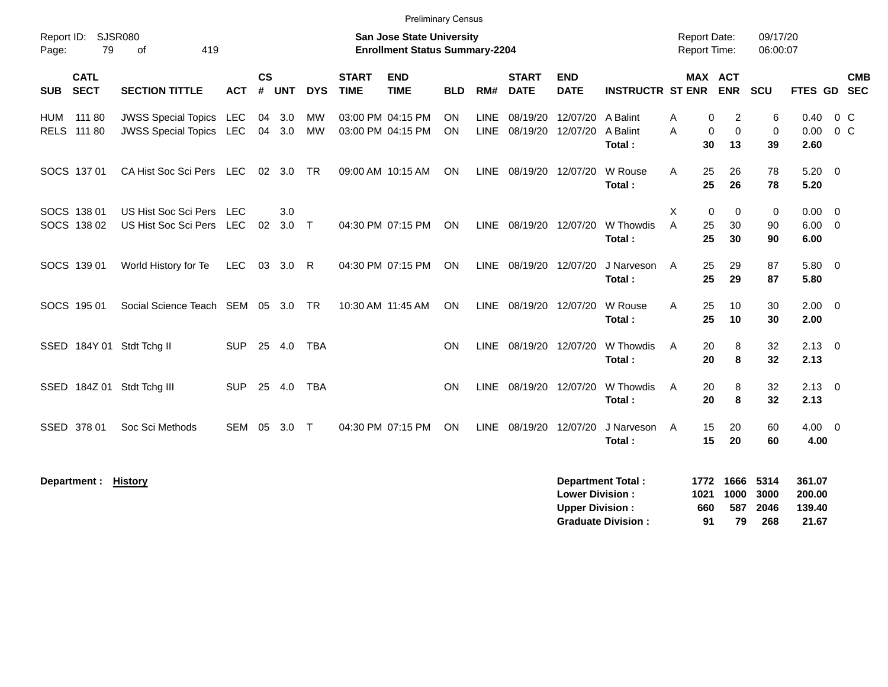Preliminary Census

Report ID: SJSR080

**San Jose State University**
**Enrollment Status Summary-2204**

Report Date: 09/17/20
Report Time: 06:00:07

| SUB | CATL SECT | SECTION TITTLE | ACT | CS # | UNT | DYS | START TIME | END TIME | BLD | RM# | START DATE | END DATE | INSTRUCTR | ST | MAX ENR | ACT ENR | SCU | FTES | GD | CMB SEC |
|---|---|---|---|---|---|---|---|---|---|---|---|---|---|---|---|---|---|---|---|---|
| HUM | 111 80 | JWSS Special Topics | LEC | 04 | 3.0 | MW | 03:00 PM | 04:15 PM | ON | LINE | 08/19/20 | 12/07/20 | A Balint | A | 0 | 2 | 6 | 0.40 | 0 | C |
| RELS | 111 80 | JWSS Special Topics | LEC | 04 | 3.0 | MW | 03:00 PM | 04:15 PM | ON | LINE | 08/19/20 | 12/07/20 | A Balint | A | 0 | 0 | 0 | 0.00 | 0 | C |
| | | | | | | | | | | | | | **Total :** | | **30** | **13** | **39** | **2.60** | | |
| SOCS | 137 01 | CA Hist Soc Sci Pers | LEC | 02 | 3.0 | TR | 09:00 AM | 10:15 AM | ON | LINE | 08/19/20 | 12/07/20 | W Rouse | A | 25 | 26 | 78 | 5.20 | 0 | |
| | | | | | | | | | | | | | **Total :** | | **25** | **26** | **78** | **5.20** | | |
| SOCS | 138 01 | US Hist Soc Sci Pers | LEC | | 3.0 | | | | | | | | | X | 0 | 0 | 0 | 0.00 | 0 | |
| SOCS | 138 02 | US Hist Soc Sci Pers | LEC | 02 | 3.0 | T | 04:30 PM | 07:15 PM | ON | LINE | 08/19/20 | 12/07/20 | W Thowdis | A | 25 | 30 | 90 | 6.00 | 0 | |
| | | | | | | | | | | | | | **Total :** | | **25** | **30** | **90** | **6.00** | | |
| SOCS | 139 01 | World History for Te | LEC | 03 | 3.0 | R | 04:30 PM | 07:15 PM | ON | LINE | 08/19/20 | 12/07/20 | J Narveson | A | 25 | 29 | 87 | 5.80 | 0 | |
| | | | | | | | | | | | | | **Total :** | | **25** | **29** | **87** | **5.80** | | |
| SOCS | 195 01 | Social Science Teach | SEM | 05 | 3.0 | TR | 10:30 AM | 11:45 AM | ON | LINE | 08/19/20 | 12/07/20 | W Rouse | A | 25 | 10 | 30 | 2.00 | 0 | |
| | | | | | | | | | | | | | **Total :** | | **25** | **10** | **30** | **2.00** | | |
| SSED | 184Y 01 | Stdt Tchg II | SUP | 25 | 4.0 | TBA | | | ON | LINE | 08/19/20 | 12/07/20 | W Thowdis | A | 20 | 8 | 32 | 2.13 | 0 | |
| | | | | | | | | | | | | | **Total :** | | **20** | **8** | **32** | **2.13** | | |
| SSED | 184Z 01 | Stdt Tchg III | SUP | 25 | 4.0 | TBA | | | ON | LINE | 08/19/20 | 12/07/20 | W Thowdis | A | 20 | 8 | 32 | 2.13 | 0 | |
| | | | | | | | | | | | | | **Total :** | | **20** | **8** | **32** | **2.13** | | |
| SSED | 378 01 | Soc Sci Methods | SEM | 05 | 3.0 | T | 04:30 PM | 07:15 PM | ON | LINE | 08/19/20 | 12/07/20 | J Narveson | A | 15 | 20 | 60 | 4.00 | 0 | |
| | | | | | | | | | | | | | **Total :** | | **15** | **20** | **60** | **4.00** | | |

**Department :** **History**

| | MAX ENR | ACT ENR | SCU | FTES |
|---|---|---|---|---|
| **Department Total :** | **1772** | **1666** | **5314** | **361.07** |
| **Lower Division :** | **1021** | **1000** | **3000** | **200.00** |
| **Upper Division :** | **660** | **587** | **2046** | **139.40** |
| **Graduate Division :** | **91** | **79** | **268** | **21.67** |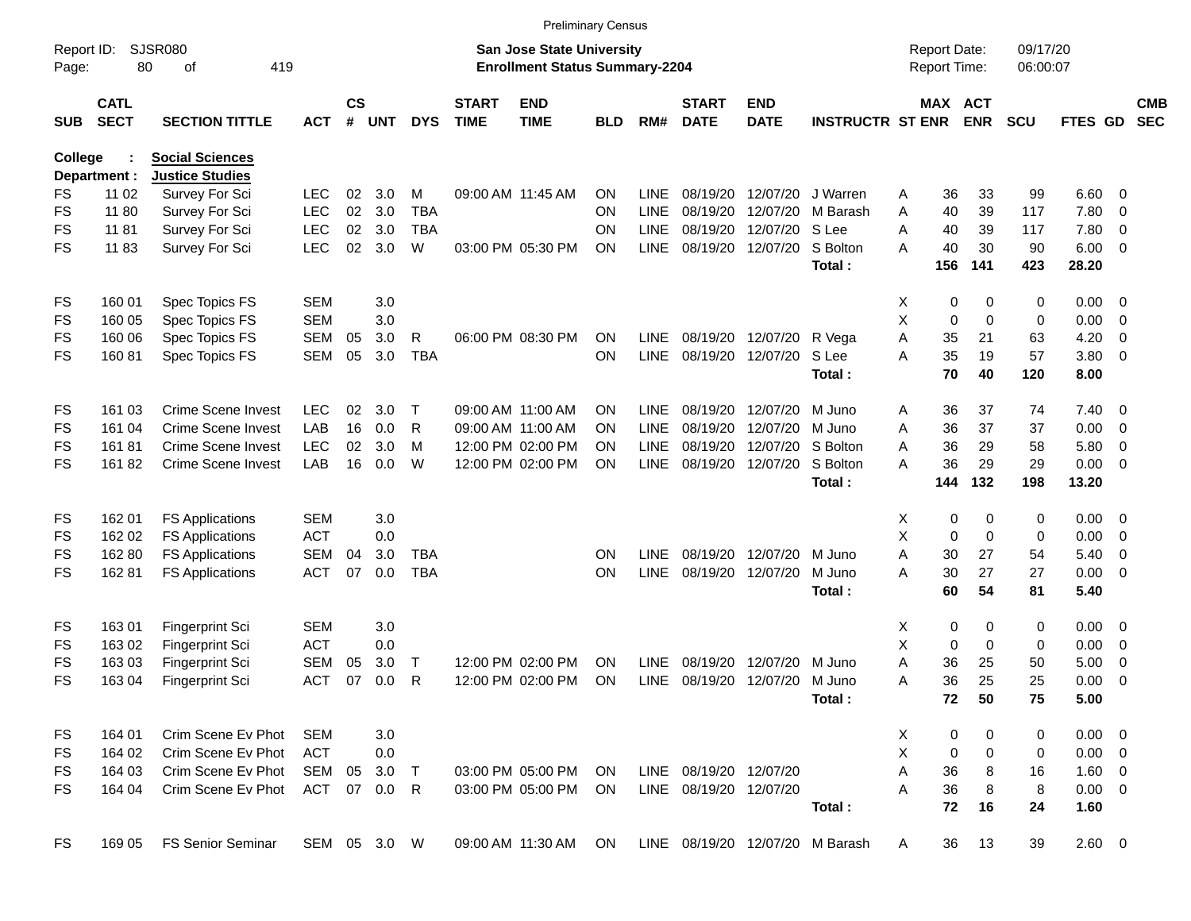Preliminary Census

Report ID: SJSR080

**San Jose State University**
**Enrollment Status Summary-2204**

Report Date: 09/17/20
Report Time: 06:00:07

College : **Social Sciences**
Department : **Justice Studies**

| SUB | CATL SECT | SECTION TITTLE | ACT | CS # | UNT | DYS | START TIME | END TIME | BLD | RM# | START DATE | END DATE | INSTRUCTR | ST | MAX ENR | ACT ENR | SCU | FTES | GD | CMB SEC |
|---|---|---|---|---|---|---|---|---|---|---|---|---|---|---|---|---|---|---|---|---|
| FS | 11 02 | Survey For Sci | LEC | 02 | 3.0 | M | 09:00 AM | 11:45 AM | ON | LINE | 08/19/20 | 12/07/20 | J Warren | A | 36 | 33 | 99 | 6.60 | 0 | |
| FS | 11 80 | Survey For Sci | LEC | 02 | 3.0 | TBA | | | ON | LINE | 08/19/20 | 12/07/20 | M Barash | A | 40 | 39 | 117 | 7.80 | 0 | |
| FS | 11 81 | Survey For Sci | LEC | 02 | 3.0 | TBA | | | ON | LINE | 08/19/20 | 12/07/20 | S Lee | A | 40 | 39 | 117 | 7.80 | 0 | |
| FS | 11 83 | Survey For Sci | LEC | 02 | 3.0 | W | 03:00 PM | 05:30 PM | ON | LINE | 08/19/20 | 12/07/20 | S Bolton | A | 40 | 30 | 90 | 6.00 | 0 | |
| | | | | | | | | | | | | | **Total :** | | **156** | **141** | **423** | **28.20** | | |
| FS | 160 01 | Spec Topics FS | SEM | | 3.0 | | | | | | | | | X | 0 | 0 | 0 | 0.00 | 0 | |
| FS | 160 05 | Spec Topics FS | SEM | | 3.0 | | | | | | | | | X | 0 | 0 | 0 | 0.00 | 0 | |
| FS | 160 06 | Spec Topics FS | SEM | 05 | 3.0 | R | 06:00 PM | 08:30 PM | ON | LINE | 08/19/20 | 12/07/20 | R Vega | A | 35 | 21 | 63 | 4.20 | 0 | |
| FS | 160 81 | Spec Topics FS | SEM | 05 | 3.0 | TBA | | | ON | LINE | 08/19/20 | 12/07/20 | S Lee | A | 35 | 19 | 57 | 3.80 | 0 | |
| | | | | | | | | | | | | | **Total :** | | **70** | **40** | **120** | **8.00** | | |
| FS | 161 03 | Crime Scene Invest | LEC | 02 | 3.0 | T | 09:00 AM | 11:00 AM | ON | LINE | 08/19/20 | 12/07/20 | M Juno | A | 36 | 37 | 74 | 7.40 | 0 | |
| FS | 161 04 | Crime Scene Invest | LAB | 16 | 0.0 | R | 09:00 AM | 11:00 AM | ON | LINE | 08/19/20 | 12/07/20 | M Juno | A | 36 | 37 | 37 | 0.00 | 0 | |
| FS | 161 81 | Crime Scene Invest | LEC | 02 | 3.0 | M | 12:00 PM | 02:00 PM | ON | LINE | 08/19/20 | 12/07/20 | S Bolton | A | 36 | 29 | 58 | 5.80 | 0 | |
| FS | 161 82 | Crime Scene Invest | LAB | 16 | 0.0 | W | 12:00 PM | 02:00 PM | ON | LINE | 08/19/20 | 12/07/20 | S Bolton | A | 36 | 29 | 29 | 0.00 | 0 | |
| | | | | | | | | | | | | | **Total :** | | **144** | **132** | **198** | **13.20** | | |
| FS | 162 01 | FS Applications | SEM | | 3.0 | | | | | | | | | X | 0 | 0 | 0 | 0.00 | 0 | |
| FS | 162 02 | FS Applications | ACT | | 0.0 | | | | | | | | | X | 0 | 0 | 0 | 0.00 | 0 | |
| FS | 162 80 | FS Applications | SEM | 04 | 3.0 | TBA | | | ON | LINE | 08/19/20 | 12/07/20 | M Juno | A | 30 | 27 | 54 | 5.40 | 0 | |
| FS | 162 81 | FS Applications | ACT | 07 | 0.0 | TBA | | | ON | LINE | 08/19/20 | 12/07/20 | M Juno | A | 30 | 27 | 27 | 0.00 | 0 | |
| | | | | | | | | | | | | | **Total :** | | **60** | **54** | **81** | **5.40** | | |
| FS | 163 01 | Fingerprint Sci | SEM | | 3.0 | | | | | | | | | X | 0 | 0 | 0 | 0.00 | 0 | |
| FS | 163 02 | Fingerprint Sci | ACT | | 0.0 | | | | | | | | | X | 0 | 0 | 0 | 0.00 | 0 | |
| FS | 163 03 | Fingerprint Sci | SEM | 05 | 3.0 | T | 12:00 PM | 02:00 PM | ON | LINE | 08/19/20 | 12/07/20 | M Juno | A | 36 | 25 | 50 | 5.00 | 0 | |
| FS | 163 04 | Fingerprint Sci | ACT | 07 | 0.0 | R | 12:00 PM | 02:00 PM | ON | LINE | 08/19/20 | 12/07/20 | M Juno | A | 36 | 25 | 25 | 0.00 | 0 | |
| | | | | | | | | | | | | | **Total :** | | **72** | **50** | **75** | **5.00** | | |
| FS | 164 01 | Crim Scene Ev Phot | SEM | | 3.0 | | | | | | | | | X | 0 | 0 | 0 | 0.00 | 0 | |
| FS | 164 02 | Crim Scene Ev Phot | ACT | | 0.0 | | | | | | | | | X | 0 | 0 | 0 | 0.00 | 0 | |
| FS | 164 03 | Crim Scene Ev Phot | SEM | 05 | 3.0 | T | 03:00 PM | 05:00 PM | ON | LINE | 08/19/20 | 12/07/20 | | A | 36 | 8 | 16 | 1.60 | 0 | |
| FS | 164 04 | Crim Scene Ev Phot | ACT | 07 | 0.0 | R | 03:00 PM | 05:00 PM | ON | LINE | 08/19/20 | 12/07/20 | | A | 36 | 8 | 8 | 0.00 | 0 | |
| | | | | | | | | | | | | | **Total :** | | **72** | **16** | **24** | **1.60** | | |
| FS | 169 05 | FS Senior Seminar | SEM | 05 | 3.0 | W | 09:00 AM | 11:30 AM | ON | LINE | 08/19/20 | 12/07/20 | M Barash | A | 36 | 13 | 39 | 2.60 | 0 | |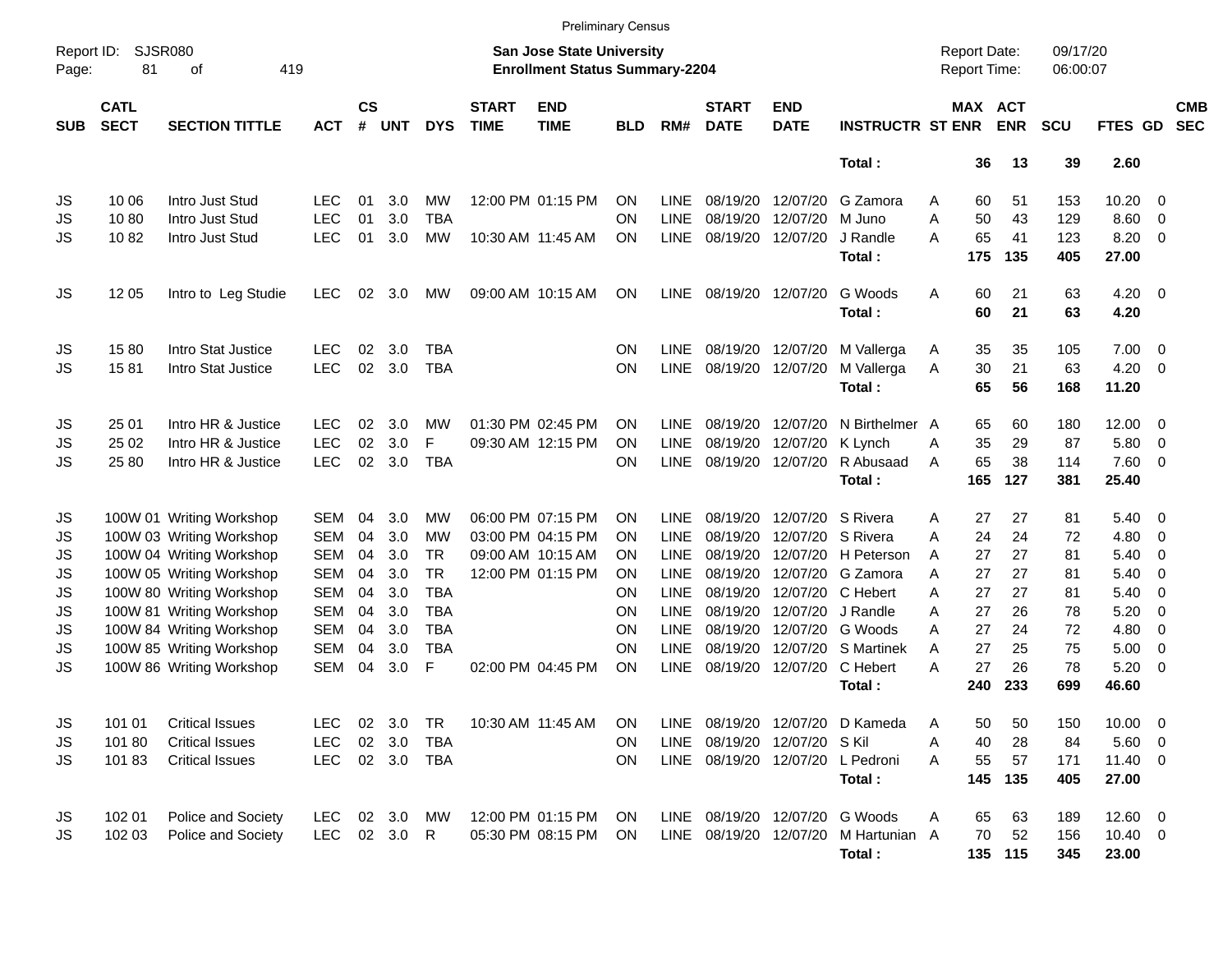Preliminary Census

Report ID: SJSR080

**San Jose State University**
**Enrollment Status Summary-2204**

Report Date: 09/17/20
Report Time: 06:00:07

| SUB | CATL SECT | SECTION TITTLE | ACT | CS # | UNT | DYS | START TIME | END TIME | BLD | RM# | START DATE | END DATE | INSTRUCTR | ST | MAX ENR | ACT ENR | SCU | FTES | GD | CMB SEC |
|---|---|---|---|---|---|---|---|---|---|---|---|---|---|---|---|---|---|---|---|---|
| | | | | | | | | | | | | | **Total :** | | **36** | **13** | **39** | **2.60** | | |
| JS | 10 06 | Intro Just Stud | LEC | 01 | 3.0 | MW | 12:00 PM | 01:15 PM | ON | LINE | 08/19/20 | 12/07/20 | G Zamora | A | 60 | 51 | 153 | 10.20 | 0 | |
| JS | 10 80 | Intro Just Stud | LEC | 01 | 3.0 | TBA | | | ON | LINE | 08/19/20 | 12/07/20 | M Juno | A | 50 | 43 | 129 | 8.60 | 0 | |
| JS | 10 82 | Intro Just Stud | LEC | 01 | 3.0 | MW | 10:30 AM | 11:45 AM | ON | LINE | 08/19/20 | 12/07/20 | J Randle | A | 65 | 41 | 123 | 8.20 | 0 | |
| | | | | | | | | | | | | | **Total :** | | **175** | **135** | **405** | **27.00** | | |
| JS | 12 05 | Intro to Leg Studie | LEC | 02 | 3.0 | MW | 09:00 AM | 10:15 AM | ON | LINE | 08/19/20 | 12/07/20 | G Woods | A | 60 | 21 | 63 | 4.20 | 0 | |
| | | | | | | | | | | | | | **Total :** | | **60** | **21** | **63** | **4.20** | | |
| JS | 15 80 | Intro Stat Justice | LEC | 02 | 3.0 | TBA | | | ON | LINE | 08/19/20 | 12/07/20 | M Vallerga | A | 35 | 35 | 105 | 7.00 | 0 | |
| JS | 15 81 | Intro Stat Justice | LEC | 02 | 3.0 | TBA | | | ON | LINE | 08/19/20 | 12/07/20 | M Vallerga | A | 30 | 21 | 63 | 4.20 | 0 | |
| | | | | | | | | | | | | | **Total :** | | **65** | **56** | **168** | **11.20** | | |
| JS | 25 01 | Intro HR & Justice | LEC | 02 | 3.0 | MW | 01:30 PM | 02:45 PM | ON | LINE | 08/19/20 | 12/07/20 | N Birthelmer | A | 65 | 60 | 180 | 12.00 | 0 | |
| JS | 25 02 | Intro HR & Justice | LEC | 02 | 3.0 | F | 09:30 AM | 12:15 PM | ON | LINE | 08/19/20 | 12/07/20 | K Lynch | A | 35 | 29 | 87 | 5.80 | 0 | |
| JS | 25 80 | Intro HR & Justice | LEC | 02 | 3.0 | TBA | | | ON | LINE | 08/19/20 | 12/07/20 | R Abusaad | A | 65 | 38 | 114 | 7.60 | 0 | |
| | | | | | | | | | | | | | **Total :** | | **165** | **127** | **381** | **25.40** | | |
| JS | 100W 01 | Writing Workshop | SEM | 04 | 3.0 | MW | 06:00 PM | 07:15 PM | ON | LINE | 08/19/20 | 12/07/20 | S Rivera | A | 27 | 27 | 81 | 5.40 | 0 | |
| JS | 100W 03 | Writing Workshop | SEM | 04 | 3.0 | MW | 03:00 PM | 04:15 PM | ON | LINE | 08/19/20 | 12/07/20 | S Rivera | A | 24 | 24 | 72 | 4.80 | 0 | |
| JS | 100W 04 | Writing Workshop | SEM | 04 | 3.0 | TR | 09:00 AM | 10:15 AM | ON | LINE | 08/19/20 | 12/07/20 | H Peterson | A | 27 | 27 | 81 | 5.40 | 0 | |
| JS | 100W 05 | Writing Workshop | SEM | 04 | 3.0 | TR | 12:00 PM | 01:15 PM | ON | LINE | 08/19/20 | 12/07/20 | G Zamora | A | 27 | 27 | 81 | 5.40 | 0 | |
| JS | 100W 80 | Writing Workshop | SEM | 04 | 3.0 | TBA | | | ON | LINE | 08/19/20 | 12/07/20 | C Hebert | A | 27 | 27 | 81 | 5.40 | 0 | |
| JS | 100W 81 | Writing Workshop | SEM | 04 | 3.0 | TBA | | | ON | LINE | 08/19/20 | 12/07/20 | J Randle | A | 27 | 26 | 78 | 5.20 | 0 | |
| JS | 100W 84 | Writing Workshop | SEM | 04 | 3.0 | TBA | | | ON | LINE | 08/19/20 | 12/07/20 | G Woods | A | 27 | 24 | 72 | 4.80 | 0 | |
| JS | 100W 85 | Writing Workshop | SEM | 04 | 3.0 | TBA | | | ON | LINE | 08/19/20 | 12/07/20 | S Martinek | A | 27 | 25 | 75 | 5.00 | 0 | |
| JS | 100W 86 | Writing Workshop | SEM | 04 | 3.0 | F | 02:00 PM | 04:45 PM | ON | LINE | 08/19/20 | 12/07/20 | C Hebert | A | 27 | 26 | 78 | 5.20 | 0 | |
| | | | | | | | | | | | | | **Total :** | | **240** | **233** | **699** | **46.60** | | |
| JS | 101 01 | Critical Issues | LEC | 02 | 3.0 | TR | 10:30 AM | 11:45 AM | ON | LINE | 08/19/20 | 12/07/20 | D Kameda | A | 50 | 50 | 150 | 10.00 | 0 | |
| JS | 101 80 | Critical Issues | LEC | 02 | 3.0 | TBA | | | ON | LINE | 08/19/20 | 12/07/20 | S Kil | A | 40 | 28 | 84 | 5.60 | 0 | |
| JS | 101 83 | Critical Issues | LEC | 02 | 3.0 | TBA | | | ON | LINE | 08/19/20 | 12/07/20 | L Pedroni | A | 55 | 57 | 171 | 11.40 | 0 | |
| | | | | | | | | | | | | | **Total :** | | **145** | **135** | **405** | **27.00** | | |
| JS | 102 01 | Police and Society | LEC | 02 | 3.0 | MW | 12:00 PM | 01:15 PM | ON | LINE | 08/19/20 | 12/07/20 | G Woods | A | 65 | 63 | 189 | 12.60 | 0 | |
| JS | 102 03 | Police and Society | LEC | 02 | 3.0 | R | 05:30 PM | 08:15 PM | ON | LINE | 08/19/20 | 12/07/20 | M Hartunian | A | 70 | 52 | 156 | 10.40 | 0 | |
| | | | | | | | | | | | | | **Total :** | | **135** | **115** | **345** | **23.00** | | |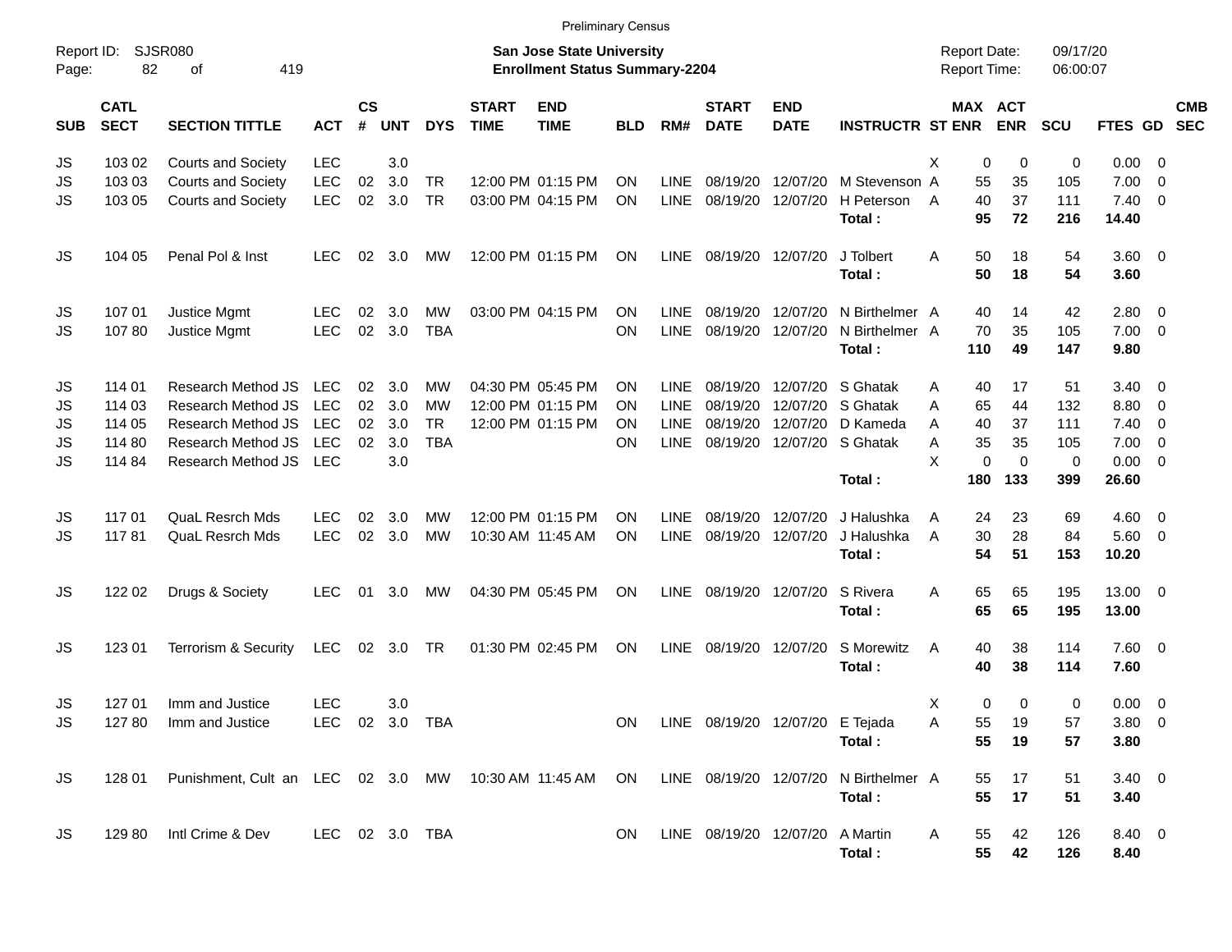Preliminary Census

Report ID: SJSR080

**San Jose State University**
**Enrollment Status Summary-2204**

Report Date: 09/17/20
Report Time: 06:00:07

| SUB | CATL SECT | SECTION TITTLE | ACT | CS # | UNT | DYS | START TIME | END TIME | BLD | RM# | START DATE | END DATE | INSTRUCTR | ST | MAX ENR | ACT ENR | SCU | FTES | GD | CMB SEC |
|---|---|---|---|---|---|---|---|---|---|---|---|---|---|---|---|---|---|---|---|---|
| JS | 103 02 | Courts and Society | LEC | | 3.0 | | | | | | | | | X | 0 | 0 | 0 | 0.00 | 0 | |
| JS | 103 03 | Courts and Society | LEC | 02 | 3.0 | TR | 12:00 PM | 01:15 PM | ON | LINE | 08/19/20 | 12/07/20 | M Stevenson | A | 55 | 35 | 105 | 7.00 | 0 | |
| JS | 103 05 | Courts and Society | LEC | 02 | 3.0 | TR | 03:00 PM | 04:15 PM | ON | LINE | 08/19/20 | 12/07/20 | H Peterson | A | 40 | 37 | 111 | 7.40 | 0 | |
| | | | | | | | | | | | | | **Total :** | | **95** | **72** | **216** | **14.40** | | |
| JS | 104 05 | Penal Pol & Inst | LEC | 02 | 3.0 | MW | 12:00 PM | 01:15 PM | ON | LINE | 08/19/20 | 12/07/20 | J Tolbert | A | 50 | 18 | 54 | 3.60 | 0 | |
| | | | | | | | | | | | | | **Total :** | | **50** | **18** | **54** | **3.60** | | |
| JS | 107 01 | Justice Mgmt | LEC | 02 | 3.0 | MW | 03:00 PM | 04:15 PM | ON | LINE | 08/19/20 | 12/07/20 | N Birthelmer | A | 40 | 14 | 42 | 2.80 | 0 | |
| JS | 107 80 | Justice Mgmt | LEC | 02 | 3.0 | TBA | | | ON | LINE | 08/19/20 | 12/07/20 | N Birthelmer | A | 70 | 35 | 105 | 7.00 | 0 | |
| | | | | | | | | | | | | | **Total :** | | **110** | **49** | **147** | **9.80** | | |
| JS | 114 01 | Research Method JS | LEC | 02 | 3.0 | MW | 04:30 PM | 05:45 PM | ON | LINE | 08/19/20 | 12/07/20 | S Ghatak | A | 40 | 17 | 51 | 3.40 | 0 | |
| JS | 114 03 | Research Method JS | LEC | 02 | 3.0 | MW | 12:00 PM | 01:15 PM | ON | LINE | 08/19/20 | 12/07/20 | S Ghatak | A | 65 | 44 | 132 | 8.80 | 0 | |
| JS | 114 05 | Research Method JS | LEC | 02 | 3.0 | TR | 12:00 PM | 01:15 PM | ON | LINE | 08/19/20 | 12/07/20 | D Kameda | A | 40 | 37 | 111 | 7.40 | 0 | |
| JS | 114 80 | Research Method JS | LEC | 02 | 3.0 | TBA | | | ON | LINE | 08/19/20 | 12/07/20 | S Ghatak | A | 35 | 35 | 105 | 7.00 | 0 | |
| JS | 114 84 | Research Method JS | LEC | | 3.0 | | | | | | | | | X | 0 | 0 | 0 | 0.00 | 0 | |
| | | | | | | | | | | | | | **Total :** | | **180** | **133** | **399** | **26.60** | | |
| JS | 117 01 | QuaL Resrch Mds | LEC | 02 | 3.0 | MW | 12:00 PM | 01:15 PM | ON | LINE | 08/19/20 | 12/07/20 | J Halushka | A | 24 | 23 | 69 | 4.60 | 0 | |
| JS | 117 81 | QuaL Resrch Mds | LEC | 02 | 3.0 | MW | 10:30 AM | 11:45 AM | ON | LINE | 08/19/20 | 12/07/20 | J Halushka | A | 30 | 28 | 84 | 5.60 | 0 | |
| | | | | | | | | | | | | | **Total :** | | **54** | **51** | **153** | **10.20** | | |
| JS | 122 02 | Drugs & Society | LEC | 01 | 3.0 | MW | 04:30 PM | 05:45 PM | ON | LINE | 08/19/20 | 12/07/20 | S Rivera | A | 65 | 65 | 195 | 13.00 | 0 | |
| | | | | | | | | | | | | | **Total :** | | **65** | **65** | **195** | **13.00** | | |
| JS | 123 01 | Terrorism & Security | LEC | 02 | 3.0 | TR | 01:30 PM | 02:45 PM | ON | LINE | 08/19/20 | 12/07/20 | S Morewitz | A | 40 | 38 | 114 | 7.60 | 0 | |
| | | | | | | | | | | | | | **Total :** | | **40** | **38** | **114** | **7.60** | | |
| JS | 127 01 | Imm and Justice | LEC | | 3.0 | | | | | | | | | X | 0 | 0 | 0 | 0.00 | 0 | |
| JS | 127 80 | Imm and Justice | LEC | 02 | 3.0 | TBA | | | ON | LINE | 08/19/20 | 12/07/20 | E Tejada | A | 55 | 19 | 57 | 3.80 | 0 | |
| | | | | | | | | | | | | | **Total :** | | **55** | **19** | **57** | **3.80** | | |
| JS | 128 01 | Punishment, Cult an | LEC | 02 | 3.0 | MW | 10:30 AM | 11:45 AM | ON | LINE | 08/19/20 | 12/07/20 | N Birthelmer | A | 55 | 17 | 51 | 3.40 | 0 | |
| | | | | | | | | | | | | | **Total :** | | **55** | **17** | **51** | **3.40** | | |
| JS | 129 80 | Intl Crime & Dev | LEC | 02 | 3.0 | TBA | | | ON | LINE | 08/19/20 | 12/07/20 | A Martin | A | 55 | 42 | 126 | 8.40 | 0 | |
| | | | | | | | | | | | | | **Total :** | | **55** | **42** | **126** | **8.40** | | |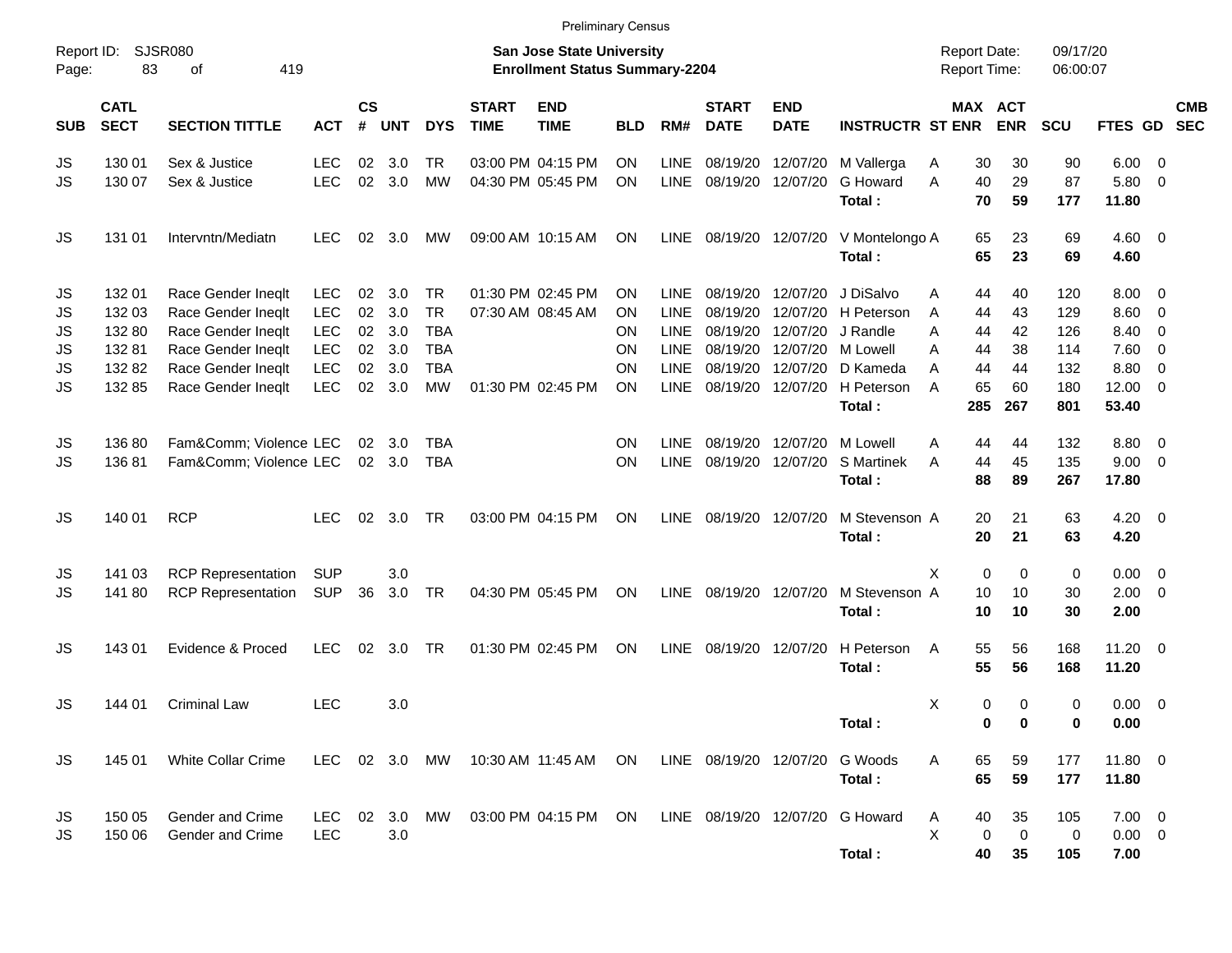Preliminary Census

Report ID: SJSR080

**San Jose State University**
**Enrollment Status Summary-2204**

Report Date: 09/17/20
Report Time: 06:00:07

| SUB | CATL SECT | SECTION TITTLE | ACT | CS # | UNT | DYS | START TIME | END TIME | BLD | RM# | START DATE | END DATE | INSTRUCTR | ST | MAX ENR | ACT ENR | SCU | FTES | GD | CMB SEC |
|---|---|---|---|---|---|---|---|---|---|---|---|---|---|---|---|---|---|---|---|---|
| JS | 130 01 | Sex & Justice | LEC | 02 | 3.0 | TR | 03:00 PM | 04:15 PM | ON | LINE | 08/19/20 | 12/07/20 | M Vallerga | A | 30 | 30 | 90 | 6.00 | 0 | |
| JS | 130 07 | Sex & Justice | LEC | 02 | 3.0 | MW | 04:30 PM | 05:45 PM | ON | LINE | 08/19/20 | 12/07/20 | G Howard | A | 40 | 29 | 87 | 5.80 | 0 | |
| | | | | | | | | | | | | | **Total :** | | **70** | **59** | **177** | **11.80** | | |
| JS | 131 01 | Intervntn/Mediatn | LEC | 02 | 3.0 | MW | 09:00 AM | 10:15 AM | ON | LINE | 08/19/20 | 12/07/20 | V Montelongo | A | 65 | 23 | 69 | 4.60 | 0 | |
| | | | | | | | | | | | | | **Total :** | | **65** | **23** | **69** | **4.60** | | |
| JS | 132 01 | Race Gender Ineqlt | LEC | 02 | 3.0 | TR | 01:30 PM | 02:45 PM | ON | LINE | 08/19/20 | 12/07/20 | J DiSalvo | A | 44 | 40 | 120 | 8.00 | 0 | |
| JS | 132 03 | Race Gender Ineqlt | LEC | 02 | 3.0 | TR | 07:30 AM | 08:45 AM | ON | LINE | 08/19/20 | 12/07/20 | H Peterson | A | 44 | 43 | 129 | 8.60 | 0 | |
| JS | 132 80 | Race Gender Ineqlt | LEC | 02 | 3.0 | TBA | | | ON | LINE | 08/19/20 | 12/07/20 | J Randle | A | 44 | 42 | 126 | 8.40 | 0 | |
| JS | 132 81 | Race Gender Ineqlt | LEC | 02 | 3.0 | TBA | | | ON | LINE | 08/19/20 | 12/07/20 | M Lowell | A | 44 | 38 | 114 | 7.60 | 0 | |
| JS | 132 82 | Race Gender Ineqlt | LEC | 02 | 3.0 | TBA | | | ON | LINE | 08/19/20 | 12/07/20 | D Kameda | A | 44 | 44 | 132 | 8.80 | 0 | |
| JS | 132 85 | Race Gender Ineqlt | LEC | 02 | 3.0 | MW | 01:30 PM | 02:45 PM | ON | LINE | 08/19/20 | 12/07/20 | H Peterson | A | 65 | 60 | 180 | 12.00 | 0 | |
| | | | | | | | | | | | | | **Total :** | | **285** | **267** | **801** | **53.40** | | |
| JS | 136 80 | Fam&Comm; Violence | LEC | 02 | 3.0 | TBA | | | ON | LINE | 08/19/20 | 12/07/20 | M Lowell | A | 44 | 44 | 132 | 8.80 | 0 | |
| JS | 136 81 | Fam&Comm; Violence | LEC | 02 | 3.0 | TBA | | | ON | LINE | 08/19/20 | 12/07/20 | S Martinek | A | 44 | 45 | 135 | 9.00 | 0 | |
| | | | | | | | | | | | | | **Total :** | | **88** | **89** | **267** | **17.80** | | |
| JS | 140 01 | RCP | LEC | 02 | 3.0 | TR | 03:00 PM | 04:15 PM | ON | LINE | 08/19/20 | 12/07/20 | M Stevenson | A | 20 | 21 | 63 | 4.20 | 0 | |
| | | | | | | | | | | | | | **Total :** | | **20** | **21** | **63** | **4.20** | | |
| JS | 141 03 | RCP Representation | SUP | | 3.0 | | | | | | | | | X | 0 | 0 | 0 | 0.00 | 0 | |
| JS | 141 80 | RCP Representation | SUP | 36 | 3.0 | TR | 04:30 PM | 05:45 PM | ON | LINE | 08/19/20 | 12/07/20 | M Stevenson | A | 10 | 10 | 30 | 2.00 | 0 | |
| | | | | | | | | | | | | | **Total :** | | **10** | **10** | **30** | **2.00** | | |
| JS | 143 01 | Evidence & Proced | LEC | 02 | 3.0 | TR | 01:30 PM | 02:45 PM | ON | LINE | 08/19/20 | 12/07/20 | H Peterson | A | 55 | 56 | 168 | 11.20 | 0 | |
| | | | | | | | | | | | | | **Total :** | | **55** | **56** | **168** | **11.20** | | |
| JS | 144 01 | Criminal Law | LEC | | 3.0 | | | | | | | | | X | 0 | 0 | 0 | 0.00 | 0 | |
| | | | | | | | | | | | | | **Total :** | | **0** | **0** | **0** | **0.00** | | |
| JS | 145 01 | White Collar Crime | LEC | 02 | 3.0 | MW | 10:30 AM | 11:45 AM | ON | LINE | 08/19/20 | 12/07/20 | G Woods | A | 65 | 59 | 177 | 11.80 | 0 | |
| | | | | | | | | | | | | | **Total :** | | **65** | **59** | **177** | **11.80** | | |
| JS | 150 05 | Gender and Crime | LEC | 02 | 3.0 | MW | 03:00 PM | 04:15 PM | ON | LINE | 08/19/20 | 12/07/20 | G Howard | A | 40 | 35 | 105 | 7.00 | 0 | |
| JS | 150 06 | Gender and Crime | LEC | | 3.0 | | | | | | | | | X | 0 | 0 | 0 | 0.00 | 0 | |
| | | | | | | | | | | | | | **Total :** | | **40** | **35** | **105** | **7.00** | | |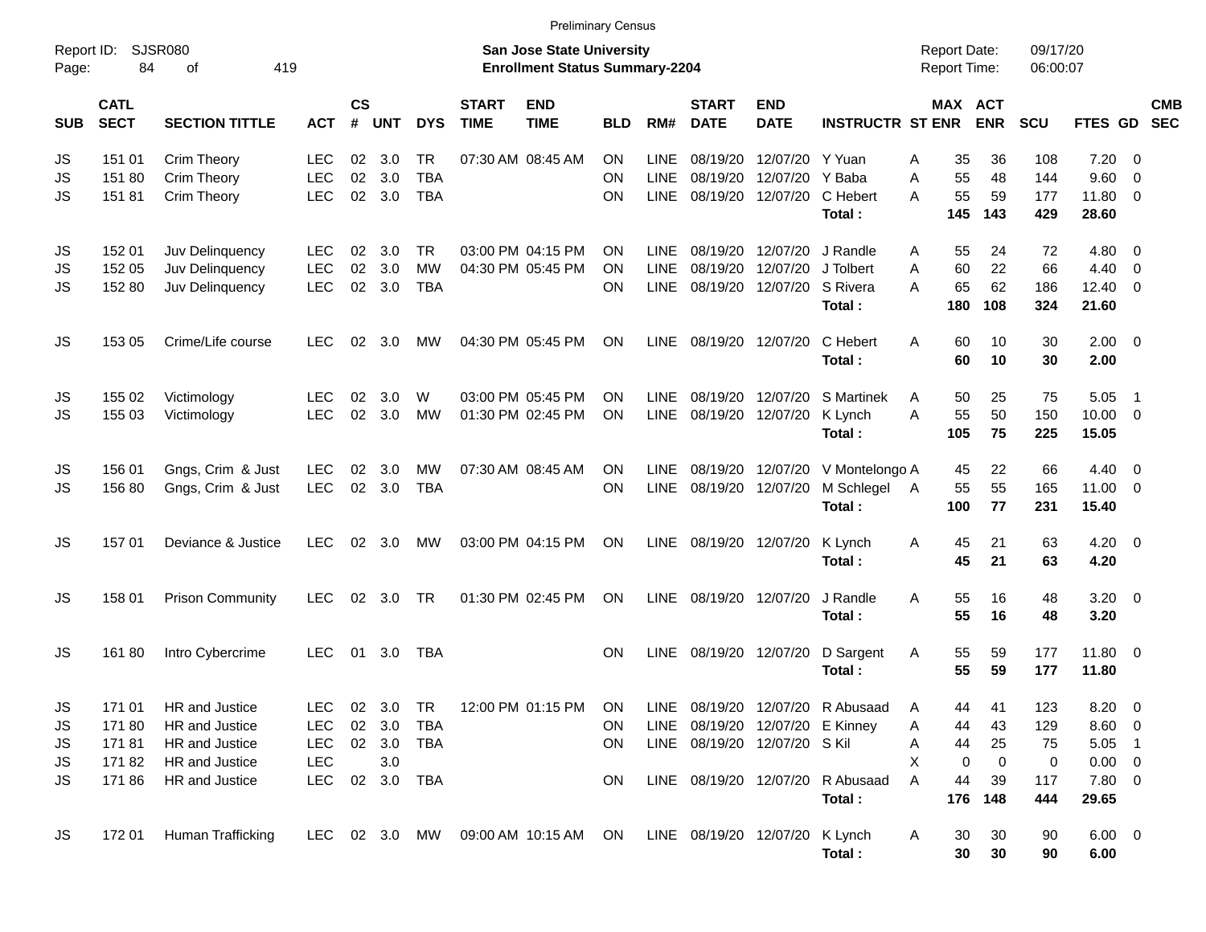Preliminary Census

Report ID: SJSR080
Page: 84 of 419

**San Jose State University**
**Enrollment Status Summary-2204**

Report Date: 09/17/20
Report Time: 06:00:07

| SUB | CATL SECT | SECTION TITTLE | ACT | CS # | UNT | DYS | START TIME | END TIME | BLD | RM# | START DATE | END DATE | INSTRUCTR | ST | MAX ENR | ACT ENR | SCU | FTES | GD | CMB SEC |
|---|---|---|---|---|---|---|---|---|---|---|---|---|---|---|---|---|---|---|---|---|
| JS | 151 01 | Crim Theory | LEC | 02 | 3.0 | TR | 07:30 AM | 08:45 AM | ON | LINE | 08/19/20 | 12/07/20 | Y Yuan | A | 35 | 36 | 108 | 7.20 | 0 | |
| JS | 151 80 | Crim Theory | LEC | 02 | 3.0 | TBA | | | ON | LINE | 08/19/20 | 12/07/20 | Y Baba | A | 55 | 48 | 144 | 9.60 | 0 | |
| JS | 151 81 | Crim Theory | LEC | 02 | 3.0 | TBA | | | ON | LINE | 08/19/20 | 12/07/20 | C Hebert | A | 55 | 59 | 177 | 11.80 | 0 | |
| | | | | | | | | | | | | | **Total :** | | **145** | **143** | **429** | **28.60** | | |
| JS | 152 01 | Juv Delinquency | LEC | 02 | 3.0 | TR | 03:00 PM | 04:15 PM | ON | LINE | 08/19/20 | 12/07/20 | J Randle | A | 55 | 24 | 72 | 4.80 | 0 | |
| JS | 152 05 | Juv Delinquency | LEC | 02 | 3.0 | MW | 04:30 PM | 05:45 PM | ON | LINE | 08/19/20 | 12/07/20 | J Tolbert | A | 60 | 22 | 66 | 4.40 | 0 | |
| JS | 152 80 | Juv Delinquency | LEC | 02 | 3.0 | TBA | | | ON | LINE | 08/19/20 | 12/07/20 | S Rivera | A | 65 | 62 | 186 | 12.40 | 0 | |
| | | | | | | | | | | | | | **Total :** | | **180** | **108** | **324** | **21.60** | | |
| JS | 153 05 | Crime/Life course | LEC | 02 | 3.0 | MW | 04:30 PM | 05:45 PM | ON | LINE | 08/19/20 | 12/07/20 | C Hebert | A | 60 | 10 | 30 | 2.00 | 0 | |
| | | | | | | | | | | | | | **Total :** | | **60** | **10** | **30** | **2.00** | | |
| JS | 155 02 | Victimology | LEC | 02 | 3.0 | W | 03:00 PM | 05:45 PM | ON | LINE | 08/19/20 | 12/07/20 | S Martinek | A | 50 | 25 | 75 | 5.05 | 1 | |
| JS | 155 03 | Victimology | LEC | 02 | 3.0 | MW | 01:30 PM | 02:45 PM | ON | LINE | 08/19/20 | 12/07/20 | K Lynch | A | 55 | 50 | 150 | 10.00 | 0 | |
| | | | | | | | | | | | | | **Total :** | | **105** | **75** | **225** | **15.05** | | |
| JS | 156 01 | Gngs, Crim & Just | LEC | 02 | 3.0 | MW | 07:30 AM | 08:45 AM | ON | LINE | 08/19/20 | 12/07/20 | V Montelongo | A | 45 | 22 | 66 | 4.40 | 0 | |
| JS | 156 80 | Gngs, Crim & Just | LEC | 02 | 3.0 | TBA | | | ON | LINE | 08/19/20 | 12/07/20 | M Schlegel | A | 55 | 55 | 165 | 11.00 | 0 | |
| | | | | | | | | | | | | | **Total :** | | **100** | **77** | **231** | **15.40** | | |
| JS | 157 01 | Deviance & Justice | LEC | 02 | 3.0 | MW | 03:00 PM | 04:15 PM | ON | LINE | 08/19/20 | 12/07/20 | K Lynch | A | 45 | 21 | 63 | 4.20 | 0 | |
| | | | | | | | | | | | | | **Total :** | | **45** | **21** | **63** | **4.20** | | |
| JS | 158 01 | Prison Community | LEC | 02 | 3.0 | TR | 01:30 PM | 02:45 PM | ON | LINE | 08/19/20 | 12/07/20 | J Randle | A | 55 | 16 | 48 | 3.20 | 0 | |
| | | | | | | | | | | | | | **Total :** | | **55** | **16** | **48** | **3.20** | | |
| JS | 161 80 | Intro Cybercrime | LEC | 01 | 3.0 | TBA | | | ON | LINE | 08/19/20 | 12/07/20 | D Sargent | A | 55 | 59 | 177 | 11.80 | 0 | |
| | | | | | | | | | | | | | **Total :** | | **55** | **59** | **177** | **11.80** | | |
| JS | 171 01 | HR and Justice | LEC | 02 | 3.0 | TR | 12:00 PM | 01:15 PM | ON | LINE | 08/19/20 | 12/07/20 | R Abusaad | A | 44 | 41 | 123 | 8.20 | 0 | |
| JS | 171 80 | HR and Justice | LEC | 02 | 3.0 | TBA | | | ON | LINE | 08/19/20 | 12/07/20 | E Kinney | A | 44 | 43 | 129 | 8.60 | 0 | |
| JS | 171 81 | HR and Justice | LEC | 02 | 3.0 | TBA | | | ON | LINE | 08/19/20 | 12/07/20 | S Kil | A | 44 | 25 | 75 | 5.05 | 1 | |
| JS | 171 82 | HR and Justice | LEC | | 3.0 | | | | | | | | | X | 0 | 0 | 0 | 0.00 | 0 | |
| JS | 171 86 | HR and Justice | LEC | 02 | 3.0 | TBA | | | ON | LINE | 08/19/20 | 12/07/20 | R Abusaad | A | 44 | 39 | 117 | 7.80 | 0 | |
| | | | | | | | | | | | | | **Total :** | | **176** | **148** | **444** | **29.65** | | |
| JS | 172 01 | Human Trafficking | LEC | 02 | 3.0 | MW | 09:00 AM | 10:15 AM | ON | LINE | 08/19/20 | 12/07/20 | K Lynch | A | 30 | 30 | 90 | 6.00 | 0 | |
| | | | | | | | | | | | | | **Total :** | | **30** | **30** | **90** | **6.00** | | |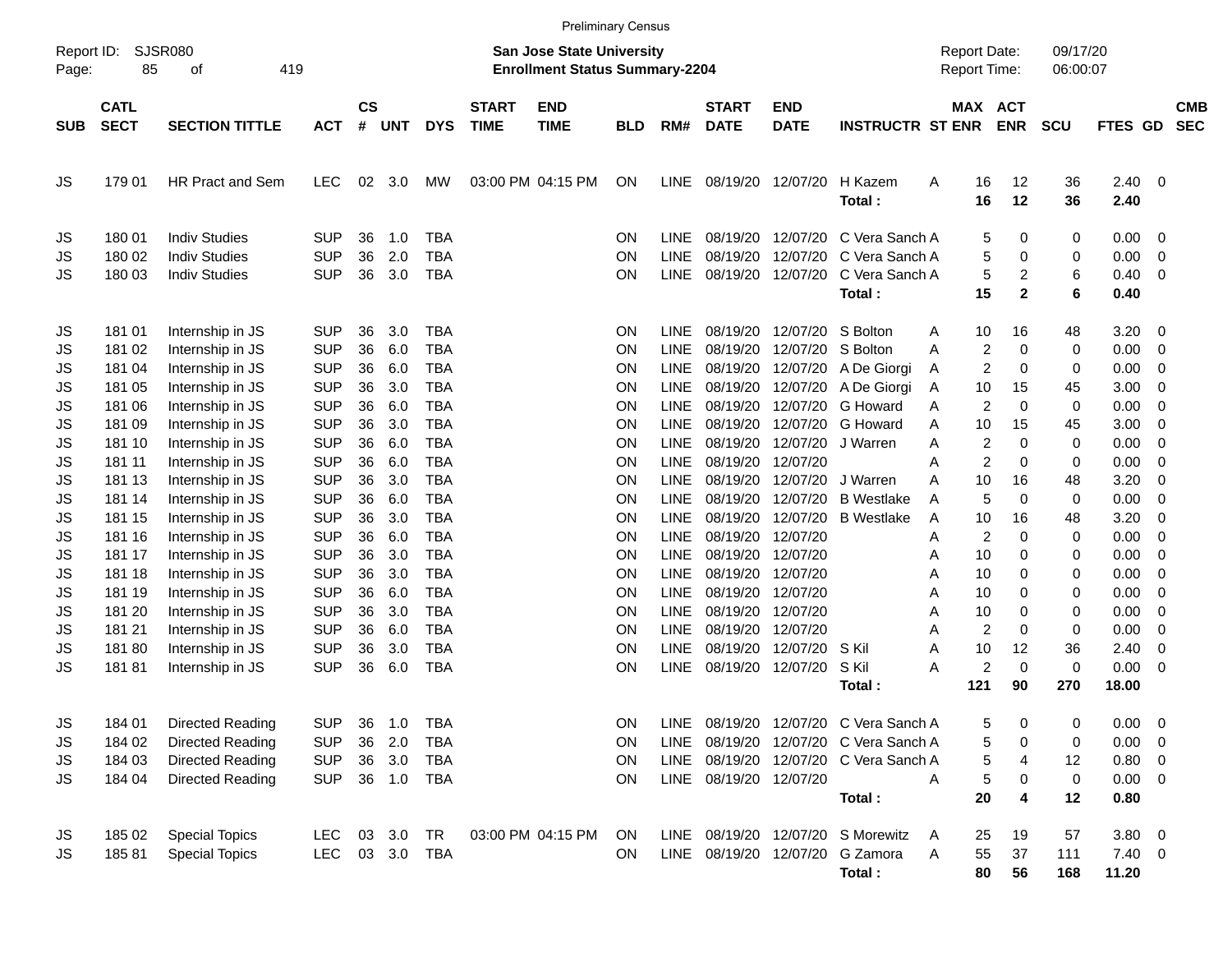Preliminary Census

Report ID: SJSR080
Page: 85 of 419

**San Jose State University**
**Enrollment Status Summary-2204**

Report Date: 09/17/20
Report Time: 06:00:07

| SUB | CATL SECT | SECTION TITTLE | ACT | CS # | UNT | DYS | START TIME | END TIME | BLD | RM# | START DATE | END DATE | INSTRUCTR | ST | MAX ENR | ACT ENR | SCU | FTES | GD | CMB SEC |
|---|---|---|---|---|---|---|---|---|---|---|---|---|---|---|---|---|---|---|---|---|
| JS | 179 01 | HR Pract and Sem | LEC | 02 | 3.0 | MW | 03:00 PM | 04:15 PM | ON | LINE | 08/19/20 | 12/07/20 | H Kazem | A | 16 | 12 | 36 | 2.40 | 0 | |
| | | | | | | | | | | | | | **Total :** | | **16** | **12** | **36** | **2.40** | | |
| JS | 180 01 | Indiv Studies | SUP | 36 | 1.0 | TBA | | | ON | LINE | 08/19/20 | 12/07/20 | C Vera Sanch | A | 5 | 0 | 0 | 0.00 | 0 | |
| JS | 180 02 | Indiv Studies | SUP | 36 | 2.0 | TBA | | | ON | LINE | 08/19/20 | 12/07/20 | C Vera Sanch | A | 5 | 0 | 0 | 0.00 | 0 | |
| JS | 180 03 | Indiv Studies | SUP | 36 | 3.0 | TBA | | | ON | LINE | 08/19/20 | 12/07/20 | C Vera Sanch | A | 5 | 2 | 6 | 0.40 | 0 | |
| | | | | | | | | | | | | | **Total :** | | **15** | **2** | **6** | **0.40** | | |
| JS | 181 01 | Internship in JS | SUP | 36 | 3.0 | TBA | | | ON | LINE | 08/19/20 | 12/07/20 | S Bolton | A | 10 | 16 | 48 | 3.20 | 0 | |
| JS | 181 02 | Internship in JS | SUP | 36 | 6.0 | TBA | | | ON | LINE | 08/19/20 | 12/07/20 | S Bolton | A | 2 | 0 | 0 | 0.00 | 0 | |
| JS | 181 04 | Internship in JS | SUP | 36 | 6.0 | TBA | | | ON | LINE | 08/19/20 | 12/07/20 | A De Giorgi | A | 2 | 0 | 0 | 0.00 | 0 | |
| JS | 181 05 | Internship in JS | SUP | 36 | 3.0 | TBA | | | ON | LINE | 08/19/20 | 12/07/20 | A De Giorgi | A | 10 | 15 | 45 | 3.00 | 0 | |
| JS | 181 06 | Internship in JS | SUP | 36 | 6.0 | TBA | | | ON | LINE | 08/19/20 | 12/07/20 | G Howard | A | 2 | 0 | 0 | 0.00 | 0 | |
| JS | 181 09 | Internship in JS | SUP | 36 | 3.0 | TBA | | | ON | LINE | 08/19/20 | 12/07/20 | G Howard | A | 10 | 15 | 45 | 3.00 | 0 | |
| JS | 181 10 | Internship in JS | SUP | 36 | 6.0 | TBA | | | ON | LINE | 08/19/20 | 12/07/20 | J Warren | A | 2 | 0 | 0 | 0.00 | 0 | |
| JS | 181 11 | Internship in JS | SUP | 36 | 6.0 | TBA | | | ON | LINE | 08/19/20 | 12/07/20 | | A | 2 | 0 | 0 | 0.00 | 0 | |
| JS | 181 13 | Internship in JS | SUP | 36 | 3.0 | TBA | | | ON | LINE | 08/19/20 | 12/07/20 | J Warren | A | 10 | 16 | 48 | 3.20 | 0 | |
| JS | 181 14 | Internship in JS | SUP | 36 | 6.0 | TBA | | | ON | LINE | 08/19/20 | 12/07/20 | B Westlake | A | 5 | 0 | 0 | 0.00 | 0 | |
| JS | 181 15 | Internship in JS | SUP | 36 | 3.0 | TBA | | | ON | LINE | 08/19/20 | 12/07/20 | B Westlake | A | 10 | 16 | 48 | 3.20 | 0 | |
| JS | 181 16 | Internship in JS | SUP | 36 | 6.0 | TBA | | | ON | LINE | 08/19/20 | 12/07/20 | | A | 2 | 0 | 0 | 0.00 | 0 | |
| JS | 181 17 | Internship in JS | SUP | 36 | 3.0 | TBA | | | ON | LINE | 08/19/20 | 12/07/20 | | A | 10 | 0 | 0 | 0.00 | 0 | |
| JS | 181 18 | Internship in JS | SUP | 36 | 3.0 | TBA | | | ON | LINE | 08/19/20 | 12/07/20 | | A | 10 | 0 | 0 | 0.00 | 0 | |
| JS | 181 19 | Internship in JS | SUP | 36 | 6.0 | TBA | | | ON | LINE | 08/19/20 | 12/07/20 | | A | 10 | 0 | 0 | 0.00 | 0 | |
| JS | 181 20 | Internship in JS | SUP | 36 | 3.0 | TBA | | | ON | LINE | 08/19/20 | 12/07/20 | | A | 10 | 0 | 0 | 0.00 | 0 | |
| JS | 181 21 | Internship in JS | SUP | 36 | 6.0 | TBA | | | ON | LINE | 08/19/20 | 12/07/20 | | A | 2 | 0 | 0 | 0.00 | 0 | |
| JS | 181 80 | Internship in JS | SUP | 36 | 3.0 | TBA | | | ON | LINE | 08/19/20 | 12/07/20 | S Kil | A | 10 | 12 | 36 | 2.40 | 0 | |
| JS | 181 81 | Internship in JS | SUP | 36 | 6.0 | TBA | | | ON | LINE | 08/19/20 | 12/07/20 | S Kil | A | 2 | 0 | 0 | 0.00 | 0 | |
| | | | | | | | | | | | | | **Total :** | | **121** | **90** | **270** | **18.00** | | |
| JS | 184 01 | Directed Reading | SUP | 36 | 1.0 | TBA | | | ON | LINE | 08/19/20 | 12/07/20 | C Vera Sanch | A | 5 | 0 | 0 | 0.00 | 0 | |
| JS | 184 02 | Directed Reading | SUP | 36 | 2.0 | TBA | | | ON | LINE | 08/19/20 | 12/07/20 | C Vera Sanch | A | 5 | 0 | 0 | 0.00 | 0 | |
| JS | 184 03 | Directed Reading | SUP | 36 | 3.0 | TBA | | | ON | LINE | 08/19/20 | 12/07/20 | C Vera Sanch | A | 5 | 4 | 12 | 0.80 | 0 | |
| JS | 184 04 | Directed Reading | SUP | 36 | 1.0 | TBA | | | ON | LINE | 08/19/20 | 12/07/20 | | A | 5 | 0 | 0 | 0.00 | 0 | |
| | | | | | | | | | | | | | **Total :** | | **20** | **4** | **12** | **0.80** | | |
| JS | 185 02 | Special Topics | LEC | 03 | 3.0 | TR | 03:00 PM | 04:15 PM | ON | LINE | 08/19/20 | 12/07/20 | S Morewitz | A | 25 | 19 | 57 | 3.80 | 0 | |
| JS | 185 81 | Special Topics | LEC | 03 | 3.0 | TBA | | | ON | LINE | 08/19/20 | 12/07/20 | G Zamora | A | 55 | 37 | 111 | 7.40 | 0 | |
| | | | | | | | | | | | | | **Total :** | | **80** | **56** | **168** | **11.20** | | |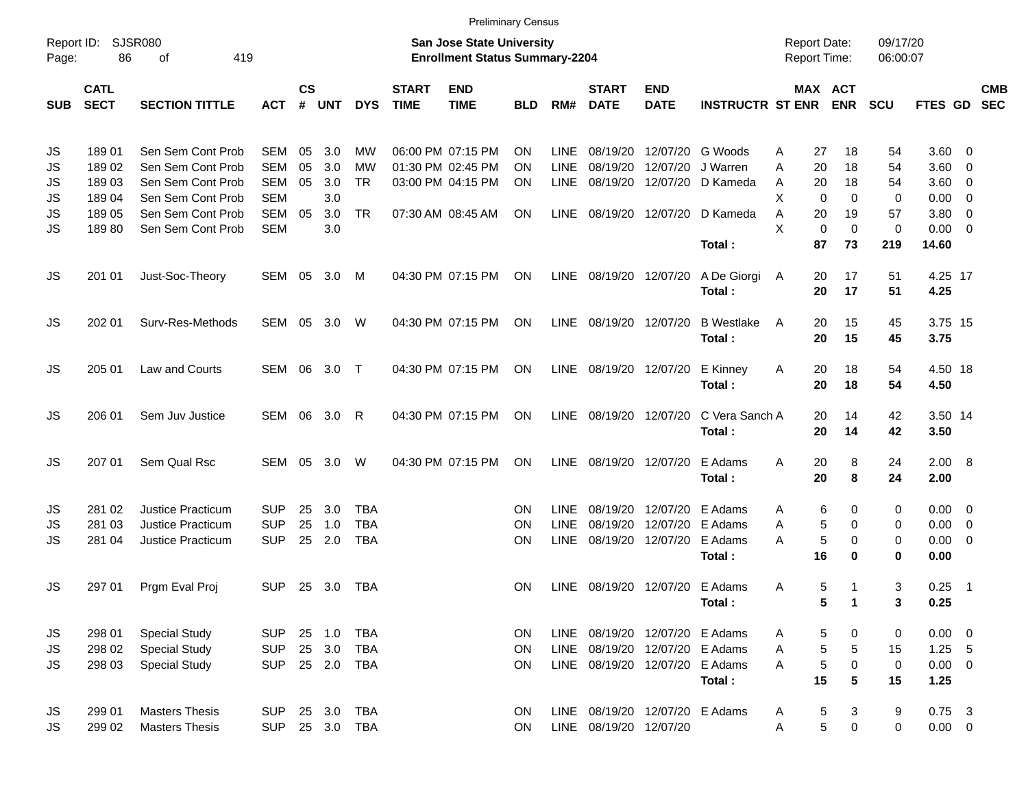Preliminary Census

Report ID: SJSR080

**San Jose State University**
**Enrollment Status Summary-2204**

Report Date: 09/17/20
Report Time: 06:00:07

| SUB | CATL SECT | SECTION TITTLE | ACT | CS # | UNT | DYS | START TIME | END TIME | BLD | RM# | START DATE | END DATE | INSTRUCTR | ST | MAX ENR | ACT ENR | SCU | FTES | GD | CMB SEC |
|---|---|---|---|---|---|---|---|---|---|---|---|---|---|---|---|---|---|---|---|---|
| JS | 189 01 | Sen Sem Cont Prob | SEM | 05 | 3.0 | MW | 06:00 PM | 07:15 PM | ON | LINE | 08/19/20 | 12/07/20 | G Woods | A | 27 | 18 | 54 | 3.60 | 0 | |
| JS | 189 02 | Sen Sem Cont Prob | SEM | 05 | 3.0 | MW | 01:30 PM | 02:45 PM | ON | LINE | 08/19/20 | 12/07/20 | J Warren | A | 20 | 18 | 54 | 3.60 | 0 | |
| JS | 189 03 | Sen Sem Cont Prob | SEM | 05 | 3.0 | TR | 03:00 PM | 04:15 PM | ON | LINE | 08/19/20 | 12/07/20 | D Kameda | A | 20 | 18 | 54 | 3.60 | 0 | |
| JS | 189 04 | Sen Sem Cont Prob | SEM | | 3.0 | | | | | | | | | X | 0 | 0 | 0 | 0.00 | 0 | |
| JS | 189 05 | Sen Sem Cont Prob | SEM | 05 | 3.0 | TR | 07:30 AM | 08:45 AM | ON | LINE | 08/19/20 | 12/07/20 | D Kameda | A | 20 | 19 | 57 | 3.80 | 0 | |
| JS | 189 80 | Sen Sem Cont Prob | SEM | | 3.0 | | | | | | | | | X | 0 | 0 | 0 | 0.00 | 0 | |
| | | | | | | | | | | | | | **Total :** | | **87** | **73** | **219** | **14.60** | | |
| JS | 201 01 | Just-Soc-Theory | SEM | 05 | 3.0 | M | 04:30 PM | 07:15 PM | ON | LINE | 08/19/20 | 12/07/20 | A De Giorgi | A | 20 | 17 | 51 | 4.25 | 17 | |
| | | | | | | | | | | | | | **Total :** | | **20** | **17** | **51** | **4.25** | | |
| JS | 202 01 | Surv-Res-Methods | SEM | 05 | 3.0 | W | 04:30 PM | 07:15 PM | ON | LINE | 08/19/20 | 12/07/20 | B Westlake | A | 20 | 15 | 45 | 3.75 | 15 | |
| | | | | | | | | | | | | | **Total :** | | **20** | **15** | **45** | **3.75** | | |
| JS | 205 01 | Law and Courts | SEM | 06 | 3.0 | T | 04:30 PM | 07:15 PM | ON | LINE | 08/19/20 | 12/07/20 | E Kinney | A | 20 | 18 | 54 | 4.50 | 18 | |
| | | | | | | | | | | | | | **Total :** | | **20** | **18** | **54** | **4.50** | | |
| JS | 206 01 | Sem Juv Justice | SEM | 06 | 3.0 | R | 04:30 PM | 07:15 PM | ON | LINE | 08/19/20 | 12/07/20 | C Vera Sanch | A | 20 | 14 | 42 | 3.50 | 14 | |
| | | | | | | | | | | | | | **Total :** | | **20** | **14** | **42** | **3.50** | | |
| JS | 207 01 | Sem Qual Rsc | SEM | 05 | 3.0 | W | 04:30 PM | 07:15 PM | ON | LINE | 08/19/20 | 12/07/20 | E Adams | A | 20 | 8 | 24 | 2.00 | 8 | |
| | | | | | | | | | | | | | **Total :** | | **20** | **8** | **24** | **2.00** | | |
| JS | 281 02 | Justice Practicum | SUP | 25 | 3.0 | TBA | | | ON | LINE | 08/19/20 | 12/07/20 | E Adams | A | 6 | 0 | 0 | 0.00 | 0 | |
| JS | 281 03 | Justice Practicum | SUP | 25 | 1.0 | TBA | | | ON | LINE | 08/19/20 | 12/07/20 | E Adams | A | 5 | 0 | 0 | 0.00 | 0 | |
| JS | 281 04 | Justice Practicum | SUP | 25 | 2.0 | TBA | | | ON | LINE | 08/19/20 | 12/07/20 | E Adams | A | 5 | 0 | 0 | 0.00 | 0 | |
| | | | | | | | | | | | | | **Total :** | | **16** | **0** | **0** | **0.00** | | |
| JS | 297 01 | Prgm Eval Proj | SUP | 25 | 3.0 | TBA | | | ON | LINE | 08/19/20 | 12/07/20 | E Adams | A | 5 | 1 | 3 | 0.25 | 1 | |
| | | | | | | | | | | | | | **Total :** | | **5** | **1** | **3** | **0.25** | | |
| JS | 298 01 | Special Study | SUP | 25 | 1.0 | TBA | | | ON | LINE | 08/19/20 | 12/07/20 | E Adams | A | 5 | 0 | 0 | 0.00 | 0 | |
| JS | 298 02 | Special Study | SUP | 25 | 3.0 | TBA | | | ON | LINE | 08/19/20 | 12/07/20 | E Adams | A | 5 | 5 | 15 | 1.25 | 5 | |
| JS | 298 03 | Special Study | SUP | 25 | 2.0 | TBA | | | ON | LINE | 08/19/20 | 12/07/20 | E Adams | A | 5 | 0 | 0 | 0.00 | 0 | |
| | | | | | | | | | | | | | **Total :** | | **15** | **5** | **15** | **1.25** | | |
| JS | 299 01 | Masters Thesis | SUP | 25 | 3.0 | TBA | | | ON | LINE | 08/19/20 | 12/07/20 | E Adams | A | 5 | 3 | 9 | 0.75 | 3 | |
| JS | 299 02 | Masters Thesis | SUP | 25 | 3.0 | TBA | | | ON | LINE | 08/19/20 | 12/07/20 | | A | 5 | 0 | 0 | 0.00 | 0 | |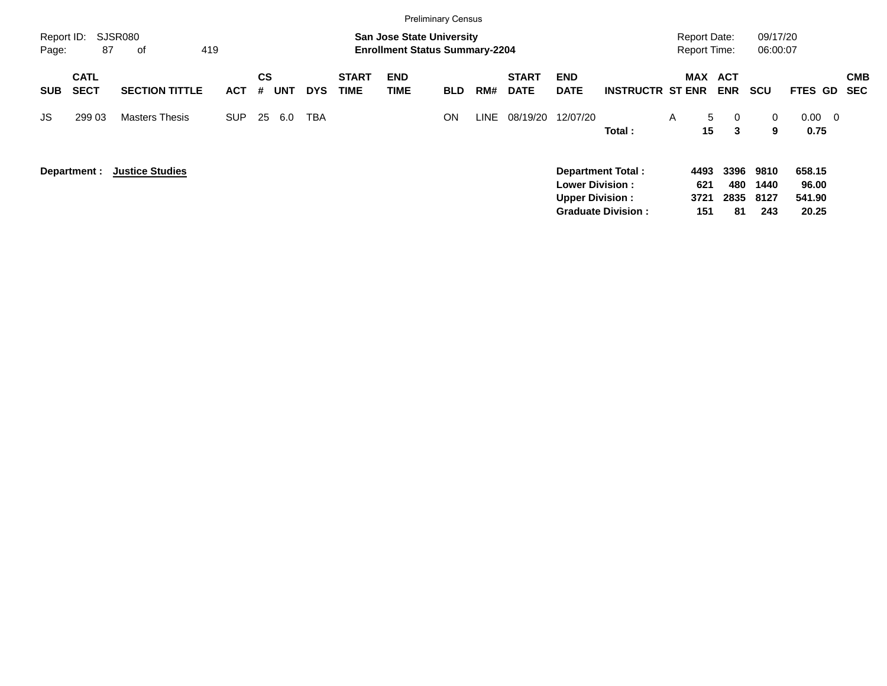Preliminary Census

Report ID: SJSR080
Page: 87 of 419

**San Jose State University**
**Enrollment Status Summary-2204**

Report Date: 09/17/20
Report Time: 06:00:07

| SUB | CATL SECT | SECTION TITTLE | ACT | CS # | UNT | DYS | START TIME | END TIME | BLD | RM# | START DATE | END DATE | INSTRUCTR | ST | MAX ENR | ACT ENR | SCU | FTES | GD | CMB SEC |
|---|---|---|---|---|---|---|---|---|---|---|---|---|---|---|---|---|---|---|---|---|
| JS | 299 03 | Masters Thesis | SUP | 25 | 6.0 | TBA | | | ON | LINE | 08/19/20 | 12/07/20 | | A | 5 | 0 | 0 | 0.00 | 0 | |
| | | | | | | | | | | | | | **Total :** | | **15** | **3** | **9** | **0.75** | | |

**Department : Justice Studies**

| | MAX ENR | ACT ENR | SCU | FTES |
|---|---|---|---|---|
| **Department Total :** | **4493** | **3396** | **9810** | **658.15** |
| **Lower Division :** | **621** | **480** | **1440** | **96.00** |
| **Upper Division :** | **3721** | **2835** | **8127** | **541.90** |
| **Graduate Division :** | **151** | **81** | **243** | **20.25** |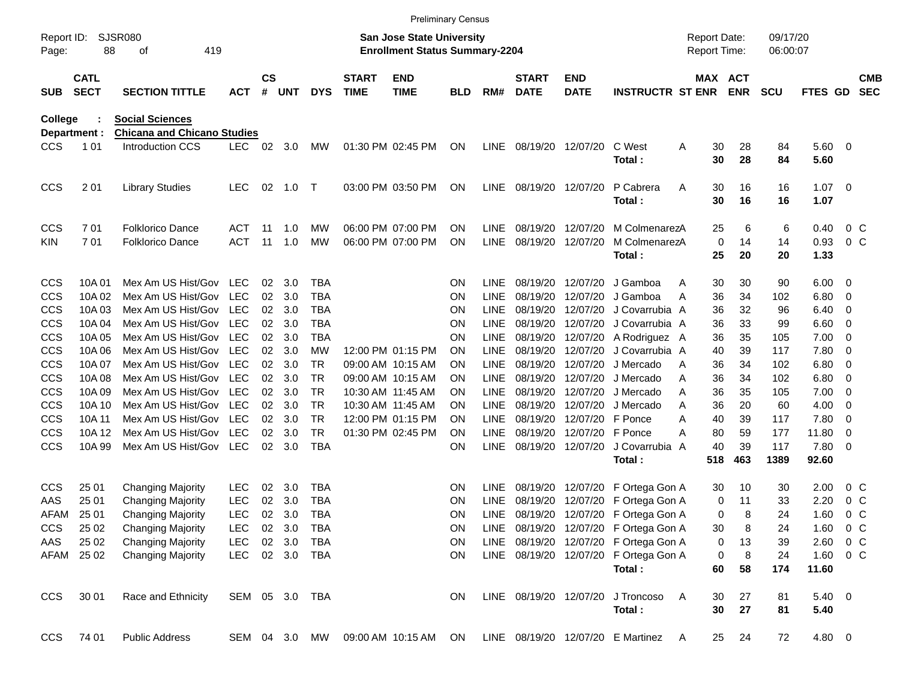Preliminary Census

Report ID: SJSR080
Page: 88 of 419

**San Jose State University**
**Enrollment Status Summary-2204**

Report Date: 09/17/20
Report Time: 06:00:07

**College : Social Sciences**
**Department : Chicana and Chicano Studies**

| SUB | CATL SECT | SECTION TITTLE | ACT | CS # | UNT | DYS | START TIME | END TIME | BLD | RM# | START DATE | END DATE | INSTRUCTR | ST | MAX ENR | ACT ENR | SCU | FTES | GD | CMB SEC |
|---|---|---|---|---|---|---|---|---|---|---|---|---|---|---|---|---|---|---|---|---|
| CCS | 1 01 | Introduction CCS | LEC | 02 | 3.0 | MW | 01:30 PM | 02:45 PM | ON | LINE | 08/19/20 | 12/07/20 | C West | A | 30 | 28 | 84 | 5.60 | 0 | |
| | | | | | | | | | | | | | **Total :** | | **30** | **28** | **84** | **5.60** | | |
| CCS | 2 01 | Library Studies | LEC | 02 | 1.0 | T | 03:00 PM | 03:50 PM | ON | LINE | 08/19/20 | 12/07/20 | P Cabrera | A | 30 | 16 | 16 | 1.07 | 0 | |
| | | | | | | | | | | | | | **Total :** | | **30** | **16** | **16** | **1.07** | | |
| CCS | 7 01 | Folklorico Dance | ACT | 11 | 1.0 | MW | 06:00 PM | 07:00 PM | ON | LINE | 08/19/20 | 12/07/20 | M Colmenarez | A | 25 | 6 | 6 | 0.40 | 0 | C |
| KIN | 7 01 | Folklorico Dance | ACT | 11 | 1.0 | MW | 06:00 PM | 07:00 PM | ON | LINE | 08/19/20 | 12/07/20 | M Colmenarez | A | 0 | 14 | 14 | 0.93 | 0 | C |
| | | | | | | | | | | | | | **Total :** | | **25** | **20** | **20** | **1.33** | | |
| CCS | 10A 01 | Mex Am US Hist/Gov | LEC | 02 | 3.0 | TBA | | | ON | LINE | 08/19/20 | 12/07/20 | J Gamboa | A | 30 | 30 | 90 | 6.00 | 0 | |
| CCS | 10A 02 | Mex Am US Hist/Gov | LEC | 02 | 3.0 | TBA | | | ON | LINE | 08/19/20 | 12/07/20 | J Gamboa | A | 36 | 34 | 102 | 6.80 | 0 | |
| CCS | 10A 03 | Mex Am US Hist/Gov | LEC | 02 | 3.0 | TBA | | | ON | LINE | 08/19/20 | 12/07/20 | J Covarrubia | A | 36 | 32 | 96 | 6.40 | 0 | |
| CCS | 10A 04 | Mex Am US Hist/Gov | LEC | 02 | 3.0 | TBA | | | ON | LINE | 08/19/20 | 12/07/20 | J Covarrubia | A | 36 | 33 | 99 | 6.60 | 0 | |
| CCS | 10A 05 | Mex Am US Hist/Gov | LEC | 02 | 3.0 | TBA | | | ON | LINE | 08/19/20 | 12/07/20 | A Rodriguez | A | 36 | 35 | 105 | 7.00 | 0 | |
| CCS | 10A 06 | Mex Am US Hist/Gov | LEC | 02 | 3.0 | MW | 12:00 PM | 01:15 PM | ON | LINE | 08/19/20 | 12/07/20 | J Covarrubia | A | 40 | 39 | 117 | 7.80 | 0 | |
| CCS | 10A 07 | Mex Am US Hist/Gov | LEC | 02 | 3.0 | TR | 09:00 AM | 10:15 AM | ON | LINE | 08/19/20 | 12/07/20 | J Mercado | A | 36 | 34 | 102 | 6.80 | 0 | |
| CCS | 10A 08 | Mex Am US Hist/Gov | LEC | 02 | 3.0 | TR | 09:00 AM | 10:15 AM | ON | LINE | 08/19/20 | 12/07/20 | J Mercado | A | 36 | 34 | 102 | 6.80 | 0 | |
| CCS | 10A 09 | Mex Am US Hist/Gov | LEC | 02 | 3.0 | TR | 10:30 AM | 11:45 AM | ON | LINE | 08/19/20 | 12/07/20 | J Mercado | A | 36 | 35 | 105 | 7.00 | 0 | |
| CCS | 10A 10 | Mex Am US Hist/Gov | LEC | 02 | 3.0 | TR | 10:30 AM | 11:45 AM | ON | LINE | 08/19/20 | 12/07/20 | J Mercado | A | 36 | 20 | 60 | 4.00 | 0 | |
| CCS | 10A 11 | Mex Am US Hist/Gov | LEC | 02 | 3.0 | TR | 12:00 PM | 01:15 PM | ON | LINE | 08/19/20 | 12/07/20 | F Ponce | A | 40 | 39 | 117 | 7.80 | 0 | |
| CCS | 10A 12 | Mex Am US Hist/Gov | LEC | 02 | 3.0 | TR | 01:30 PM | 02:45 PM | ON | LINE | 08/19/20 | 12/07/20 | F Ponce | A | 80 | 59 | 177 | 11.80 | 0 | |
| CCS | 10A 99 | Mex Am US Hist/Gov | LEC | 02 | 3.0 | TBA | | | ON | LINE | 08/19/20 | 12/07/20 | J Covarrubia | A | 40 | 39 | 117 | 7.80 | 0 | |
| | | | | | | | | | | | | | **Total :** | | **518** | **463** | **1389** | **92.60** | | |
| CCS | 25 01 | Changing Majority | LEC | 02 | 3.0 | TBA | | | ON | LINE | 08/19/20 | 12/07/20 | F Ortega Gon | A | 30 | 10 | 30 | 2.00 | 0 | C |
| AAS | 25 01 | Changing Majority | LEC | 02 | 3.0 | TBA | | | ON | LINE | 08/19/20 | 12/07/20 | F Ortega Gon | A | 0 | 11 | 33 | 2.20 | 0 | C |
| AFAM | 25 01 | Changing Majority | LEC | 02 | 3.0 | TBA | | | ON | LINE | 08/19/20 | 12/07/20 | F Ortega Gon | A | 0 | 8 | 24 | 1.60 | 0 | C |
| CCS | 25 02 | Changing Majority | LEC | 02 | 3.0 | TBA | | | ON | LINE | 08/19/20 | 12/07/20 | F Ortega Gon | A | 30 | 8 | 24 | 1.60 | 0 | C |
| AAS | 25 02 | Changing Majority | LEC | 02 | 3.0 | TBA | | | ON | LINE | 08/19/20 | 12/07/20 | F Ortega Gon | A | 0 | 13 | 39 | 2.60 | 0 | C |
| AFAM | 25 02 | Changing Majority | LEC | 02 | 3.0 | TBA | | | ON | LINE | 08/19/20 | 12/07/20 | F Ortega Gon | A | 0 | 8 | 24 | 1.60 | 0 | C |
| | | | | | | | | | | | | | **Total :** | | **60** | **58** | **174** | **11.60** | | |
| CCS | 30 01 | Race and Ethnicity | SEM | 05 | 3.0 | TBA | | | ON | LINE | 08/19/20 | 12/07/20 | J Troncoso | A | 30 | 27 | 81 | 5.40 | 0 | |
| | | | | | | | | | | | | | **Total :** | | **30** | **27** | **81** | **5.40** | | |
| CCS | 74 01 | Public Address | SEM | 04 | 3.0 | MW | 09:00 AM | 10:15 AM | ON | LINE | 08/19/20 | 12/07/20 | E Martinez | A | 25 | 24 | 72 | 4.80 | 0 | |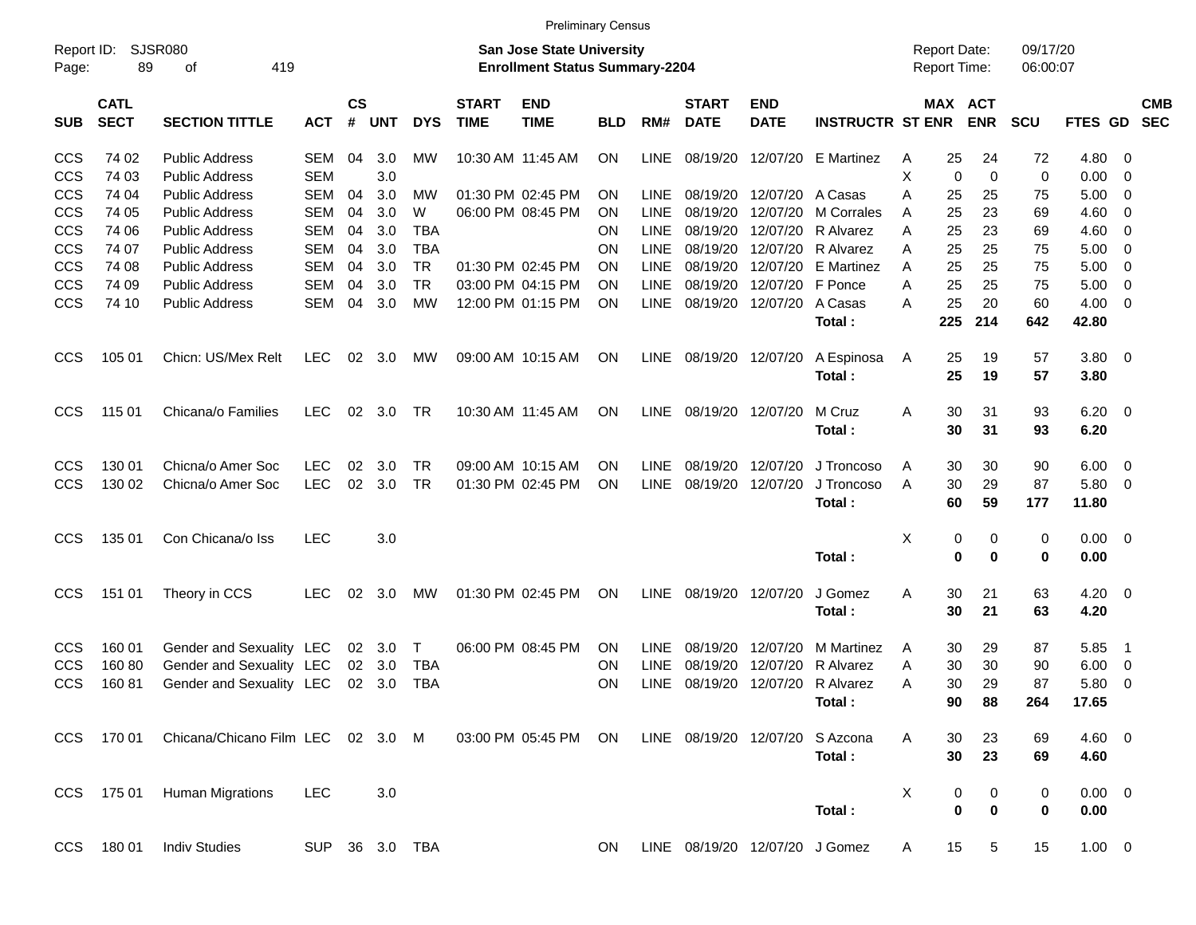Preliminary Census

Report ID: SJSR080
Page: 89 of 419

**San Jose State University**
**Enrollment Status Summary-2204**

Report Date: 09/17/20
Report Time: 06:00:07

| SUB | CATL SECT | SECTION TITTLE | ACT | CS # | UNT | DYS | START TIME | END TIME | BLD | RM# | START DATE | END DATE | INSTRUCTR | ST | MAX ENR | ACT ENR | SCU | FTES | GD | CMB SEC |
|---|---|---|---|---|---|---|---|---|---|---|---|---|---|---|---|---|---|---|---|---|
| CCS | 74 02 | Public Address | SEM | 04 | 3.0 | MW | 10:30 AM | 11:45 AM | ON | LINE | 08/19/20 | 12/07/20 | E Martinez | A | 25 | 24 | 72 | 4.80 | 0 | |
| CCS | 74 03 | Public Address | SEM | | 3.0 | | | | | | | | | X | 0 | 0 | 0 | 0.00 | 0 | |
| CCS | 74 04 | Public Address | SEM | 04 | 3.0 | MW | 01:30 PM | 02:45 PM | ON | LINE | 08/19/20 | 12/07/20 | A Casas | A | 25 | 25 | 75 | 5.00 | 0 | |
| CCS | 74 05 | Public Address | SEM | 04 | 3.0 | W | 06:00 PM | 08:45 PM | ON | LINE | 08/19/20 | 12/07/20 | M Corrales | A | 25 | 23 | 69 | 4.60 | 0 | |
| CCS | 74 06 | Public Address | SEM | 04 | 3.0 | TBA | | | ON | LINE | 08/19/20 | 12/07/20 | R Alvarez | A | 25 | 23 | 69 | 4.60 | 0 | |
| CCS | 74 07 | Public Address | SEM | 04 | 3.0 | TBA | | | ON | LINE | 08/19/20 | 12/07/20 | R Alvarez | A | 25 | 25 | 75 | 5.00 | 0 | |
| CCS | 74 08 | Public Address | SEM | 04 | 3.0 | TR | 01:30 PM | 02:45 PM | ON | LINE | 08/19/20 | 12/07/20 | E Martinez | A | 25 | 25 | 75 | 5.00 | 0 | |
| CCS | 74 09 | Public Address | SEM | 04 | 3.0 | TR | 03:00 PM | 04:15 PM | ON | LINE | 08/19/20 | 12/07/20 | F Ponce | A | 25 | 25 | 75 | 5.00 | 0 | |
| CCS | 74 10 | Public Address | SEM | 04 | 3.0 | MW | 12:00 PM | 01:15 PM | ON | LINE | 08/19/20 | 12/07/20 | A Casas | A | 25 | 20 | 60 | 4.00 | 0 | |
| | | | | | | | | | | | | | **Total :** | | **225** | **214** | **642** | **42.80** | | |
| CCS | 105 01 | Chicn: US/Mex Relt | LEC | 02 | 3.0 | MW | 09:00 AM | 10:15 AM | ON | LINE | 08/19/20 | 12/07/20 | A Espinosa | A | 25 | 19 | 57 | 3.80 | 0 | |
| | | | | | | | | | | | | | **Total :** | | **25** | **19** | **57** | **3.80** | | |
| CCS | 115 01 | Chicana/o Families | LEC | 02 | 3.0 | TR | 10:30 AM | 11:45 AM | ON | LINE | 08/19/20 | 12/07/20 | M Cruz | A | 30 | 31 | 93 | 6.20 | 0 | |
| | | | | | | | | | | | | | **Total :** | | **30** | **31** | **93** | **6.20** | | |
| CCS | 130 01 | Chicna/o Amer Soc | LEC | 02 | 3.0 | TR | 09:00 AM | 10:15 AM | ON | LINE | 08/19/20 | 12/07/20 | J Troncoso | A | 30 | 30 | 90 | 6.00 | 0 | |
| CCS | 130 02 | Chicna/o Amer Soc | LEC | 02 | 3.0 | TR | 01:30 PM | 02:45 PM | ON | LINE | 08/19/20 | 12/07/20 | J Troncoso | A | 30 | 29 | 87 | 5.80 | 0 | |
| | | | | | | | | | | | | | **Total :** | | **60** | **59** | **177** | **11.80** | | |
| CCS | 135 01 | Con Chicana/o Iss | LEC | | 3.0 | | | | | | | | | X | 0 | 0 | 0 | 0.00 | 0 | |
| | | | | | | | | | | | | | **Total :** | | **0** | **0** | **0** | **0.00** | | |
| CCS | 151 01 | Theory in CCS | LEC | 02 | 3.0 | MW | 01:30 PM | 02:45 PM | ON | LINE | 08/19/20 | 12/07/20 | J Gomez | A | 30 | 21 | 63 | 4.20 | 0 | |
| | | | | | | | | | | | | | **Total :** | | **30** | **21** | **63** | **4.20** | | |
| CCS | 160 01 | Gender and Sexuality | LEC | 02 | 3.0 | T | 06:00 PM | 08:45 PM | ON | LINE | 08/19/20 | 12/07/20 | M Martinez | A | 30 | 29 | 87 | 5.85 | 1 | |
| CCS | 160 80 | Gender and Sexuality | LEC | 02 | 3.0 | TBA | | | ON | LINE | 08/19/20 | 12/07/20 | R Alvarez | A | 30 | 30 | 90 | 6.00 | 0 | |
| CCS | 160 81 | Gender and Sexuality | LEC | 02 | 3.0 | TBA | | | ON | LINE | 08/19/20 | 12/07/20 | R Alvarez | A | 30 | 29 | 87 | 5.80 | 0 | |
| | | | | | | | | | | | | | **Total :** | | **90** | **88** | **264** | **17.65** | | |
| CCS | 170 01 | Chicana/Chicano Film | LEC | 02 | 3.0 | M | 03:00 PM | 05:45 PM | ON | LINE | 08/19/20 | 12/07/20 | S Azcona | A | 30 | 23 | 69 | 4.60 | 0 | |
| | | | | | | | | | | | | | **Total :** | | **30** | **23** | **69** | **4.60** | | |
| CCS | 175 01 | Human Migrations | LEC | | 3.0 | | | | | | | | | X | 0 | 0 | 0 | 0.00 | 0 | |
| | | | | | | | | | | | | | **Total :** | | **0** | **0** | **0** | **0.00** | | |
| CCS | 180 01 | Indiv Studies | SUP | 36 | 3.0 | TBA | | | ON | LINE | 08/19/20 | 12/07/20 | J Gomez | A | 15 | 5 | 15 | 1.00 | 0 | |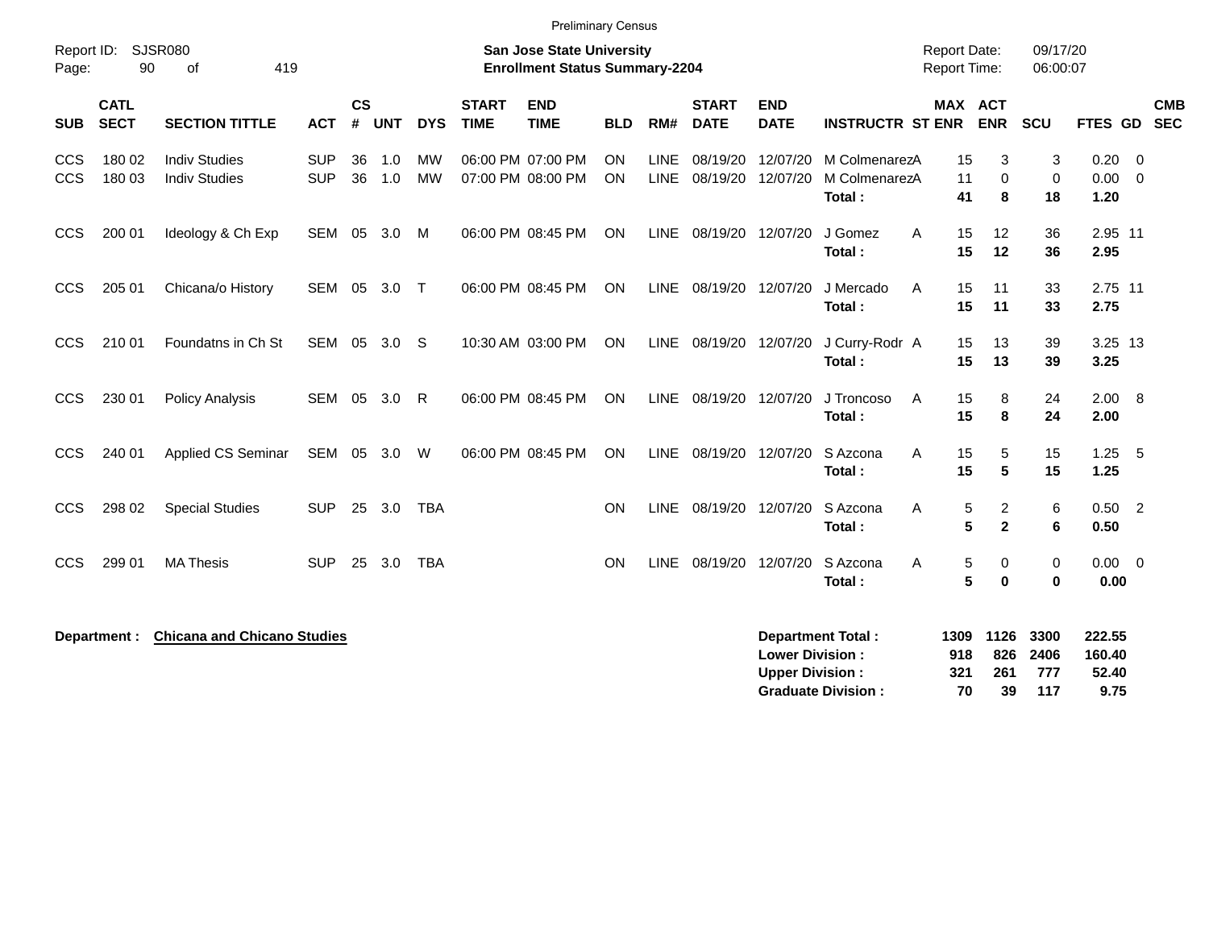Preliminary Census

Report ID: SJSR080
San Jose State University
Enrollment Status Summary-2204
Report Date: 09/17/20
Report Time: 06:00:07

| SUB | CATL SECT | SECTION TITTLE | ACT | CS # | UNT | DYS | START TIME | END TIME | BLD | RM# | START DATE | END DATE | INSTRUCTR | ST | MAX ENR | ACT ENR | SCU | FTES | GD | CMB SEC |
|---|---|---|---|---|---|---|---|---|---|---|---|---|---|---|---|---|---|---|---|---|
| CCS | 180 02 | Indiv Studies | SUP | 36 | 1.0 | MW | 06:00 PM | 07:00 PM | ON | LINE | 08/19/20 | 12/07/20 | M Colmenarez | A | 15 | 3 | 3 | 0.20 | 0 | |
| CCS | 180 03 | Indiv Studies | SUP | 36 | 1.0 | MW | 07:00 PM | 08:00 PM | ON | LINE | 08/19/20 | 12/07/20 | M Colmenarez | A | 11 | 0 | 0 | 0.00 | 0 | |
| | | | | | | | | | | | | | **Total :** | | **41** | **8** | **18** | **1.20** | | |
| CCS | 200 01 | Ideology & Ch Exp | SEM | 05 | 3.0 | M | 06:00 PM | 08:45 PM | ON | LINE | 08/19/20 | 12/07/20 | J Gomez | A | 15 | 12 | 36 | 2.95 | 11 | |
| | | | | | | | | | | | | | **Total :** | | **15** | **12** | **36** | **2.95** | | |
| CCS | 205 01 | Chicana/o History | SEM | 05 | 3.0 | T | 06:00 PM | 08:45 PM | ON | LINE | 08/19/20 | 12/07/20 | J Mercado | A | 15 | 11 | 33 | 2.75 | 11 | |
| | | | | | | | | | | | | | **Total :** | | **15** | **11** | **33** | **2.75** | | |
| CCS | 210 01 | Foundatns in Ch St | SEM | 05 | 3.0 | S | 10:30 AM | 03:00 PM | ON | LINE | 08/19/20 | 12/07/20 | J Curry-Rodr | A | 15 | 13 | 39 | 3.25 | 13 | |
| | | | | | | | | | | | | | **Total :** | | **15** | **13** | **39** | **3.25** | | |
| CCS | 230 01 | Policy Analysis | SEM | 05 | 3.0 | R | 06:00 PM | 08:45 PM | ON | LINE | 08/19/20 | 12/07/20 | J Troncoso | A | 15 | 8 | 24 | 2.00 | 8 | |
| | | | | | | | | | | | | | **Total :** | | **15** | **8** | **24** | **2.00** | | |
| CCS | 240 01 | Applied CS Seminar | SEM | 05 | 3.0 | W | 06:00 PM | 08:45 PM | ON | LINE | 08/19/20 | 12/07/20 | S Azcona | A | 15 | 5 | 15 | 1.25 | 5 | |
| | | | | | | | | | | | | | **Total :** | | **15** | **5** | **15** | **1.25** | | |
| CCS | 298 02 | Special Studies | SUP | 25 | 3.0 | TBA | | | ON | LINE | 08/19/20 | 12/07/20 | S Azcona | A | 5 | 2 | 6 | 0.50 | 2 | |
| | | | | | | | | | | | | | **Total :** | | **5** | **2** | **6** | **0.50** | | |
| CCS | 299 01 | MA Thesis | SUP | 25 | 3.0 | TBA | | | ON | LINE | 08/19/20 | 12/07/20 | S Azcona | A | 5 | 0 | 0 | 0.00 | 0 | |
| | | | | | | | | | | | | | **Total :** | | **5** | **0** | **0** | **0.00** | | |

**Department :** **Chicana and Chicano Studies**

| | MAX ENR | ACT ENR | SCU | FTES |
|---|---|---|---|---|
| **Department Total :** | **1309** | **1126** | **3300** | **222.55** |
| **Lower Division :** | **918** | **826** | **2406** | **160.40** |
| **Upper Division :** | **321** | **261** | **777** | **52.40** |
| **Graduate Division :** | **70** | **39** | **117** | **9.75** |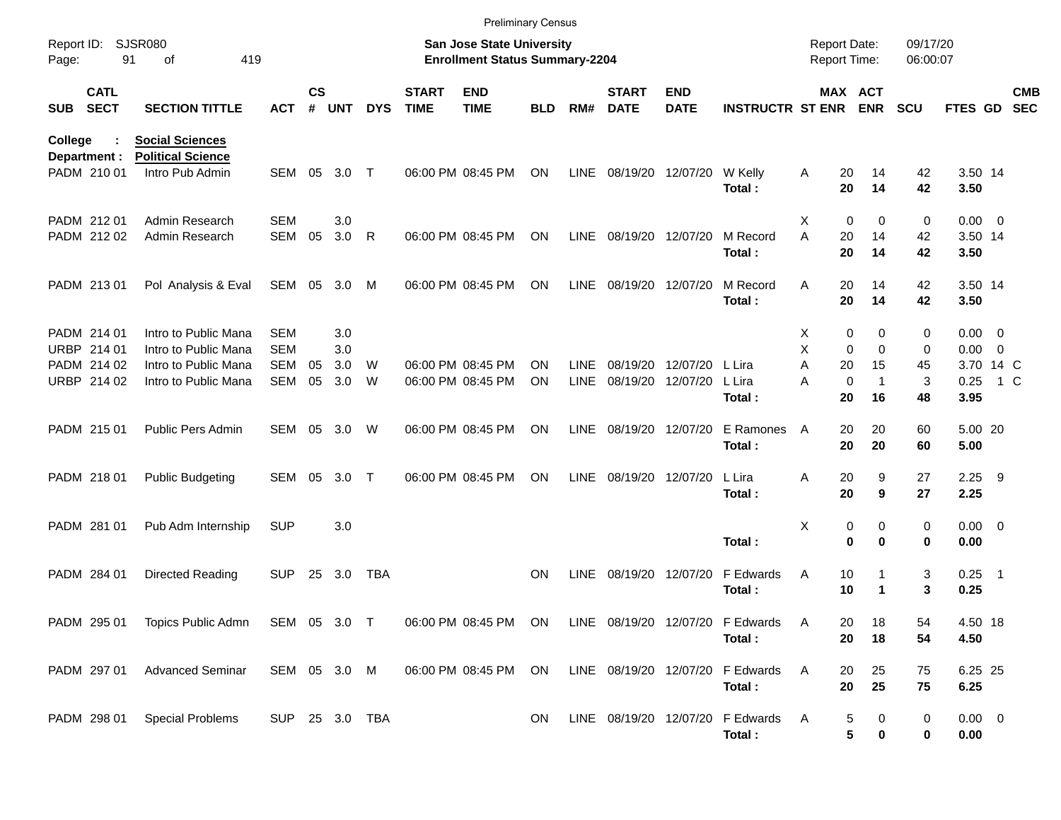Preliminary Census

Report ID: SJSR080

**San Jose State University**
**Enrollment Status Summary-2204**

Report Date: 09/17/20
Report Time: 06:00:07

**College : Social Sciences**
**Department : Political Science**

| SUB | CATL SECT | SECTION TITTLE | ACT | CS # | UNT | DYS | START TIME | END TIME | BLD | RM# | START DATE | END DATE | INSTRUCTR | ST | MAX ENR | ACT ENR | SCU | FTES | GD | CMB SEC |
|---|---|---|---|---|---|---|---|---|---|---|---|---|---|---|---|---|---|---|---|---|
| PADM | 210 01 | Intro Pub Admin | SEM | 05 | 3.0 | T | 06:00 PM | 08:45 PM | ON | LINE | 08/19/20 | 12/07/20 | W Kelly | A | 20 | 14 | 42 | 3.50 | 14 | |
| | | | | | | | | | | | | | **Total :** | | **20** | **14** | **42** | **3.50** | | |
| PADM | 212 01 | Admin Research | SEM | | 3.0 | | | | | | | | | X | 0 | 0 | 0 | 0.00 | 0 | |
| PADM | 212 02 | Admin Research | SEM | 05 | 3.0 | R | 06:00 PM | 08:45 PM | ON | LINE | 08/19/20 | 12/07/20 | M Record | A | 20 | 14 | 42 | 3.50 | 14 | |
| | | | | | | | | | | | | | **Total :** | | **20** | **14** | **42** | **3.50** | | |
| PADM | 213 01 | Pol Analysis & Eval | SEM | 05 | 3.0 | M | 06:00 PM | 08:45 PM | ON | LINE | 08/19/20 | 12/07/20 | M Record | A | 20 | 14 | 42 | 3.50 | 14 | |
| | | | | | | | | | | | | | **Total :** | | **20** | **14** | **42** | **3.50** | | |
| PADM | 214 01 | Intro to Public Mana | SEM | | 3.0 | | | | | | | | | X | 0 | 0 | 0 | 0.00 | 0 | |
| URBP | 214 01 | Intro to Public Mana | SEM | | 3.0 | | | | | | | | | X | 0 | 0 | 0 | 0.00 | 0 | |
| PADM | 214 02 | Intro to Public Mana | SEM | 05 | 3.0 | W | 06:00 PM | 08:45 PM | ON | LINE | 08/19/20 | 12/07/20 | L Lira | A | 20 | 15 | 45 | 3.70 | 14 | C |
| URBP | 214 02 | Intro to Public Mana | SEM | 05 | 3.0 | W | 06:00 PM | 08:45 PM | ON | LINE | 08/19/20 | 12/07/20 | L Lira | A | 0 | 1 | 3 | 0.25 | 1 | C |
| | | | | | | | | | | | | | **Total :** | | **20** | **16** | **48** | **3.95** | | |
| PADM | 215 01 | Public Pers Admin | SEM | 05 | 3.0 | W | 06:00 PM | 08:45 PM | ON | LINE | 08/19/20 | 12/07/20 | E Ramones | A | 20 | 20 | 60 | 5.00 | 20 | |
| | | | | | | | | | | | | | **Total :** | | **20** | **20** | **60** | **5.00** | | |
| PADM | 218 01 | Public Budgeting | SEM | 05 | 3.0 | T | 06:00 PM | 08:45 PM | ON | LINE | 08/19/20 | 12/07/20 | L Lira | A | 20 | 9 | 27 | 2.25 | 9 | |
| | | | | | | | | | | | | | **Total :** | | **20** | **9** | **27** | **2.25** | | |
| PADM | 281 01 | Pub Adm Internship | SUP | | 3.0 | | | | | | | | | X | 0 | 0 | 0 | 0.00 | 0 | |
| | | | | | | | | | | | | | **Total :** | | **0** | **0** | **0** | **0.00** | | |
| PADM | 284 01 | Directed Reading | SUP | 25 | 3.0 | TBA | | | ON | LINE | 08/19/20 | 12/07/20 | F Edwards | A | 10 | 1 | 3 | 0.25 | 1 | |
| | | | | | | | | | | | | | **Total :** | | **10** | **1** | **3** | **0.25** | | |
| PADM | 295 01 | Topics Public Admn | SEM | 05 | 3.0 | T | 06:00 PM | 08:45 PM | ON | LINE | 08/19/20 | 12/07/20 | F Edwards | A | 20 | 18 | 54 | 4.50 | 18 | |
| | | | | | | | | | | | | | **Total :** | | **20** | **18** | **54** | **4.50** | | |
| PADM | 297 01 | Advanced Seminar | SEM | 05 | 3.0 | M | 06:00 PM | 08:45 PM | ON | LINE | 08/19/20 | 12/07/20 | F Edwards | A | 20 | 25 | 75 | 6.25 | 25 | |
| | | | | | | | | | | | | | **Total :** | | **20** | **25** | **75** | **6.25** | | |
| PADM | 298 01 | Special Problems | SUP | 25 | 3.0 | TBA | | | ON | LINE | 08/19/20 | 12/07/20 | F Edwards | A | 5 | 0 | 0 | 0.00 | 0 | |
| | | | | | | | | | | | | | **Total :** | | **5** | **0** | **0** | **0.00** | | |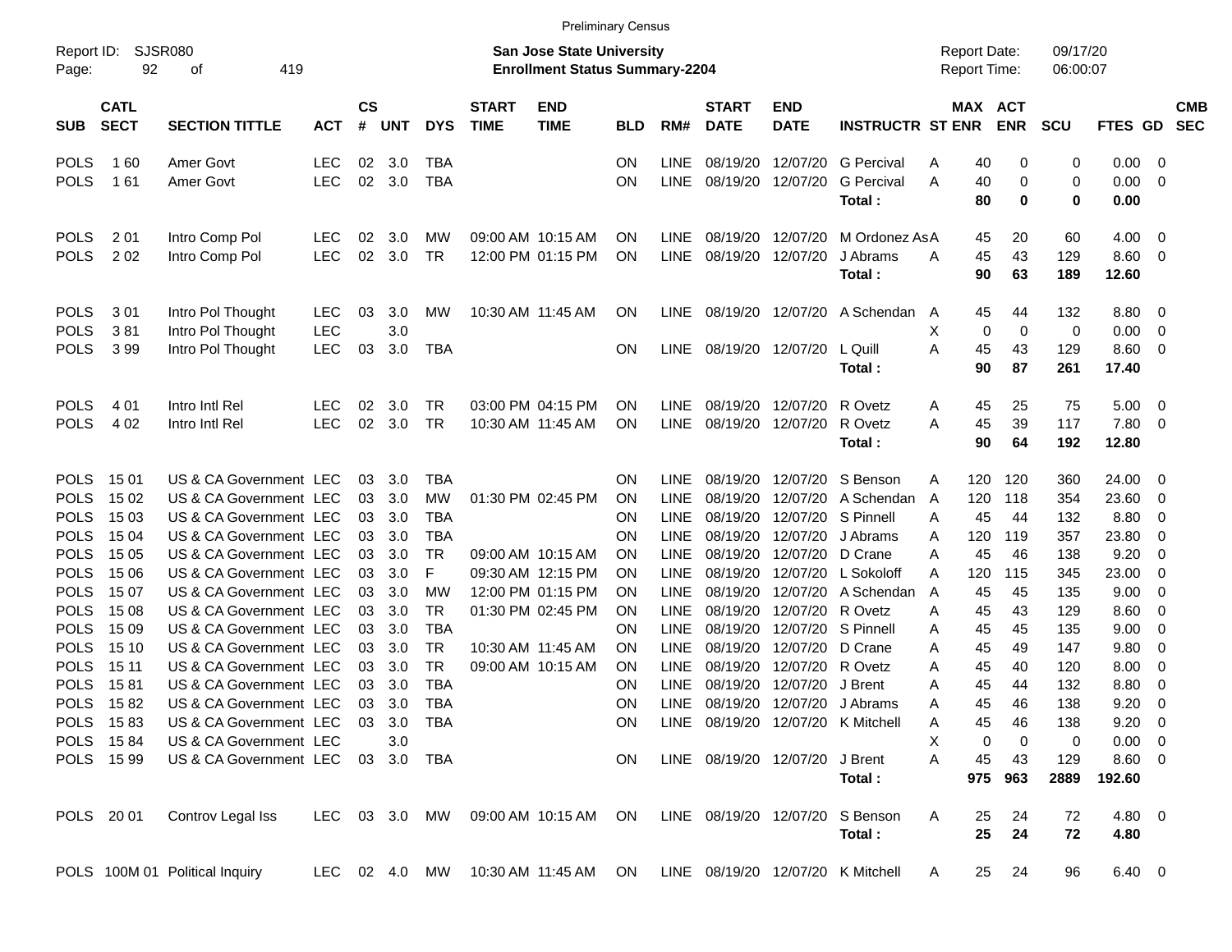Preliminary Census

Report ID: SJSR080 — Page: 92 of 419

**San Jose State University**
**Enrollment Status Summary-2204**

Report Date: 09/17/20 — Report Time: 06:00:07

| SUB | CATL SECT | SECTION TITTLE | ACT | CS # | UNT | DYS | START TIME | END TIME | BLD | RM# | START DATE | END DATE | INSTRUCTR | ST | MAX ENR | ACT ENR | SCU | FTES | GD | CMB SEC |
|---|---|---|---|---|---|---|---|---|---|---|---|---|---|---|---|---|---|---|---|---|
| POLS | 1 60 | Amer Govt | LEC | 02 | 3.0 | TBA | | | ON | LINE | 08/19/20 | 12/07/20 | G Percival | A | 40 | 0 | 0 | 0.00 | 0 | |
| POLS | 1 61 | Amer Govt | LEC | 02 | 3.0 | TBA | | | ON | LINE | 08/19/20 | 12/07/20 | G Percival | A | 40 | 0 | 0 | 0.00 | 0 | |
| | | | | | | | | | | | | | **Total :** | | **80** | **0** | **0** | **0.00** | | |
| POLS | 2 01 | Intro Comp Pol | LEC | 02 | 3.0 | MW | 09:00 AM | 10:15 AM | ON | LINE | 08/19/20 | 12/07/20 | M Ordonez As | A | 45 | 20 | 60 | 4.00 | 0 | |
| POLS | 2 02 | Intro Comp Pol | LEC | 02 | 3.0 | TR | 12:00 PM | 01:15 PM | ON | LINE | 08/19/20 | 12/07/20 | J Abrams | A | 45 | 43 | 129 | 8.60 | 0 | |
| | | | | | | | | | | | | | **Total :** | | **90** | **63** | **189** | **12.60** | | |
| POLS | 3 01 | Intro Pol Thought | LEC | 03 | 3.0 | MW | 10:30 AM | 11:45 AM | ON | LINE | 08/19/20 | 12/07/20 | A Schendan | A | 45 | 44 | 132 | 8.80 | 0 | |
| POLS | 3 81 | Intro Pol Thought | LEC | | 3.0 | | | | | | | | | X | 0 | 0 | 0 | 0.00 | 0 | |
| POLS | 3 99 | Intro Pol Thought | LEC | 03 | 3.0 | TBA | | | ON | LINE | 08/19/20 | 12/07/20 | L Quill | A | 45 | 43 | 129 | 8.60 | 0 | |
| | | | | | | | | | | | | | **Total :** | | **90** | **87** | **261** | **17.40** | | |
| POLS | 4 01 | Intro Intl Rel | LEC | 02 | 3.0 | TR | 03:00 PM | 04:15 PM | ON | LINE | 08/19/20 | 12/07/20 | R Ovetz | A | 45 | 25 | 75 | 5.00 | 0 | |
| POLS | 4 02 | Intro Intl Rel | LEC | 02 | 3.0 | TR | 10:30 AM | 11:45 AM | ON | LINE | 08/19/20 | 12/07/20 | R Ovetz | A | 45 | 39 | 117 | 7.80 | 0 | |
| | | | | | | | | | | | | | **Total :** | | **90** | **64** | **192** | **12.80** | | |
| POLS | 15 01 | US & CA Government | LEC | 03 | 3.0 | TBA | | | ON | LINE | 08/19/20 | 12/07/20 | S Benson | A | 120 | 120 | 360 | 24.00 | 0 | |
| POLS | 15 02 | US & CA Government | LEC | 03 | 3.0 | MW | 01:30 PM | 02:45 PM | ON | LINE | 08/19/20 | 12/07/20 | A Schendan | A | 120 | 118 | 354 | 23.60 | 0 | |
| POLS | 15 03 | US & CA Government | LEC | 03 | 3.0 | TBA | | | ON | LINE | 08/19/20 | 12/07/20 | S Pinnell | A | 45 | 44 | 132 | 8.80 | 0 | |
| POLS | 15 04 | US & CA Government | LEC | 03 | 3.0 | TBA | | | ON | LINE | 08/19/20 | 12/07/20 | J Abrams | A | 120 | 119 | 357 | 23.80 | 0 | |
| POLS | 15 05 | US & CA Government | LEC | 03 | 3.0 | TR | 09:00 AM | 10:15 AM | ON | LINE | 08/19/20 | 12/07/20 | D Crane | A | 45 | 46 | 138 | 9.20 | 0 | |
| POLS | 15 06 | US & CA Government | LEC | 03 | 3.0 | F | 09:30 AM | 12:15 PM | ON | LINE | 08/19/20 | 12/07/20 | L Sokoloff | A | 120 | 115 | 345 | 23.00 | 0 | |
| POLS | 15 07 | US & CA Government | LEC | 03 | 3.0 | MW | 12:00 PM | 01:15 PM | ON | LINE | 08/19/20 | 12/07/20 | A Schendan | A | 45 | 45 | 135 | 9.00 | 0 | |
| POLS | 15 08 | US & CA Government | LEC | 03 | 3.0 | TR | 01:30 PM | 02:45 PM | ON | LINE | 08/19/20 | 12/07/20 | R Ovetz | A | 45 | 43 | 129 | 8.60 | 0 | |
| POLS | 15 09 | US & CA Government | LEC | 03 | 3.0 | TBA | | | ON | LINE | 08/19/20 | 12/07/20 | S Pinnell | A | 45 | 45 | 135 | 9.00 | 0 | |
| POLS | 15 10 | US & CA Government | LEC | 03 | 3.0 | TR | 10:30 AM | 11:45 AM | ON | LINE | 08/19/20 | 12/07/20 | D Crane | A | 45 | 49 | 147 | 9.80 | 0 | |
| POLS | 15 11 | US & CA Government | LEC | 03 | 3.0 | TR | 09:00 AM | 10:15 AM | ON | LINE | 08/19/20 | 12/07/20 | R Ovetz | A | 45 | 40 | 120 | 8.00 | 0 | |
| POLS | 15 81 | US & CA Government | LEC | 03 | 3.0 | TBA | | | ON | LINE | 08/19/20 | 12/07/20 | J Brent | A | 45 | 44 | 132 | 8.80 | 0 | |
| POLS | 15 82 | US & CA Government | LEC | 03 | 3.0 | TBA | | | ON | LINE | 08/19/20 | 12/07/20 | J Abrams | A | 45 | 46 | 138 | 9.20 | 0 | |
| POLS | 15 83 | US & CA Government | LEC | 03 | 3.0 | TBA | | | ON | LINE | 08/19/20 | 12/07/20 | K Mitchell | A | 45 | 46 | 138 | 9.20 | 0 | |
| POLS | 15 84 | US & CA Government | LEC | | 3.0 | | | | | | | | | X | 0 | 0 | 0 | 0.00 | 0 | |
| POLS | 15 99 | US & CA Government | LEC | 03 | 3.0 | TBA | | | ON | LINE | 08/19/20 | 12/07/20 | J Brent | A | 45 | 43 | 129 | 8.60 | 0 | |
| | | | | | | | | | | | | | **Total :** | | **975** | **963** | **2889** | **192.60** | | |
| POLS | 20 01 | Controv Legal Iss | LEC | 03 | 3.0 | MW | 09:00 AM | 10:15 AM | ON | LINE | 08/19/20 | 12/07/20 | S Benson | A | 25 | 24 | 72 | 4.80 | 0 | |
| | | | | | | | | | | | | | **Total :** | | **25** | **24** | **72** | **4.80** | | |
| POLS | 100M 01 | Political Inquiry | LEC | 02 | 4.0 | MW | 10:30 AM | 11:45 AM | ON | LINE | 08/19/20 | 12/07/20 | K Mitchell | A | 25 | 24 | 96 | 6.40 | 0 | |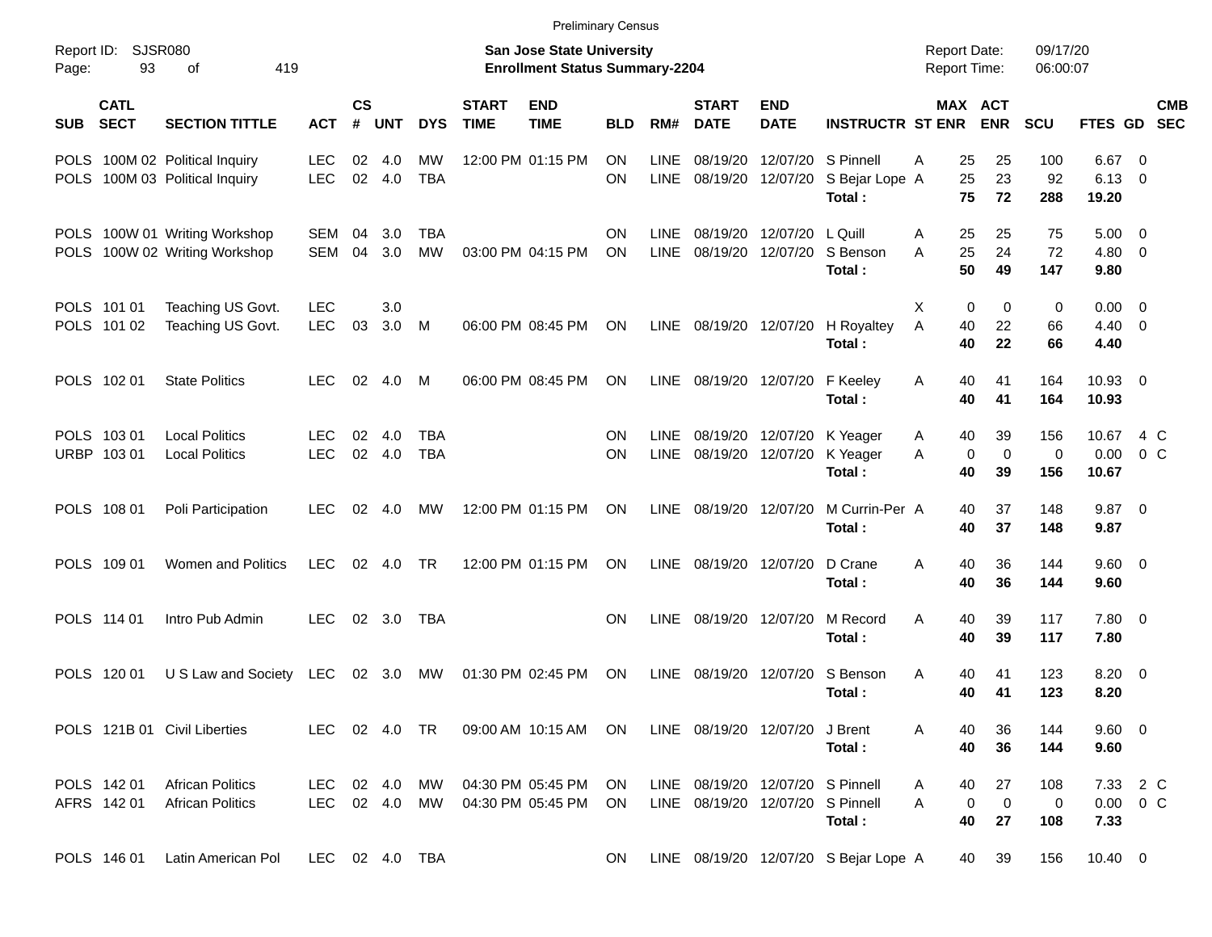Preliminary Census

Report ID: SJSR080

**San Jose State University**
**Enrollment Status Summary-2204**

Report Date: 09/17/20
Report Time: 06:00:07

| SUB | CATL SECT | SECTION TITTLE | ACT | CS # | UNT | DYS | START TIME | END TIME | BLD | RM# | START DATE | END DATE | INSTRUCTR | ST | MAX ENR | ACT ENR | SCU | FTES | GD | CMB SEC |
|---|---|---|---|---|---|---|---|---|---|---|---|---|---|---|---|---|---|---|---|---|
| POLS | 100M 02 | Political Inquiry | LEC | 02 | 4.0 | MW | 12:00 PM | 01:15 PM | ON | LINE | 08/19/20 | 12/07/20 | S Pinnell | A | 25 | 25 | 100 | 6.67 | 0 | |
| POLS | 100M 03 | Political Inquiry | LEC | 02 | 4.0 | TBA | | | ON | LINE | 08/19/20 | 12/07/20 | S Bejar Lope | A | 25 | 23 | 92 | 6.13 | 0 | |
| | | | | | | | | | | | | | **Total :** | | **75** | **72** | **288** | **19.20** | | |
| POLS | 100W 01 | Writing Workshop | SEM | 04 | 3.0 | TBA | | | ON | LINE | 08/19/20 | 12/07/20 | L Quill | A | 25 | 25 | 75 | 5.00 | 0 | |
| POLS | 100W 02 | Writing Workshop | SEM | 04 | 3.0 | MW | 03:00 PM | 04:15 PM | ON | LINE | 08/19/20 | 12/07/20 | S Benson | A | 25 | 24 | 72 | 4.80 | 0 | |
| | | | | | | | | | | | | | **Total :** | | **50** | **49** | **147** | **9.80** | | |
| POLS | 101 01 | Teaching US Govt. | LEC | | 3.0 | | | | | | | | | X | 0 | 0 | 0 | 0.00 | 0 | |
| POLS | 101 02 | Teaching US Govt. | LEC | 03 | 3.0 | M | 06:00 PM | 08:45 PM | ON | LINE | 08/19/20 | 12/07/20 | H Royaltey | A | 40 | 22 | 66 | 4.40 | 0 | |
| | | | | | | | | | | | | | **Total :** | | **40** | **22** | **66** | **4.40** | | |
| POLS | 102 01 | State Politics | LEC | 02 | 4.0 | M | 06:00 PM | 08:45 PM | ON | LINE | 08/19/20 | 12/07/20 | F Keeley | A | 40 | 41 | 164 | 10.93 | 0 | |
| | | | | | | | | | | | | | **Total :** | | **40** | **41** | **164** | **10.93** | | |
| POLS | 103 01 | Local Politics | LEC | 02 | 4.0 | TBA | | | ON | LINE | 08/19/20 | 12/07/20 | K Yeager | A | 40 | 39 | 156 | 10.67 | 4 | C |
| URBP | 103 01 | Local Politics | LEC | 02 | 4.0 | TBA | | | ON | LINE | 08/19/20 | 12/07/20 | K Yeager | A | 0 | 0 | 0 | 0.00 | 0 | C |
| | | | | | | | | | | | | | **Total :** | | **40** | **39** | **156** | **10.67** | | |
| POLS | 108 01 | Poli Participation | LEC | 02 | 4.0 | MW | 12:00 PM | 01:15 PM | ON | LINE | 08/19/20 | 12/07/20 | M Currin-Per | A | 40 | 37 | 148 | 9.87 | 0 | |
| | | | | | | | | | | | | | **Total :** | | **40** | **37** | **148** | **9.87** | | |
| POLS | 109 01 | Women and Politics | LEC | 02 | 4.0 | TR | 12:00 PM | 01:15 PM | ON | LINE | 08/19/20 | 12/07/20 | D Crane | A | 40 | 36 | 144 | 9.60 | 0 | |
| | | | | | | | | | | | | | **Total :** | | **40** | **36** | **144** | **9.60** | | |
| POLS | 114 01 | Intro Pub Admin | LEC | 02 | 3.0 | TBA | | | ON | LINE | 08/19/20 | 12/07/20 | M Record | A | 40 | 39 | 117 | 7.80 | 0 | |
| | | | | | | | | | | | | | **Total :** | | **40** | **39** | **117** | **7.80** | | |
| POLS | 120 01 | U S Law and Society | LEC | 02 | 3.0 | MW | 01:30 PM | 02:45 PM | ON | LINE | 08/19/20 | 12/07/20 | S Benson | A | 40 | 41 | 123 | 8.20 | 0 | |
| | | | | | | | | | | | | | **Total :** | | **40** | **41** | **123** | **8.20** | | |
| POLS | 121B 01 | Civil Liberties | LEC | 02 | 4.0 | TR | 09:00 AM | 10:15 AM | ON | LINE | 08/19/20 | 12/07/20 | J Brent | A | 40 | 36 | 144 | 9.60 | 0 | |
| | | | | | | | | | | | | | **Total :** | | **40** | **36** | **144** | **9.60** | | |
| POLS | 142 01 | African Politics | LEC | 02 | 4.0 | MW | 04:30 PM | 05:45 PM | ON | LINE | 08/19/20 | 12/07/20 | S Pinnell | A | 40 | 27 | 108 | 7.33 | 2 | C |
| AFRS | 142 01 | African Politics | LEC | 02 | 4.0 | MW | 04:30 PM | 05:45 PM | ON | LINE | 08/19/20 | 12/07/20 | S Pinnell | A | 0 | 0 | 0 | 0.00 | 0 | C |
| | | | | | | | | | | | | | **Total :** | | **40** | **27** | **108** | **7.33** | | |
| POLS | 146 01 | Latin American Pol | LEC | 02 | 4.0 | TBA | | | ON | LINE | 08/19/20 | 12/07/20 | S Bejar Lope | A | 40 | 39 | 156 | 10.40 | 0 | |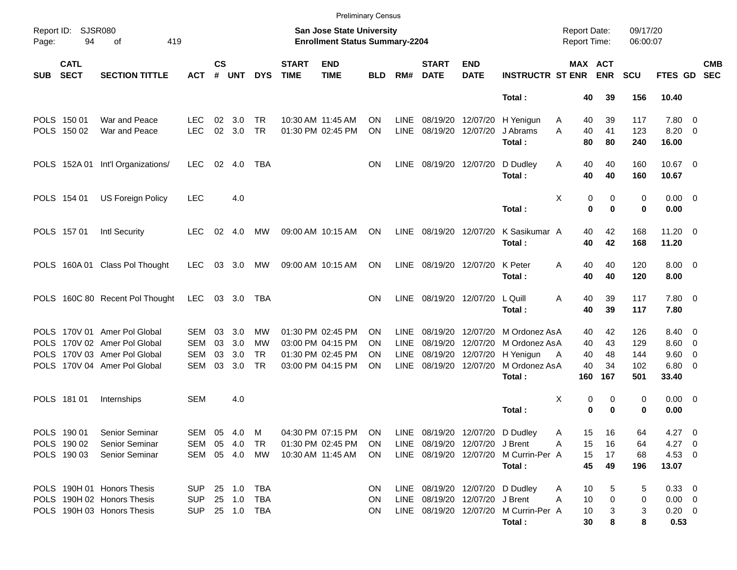Preliminary Census

Report ID: SJSR080

**San Jose State University**
**Enrollment Status Summary-2204**

Report Date: 09/17/20
Report Time: 06:00:07

| SUB | CATL SECT | SECTION TITTLE | ACT | CS # | UNT | DYS | START TIME | END TIME | BLD | RM# | START DATE | END DATE | INSTRUCTR | ST | MAX ENR | ACT ENR | SCU | FTES | GD | CMB SEC |
|---|---|---|---|---|---|---|---|---|---|---|---|---|---|---|---|---|---|---|---|---|
| | | | | | | | | | | | | | **Total :** | | **40** | **39** | **156** | **10.40** | | |
| POLS | 150 01 | War and Peace | LEC | 02 | 3.0 | TR | 10:30 AM | 11:45 AM | ON | LINE | 08/19/20 | 12/07/20 | H Yenigun | A | 40 | 39 | 117 | 7.80 | 0 | |
| POLS | 150 02 | War and Peace | LEC | 02 | 3.0 | TR | 01:30 PM | 02:45 PM | ON | LINE | 08/19/20 | 12/07/20 | J Abrams | A | 40 | 41 | 123 | 8.20 | 0 | |
| | | | | | | | | | | | | | **Total :** | | **80** | **80** | **240** | **16.00** | | |
| POLS | 152A 01 | Int'l Organizations/ | LEC | 02 | 4.0 | TBA | | | ON | LINE | 08/19/20 | 12/07/20 | D Dudley | A | 40 | 40 | 160 | 10.67 | 0 | |
| | | | | | | | | | | | | | **Total :** | | **40** | **40** | **160** | **10.67** | | |
| POLS | 154 01 | US Foreign Policy | LEC | | 4.0 | | | | | | | | | X | 0 | 0 | 0 | 0.00 | 0 | |
| | | | | | | | | | | | | | **Total :** | | **0** | **0** | **0** | **0.00** | | |
| POLS | 157 01 | Intl Security | LEC | 02 | 4.0 | MW | 09:00 AM | 10:15 AM | ON | LINE | 08/19/20 | 12/07/20 | K Sasikumar | A | 40 | 42 | 168 | 11.20 | 0 | |
| | | | | | | | | | | | | | **Total :** | | **40** | **42** | **168** | **11.20** | | |
| POLS | 160A 01 | Class Pol Thought | LEC | 03 | 3.0 | MW | 09:00 AM | 10:15 AM | ON | LINE | 08/19/20 | 12/07/20 | K Peter | A | 40 | 40 | 120 | 8.00 | 0 | |
| | | | | | | | | | | | | | **Total :** | | **40** | **40** | **120** | **8.00** | | |
| POLS | 160C 80 | Recent Pol Thought | LEC | 03 | 3.0 | TBA | | | ON | LINE | 08/19/20 | 12/07/20 | L Quill | A | 40 | 39 | 117 | 7.80 | 0 | |
| | | | | | | | | | | | | | **Total :** | | **40** | **39** | **117** | **7.80** | | |
| POLS | 170V 01 | Amer Pol Global | SEM | 03 | 3.0 | MW | 01:30 PM | 02:45 PM | ON | LINE | 08/19/20 | 12/07/20 | M Ordonez As | A | 40 | 42 | 126 | 8.40 | 0 | |
| POLS | 170V 02 | Amer Pol Global | SEM | 03 | 3.0 | MW | 03:00 PM | 04:15 PM | ON | LINE | 08/19/20 | 12/07/20 | M Ordonez As | A | 40 | 43 | 129 | 8.60 | 0 | |
| POLS | 170V 03 | Amer Pol Global | SEM | 03 | 3.0 | TR | 01:30 PM | 02:45 PM | ON | LINE | 08/19/20 | 12/07/20 | H Yenigun | A | 40 | 48 | 144 | 9.60 | 0 | |
| POLS | 170V 04 | Amer Pol Global | SEM | 03 | 3.0 | TR | 03:00 PM | 04:15 PM | ON | LINE | 08/19/20 | 12/07/20 | M Ordonez As | A | 40 | 34 | 102 | 6.80 | 0 | |
| | | | | | | | | | | | | | **Total :** | | **160** | **167** | **501** | **33.40** | | |
| POLS | 181 01 | Internships | SEM | | 4.0 | | | | | | | | | X | 0 | 0 | 0 | 0.00 | 0 | |
| | | | | | | | | | | | | | **Total :** | | **0** | **0** | **0** | **0.00** | | |
| POLS | 190 01 | Senior Seminar | SEM | 05 | 4.0 | M | 04:30 PM | 07:15 PM | ON | LINE | 08/19/20 | 12/07/20 | D Dudley | A | 15 | 16 | 64 | 4.27 | 0 | |
| POLS | 190 02 | Senior Seminar | SEM | 05 | 4.0 | TR | 01:30 PM | 02:45 PM | ON | LINE | 08/19/20 | 12/07/20 | J Brent | A | 15 | 16 | 64 | 4.27 | 0 | |
| POLS | 190 03 | Senior Seminar | SEM | 05 | 4.0 | MW | 10:30 AM | 11:45 AM | ON | LINE | 08/19/20 | 12/07/20 | M Currin-Per | A | 15 | 17 | 68 | 4.53 | 0 | |
| | | | | | | | | | | | | | **Total :** | | **45** | **49** | **196** | **13.07** | | |
| POLS | 190H 01 | Honors Thesis | SUP | 25 | 1.0 | TBA | | | ON | LINE | 08/19/20 | 12/07/20 | D Dudley | A | 10 | 5 | 5 | 0.33 | 0 | |
| POLS | 190H 02 | Honors Thesis | SUP | 25 | 1.0 | TBA | | | ON | LINE | 08/19/20 | 12/07/20 | J Brent | A | 10 | 0 | 0 | 0.00 | 0 | |
| POLS | 190H 03 | Honors Thesis | SUP | 25 | 1.0 | TBA | | | ON | LINE | 08/19/20 | 12/07/20 | M Currin-Per | A | 10 | 3 | 3 | 0.20 | 0 | |
| | | | | | | | | | | | | | **Total :** | | **30** | **8** | **8** | **0.53** | | |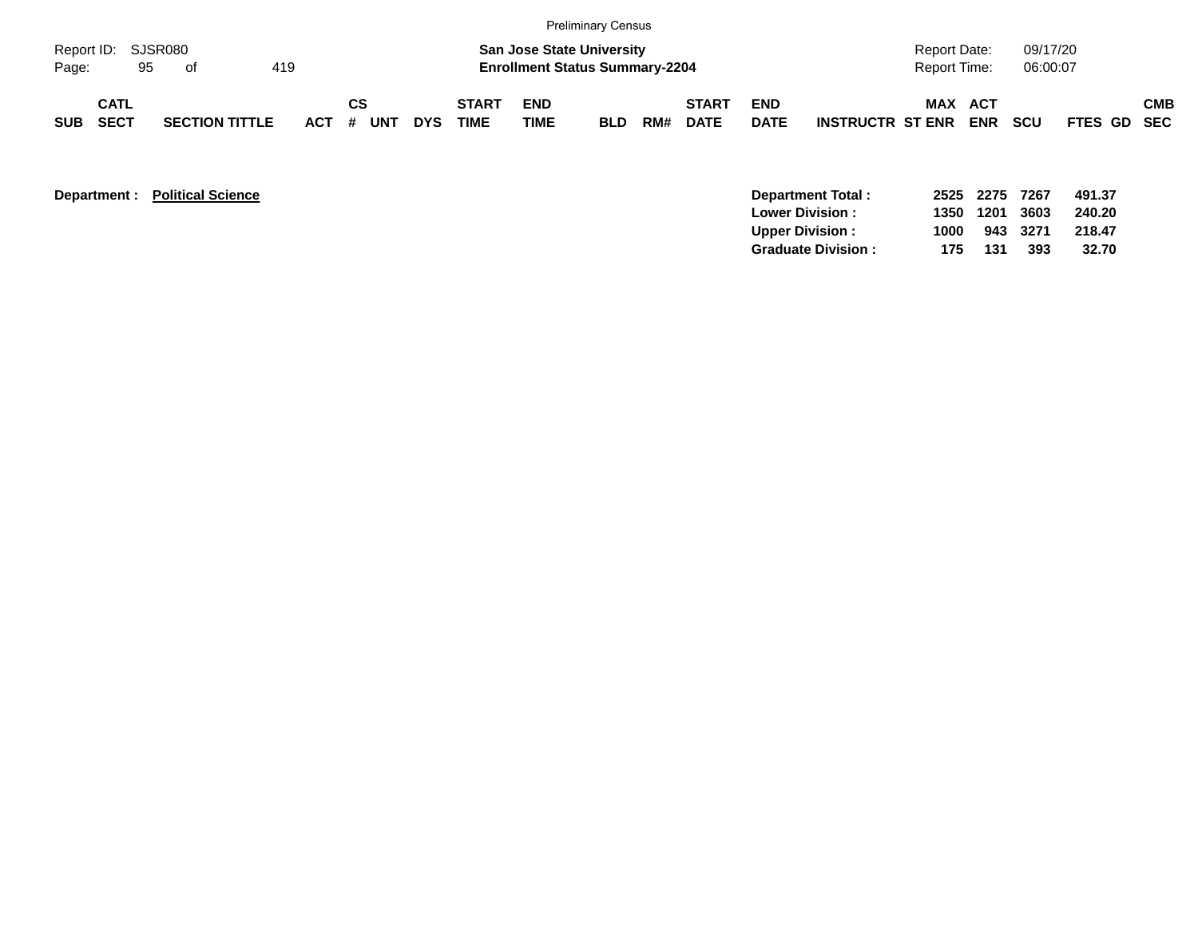Preliminary Census

Report ID: SJSR080

**San Jose State University**
**Enrollment Status Summary-2204**

Report Date: 09/17/20
Report Time: 06:00:07

| SUB | CATL SECT | SECTION TITTLE | ACT | CS # | UNT | DYS | START TIME | END TIME | BLD | RM# | START DATE | END DATE | INSTRUCTR | MAX ST ENR | ACT ENR | SCU | FTES | GD | CMB SEC |
|---|---|---|---|---|---|---|---|---|---|---|---|---|---|---|---|---|---|---|---|

**Department :** **<u>Political Science</u>**

| | MAX ST ENR | ACT ENR | SCU | FTES |
|---|---|---|---|---|
| **Department Total :** | **2525** | **2275** | **7267** | **491.37** |
| **Lower Division :** | **1350** | **1201** | **3603** | **240.20** |
| **Upper Division :** | **1000** | **943** | **3271** | **218.47** |
| **Graduate Division :** | **175** | **131** | **393** | **32.70** |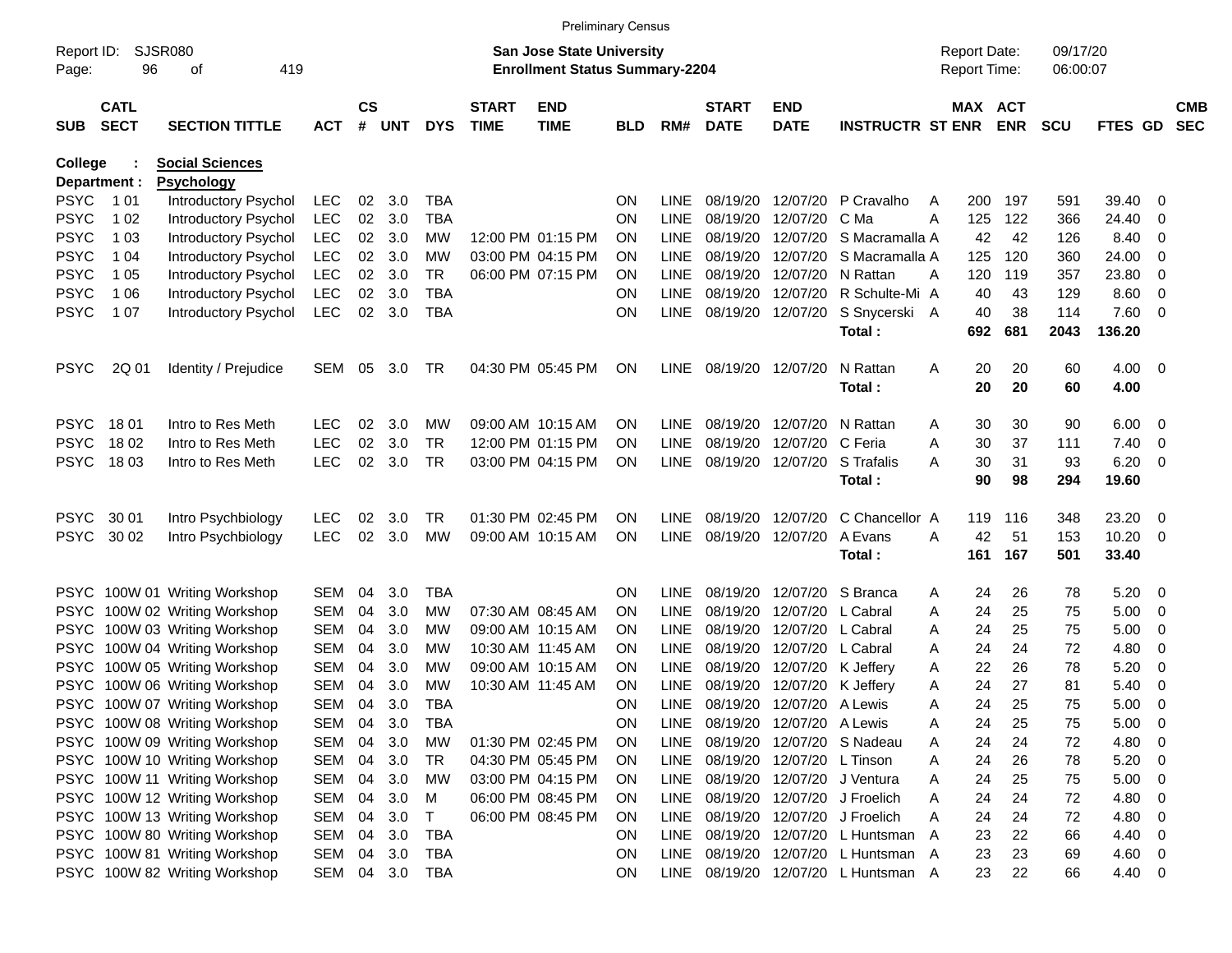Preliminary Census

Report ID: SJSR080

**San Jose State University**
**Enrollment Status Summary-2204**

Report Date: 09/17/20
Report Time: 06:00:07

College : **Social Sciences**
Department : **Psychology**

| SUB | CATL SECT | SECTION TITTLE | ACT | CS # | UNT | DYS | START TIME | END TIME | BLD | RM# | START DATE | END DATE | INSTRUCTR | ST | MAX ENR | ACT ENR | SCU | FTES | GD | CMB SEC |
|---|---|---|---|---|---|---|---|---|---|---|---|---|---|---|---|---|---|---|---|---|
| PSYC | 1 01 | Introductory Psychol | LEC | 02 | 3.0 | TBA | | | ON | LINE | 08/19/20 | 12/07/20 | P Cravalho | A | 200 | 197 | 591 | 39.40 | 0 | |
| PSYC | 1 02 | Introductory Psychol | LEC | 02 | 3.0 | TBA | | | ON | LINE | 08/19/20 | 12/07/20 | C Ma | A | 125 | 122 | 366 | 24.40 | 0 | |
| PSYC | 1 03 | Introductory Psychol | LEC | 02 | 3.0 | MW | 12:00 PM | 01:15 PM | ON | LINE | 08/19/20 | 12/07/20 | S Macramalla | A | 42 | 42 | 126 | 8.40 | 0 | |
| PSYC | 1 04 | Introductory Psychol | LEC | 02 | 3.0 | MW | 03:00 PM | 04:15 PM | ON | LINE | 08/19/20 | 12/07/20 | S Macramalla | A | 125 | 120 | 360 | 24.00 | 0 | |
| PSYC | 1 05 | Introductory Psychol | LEC | 02 | 3.0 | TR | 06:00 PM | 07:15 PM | ON | LINE | 08/19/20 | 12/07/20 | N Rattan | A | 120 | 119 | 357 | 23.80 | 0 | |
| PSYC | 1 06 | Introductory Psychol | LEC | 02 | 3.0 | TBA | | | ON | LINE | 08/19/20 | 12/07/20 | R Schulte-Mi | A | 40 | 43 | 129 | 8.60 | 0 | |
| PSYC | 1 07 | Introductory Psychol | LEC | 02 | 3.0 | TBA | | | ON | LINE | 08/19/20 | 12/07/20 | S Snycerski | A | 40 | 38 | 114 | 7.60 | 0 | |
| | | | | | | | | | | | | | **Total :** | | **692** | **681** | **2043** | **136.20** | | |
| PSYC | 2Q 01 | Identity / Prejudice | SEM | 05 | 3.0 | TR | 04:30 PM | 05:45 PM | ON | LINE | 08/19/20 | 12/07/20 | N Rattan | A | 20 | 20 | 60 | 4.00 | 0 | |
| | | | | | | | | | | | | | **Total :** | | **20** | **20** | **60** | **4.00** | | |
| PSYC | 18 01 | Intro to Res Meth | LEC | 02 | 3.0 | MW | 09:00 AM | 10:15 AM | ON | LINE | 08/19/20 | 12/07/20 | N Rattan | A | 30 | 30 | 90 | 6.00 | 0 | |
| PSYC | 18 02 | Intro to Res Meth | LEC | 02 | 3.0 | TR | 12:00 PM | 01:15 PM | ON | LINE | 08/19/20 | 12/07/20 | C Feria | A | 30 | 37 | 111 | 7.40 | 0 | |
| PSYC | 18 03 | Intro to Res Meth | LEC | 02 | 3.0 | TR | 03:00 PM | 04:15 PM | ON | LINE | 08/19/20 | 12/07/20 | S Trafalis | A | 30 | 31 | 93 | 6.20 | 0 | |
| | | | | | | | | | | | | | **Total :** | | **90** | **98** | **294** | **19.60** | | |
| PSYC | 30 01 | Intro Psychbiology | LEC | 02 | 3.0 | TR | 01:30 PM | 02:45 PM | ON | LINE | 08/19/20 | 12/07/20 | C Chancellor | A | 119 | 116 | 348 | 23.20 | 0 | |
| PSYC | 30 02 | Intro Psychbiology | LEC | 02 | 3.0 | MW | 09:00 AM | 10:15 AM | ON | LINE | 08/19/20 | 12/07/20 | A Evans | A | 42 | 51 | 153 | 10.20 | 0 | |
| | | | | | | | | | | | | | **Total :** | | **161** | **167** | **501** | **33.40** | | |
| PSYC | 100W 01 | Writing Workshop | SEM | 04 | 3.0 | TBA | | | ON | LINE | 08/19/20 | 12/07/20 | S Branca | A | 24 | 26 | 78 | 5.20 | 0 | |
| PSYC | 100W 02 | Writing Workshop | SEM | 04 | 3.0 | MW | 07:30 AM | 08:45 AM | ON | LINE | 08/19/20 | 12/07/20 | L Cabral | A | 24 | 25 | 75 | 5.00 | 0 | |
| PSYC | 100W 03 | Writing Workshop | SEM | 04 | 3.0 | MW | 09:00 AM | 10:15 AM | ON | LINE | 08/19/20 | 12/07/20 | L Cabral | A | 24 | 25 | 75 | 5.00 | 0 | |
| PSYC | 100W 04 | Writing Workshop | SEM | 04 | 3.0 | MW | 10:30 AM | 11:45 AM | ON | LINE | 08/19/20 | 12/07/20 | L Cabral | A | 24 | 24 | 72 | 4.80 | 0 | |
| PSYC | 100W 05 | Writing Workshop | SEM | 04 | 3.0 | MW | 09:00 AM | 10:15 AM | ON | LINE | 08/19/20 | 12/07/20 | K Jeffery | A | 22 | 26 | 78 | 5.20 | 0 | |
| PSYC | 100W 06 | Writing Workshop | SEM | 04 | 3.0 | MW | 10:30 AM | 11:45 AM | ON | LINE | 08/19/20 | 12/07/20 | K Jeffery | A | 24 | 27 | 81 | 5.40 | 0 | |
| PSYC | 100W 07 | Writing Workshop | SEM | 04 | 3.0 | TBA | | | ON | LINE | 08/19/20 | 12/07/20 | A Lewis | A | 24 | 25 | 75 | 5.00 | 0 | |
| PSYC | 100W 08 | Writing Workshop | SEM | 04 | 3.0 | TBA | | | ON | LINE | 08/19/20 | 12/07/20 | A Lewis | A | 24 | 25 | 75 | 5.00 | 0 | |
| PSYC | 100W 09 | Writing Workshop | SEM | 04 | 3.0 | MW | 01:30 PM | 02:45 PM | ON | LINE | 08/19/20 | 12/07/20 | S Nadeau | A | 24 | 24 | 72 | 4.80 | 0 | |
| PSYC | 100W 10 | Writing Workshop | SEM | 04 | 3.0 | TR | 04:30 PM | 05:45 PM | ON | LINE | 08/19/20 | 12/07/20 | L Tinson | A | 24 | 26 | 78 | 5.20 | 0 | |
| PSYC | 100W 11 | Writing Workshop | SEM | 04 | 3.0 | MW | 03:00 PM | 04:15 PM | ON | LINE | 08/19/20 | 12/07/20 | J Ventura | A | 24 | 25 | 75 | 5.00 | 0 | |
| PSYC | 100W 12 | Writing Workshop | SEM | 04 | 3.0 | M | 06:00 PM | 08:45 PM | ON | LINE | 08/19/20 | 12/07/20 | J Froelich | A | 24 | 24 | 72 | 4.80 | 0 | |
| PSYC | 100W 13 | Writing Workshop | SEM | 04 | 3.0 | T | 06:00 PM | 08:45 PM | ON | LINE | 08/19/20 | 12/07/20 | J Froelich | A | 24 | 24 | 72 | 4.80 | 0 | |
| PSYC | 100W 80 | Writing Workshop | SEM | 04 | 3.0 | TBA | | | ON | LINE | 08/19/20 | 12/07/20 | L Huntsman | A | 23 | 22 | 66 | 4.40 | 0 | |
| PSYC | 100W 81 | Writing Workshop | SEM | 04 | 3.0 | TBA | | | ON | LINE | 08/19/20 | 12/07/20 | L Huntsman | A | 23 | 23 | 69 | 4.60 | 0 | |
| PSYC | 100W 82 | Writing Workshop | SEM | 04 | 3.0 | TBA | | | ON | LINE | 08/19/20 | 12/07/20 | L Huntsman | A | 23 | 22 | 66 | 4.40 | 0 | |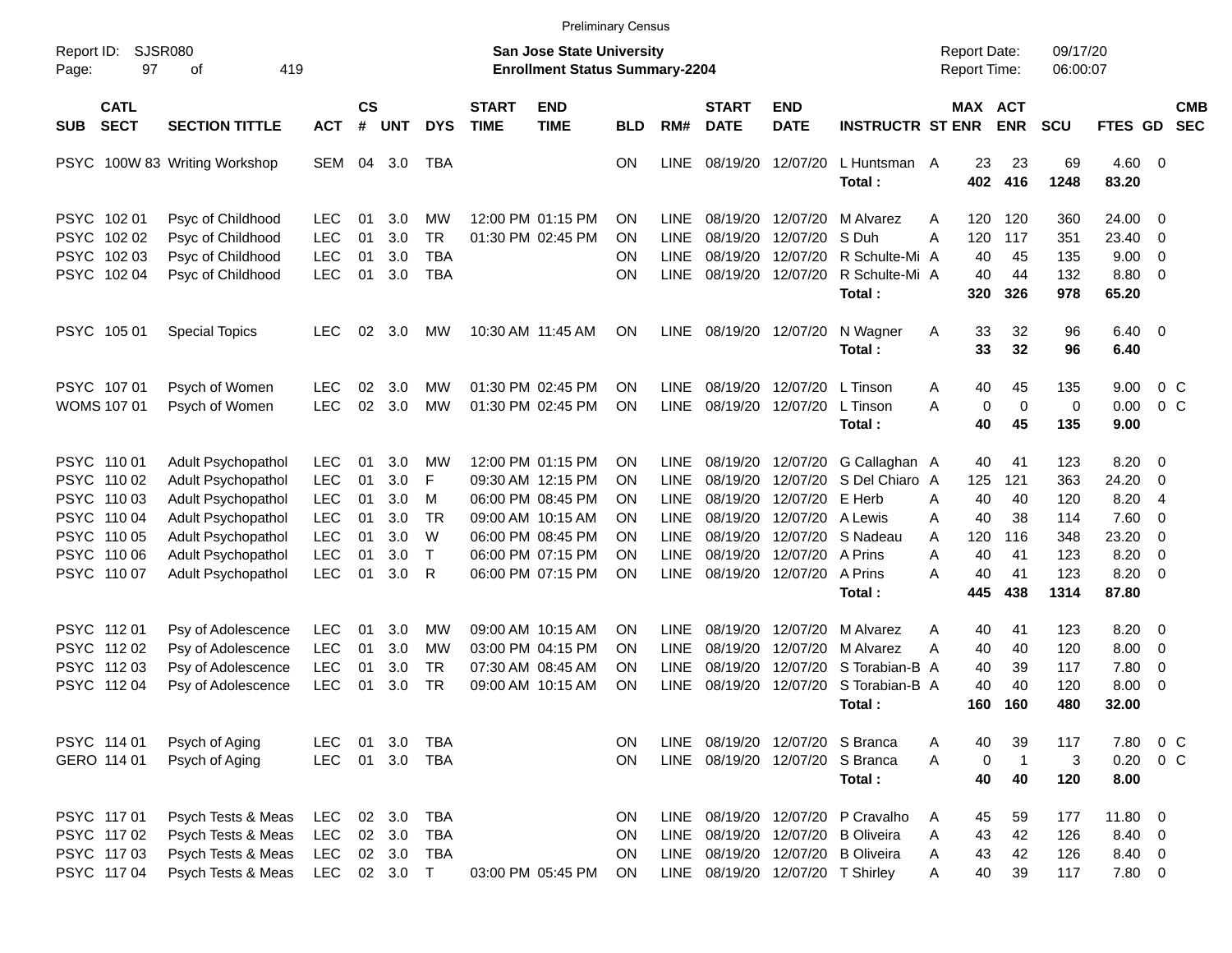Preliminary Census

Report ID: SJSR080
Page: 97 of 419

**San Jose State University**
**Enrollment Status Summary-2204**

Report Date: 09/17/20
Report Time: 06:00:07

| SUB | CATL SECT | SECTION TITTLE | ACT | CS # | UNT | DYS | START TIME | END TIME | BLD | RM# | START DATE | END DATE | INSTRUCTR | ST | MAX ENR | ACT ENR | SCU | FTES | GD | CMB SEC |
|---|---|---|---|---|---|---|---|---|---|---|---|---|---|---|---|---|---|---|---|---|
| PSYC | 100W 83 | Writing Workshop | SEM | 04 | 3.0 | TBA | | | ON | LINE | 08/19/20 | 12/07/20 | L Huntsman | A | 23 | 23 | 69 | 4.60 | 0 | |
| | | | | | | | | | | | | | **Total :** | | **402** | **416** | **1248** | **83.20** | | |
| PSYC | 102 01 | Psyc of Childhood | LEC | 01 | 3.0 | MW | 12:00 PM | 01:15 PM | ON | LINE | 08/19/20 | 12/07/20 | M Alvarez | A | 120 | 120 | 360 | 24.00 | 0 | |
| PSYC | 102 02 | Psyc of Childhood | LEC | 01 | 3.0 | TR | 01:30 PM | 02:45 PM | ON | LINE | 08/19/20 | 12/07/20 | S Duh | A | 120 | 117 | 351 | 23.40 | 0 | |
| PSYC | 102 03 | Psyc of Childhood | LEC | 01 | 3.0 | TBA | | | ON | LINE | 08/19/20 | 12/07/20 | R Schulte-Mi | A | 40 | 45 | 135 | 9.00 | 0 | |
| PSYC | 102 04 | Psyc of Childhood | LEC | 01 | 3.0 | TBA | | | ON | LINE | 08/19/20 | 12/07/20 | R Schulte-Mi | A | 40 | 44 | 132 | 8.80 | 0 | |
| | | | | | | | | | | | | | **Total :** | | **320** | **326** | **978** | **65.20** | | |
| PSYC | 105 01 | Special Topics | LEC | 02 | 3.0 | MW | 10:30 AM | 11:45 AM | ON | LINE | 08/19/20 | 12/07/20 | N Wagner | A | 33 | 32 | 96 | 6.40 | 0 | |
| | | | | | | | | | | | | | **Total :** | | **33** | **32** | **96** | **6.40** | | |
| PSYC | 107 01 | Psych of Women | LEC | 02 | 3.0 | MW | 01:30 PM | 02:45 PM | ON | LINE | 08/19/20 | 12/07/20 | L Tinson | A | 40 | 45 | 135 | 9.00 | 0 | C |
| WOMS | 107 01 | Psych of Women | LEC | 02 | 3.0 | MW | 01:30 PM | 02:45 PM | ON | LINE | 08/19/20 | 12/07/20 | L Tinson | A | 0 | 0 | 0 | 0.00 | 0 | C |
| | | | | | | | | | | | | | **Total :** | | **40** | **45** | **135** | **9.00** | | |
| PSYC | 110 01 | Adult Psychopathol | LEC | 01 | 3.0 | MW | 12:00 PM | 01:15 PM | ON | LINE | 08/19/20 | 12/07/20 | G Callaghan | A | 40 | 41 | 123 | 8.20 | 0 | |
| PSYC | 110 02 | Adult Psychopathol | LEC | 01 | 3.0 | F | 09:30 AM | 12:15 PM | ON | LINE | 08/19/20 | 12/07/20 | S Del Chiaro | A | 125 | 121 | 363 | 24.20 | 0 | |
| PSYC | 110 03 | Adult Psychopathol | LEC | 01 | 3.0 | M | 06:00 PM | 08:45 PM | ON | LINE | 08/19/20 | 12/07/20 | E Herb | A | 40 | 40 | 120 | 8.20 | 4 | |
| PSYC | 110 04 | Adult Psychopathol | LEC | 01 | 3.0 | TR | 09:00 AM | 10:15 AM | ON | LINE | 08/19/20 | 12/07/20 | A Lewis | A | 40 | 38 | 114 | 7.60 | 0 | |
| PSYC | 110 05 | Adult Psychopathol | LEC | 01 | 3.0 | W | 06:00 PM | 08:45 PM | ON | LINE | 08/19/20 | 12/07/20 | S Nadeau | A | 120 | 116 | 348 | 23.20 | 0 | |
| PSYC | 110 06 | Adult Psychopathol | LEC | 01 | 3.0 | T | 06:00 PM | 07:15 PM | ON | LINE | 08/19/20 | 12/07/20 | A Prins | A | 40 | 41 | 123 | 8.20 | 0 | |
| PSYC | 110 07 | Adult Psychopathol | LEC | 01 | 3.0 | R | 06:00 PM | 07:15 PM | ON | LINE | 08/19/20 | 12/07/20 | A Prins | A | 40 | 41 | 123 | 8.20 | 0 | |
| | | | | | | | | | | | | | **Total :** | | **445** | **438** | **1314** | **87.80** | | |
| PSYC | 112 01 | Psy of Adolescence | LEC | 01 | 3.0 | MW | 09:00 AM | 10:15 AM | ON | LINE | 08/19/20 | 12/07/20 | M Alvarez | A | 40 | 41 | 123 | 8.20 | 0 | |
| PSYC | 112 02 | Psy of Adolescence | LEC | 01 | 3.0 | MW | 03:00 PM | 04:15 PM | ON | LINE | 08/19/20 | 12/07/20 | M Alvarez | A | 40 | 40 | 120 | 8.00 | 0 | |
| PSYC | 112 03 | Psy of Adolescence | LEC | 01 | 3.0 | TR | 07:30 AM | 08:45 AM | ON | LINE | 08/19/20 | 12/07/20 | S Torabian-B | A | 40 | 39 | 117 | 7.80 | 0 | |
| PSYC | 112 04 | Psy of Adolescence | LEC | 01 | 3.0 | TR | 09:00 AM | 10:15 AM | ON | LINE | 08/19/20 | 12/07/20 | S Torabian-B | A | 40 | 40 | 120 | 8.00 | 0 | |
| | | | | | | | | | | | | | **Total :** | | **160** | **160** | **480** | **32.00** | | |
| PSYC | 114 01 | Psych of Aging | LEC | 01 | 3.0 | TBA | | | ON | LINE | 08/19/20 | 12/07/20 | S Branca | A | 40 | 39 | 117 | 7.80 | 0 | C |
| GERO | 114 01 | Psych of Aging | LEC | 01 | 3.0 | TBA | | | ON | LINE | 08/19/20 | 12/07/20 | S Branca | A | 0 | 1 | 3 | 0.20 | 0 | C |
| | | | | | | | | | | | | | **Total :** | | **40** | **40** | **120** | **8.00** | | |
| PSYC | 117 01 | Psych Tests & Meas | LEC | 02 | 3.0 | TBA | | | ON | LINE | 08/19/20 | 12/07/20 | P Cravalho | A | 45 | 59 | 177 | 11.80 | 0 | |
| PSYC | 117 02 | Psych Tests & Meas | LEC | 02 | 3.0 | TBA | | | ON | LINE | 08/19/20 | 12/07/20 | B Oliveira | A | 43 | 42 | 126 | 8.40 | 0 | |
| PSYC | 117 03 | Psych Tests & Meas | LEC | 02 | 3.0 | TBA | | | ON | LINE | 08/19/20 | 12/07/20 | B Oliveira | A | 43 | 42 | 126 | 8.40 | 0 | |
| PSYC | 117 04 | Psych Tests & Meas | LEC | 02 | 3.0 | T | 03:00 PM | 05:45 PM | ON | LINE | 08/19/20 | 12/07/20 | T Shirley | A | 40 | 39 | 117 | 7.80 | 0 | |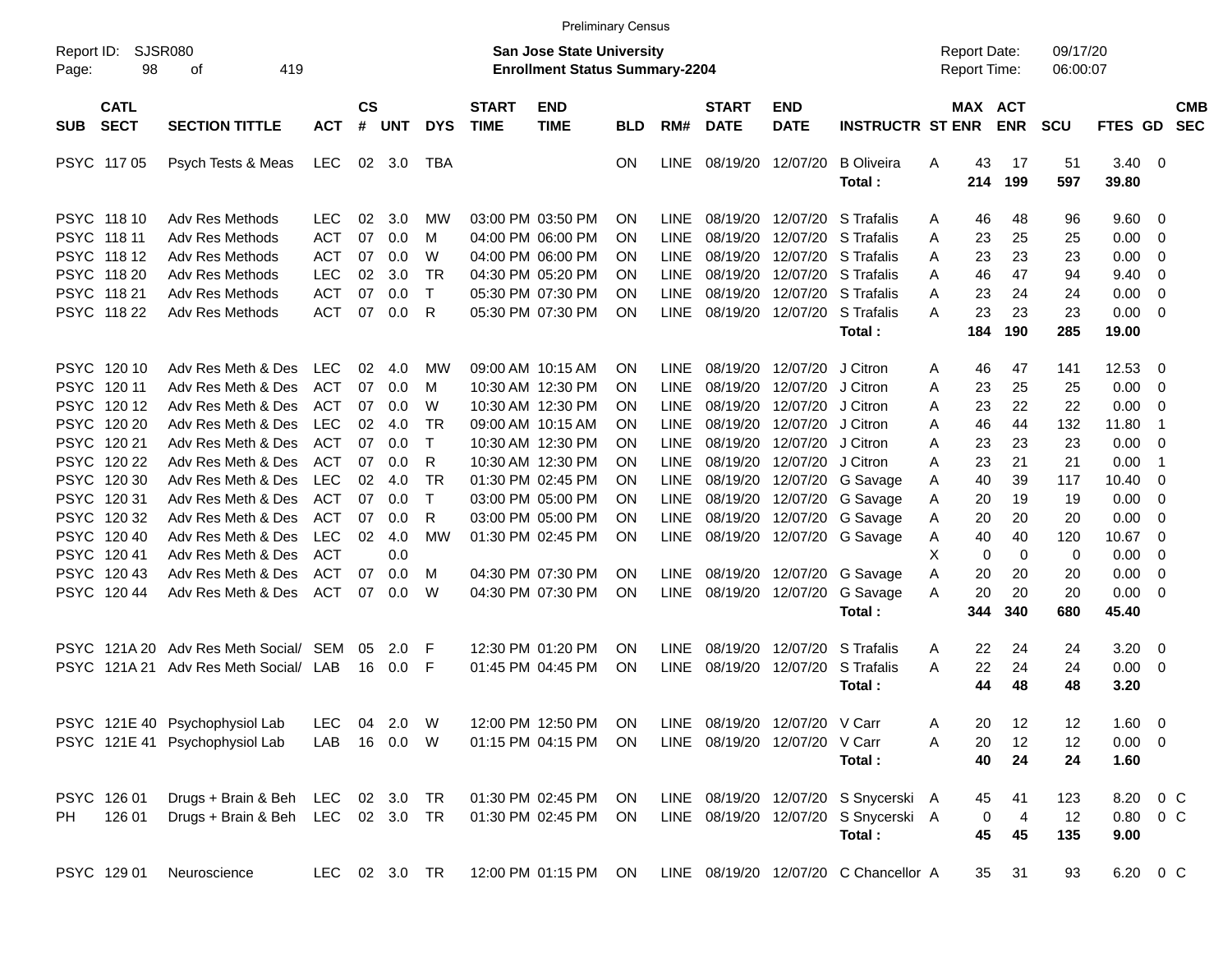Preliminary Census

Report ID: SJSR080

**San Jose State University**
**Enrollment Status Summary-2204**

Report Date: 09/17/20
Report Time: 06:00:07

| SUB | CATL SECT | SECTION TITTLE | ACT | CS # | UNT | DYS | START TIME | END TIME | BLD | RM# | START DATE | END DATE | INSTRUCTR | ST | MAX ENR | ACT ENR | SCU | FTES | GD | CMB SEC |
|---|---|---|---|---|---|---|---|---|---|---|---|---|---|---|---|---|---|---|---|---|
| PSYC | 117 05 | Psych Tests & Meas | LEC | 02 | 3.0 | TBA | | | ON | LINE | 08/19/20 | 12/07/20 | B Oliveira | A | 43 | 17 | 51 | 3.40 | 0 | |
| | | | | | | | | | | | | | **Total :** | | **214** | **199** | **597** | **39.80** | | |
| PSYC | 118 10 | Adv Res Methods | LEC | 02 | 3.0 | MW | 03:00 PM | 03:50 PM | ON | LINE | 08/19/20 | 12/07/20 | S Trafalis | A | 46 | 48 | 96 | 9.60 | 0 | |
| PSYC | 118 11 | Adv Res Methods | ACT | 07 | 0.0 | M | 04:00 PM | 06:00 PM | ON | LINE | 08/19/20 | 12/07/20 | S Trafalis | A | 23 | 25 | 25 | 0.00 | 0 | |
| PSYC | 118 12 | Adv Res Methods | ACT | 07 | 0.0 | W | 04:00 PM | 06:00 PM | ON | LINE | 08/19/20 | 12/07/20 | S Trafalis | A | 23 | 23 | 23 | 0.00 | 0 | |
| PSYC | 118 20 | Adv Res Methods | LEC | 02 | 3.0 | TR | 04:30 PM | 05:20 PM | ON | LINE | 08/19/20 | 12/07/20 | S Trafalis | A | 46 | 47 | 94 | 9.40 | 0 | |
| PSYC | 118 21 | Adv Res Methods | ACT | 07 | 0.0 | T | 05:30 PM | 07:30 PM | ON | LINE | 08/19/20 | 12/07/20 | S Trafalis | A | 23 | 24 | 24 | 0.00 | 0 | |
| PSYC | 118 22 | Adv Res Methods | ACT | 07 | 0.0 | R | 05:30 PM | 07:30 PM | ON | LINE | 08/19/20 | 12/07/20 | S Trafalis | A | 23 | 23 | 23 | 0.00 | 0 | |
| | | | | | | | | | | | | | **Total :** | | **184** | **190** | **285** | **19.00** | | |
| PSYC | 120 10 | Adv Res Meth & Des | LEC | 02 | 4.0 | MW | 09:00 AM | 10:15 AM | ON | LINE | 08/19/20 | 12/07/20 | J Citron | A | 46 | 47 | 141 | 12.53 | 0 | |
| PSYC | 120 11 | Adv Res Meth & Des | ACT | 07 | 0.0 | M | 10:30 AM | 12:30 PM | ON | LINE | 08/19/20 | 12/07/20 | J Citron | A | 23 | 25 | 25 | 0.00 | 0 | |
| PSYC | 120 12 | Adv Res Meth & Des | ACT | 07 | 0.0 | W | 10:30 AM | 12:30 PM | ON | LINE | 08/19/20 | 12/07/20 | J Citron | A | 23 | 22 | 22 | 0.00 | 0 | |
| PSYC | 120 20 | Adv Res Meth & Des | LEC | 02 | 4.0 | TR | 09:00 AM | 10:15 AM | ON | LINE | 08/19/20 | 12/07/20 | J Citron | A | 46 | 44 | 132 | 11.80 | 1 | |
| PSYC | 120 21 | Adv Res Meth & Des | ACT | 07 | 0.0 | T | 10:30 AM | 12:30 PM | ON | LINE | 08/19/20 | 12/07/20 | J Citron | A | 23 | 23 | 23 | 0.00 | 0 | |
| PSYC | 120 22 | Adv Res Meth & Des | ACT | 07 | 0.0 | R | 10:30 AM | 12:30 PM | ON | LINE | 08/19/20 | 12/07/20 | J Citron | A | 23 | 21 | 21 | 0.00 | 1 | |
| PSYC | 120 30 | Adv Res Meth & Des | LEC | 02 | 4.0 | TR | 01:30 PM | 02:45 PM | ON | LINE | 08/19/20 | 12/07/20 | G Savage | A | 40 | 39 | 117 | 10.40 | 0 | |
| PSYC | 120 31 | Adv Res Meth & Des | ACT | 07 | 0.0 | T | 03:00 PM | 05:00 PM | ON | LINE | 08/19/20 | 12/07/20 | G Savage | A | 20 | 19 | 19 | 0.00 | 0 | |
| PSYC | 120 32 | Adv Res Meth & Des | ACT | 07 | 0.0 | R | 03:00 PM | 05:00 PM | ON | LINE | 08/19/20 | 12/07/20 | G Savage | A | 20 | 20 | 20 | 0.00 | 0 | |
| PSYC | 120 40 | Adv Res Meth & Des | LEC | 02 | 4.0 | MW | 01:30 PM | 02:45 PM | ON | LINE | 08/19/20 | 12/07/20 | G Savage | A | 40 | 40 | 120 | 10.67 | 0 | |
| PSYC | 120 41 | Adv Res Meth & Des | ACT | | 0.0 | | | | | | | | | X | 0 | 0 | 0 | 0.00 | 0 | |
| PSYC | 120 43 | Adv Res Meth & Des | ACT | 07 | 0.0 | M | 04:30 PM | 07:30 PM | ON | LINE | 08/19/20 | 12/07/20 | G Savage | A | 20 | 20 | 20 | 0.00 | 0 | |
| PSYC | 120 44 | Adv Res Meth & Des | ACT | 07 | 0.0 | W | 04:30 PM | 07:30 PM | ON | LINE | 08/19/20 | 12/07/20 | G Savage | A | 20 | 20 | 20 | 0.00 | 0 | |
| | | | | | | | | | | | | | **Total :** | | **344** | **340** | **680** | **45.40** | | |
| PSYC | 121A 20 | Adv Res Meth Social/ | SEM | 05 | 2.0 | F | 12:30 PM | 01:20 PM | ON | LINE | 08/19/20 | 12/07/20 | S Trafalis | A | 22 | 24 | 24 | 3.20 | 0 | |
| PSYC | 121A 21 | Adv Res Meth Social/ | LAB | 16 | 0.0 | F | 01:45 PM | 04:45 PM | ON | LINE | 08/19/20 | 12/07/20 | S Trafalis | A | 22 | 24 | 24 | 0.00 | 0 | |
| | | | | | | | | | | | | | **Total :** | | **44** | **48** | **48** | **3.20** | | |
| PSYC | 121E 40 | Psychophysiol Lab | LEC | 04 | 2.0 | W | 12:00 PM | 12:50 PM | ON | LINE | 08/19/20 | 12/07/20 | V Carr | A | 20 | 12 | 12 | 1.60 | 0 | |
| PSYC | 121E 41 | Psychophysiol Lab | LAB | 16 | 0.0 | W | 01:15 PM | 04:15 PM | ON | LINE | 08/19/20 | 12/07/20 | V Carr | A | 20 | 12 | 12 | 0.00 | 0 | |
| | | | | | | | | | | | | | **Total :** | | **40** | **24** | **24** | **1.60** | | |
| PSYC | 126 01 | Drugs + Brain & Beh | LEC | 02 | 3.0 | TR | 01:30 PM | 02:45 PM | ON | LINE | 08/19/20 | 12/07/20 | S Snycerski | A | 45 | 41 | 123 | 8.20 | 0 | C |
| PH | 126 01 | Drugs + Brain & Beh | LEC | 02 | 3.0 | TR | 01:30 PM | 02:45 PM | ON | LINE | 08/19/20 | 12/07/20 | S Snycerski | A | 0 | 4 | 12 | 0.80 | 0 | C |
| | | | | | | | | | | | | | **Total :** | | **45** | **45** | **135** | **9.00** | | |
| PSYC | 129 01 | Neuroscience | LEC | 02 | 3.0 | TR | 12:00 PM | 01:15 PM | ON | LINE | 08/19/20 | 12/07/20 | C Chancellor | A | 35 | 31 | 93 | 6.20 | 0 | C |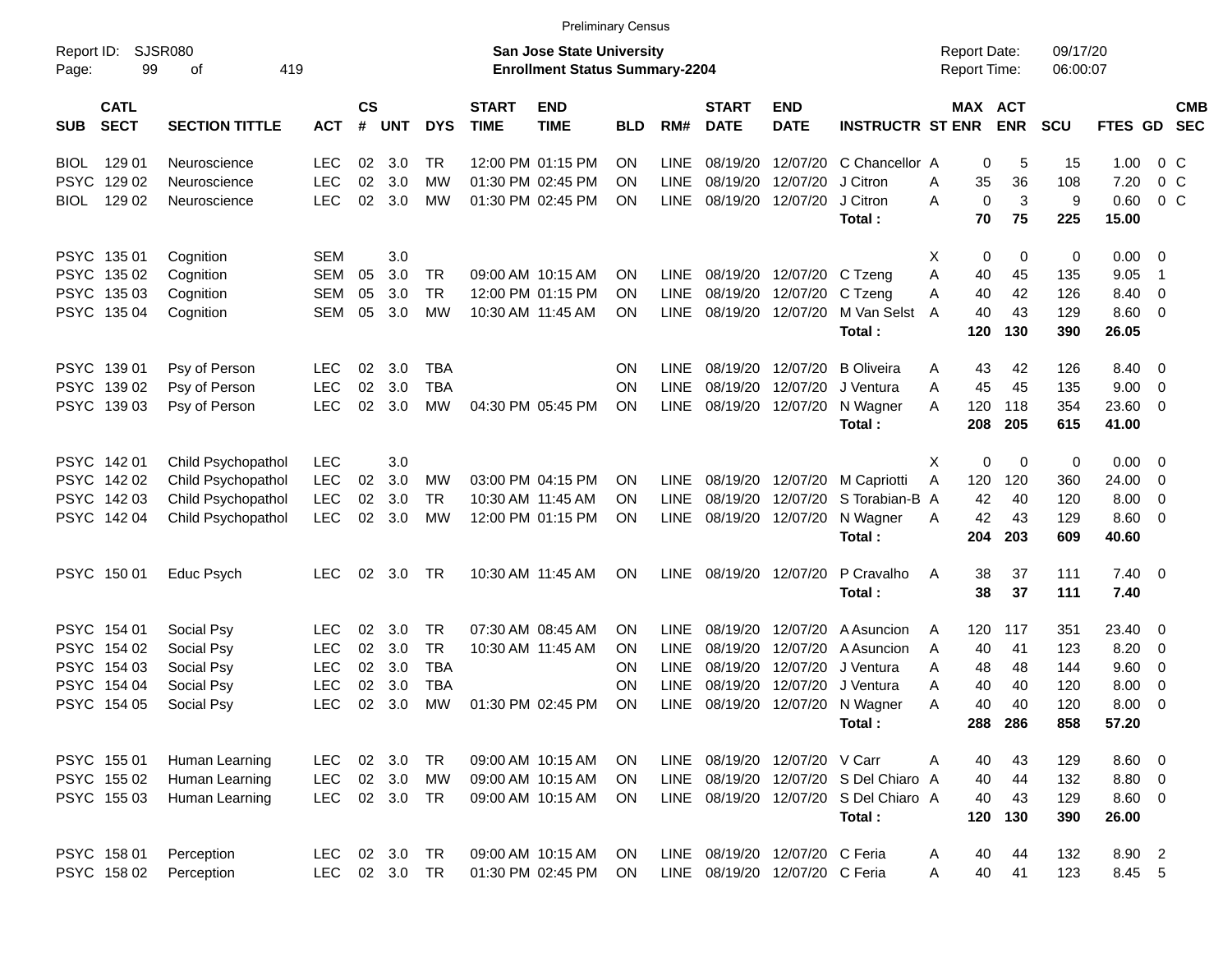Preliminary Census

Report ID: SJSR080
Page: 99 of 419

**San Jose State University**
**Enrollment Status Summary-2204**

Report Date: 09/17/20
Report Time: 06:00:07

| SUB | CATL SECT | SECTION TITTLE | ACT | CS # | UNT | DYS | START TIME | END TIME | BLD | RM# | START DATE | END DATE | INSTRUCTR | ST | MAX ENR | ACT ENR | SCU | FTES | GD | CMB SEC |
|---|---|---|---|---|---|---|---|---|---|---|---|---|---|---|---|---|---|---|---|---|
| BIOL | 129 01 | Neuroscience | LEC | 02 | 3.0 | TR | 12:00 PM | 01:15 PM | ON | LINE | 08/19/20 | 12/07/20 | C Chancellor | A | 0 | 5 | 15 | 1.00 | 0 | C |
| PSYC | 129 02 | Neuroscience | LEC | 02 | 3.0 | MW | 01:30 PM | 02:45 PM | ON | LINE | 08/19/20 | 12/07/20 | J Citron | A | 35 | 36 | 108 | 7.20 | 0 | C |
| BIOL | 129 02 | Neuroscience | LEC | 02 | 3.0 | MW | 01:30 PM | 02:45 PM | ON | LINE | 08/19/20 | 12/07/20 | J Citron | A | 0 | 3 | 9 | 0.60 | 0 | C |
| | | | | | | | | | | | | | **Total :** | | **70** | **75** | **225** | **15.00** | | |
| PSYC | 135 01 | Cognition | SEM | | 3.0 | | | | | | | | | X | 0 | 0 | 0 | 0.00 | 0 | |
| PSYC | 135 02 | Cognition | SEM | 05 | 3.0 | TR | 09:00 AM | 10:15 AM | ON | LINE | 08/19/20 | 12/07/20 | C Tzeng | A | 40 | 45 | 135 | 9.05 | 1 | |
| PSYC | 135 03 | Cognition | SEM | 05 | 3.0 | TR | 12:00 PM | 01:15 PM | ON | LINE | 08/19/20 | 12/07/20 | C Tzeng | A | 40 | 42 | 126 | 8.40 | 0 | |
| PSYC | 135 04 | Cognition | SEM | 05 | 3.0 | MW | 10:30 AM | 11:45 AM | ON | LINE | 08/19/20 | 12/07/20 | M Van Selst | A | 40 | 43 | 129 | 8.60 | 0 | |
| | | | | | | | | | | | | | **Total :** | | **120** | **130** | **390** | **26.05** | | |
| PSYC | 139 01 | Psy of Person | LEC | 02 | 3.0 | TBA | | | ON | LINE | 08/19/20 | 12/07/20 | B Oliveira | A | 43 | 42 | 126 | 8.40 | 0 | |
| PSYC | 139 02 | Psy of Person | LEC | 02 | 3.0 | TBA | | | ON | LINE | 08/19/20 | 12/07/20 | J Ventura | A | 45 | 45 | 135 | 9.00 | 0 | |
| PSYC | 139 03 | Psy of Person | LEC | 02 | 3.0 | MW | 04:30 PM | 05:45 PM | ON | LINE | 08/19/20 | 12/07/20 | N Wagner | A | 120 | 118 | 354 | 23.60 | 0 | |
| | | | | | | | | | | | | | **Total :** | | **208** | **205** | **615** | **41.00** | | |
| PSYC | 142 01 | Child Psychopathol | LEC | | 3.0 | | | | | | | | | X | 0 | 0 | 0 | 0.00 | 0 | |
| PSYC | 142 02 | Child Psychopathol | LEC | 02 | 3.0 | MW | 03:00 PM | 04:15 PM | ON | LINE | 08/19/20 | 12/07/20 | M Capriotti | A | 120 | 120 | 360 | 24.00 | 0 | |
| PSYC | 142 03 | Child Psychopathol | LEC | 02 | 3.0 | TR | 10:30 AM | 11:45 AM | ON | LINE | 08/19/20 | 12/07/20 | S Torabian-B | A | 42 | 40 | 120 | 8.00 | 0 | |
| PSYC | 142 04 | Child Psychopathol | LEC | 02 | 3.0 | MW | 12:00 PM | 01:15 PM | ON | LINE | 08/19/20 | 12/07/20 | N Wagner | A | 42 | 43 | 129 | 8.60 | 0 | |
| | | | | | | | | | | | | | **Total :** | | **204** | **203** | **609** | **40.60** | | |
| PSYC | 150 01 | Educ Psych | LEC | 02 | 3.0 | TR | 10:30 AM | 11:45 AM | ON | LINE | 08/19/20 | 12/07/20 | P Cravalho | A | 38 | 37 | 111 | 7.40 | 0 | |
| | | | | | | | | | | | | | **Total :** | | **38** | **37** | **111** | **7.40** | | |
| PSYC | 154 01 | Social Psy | LEC | 02 | 3.0 | TR | 07:30 AM | 08:45 AM | ON | LINE | 08/19/20 | 12/07/20 | A Asuncion | A | 120 | 117 | 351 | 23.40 | 0 | |
| PSYC | 154 02 | Social Psy | LEC | 02 | 3.0 | TR | 10:30 AM | 11:45 AM | ON | LINE | 08/19/20 | 12/07/20 | A Asuncion | A | 40 | 41 | 123 | 8.20 | 0 | |
| PSYC | 154 03 | Social Psy | LEC | 02 | 3.0 | TBA | | | ON | LINE | 08/19/20 | 12/07/20 | J Ventura | A | 48 | 48 | 144 | 9.60 | 0 | |
| PSYC | 154 04 | Social Psy | LEC | 02 | 3.0 | TBA | | | ON | LINE | 08/19/20 | 12/07/20 | J Ventura | A | 40 | 40 | 120 | 8.00 | 0 | |
| PSYC | 154 05 | Social Psy | LEC | 02 | 3.0 | MW | 01:30 PM | 02:45 PM | ON | LINE | 08/19/20 | 12/07/20 | N Wagner | A | 40 | 40 | 120 | 8.00 | 0 | |
| | | | | | | | | | | | | | **Total :** | | **288** | **286** | **858** | **57.20** | | |
| PSYC | 155 01 | Human Learning | LEC | 02 | 3.0 | TR | 09:00 AM | 10:15 AM | ON | LINE | 08/19/20 | 12/07/20 | V Carr | A | 40 | 43 | 129 | 8.60 | 0 | |
| PSYC | 155 02 | Human Learning | LEC | 02 | 3.0 | MW | 09:00 AM | 10:15 AM | ON | LINE | 08/19/20 | 12/07/20 | S Del Chiaro | A | 40 | 44 | 132 | 8.80 | 0 | |
| PSYC | 155 03 | Human Learning | LEC | 02 | 3.0 | TR | 09:00 AM | 10:15 AM | ON | LINE | 08/19/20 | 12/07/20 | S Del Chiaro | A | 40 | 43 | 129 | 8.60 | 0 | |
| | | | | | | | | | | | | | **Total :** | | **120** | **130** | **390** | **26.00** | | |
| PSYC | 158 01 | Perception | LEC | 02 | 3.0 | TR | 09:00 AM | 10:15 AM | ON | LINE | 08/19/20 | 12/07/20 | C Feria | A | 40 | 44 | 132 | 8.90 | 2 | |
| PSYC | 158 02 | Perception | LEC | 02 | 3.0 | TR | 01:30 PM | 02:45 PM | ON | LINE | 08/19/20 | 12/07/20 | C Feria | A | 40 | 41 | 123 | 8.45 | 5 | |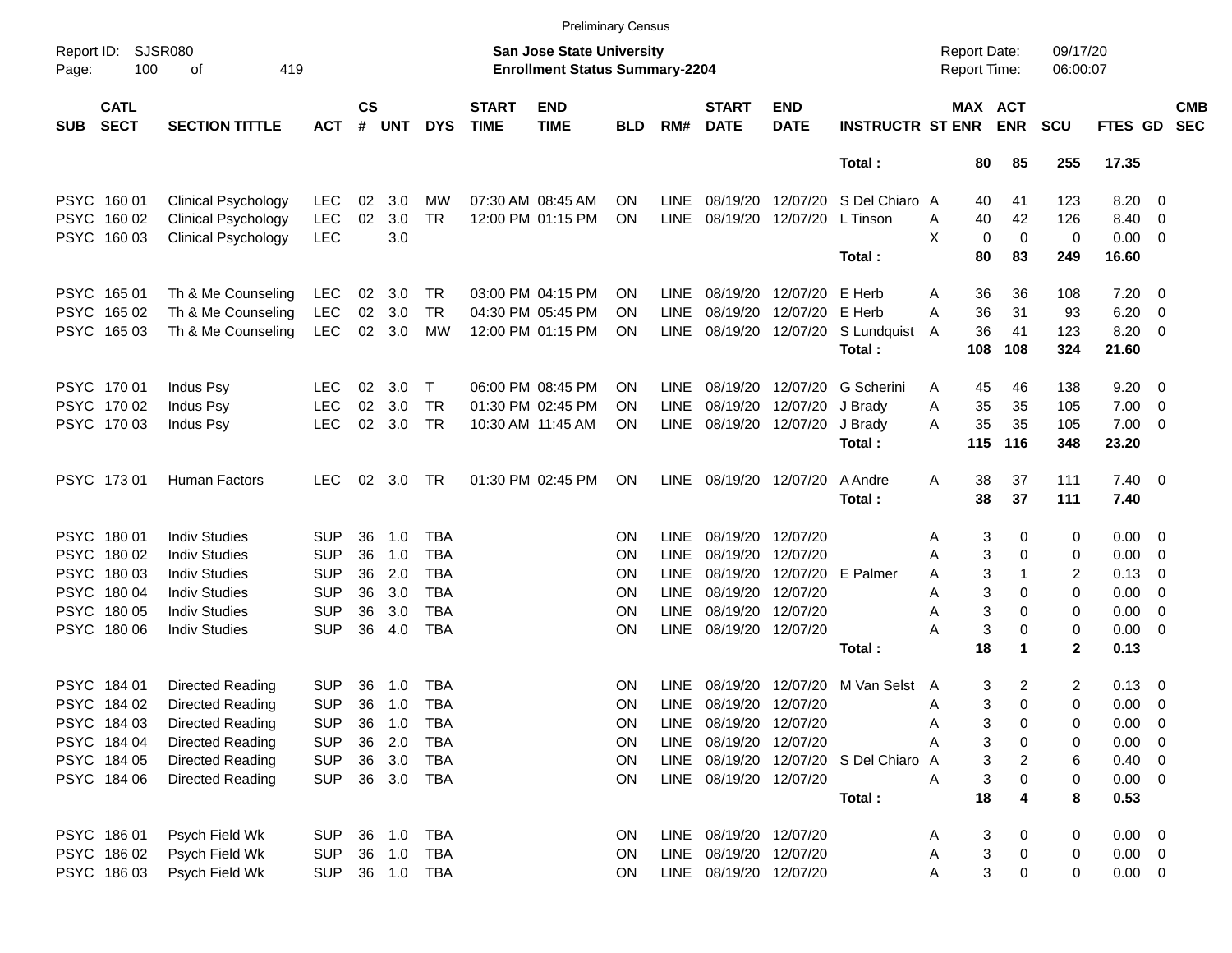Preliminary Census

Report ID: SJSR080

**San Jose State University**
**Enrollment Status Summary-2204**

Report Date: 09/17/20
Report Time: 06:00:07

| SUB | CATL SECT | SECTION TITTLE | ACT | CS # | UNT | DYS | START TIME | END TIME | BLD | RM# | START DATE | END DATE | INSTRUCTR | ST | MAX ENR | ACT ENR | SCU | FTES | GD | CMB SEC |
|---|---|---|---|---|---|---|---|---|---|---|---|---|---|---|---|---|---|---|---|---|
| | | | | | | | | | | | | | **Total :** | | **80** | **85** | **255** | **17.35** | | |
| PSYC | 160 01 | Clinical Psychology | LEC | 02 | 3.0 | MW | 07:30 AM | 08:45 AM | ON | LINE | 08/19/20 | 12/07/20 | S Del Chiaro | A | 40 | 41 | 123 | 8.20 | 0 | |
| PSYC | 160 02 | Clinical Psychology | LEC | 02 | 3.0 | TR | 12:00 PM | 01:15 PM | ON | LINE | 08/19/20 | 12/07/20 | L Tinson | A | 40 | 42 | 126 | 8.40 | 0 | |
| PSYC | 160 03 | Clinical Psychology | LEC | | 3.0 | | | | | | | | | X | 0 | 0 | 0 | 0.00 | 0 | |
| | | | | | | | | | | | | | **Total :** | | **80** | **83** | **249** | **16.60** | | |
| PSYC | 165 01 | Th & Me Counseling | LEC | 02 | 3.0 | TR | 03:00 PM | 04:15 PM | ON | LINE | 08/19/20 | 12/07/20 | E Herb | A | 36 | 36 | 108 | 7.20 | 0 | |
| PSYC | 165 02 | Th & Me Counseling | LEC | 02 | 3.0 | TR | 04:30 PM | 05:45 PM | ON | LINE | 08/19/20 | 12/07/20 | E Herb | A | 36 | 31 | 93 | 6.20 | 0 | |
| PSYC | 165 03 | Th & Me Counseling | LEC | 02 | 3.0 | MW | 12:00 PM | 01:15 PM | ON | LINE | 08/19/20 | 12/07/20 | S Lundquist | A | 36 | 41 | 123 | 8.20 | 0 | |
| | | | | | | | | | | | | | **Total :** | | **108** | **108** | **324** | **21.60** | | |
| PSYC | 170 01 | Indus Psy | LEC | 02 | 3.0 | T | 06:00 PM | 08:45 PM | ON | LINE | 08/19/20 | 12/07/20 | G Scherini | A | 45 | 46 | 138 | 9.20 | 0 | |
| PSYC | 170 02 | Indus Psy | LEC | 02 | 3.0 | TR | 01:30 PM | 02:45 PM | ON | LINE | 08/19/20 | 12/07/20 | J Brady | A | 35 | 35 | 105 | 7.00 | 0 | |
| PSYC | 170 03 | Indus Psy | LEC | 02 | 3.0 | TR | 10:30 AM | 11:45 AM | ON | LINE | 08/19/20 | 12/07/20 | J Brady | A | 35 | 35 | 105 | 7.00 | 0 | |
| | | | | | | | | | | | | | **Total :** | | **115** | **116** | **348** | **23.20** | | |
| PSYC | 173 01 | Human Factors | LEC | 02 | 3.0 | TR | 01:30 PM | 02:45 PM | ON | LINE | 08/19/20 | 12/07/20 | A Andre | A | 38 | 37 | 111 | 7.40 | 0 | |
| | | | | | | | | | | | | | **Total :** | | **38** | **37** | **111** | **7.40** | | |
| PSYC | 180 01 | Indiv Studies | SUP | 36 | 1.0 | TBA | | | ON | LINE | 08/19/20 | 12/07/20 | | A | 3 | 0 | 0 | 0.00 | 0 | |
| PSYC | 180 02 | Indiv Studies | SUP | 36 | 1.0 | TBA | | | ON | LINE | 08/19/20 | 12/07/20 | | A | 3 | 0 | 0 | 0.00 | 0 | |
| PSYC | 180 03 | Indiv Studies | SUP | 36 | 2.0 | TBA | | | ON | LINE | 08/19/20 | 12/07/20 | E Palmer | A | 3 | 1 | 2 | 0.13 | 0 | |
| PSYC | 180 04 | Indiv Studies | SUP | 36 | 3.0 | TBA | | | ON | LINE | 08/19/20 | 12/07/20 | | A | 3 | 0 | 0 | 0.00 | 0 | |
| PSYC | 180 05 | Indiv Studies | SUP | 36 | 3.0 | TBA | | | ON | LINE | 08/19/20 | 12/07/20 | | A | 3 | 0 | 0 | 0.00 | 0 | |
| PSYC | 180 06 | Indiv Studies | SUP | 36 | 4.0 | TBA | | | ON | LINE | 08/19/20 | 12/07/20 | | A | 3 | 0 | 0 | 0.00 | 0 | |
| | | | | | | | | | | | | | **Total :** | | **18** | **1** | **2** | **0.13** | | |
| PSYC | 184 01 | Directed Reading | SUP | 36 | 1.0 | TBA | | | ON | LINE | 08/19/20 | 12/07/20 | M Van Selst | A | 3 | 2 | 2 | 0.13 | 0 | |
| PSYC | 184 02 | Directed Reading | SUP | 36 | 1.0 | TBA | | | ON | LINE | 08/19/20 | 12/07/20 | | A | 3 | 0 | 0 | 0.00 | 0 | |
| PSYC | 184 03 | Directed Reading | SUP | 36 | 1.0 | TBA | | | ON | LINE | 08/19/20 | 12/07/20 | | A | 3 | 0 | 0 | 0.00 | 0 | |
| PSYC | 184 04 | Directed Reading | SUP | 36 | 2.0 | TBA | | | ON | LINE | 08/19/20 | 12/07/20 | | A | 3 | 0 | 0 | 0.00 | 0 | |
| PSYC | 184 05 | Directed Reading | SUP | 36 | 3.0 | TBA | | | ON | LINE | 08/19/20 | 12/07/20 | S Del Chiaro | A | 3 | 2 | 6 | 0.40 | 0 | |
| PSYC | 184 06 | Directed Reading | SUP | 36 | 3.0 | TBA | | | ON | LINE | 08/19/20 | 12/07/20 | | A | 3 | 0 | 0 | 0.00 | 0 | |
| | | | | | | | | | | | | | **Total :** | | **18** | **4** | **8** | **0.53** | | |
| PSYC | 186 01 | Psych Field Wk | SUP | 36 | 1.0 | TBA | | | ON | LINE | 08/19/20 | 12/07/20 | | A | 3 | 0 | 0 | 0.00 | 0 | |
| PSYC | 186 02 | Psych Field Wk | SUP | 36 | 1.0 | TBA | | | ON | LINE | 08/19/20 | 12/07/20 | | A | 3 | 0 | 0 | 0.00 | 0 | |
| PSYC | 186 03 | Psych Field Wk | SUP | 36 | 1.0 | TBA | | | ON | LINE | 08/19/20 | 12/07/20 | | A | 3 | 0 | 0 | 0.00 | 0 | |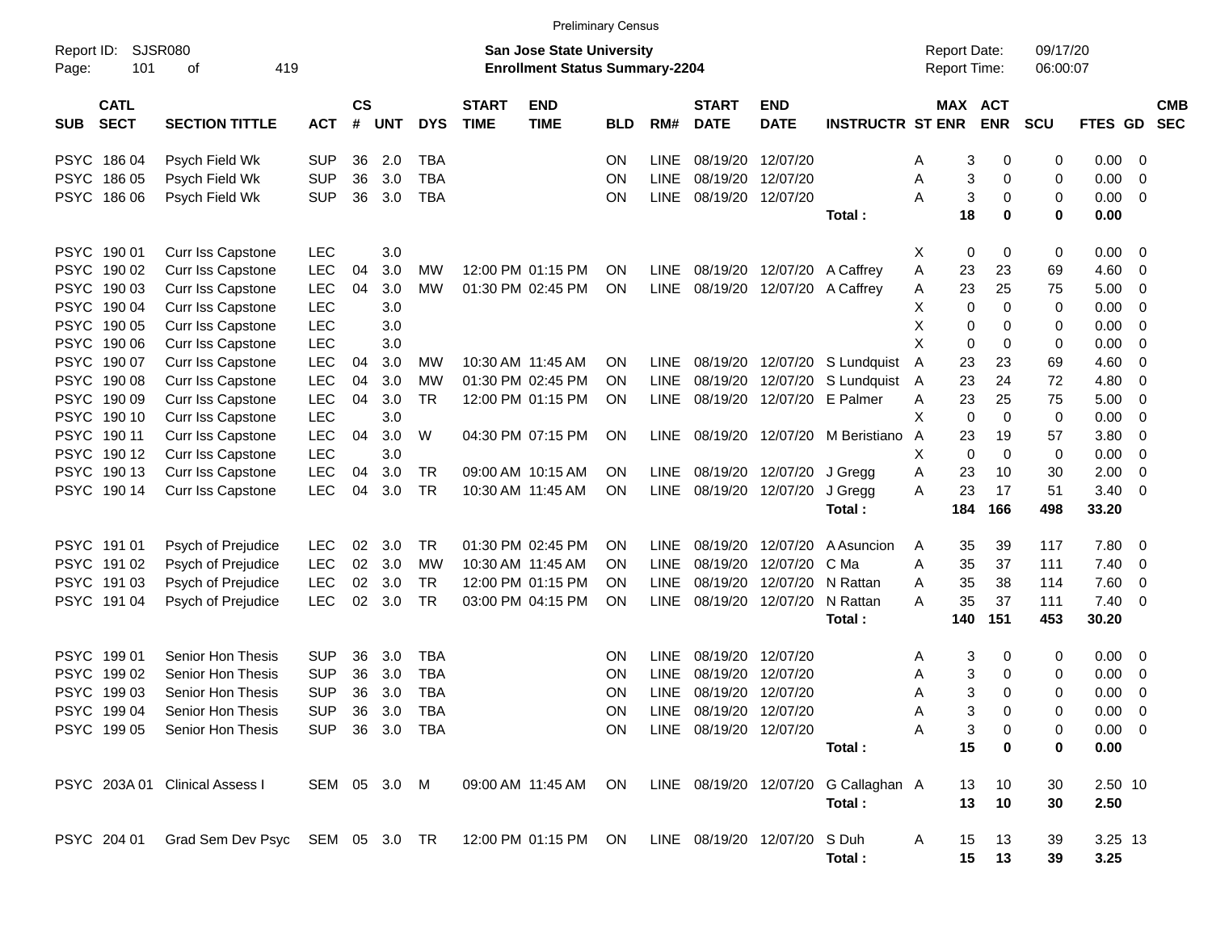Preliminary Census

Report ID: SJSR080
Page: 101 of 419

**San Jose State University**
**Enrollment Status Summary-2204**

Report Date: 09/17/20
Report Time: 06:00:07

| SUB | CATL SECT | SECTION TITTLE | ACT | CS # | UNT | DYS | START TIME | END TIME | BLD | RM# | START DATE | END DATE | INSTRUCTR | ST | MAX ENR | ACT ENR | SCU | FTES | GD | CMB SEC |
|---|---|---|---|---|---|---|---|---|---|---|---|---|---|---|---|---|---|---|---|---|
| PSYC | 186 04 | Psych Field Wk | SUP | 36 | 2.0 | TBA | | | ON | LINE | 08/19/20 | 12/07/20 | | A | 3 | 0 | 0 | 0.00 | 0 | |
| PSYC | 186 05 | Psych Field Wk | SUP | 36 | 3.0 | TBA | | | ON | LINE | 08/19/20 | 12/07/20 | | A | 3 | 0 | 0 | 0.00 | 0 | |
| PSYC | 186 06 | Psych Field Wk | SUP | 36 | 3.0 | TBA | | | ON | LINE | 08/19/20 | 12/07/20 | | A | 3 | 0 | 0 | 0.00 | 0 | |
| | | | | | | | | | | | | | **Total :** | | **18** | **0** | **0** | **0.00** | | |
| PSYC | 190 01 | Curr Iss Capstone | LEC | | 3.0 | | | | | | | | | X | 0 | 0 | 0 | 0.00 | 0 | |
| PSYC | 190 02 | Curr Iss Capstone | LEC | 04 | 3.0 | MW | 12:00 PM | 01:15 PM | ON | LINE | 08/19/20 | 12/07/20 | A Caffrey | A | 23 | 23 | 69 | 4.60 | 0 | |
| PSYC | 190 03 | Curr Iss Capstone | LEC | 04 | 3.0 | MW | 01:30 PM | 02:45 PM | ON | LINE | 08/19/20 | 12/07/20 | A Caffrey | A | 23 | 25 | 75 | 5.00 | 0 | |
| PSYC | 190 04 | Curr Iss Capstone | LEC | | 3.0 | | | | | | | | | X | 0 | 0 | 0 | 0.00 | 0 | |
| PSYC | 190 05 | Curr Iss Capstone | LEC | | 3.0 | | | | | | | | | X | 0 | 0 | 0 | 0.00 | 0 | |
| PSYC | 190 06 | Curr Iss Capstone | LEC | | 3.0 | | | | | | | | | X | 0 | 0 | 0 | 0.00 | 0 | |
| PSYC | 190 07 | Curr Iss Capstone | LEC | 04 | 3.0 | MW | 10:30 AM | 11:45 AM | ON | LINE | 08/19/20 | 12/07/20 | S Lundquist | A | 23 | 23 | 69 | 4.60 | 0 | |
| PSYC | 190 08 | Curr Iss Capstone | LEC | 04 | 3.0 | MW | 01:30 PM | 02:45 PM | ON | LINE | 08/19/20 | 12/07/20 | S Lundquist | A | 23 | 24 | 72 | 4.80 | 0 | |
| PSYC | 190 09 | Curr Iss Capstone | LEC | 04 | 3.0 | TR | 12:00 PM | 01:15 PM | ON | LINE | 08/19/20 | 12/07/20 | E Palmer | A | 23 | 25 | 75 | 5.00 | 0 | |
| PSYC | 190 10 | Curr Iss Capstone | LEC | | 3.0 | | | | | | | | | X | 0 | 0 | 0 | 0.00 | 0 | |
| PSYC | 190 11 | Curr Iss Capstone | LEC | 04 | 3.0 | W | 04:30 PM | 07:15 PM | ON | LINE | 08/19/20 | 12/07/20 | M Beristiano | A | 23 | 19 | 57 | 3.80 | 0 | |
| PSYC | 190 12 | Curr Iss Capstone | LEC | | 3.0 | | | | | | | | | X | 0 | 0 | 0 | 0.00 | 0 | |
| PSYC | 190 13 | Curr Iss Capstone | LEC | 04 | 3.0 | TR | 09:00 AM | 10:15 AM | ON | LINE | 08/19/20 | 12/07/20 | J Gregg | A | 23 | 10 | 30 | 2.00 | 0 | |
| PSYC | 190 14 | Curr Iss Capstone | LEC | 04 | 3.0 | TR | 10:30 AM | 11:45 AM | ON | LINE | 08/19/20 | 12/07/20 | J Gregg | A | 23 | 17 | 51 | 3.40 | 0 | |
| | | | | | | | | | | | | | **Total :** | | **184** | **166** | **498** | **33.20** | | |
| PSYC | 191 01 | Psych of Prejudice | LEC | 02 | 3.0 | TR | 01:30 PM | 02:45 PM | ON | LINE | 08/19/20 | 12/07/20 | A Asuncion | A | 35 | 39 | 117 | 7.80 | 0 | |
| PSYC | 191 02 | Psych of Prejudice | LEC | 02 | 3.0 | MW | 10:30 AM | 11:45 AM | ON | LINE | 08/19/20 | 12/07/20 | C Ma | A | 35 | 37 | 111 | 7.40 | 0 | |
| PSYC | 191 03 | Psych of Prejudice | LEC | 02 | 3.0 | TR | 12:00 PM | 01:15 PM | ON | LINE | 08/19/20 | 12/07/20 | N Rattan | A | 35 | 38 | 114 | 7.60 | 0 | |
| PSYC | 191 04 | Psych of Prejudice | LEC | 02 | 3.0 | TR | 03:00 PM | 04:15 PM | ON | LINE | 08/19/20 | 12/07/20 | N Rattan | A | 35 | 37 | 111 | 7.40 | 0 | |
| | | | | | | | | | | | | | **Total :** | | **140** | **151** | **453** | **30.20** | | |
| PSYC | 199 01 | Senior Hon Thesis | SUP | 36 | 3.0 | TBA | | | ON | LINE | 08/19/20 | 12/07/20 | | A | 3 | 0 | 0 | 0.00 | 0 | |
| PSYC | 199 02 | Senior Hon Thesis | SUP | 36 | 3.0 | TBA | | | ON | LINE | 08/19/20 | 12/07/20 | | A | 3 | 0 | 0 | 0.00 | 0 | |
| PSYC | 199 03 | Senior Hon Thesis | SUP | 36 | 3.0 | TBA | | | ON | LINE | 08/19/20 | 12/07/20 | | A | 3 | 0 | 0 | 0.00 | 0 | |
| PSYC | 199 04 | Senior Hon Thesis | SUP | 36 | 3.0 | TBA | | | ON | LINE | 08/19/20 | 12/07/20 | | A | 3 | 0 | 0 | 0.00 | 0 | |
| PSYC | 199 05 | Senior Hon Thesis | SUP | 36 | 3.0 | TBA | | | ON | LINE | 08/19/20 | 12/07/20 | | A | 3 | 0 | 0 | 0.00 | 0 | |
| | | | | | | | | | | | | | **Total :** | | **15** | **0** | **0** | **0.00** | | |
| PSYC | 203A 01 | Clinical Assess I | SEM | 05 | 3.0 | M | 09:00 AM | 11:45 AM | ON | LINE | 08/19/20 | 12/07/20 | G Callaghan | A | 13 | 10 | 30 | 2.50 | 10 | |
| | | | | | | | | | | | | | **Total :** | | **13** | **10** | **30** | **2.50** | | |
| PSYC | 204 01 | Grad Sem Dev Psyc | SEM | 05 | 3.0 | TR | 12:00 PM | 01:15 PM | ON | LINE | 08/19/20 | 12/07/20 | S Duh | A | 15 | 13 | 39 | 3.25 | 13 | |
| | | | | | | | | | | | | | **Total :** | | **15** | **13** | **39** | **3.25** | | |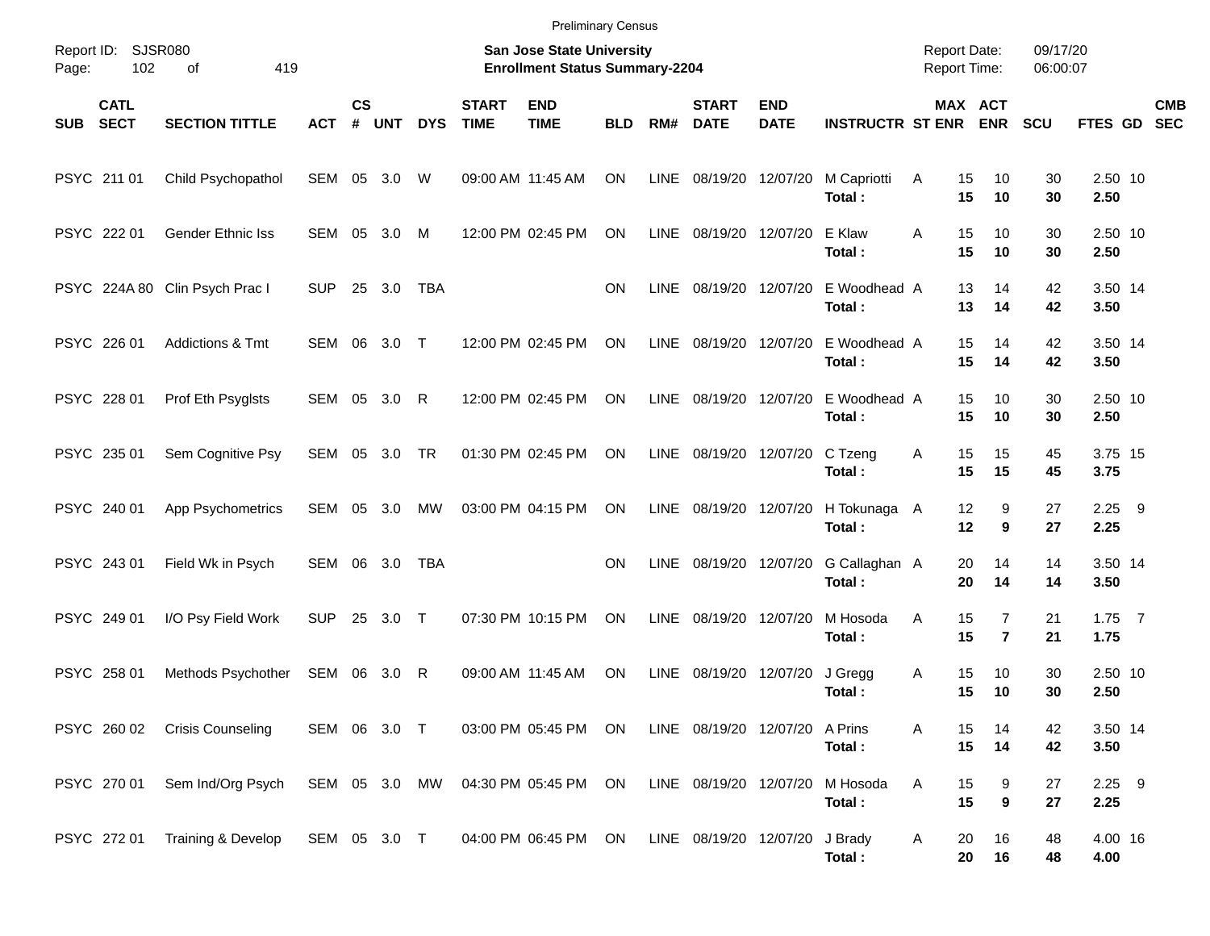Preliminary Census

Report ID: SJSR080
Page: 102 of 419

**San Jose State University**
**Enrollment Status Summary-2204**

Report Date: 09/17/20
Report Time: 06:00:07

| SUB | CATL SECT | SECTION TITTLE | ACT | CS # | UNT | DYS | START TIME | END TIME | BLD | RM# | START DATE | END DATE | INSTRUCTR | ST | MAX ENR | ACT ENR | SCU | FTES | GD | CMB SEC |
|---|---|---|---|---|---|---|---|---|---|---|---|---|---|---|---|---|---|---|---|---|
| PSYC | 211 01 | Child Psychopathol | SEM | 05 | 3.0 | W | 09:00 AM | 11:45 AM | ON | LINE | 08/19/20 | 12/07/20 | M Capriotti | A | 15 | 10 | 30 | 2.50 | 10 | |
| | | | | | | | | | | | | | **Total :** | | **15** | **10** | **30** | **2.50** | | |
| PSYC | 222 01 | Gender Ethnic Iss | SEM | 05 | 3.0 | M | 12:00 PM | 02:45 PM | ON | LINE | 08/19/20 | 12/07/20 | E Klaw | A | 15 | 10 | 30 | 2.50 | 10 | |
| | | | | | | | | | | | | | **Total :** | | **15** | **10** | **30** | **2.50** | | |
| PSYC | 224A 80 | Clin Psych Prac I | SUP | 25 | 3.0 | TBA | | | ON | LINE | 08/19/20 | 12/07/20 | E Woodhead | A | 13 | 14 | 42 | 3.50 | 14 | |
| | | | | | | | | | | | | | **Total :** | | **13** | **14** | **42** | **3.50** | | |
| PSYC | 226 01 | Addictions & Tmt | SEM | 06 | 3.0 | T | 12:00 PM | 02:45 PM | ON | LINE | 08/19/20 | 12/07/20 | E Woodhead | A | 15 | 14 | 42 | 3.50 | 14 | |
| | | | | | | | | | | | | | **Total :** | | **15** | **14** | **42** | **3.50** | | |
| PSYC | 228 01 | Prof Eth Psyglsts | SEM | 05 | 3.0 | R | 12:00 PM | 02:45 PM | ON | LINE | 08/19/20 | 12/07/20 | E Woodhead | A | 15 | 10 | 30 | 2.50 | 10 | |
| | | | | | | | | | | | | | **Total :** | | **15** | **10** | **30** | **2.50** | | |
| PSYC | 235 01 | Sem Cognitive Psy | SEM | 05 | 3.0 | TR | 01:30 PM | 02:45 PM | ON | LINE | 08/19/20 | 12/07/20 | C Tzeng | A | 15 | 15 | 45 | 3.75 | 15 | |
| | | | | | | | | | | | | | **Total :** | | **15** | **15** | **45** | **3.75** | | |
| PSYC | 240 01 | App Psychometrics | SEM | 05 | 3.0 | MW | 03:00 PM | 04:15 PM | ON | LINE | 08/19/20 | 12/07/20 | H Tokunaga | A | 12 | 9 | 27 | 2.25 | 9 | |
| | | | | | | | | | | | | | **Total :** | | **12** | **9** | **27** | **2.25** | | |
| PSYC | 243 01 | Field Wk in Psych | SEM | 06 | 3.0 | TBA | | | ON | LINE | 08/19/20 | 12/07/20 | G Callaghan | A | 20 | 14 | 14 | 3.50 | 14 | |
| | | | | | | | | | | | | | **Total :** | | **20** | **14** | **14** | **3.50** | | |
| PSYC | 249 01 | I/O Psy Field Work | SUP | 25 | 3.0 | T | 07:30 PM | 10:15 PM | ON | LINE | 08/19/20 | 12/07/20 | M Hosoda | A | 15 | 7 | 21 | 1.75 | 7 | |
| | | | | | | | | | | | | | **Total :** | | **15** | **7** | **21** | **1.75** | | |
| PSYC | 258 01 | Methods Psychother | SEM | 06 | 3.0 | R | 09:00 AM | 11:45 AM | ON | LINE | 08/19/20 | 12/07/20 | J Gregg | A | 15 | 10 | 30 | 2.50 | 10 | |
| | | | | | | | | | | | | | **Total :** | | **15** | **10** | **30** | **2.50** | | |
| PSYC | 260 02 | Crisis Counseling | SEM | 06 | 3.0 | T | 03:00 PM | 05:45 PM | ON | LINE | 08/19/20 | 12/07/20 | A Prins | A | 15 | 14 | 42 | 3.50 | 14 | |
| | | | | | | | | | | | | | **Total :** | | **15** | **14** | **42** | **3.50** | | |
| PSYC | 270 01 | Sem Ind/Org Psych | SEM | 05 | 3.0 | MW | 04:30 PM | 05:45 PM | ON | LINE | 08/19/20 | 12/07/20 | M Hosoda | A | 15 | 9 | 27 | 2.25 | 9 | |
| | | | | | | | | | | | | | **Total :** | | **15** | **9** | **27** | **2.25** | | |
| PSYC | 272 01 | Training & Develop | SEM | 05 | 3.0 | T | 04:00 PM | 06:45 PM | ON | LINE | 08/19/20 | 12/07/20 | J Brady | A | 20 | 16 | 48 | 4.00 | 16 | |
| | | | | | | | | | | | | | **Total :** | | **20** | **16** | **48** | **4.00** | | |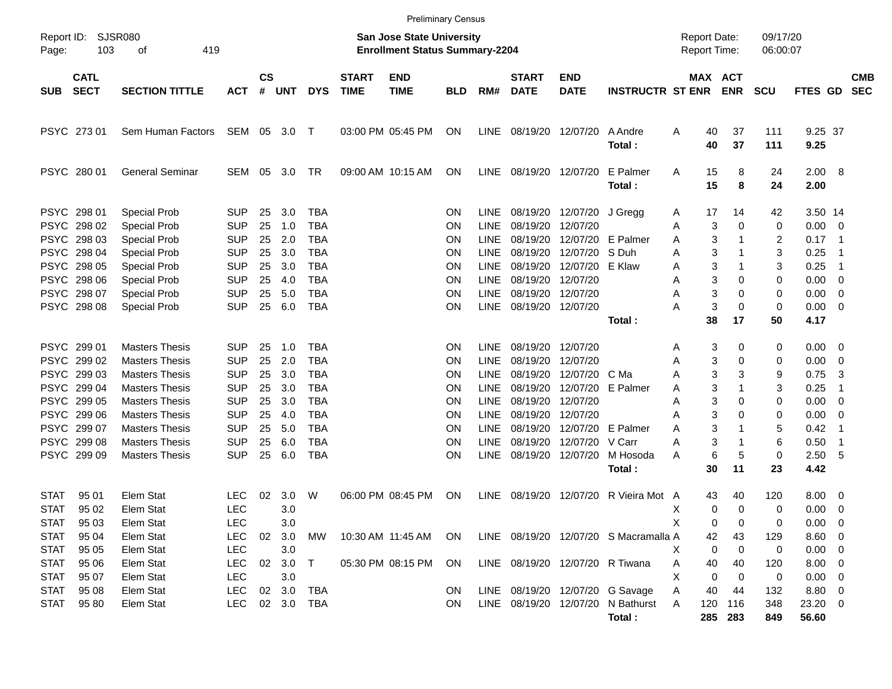Preliminary Census

Report ID: SJSR080
Page: 103 of 419

**San Jose State University**
**Enrollment Status Summary-2204**

Report Date: 09/17/20
Report Time: 06:00:07

| SUB | CATL SECT | SECTION TITTLE | ACT | CS # | UNT | DYS | START TIME | END TIME | BLD | RM# | START DATE | END DATE | INSTRUCTR | ST | MAX ENR | ACT ENR | SCU | FTES | GD | CMB SEC |
|---|---|---|---|---|---|---|---|---|---|---|---|---|---|---|---|---|---|---|---|---|
| PSYC | 273 01 | Sem Human Factors | SEM | 05 | 3.0 | T | 03:00 PM | 05:45 PM | ON | LINE | 08/19/20 | 12/07/20 | A Andre | A | 40 | 37 | 111 | 9.25 | 37 | |
| | | | | | | | | | | | | | **Total :** | | **40** | **37** | **111** | **9.25** | | |
| PSYC | 280 01 | General Seminar | SEM | 05 | 3.0 | TR | 09:00 AM | 10:15 AM | ON | LINE | 08/19/20 | 12/07/20 | E Palmer | A | 15 | 8 | 24 | 2.00 | 8 | |
| | | | | | | | | | | | | | **Total :** | | **15** | **8** | **24** | **2.00** | | |
| PSYC | 298 01 | Special Prob | SUP | 25 | 3.0 | TBA | | | ON | LINE | 08/19/20 | 12/07/20 | J Gregg | A | 17 | 14 | 42 | 3.50 | 14 | |
| PSYC | 298 02 | Special Prob | SUP | 25 | 1.0 | TBA | | | ON | LINE | 08/19/20 | 12/07/20 | | A | 3 | 0 | 0 | 0.00 | 0 | |
| PSYC | 298 03 | Special Prob | SUP | 25 | 2.0 | TBA | | | ON | LINE | 08/19/20 | 12/07/20 | E Palmer | A | 3 | 1 | 2 | 0.17 | 1 | |
| PSYC | 298 04 | Special Prob | SUP | 25 | 3.0 | TBA | | | ON | LINE | 08/19/20 | 12/07/20 | S Duh | A | 3 | 1 | 3 | 0.25 | 1 | |
| PSYC | 298 05 | Special Prob | SUP | 25 | 3.0 | TBA | | | ON | LINE | 08/19/20 | 12/07/20 | E Klaw | A | 3 | 1 | 3 | 0.25 | 1 | |
| PSYC | 298 06 | Special Prob | SUP | 25 | 4.0 | TBA | | | ON | LINE | 08/19/20 | 12/07/20 | | A | 3 | 0 | 0 | 0.00 | 0 | |
| PSYC | 298 07 | Special Prob | SUP | 25 | 5.0 | TBA | | | ON | LINE | 08/19/20 | 12/07/20 | | A | 3 | 0 | 0 | 0.00 | 0 | |
| PSYC | 298 08 | Special Prob | SUP | 25 | 6.0 | TBA | | | ON | LINE | 08/19/20 | 12/07/20 | | A | 3 | 0 | 0 | 0.00 | 0 | |
| | | | | | | | | | | | | | **Total :** | | **38** | **17** | **50** | **4.17** | | |
| PSYC | 299 01 | Masters Thesis | SUP | 25 | 1.0 | TBA | | | ON | LINE | 08/19/20 | 12/07/20 | | A | 3 | 0 | 0 | 0.00 | 0 | |
| PSYC | 299 02 | Masters Thesis | SUP | 25 | 2.0 | TBA | | | ON | LINE | 08/19/20 | 12/07/20 | | A | 3 | 0 | 0 | 0.00 | 0 | |
| PSYC | 299 03 | Masters Thesis | SUP | 25 | 3.0 | TBA | | | ON | LINE | 08/19/20 | 12/07/20 | C Ma | A | 3 | 3 | 9 | 0.75 | 3 | |
| PSYC | 299 04 | Masters Thesis | SUP | 25 | 3.0 | TBA | | | ON | LINE | 08/19/20 | 12/07/20 | E Palmer | A | 3 | 1 | 3 | 0.25 | 1 | |
| PSYC | 299 05 | Masters Thesis | SUP | 25 | 3.0 | TBA | | | ON | LINE | 08/19/20 | 12/07/20 | | A | 3 | 0 | 0 | 0.00 | 0 | |
| PSYC | 299 06 | Masters Thesis | SUP | 25 | 4.0 | TBA | | | ON | LINE | 08/19/20 | 12/07/20 | | A | 3 | 0 | 0 | 0.00 | 0 | |
| PSYC | 299 07 | Masters Thesis | SUP | 25 | 5.0 | TBA | | | ON | LINE | 08/19/20 | 12/07/20 | E Palmer | A | 3 | 1 | 5 | 0.42 | 1 | |
| PSYC | 299 08 | Masters Thesis | SUP | 25 | 6.0 | TBA | | | ON | LINE | 08/19/20 | 12/07/20 | V Carr | A | 3 | 1 | 6 | 0.50 | 1 | |
| PSYC | 299 09 | Masters Thesis | SUP | 25 | 6.0 | TBA | | | ON | LINE | 08/19/20 | 12/07/20 | M Hosoda | A | 6 | 5 | 0 | 2.50 | 5 | |
| | | | | | | | | | | | | | **Total :** | | **30** | **11** | **23** | **4.42** | | |
| STAT | 95 01 | Elem Stat | LEC | 02 | 3.0 | W | 06:00 PM | 08:45 PM | ON | LINE | 08/19/20 | 12/07/20 | R Vieira Mot | A | 43 | 40 | 120 | 8.00 | 0 | |
| STAT | 95 02 | Elem Stat | LEC | | 3.0 | | | | | | | | | X | 0 | 0 | 0 | 0.00 | 0 | |
| STAT | 95 03 | Elem Stat | LEC | | 3.0 | | | | | | | | | X | 0 | 0 | 0 | 0.00 | 0 | |
| STAT | 95 04 | Elem Stat | LEC | 02 | 3.0 | MW | 10:30 AM | 11:45 AM | ON | LINE | 08/19/20 | 12/07/20 | S Macramalla | A | 42 | 43 | 129 | 8.60 | 0 | |
| STAT | 95 05 | Elem Stat | LEC | | 3.0 | | | | | | | | | X | 0 | 0 | 0 | 0.00 | 0 | |
| STAT | 95 06 | Elem Stat | LEC | 02 | 3.0 | T | 05:30 PM | 08:15 PM | ON | LINE | 08/19/20 | 12/07/20 | R Tiwana | A | 40 | 40 | 120 | 8.00 | 0 | |
| STAT | 95 07 | Elem Stat | LEC | | 3.0 | | | | | | | | | X | 0 | 0 | 0 | 0.00 | 0 | |
| STAT | 95 08 | Elem Stat | LEC | 02 | 3.0 | TBA | | | ON | LINE | 08/19/20 | 12/07/20 | G Savage | A | 40 | 44 | 132 | 8.80 | 0 | |
| STAT | 95 80 | Elem Stat | LEC | 02 | 3.0 | TBA | | | ON | LINE | 08/19/20 | 12/07/20 | N Bathurst | A | 120 | 116 | 348 | 23.20 | 0 | |
| | | | | | | | | | | | | | **Total :** | | **285** | **283** | **849** | **56.60** | | |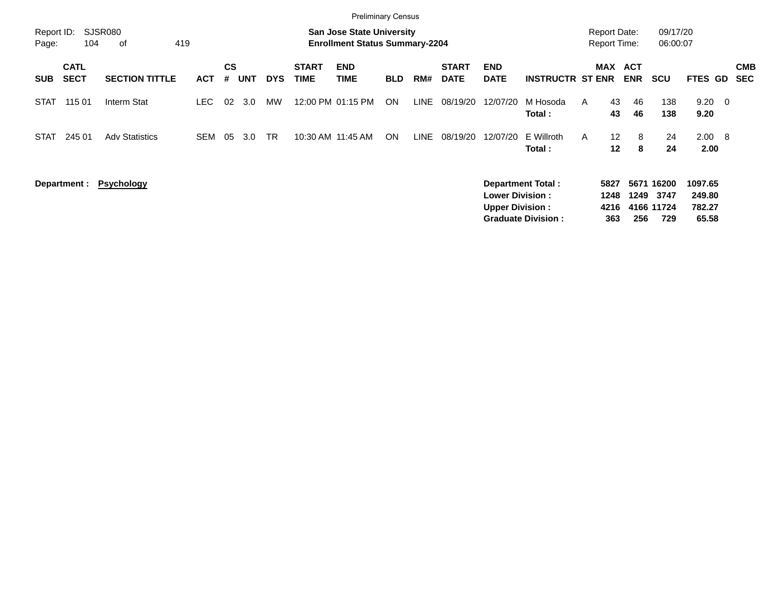Preliminary Census

Report ID: SJSR080
Page: 104 of 419

**San Jose State University**
**Enrollment Status Summary-2204**

Report Date: 09/17/20
Report Time: 06:00:07

| SUB | CATL SECT | SECTION TITTLE | ACT | CS # | UNT | DYS | START TIME | END TIME | BLD | RM# | START DATE | END DATE | INSTRUCTR | ST | MAX ENR | ACT ENR | SCU | FTES | GD | CMB SEC |
|---|---|---|---|---|---|---|---|---|---|---|---|---|---|---|---|---|---|---|---|---|
| STAT | 115 01 | Interm Stat | LEC | 02 | 3.0 | MW | 12:00 PM | 01:15 PM | ON | LINE | 08/19/20 | 12/07/20 | M Hosoda | A | 43 | 46 | 138 | 9.20 | 0 | |
| | | | | | | | | | | | | | **Total :** | | **43** | **46** | **138** | **9.20** | | |
| STAT | 245 01 | Adv Statistics | SEM | 05 | 3.0 | TR | 10:30 AM | 11:45 AM | ON | LINE | 08/19/20 | 12/07/20 | E Willroth | A | 12 | 8 | 24 | 2.00 | 8 | |
| | | | | | | | | | | | | | **Total :** | | **12** | **8** | **24** | **2.00** | | |

**Department : Psychology**

| | MAX ENR | ACT ENR | SCU | FTES |
|---|---|---|---|---|
| **Department Total :** | **5827** | **5671** | **16200** | **1097.65** |
| **Lower Division :** | **1248** | **1249** | **3747** | **249.80** |
| **Upper Division :** | **4216** | **4166** | **11724** | **782.27** |
| **Graduate Division :** | **363** | **256** | **729** | **65.58** |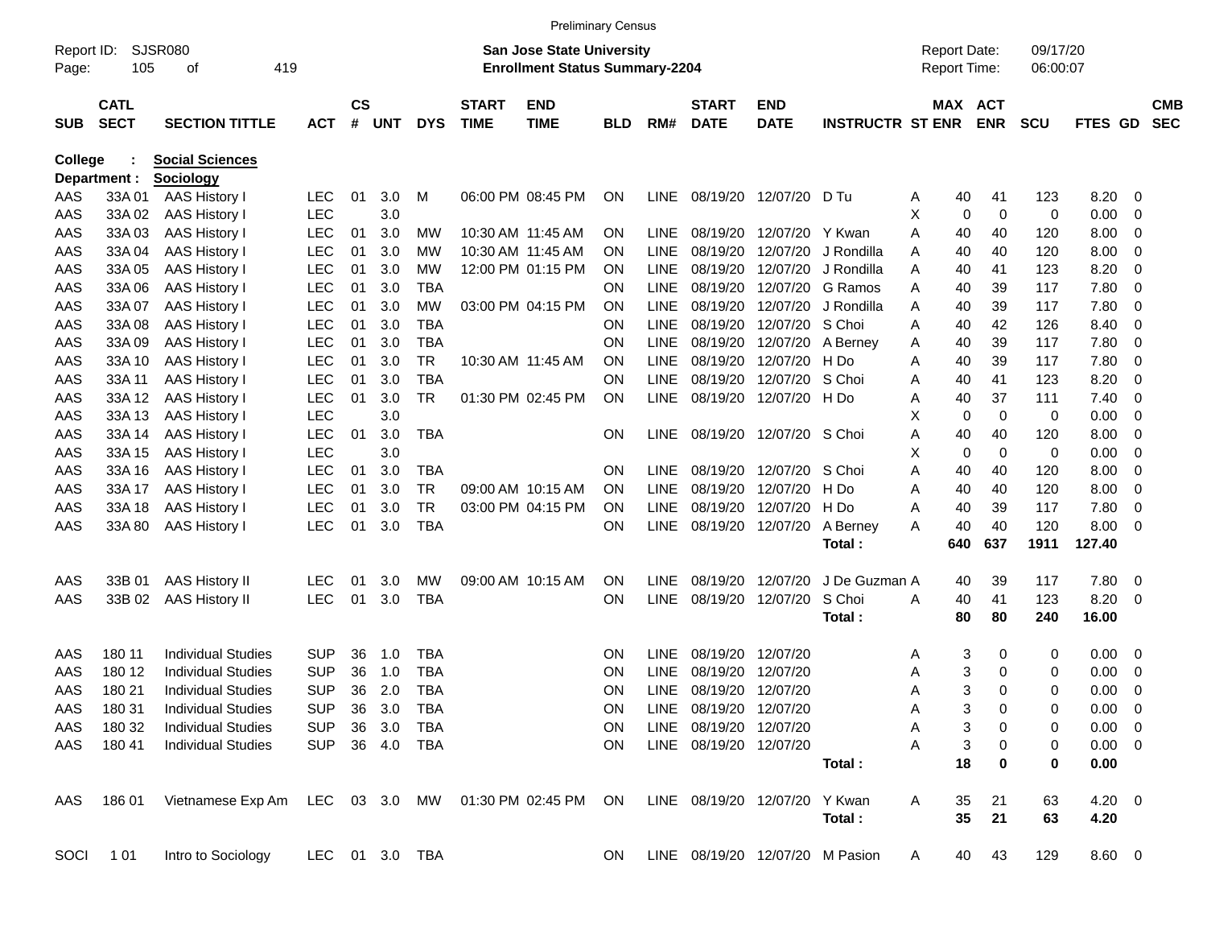Preliminary Census

Report ID: SJSR080
Page: 105 of 419

**San Jose State University**
**Enrollment Status Summary-2204**

Report Date: 09/17/20
Report Time: 06:00:07

College : **Social Sciences**
Department : **Sociology**

| SUB | CATL SECT | SECTION TITTLE | ACT | CS # | UNT | DYS | START TIME | END TIME | BLD | RM# | START DATE | END DATE | INSTRUCTR | ST | MAX ENR | ACT ENR | SCU | FTES | GD | CMB SEC |
|---|---|---|---|---|---|---|---|---|---|---|---|---|---|---|---|---|---|---|---|---|
| AAS | 33A 01 | AAS History I | LEC | 01 | 3.0 | M | 06:00 PM | 08:45 PM | ON | LINE | 08/19/20 | 12/07/20 | D Tu | A | 40 | 41 | 123 | 8.20 | 0 | |
| AAS | 33A 02 | AAS History I | LEC | | 3.0 | | | | | | | | | X | 0 | 0 | 0 | 0.00 | 0 | |
| AAS | 33A 03 | AAS History I | LEC | 01 | 3.0 | MW | 10:30 AM | 11:45 AM | ON | LINE | 08/19/20 | 12/07/20 | Y Kwan | A | 40 | 40 | 120 | 8.00 | 0 | |
| AAS | 33A 04 | AAS History I | LEC | 01 | 3.0 | MW | 10:30 AM | 11:45 AM | ON | LINE | 08/19/20 | 12/07/20 | J Rondilla | A | 40 | 40 | 120 | 8.00 | 0 | |
| AAS | 33A 05 | AAS History I | LEC | 01 | 3.0 | MW | 12:00 PM | 01:15 PM | ON | LINE | 08/19/20 | 12/07/20 | J Rondilla | A | 40 | 41 | 123 | 8.20 | 0 | |
| AAS | 33A 06 | AAS History I | LEC | 01 | 3.0 | TBA | | | ON | LINE | 08/19/20 | 12/07/20 | G Ramos | A | 40 | 39 | 117 | 7.80 | 0 | |
| AAS | 33A 07 | AAS History I | LEC | 01 | 3.0 | MW | 03:00 PM | 04:15 PM | ON | LINE | 08/19/20 | 12/07/20 | J Rondilla | A | 40 | 39 | 117 | 7.80 | 0 | |
| AAS | 33A 08 | AAS History I | LEC | 01 | 3.0 | TBA | | | ON | LINE | 08/19/20 | 12/07/20 | S Choi | A | 40 | 42 | 126 | 8.40 | 0 | |
| AAS | 33A 09 | AAS History I | LEC | 01 | 3.0 | TBA | | | ON | LINE | 08/19/20 | 12/07/20 | A Berney | A | 40 | 39 | 117 | 7.80 | 0 | |
| AAS | 33A 10 | AAS History I | LEC | 01 | 3.0 | TR | 10:30 AM | 11:45 AM | ON | LINE | 08/19/20 | 12/07/20 | H Do | A | 40 | 39 | 117 | 7.80 | 0 | |
| AAS | 33A 11 | AAS History I | LEC | 01 | 3.0 | TBA | | | ON | LINE | 08/19/20 | 12/07/20 | S Choi | A | 40 | 41 | 123 | 8.20 | 0 | |
| AAS | 33A 12 | AAS History I | LEC | 01 | 3.0 | TR | 01:30 PM | 02:45 PM | ON | LINE | 08/19/20 | 12/07/20 | H Do | A | 40 | 37 | 111 | 7.40 | 0 | |
| AAS | 33A 13 | AAS History I | LEC | | 3.0 | | | | | | | | | X | 0 | 0 | 0 | 0.00 | 0 | |
| AAS | 33A 14 | AAS History I | LEC | 01 | 3.0 | TBA | | | ON | LINE | 08/19/20 | 12/07/20 | S Choi | A | 40 | 40 | 120 | 8.00 | 0 | |
| AAS | 33A 15 | AAS History I | LEC | | 3.0 | | | | | | | | | X | 0 | 0 | 0 | 0.00 | 0 | |
| AAS | 33A 16 | AAS History I | LEC | 01 | 3.0 | TBA | | | ON | LINE | 08/19/20 | 12/07/20 | S Choi | A | 40 | 40 | 120 | 8.00 | 0 | |
| AAS | 33A 17 | AAS History I | LEC | 01 | 3.0 | TR | 09:00 AM | 10:15 AM | ON | LINE | 08/19/20 | 12/07/20 | H Do | A | 40 | 40 | 120 | 8.00 | 0 | |
| AAS | 33A 18 | AAS History I | LEC | 01 | 3.0 | TR | 03:00 PM | 04:15 PM | ON | LINE | 08/19/20 | 12/07/20 | H Do | A | 40 | 39 | 117 | 7.80 | 0 | |
| AAS | 33A 80 | AAS History I | LEC | 01 | 3.0 | TBA | | | ON | LINE | 08/19/20 | 12/07/20 | A Berney | A | 40 | 40 | 120 | 8.00 | 0 | |
| | | | | | | | | | | | | | **Total :** | | **640** | **637** | **1911** | **127.40** | | |
| AAS | 33B 01 | AAS History II | LEC | 01 | 3.0 | MW | 09:00 AM | 10:15 AM | ON | LINE | 08/19/20 | 12/07/20 | J De Guzman | A | 40 | 39 | 117 | 7.80 | 0 | |
| AAS | 33B 02 | AAS History II | LEC | 01 | 3.0 | TBA | | | ON | LINE | 08/19/20 | 12/07/20 | S Choi | A | 40 | 41 | 123 | 8.20 | 0 | |
| | | | | | | | | | | | | | **Total :** | | **80** | **80** | **240** | **16.00** | | |
| AAS | 180 11 | Individual Studies | SUP | 36 | 1.0 | TBA | | | ON | LINE | 08/19/20 | 12/07/20 | | A | 3 | 0 | 0 | 0.00 | 0 | |
| AAS | 180 12 | Individual Studies | SUP | 36 | 1.0 | TBA | | | ON | LINE | 08/19/20 | 12/07/20 | | A | 3 | 0 | 0 | 0.00 | 0 | |
| AAS | 180 21 | Individual Studies | SUP | 36 | 2.0 | TBA | | | ON | LINE | 08/19/20 | 12/07/20 | | A | 3 | 0 | 0 | 0.00 | 0 | |
| AAS | 180 31 | Individual Studies | SUP | 36 | 3.0 | TBA | | | ON | LINE | 08/19/20 | 12/07/20 | | A | 3 | 0 | 0 | 0.00 | 0 | |
| AAS | 180 32 | Individual Studies | SUP | 36 | 3.0 | TBA | | | ON | LINE | 08/19/20 | 12/07/20 | | A | 3 | 0 | 0 | 0.00 | 0 | |
| AAS | 180 41 | Individual Studies | SUP | 36 | 4.0 | TBA | | | ON | LINE | 08/19/20 | 12/07/20 | | A | 3 | 0 | 0 | 0.00 | 0 | |
| | | | | | | | | | | | | | **Total :** | | **18** | **0** | **0** | **0.00** | | |
| AAS | 186 01 | Vietnamese Exp Am | LEC | 03 | 3.0 | MW | 01:30 PM | 02:45 PM | ON | LINE | 08/19/20 | 12/07/20 | Y Kwan | A | 35 | 21 | 63 | 4.20 | 0 | |
| | | | | | | | | | | | | | **Total :** | | **35** | **21** | **63** | **4.20** | | |
| SOCI | 1 01 | Intro to Sociology | LEC | 01 | 3.0 | TBA | | | ON | LINE | 08/19/20 | 12/07/20 | M Pasion | A | 40 | 43 | 129 | 8.60 | 0 | |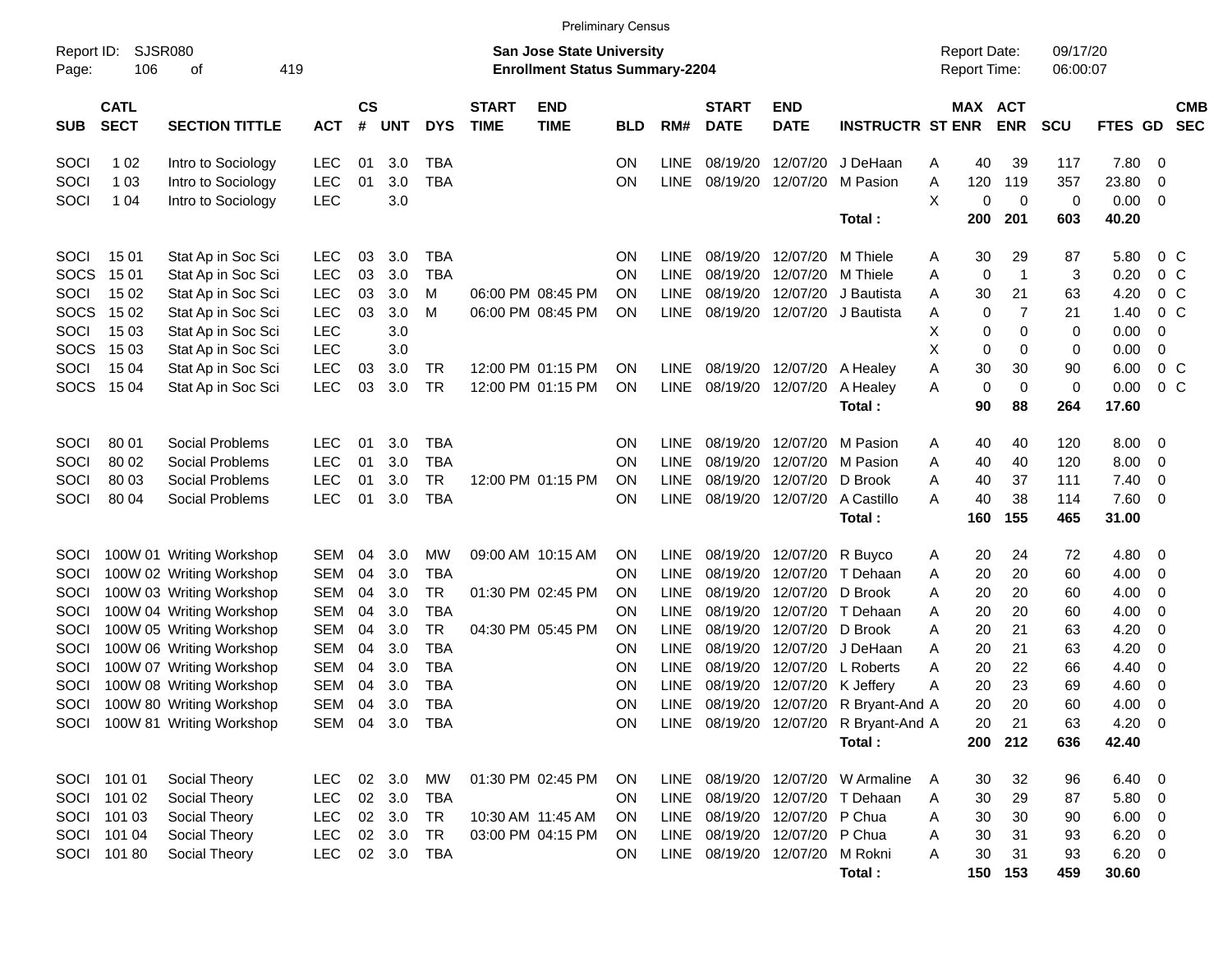Preliminary Census

Report ID: SJSR080 | San Jose State University | Report Date: 09/17/20
Page: 106 of 419 | Enrollment Status Summary-2204 | Report Time: 06:00:07

| SUB | CATL SECT | SECTION TITTLE | ACT | CS # | UNT | DYS | START TIME | END TIME | BLD | RM# | START DATE | END DATE | INSTRUCTR | ST | MAX ENR | ACT ENR | SCU | FTES | GD | CMB SEC |
|---|---|---|---|---|---|---|---|---|---|---|---|---|---|---|---|---|---|---|---|---|
| SOCI | 1 02 | Intro to Sociology | LEC | 01 | 3.0 | TBA | | | ON | LINE | 08/19/20 | 12/07/20 | J DeHaan | A | 40 | 39 | 117 | 7.80 | 0 | |
| SOCI | 1 03 | Intro to Sociology | LEC | 01 | 3.0 | TBA | | | ON | LINE | 08/19/20 | 12/07/20 | M Pasion | A | 120 | 119 | 357 | 23.80 | 0 | |
| SOCI | 1 04 | Intro to Sociology | LEC | | 3.0 | | | | | | | | | X | 0 | 0 | 0 | 0.00 | 0 | |
| | | | | | | | | | | | | | Total : | | 200 | 201 | 603 | 40.20 | | |
| SOCI | 15 01 | Stat Ap in Soc Sci | LEC | 03 | 3.0 | TBA | | | ON | LINE | 08/19/20 | 12/07/20 | M Thiele | A | 30 | 29 | 87 | 5.80 | 0 | C |
| SOCS | 15 01 | Stat Ap in Soc Sci | LEC | 03 | 3.0 | TBA | | | ON | LINE | 08/19/20 | 12/07/20 | M Thiele | A | 0 | 1 | 3 | 0.20 | 0 | C |
| SOCI | 15 02 | Stat Ap in Soc Sci | LEC | 03 | 3.0 | M | 06:00 PM | 08:45 PM | ON | LINE | 08/19/20 | 12/07/20 | J Bautista | A | 30 | 21 | 63 | 4.20 | 0 | C |
| SOCS | 15 02 | Stat Ap in Soc Sci | LEC | 03 | 3.0 | M | 06:00 PM | 08:45 PM | ON | LINE | 08/19/20 | 12/07/20 | J Bautista | A | 0 | 7 | 21 | 1.40 | 0 | C |
| SOCI | 15 03 | Stat Ap in Soc Sci | LEC | | 3.0 | | | | | | | | | X | 0 | 0 | 0 | 0.00 | 0 | |
| SOCS | 15 03 | Stat Ap in Soc Sci | LEC | | 3.0 | | | | | | | | | X | 0 | 0 | 0 | 0.00 | 0 | |
| SOCI | 15 04 | Stat Ap in Soc Sci | LEC | 03 | 3.0 | TR | 12:00 PM | 01:15 PM | ON | LINE | 08/19/20 | 12/07/20 | A Healey | A | 30 | 30 | 90 | 6.00 | 0 | C |
| SOCS | 15 04 | Stat Ap in Soc Sci | LEC | 03 | 3.0 | TR | 12:00 PM | 01:15 PM | ON | LINE | 08/19/20 | 12/07/20 | A Healey | A | 0 | 0 | 0 | 0.00 | 0 | C |
| | | | | | | | | | | | | | Total : | | 90 | 88 | 264 | 17.60 | | |
| SOCI | 80 01 | Social Problems | LEC | 01 | 3.0 | TBA | | | ON | LINE | 08/19/20 | 12/07/20 | M Pasion | A | 40 | 40 | 120 | 8.00 | 0 | |
| SOCI | 80 02 | Social Problems | LEC | 01 | 3.0 | TBA | | | ON | LINE | 08/19/20 | 12/07/20 | M Pasion | A | 40 | 40 | 120 | 8.00 | 0 | |
| SOCI | 80 03 | Social Problems | LEC | 01 | 3.0 | TR | 12:00 PM | 01:15 PM | ON | LINE | 08/19/20 | 12/07/20 | D Brook | A | 40 | 37 | 111 | 7.40 | 0 | |
| SOCI | 80 04 | Social Problems | LEC | 01 | 3.0 | TBA | | | ON | LINE | 08/19/20 | 12/07/20 | A Castillo | A | 40 | 38 | 114 | 7.60 | 0 | |
| | | | | | | | | | | | | | Total : | | 160 | 155 | 465 | 31.00 | | |
| SOCI | 100W 01 | Writing Workshop | SEM | 04 | 3.0 | MW | 09:00 AM | 10:15 AM | ON | LINE | 08/19/20 | 12/07/20 | R Buyco | A | 20 | 24 | 72 | 4.80 | 0 | |
| SOCI | 100W 02 | Writing Workshop | SEM | 04 | 3.0 | TBA | | | ON | LINE | 08/19/20 | 12/07/20 | T Dehaan | A | 20 | 20 | 60 | 4.00 | 0 | |
| SOCI | 100W 03 | Writing Workshop | SEM | 04 | 3.0 | TR | 01:30 PM | 02:45 PM | ON | LINE | 08/19/20 | 12/07/20 | D Brook | A | 20 | 20 | 60 | 4.00 | 0 | |
| SOCI | 100W 04 | Writing Workshop | SEM | 04 | 3.0 | TBA | | | ON | LINE | 08/19/20 | 12/07/20 | T Dehaan | A | 20 | 20 | 60 | 4.00 | 0 | |
| SOCI | 100W 05 | Writing Workshop | SEM | 04 | 3.0 | TR | 04:30 PM | 05:45 PM | ON | LINE | 08/19/20 | 12/07/20 | D Brook | A | 20 | 21 | 63 | 4.20 | 0 | |
| SOCI | 100W 06 | Writing Workshop | SEM | 04 | 3.0 | TBA | | | ON | LINE | 08/19/20 | 12/07/20 | J DeHaan | A | 20 | 21 | 63 | 4.20 | 0 | |
| SOCI | 100W 07 | Writing Workshop | SEM | 04 | 3.0 | TBA | | | ON | LINE | 08/19/20 | 12/07/20 | L Roberts | A | 20 | 22 | 66 | 4.40 | 0 | |
| SOCI | 100W 08 | Writing Workshop | SEM | 04 | 3.0 | TBA | | | ON | LINE | 08/19/20 | 12/07/20 | K Jeffery | A | 20 | 23 | 69 | 4.60 | 0 | |
| SOCI | 100W 80 | Writing Workshop | SEM | 04 | 3.0 | TBA | | | ON | LINE | 08/19/20 | 12/07/20 | R Bryant-And | A | 20 | 20 | 60 | 4.00 | 0 | |
| SOCI | 100W 81 | Writing Workshop | SEM | 04 | 3.0 | TBA | | | ON | LINE | 08/19/20 | 12/07/20 | R Bryant-And | A | 20 | 21 | 63 | 4.20 | 0 | |
| | | | | | | | | | | | | | Total : | | 200 | 212 | 636 | 42.40 | | |
| SOCI | 101 01 | Social Theory | LEC | 02 | 3.0 | MW | 01:30 PM | 02:45 PM | ON | LINE | 08/19/20 | 12/07/20 | W Armaline | A | 30 | 32 | 96 | 6.40 | 0 | |
| SOCI | 101 02 | Social Theory | LEC | 02 | 3.0 | TBA | | | ON | LINE | 08/19/20 | 12/07/20 | T Dehaan | A | 30 | 29 | 87 | 5.80 | 0 | |
| SOCI | 101 03 | Social Theory | LEC | 02 | 3.0 | TR | 10:30 AM | 11:45 AM | ON | LINE | 08/19/20 | 12/07/20 | P Chua | A | 30 | 30 | 90 | 6.00 | 0 | |
| SOCI | 101 04 | Social Theory | LEC | 02 | 3.0 | TR | 03:00 PM | 04:15 PM | ON | LINE | 08/19/20 | 12/07/20 | P Chua | A | 30 | 31 | 93 | 6.20 | 0 | |
| SOCI | 101 80 | Social Theory | LEC | 02 | 3.0 | TBA | | | ON | LINE | 08/19/20 | 12/07/20 | M Rokni | A | 30 | 31 | 93 | 6.20 | 0 | |
| | | | | | | | | | | | | | Total : | | 150 | 153 | 459 | 30.60 | | |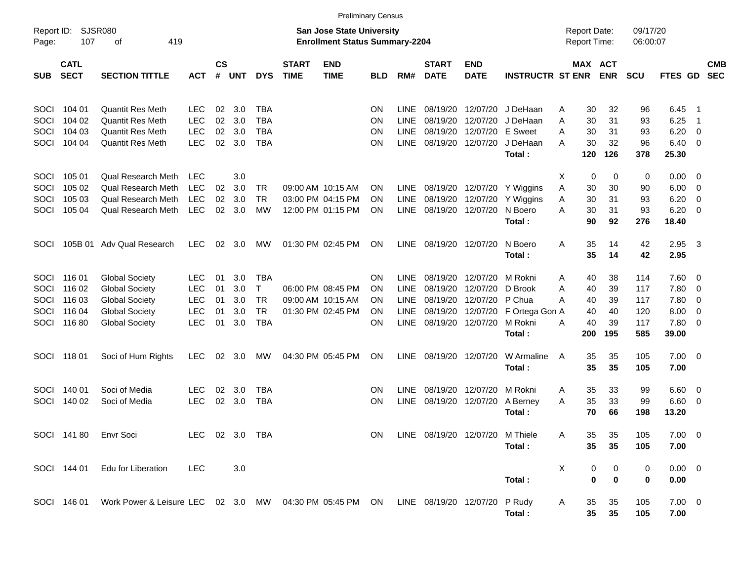Preliminary Census

Report ID: SJSR080
Page: 107 of 419

**San Jose State University**
**Enrollment Status Summary-2204**

Report Date: 09/17/20
Report Time: 06:00:07

| SUB | CATL SECT | SECTION TITTLE | ACT | CS # | UNT | DYS | START TIME | END TIME | BLD | RM# | START DATE | END DATE | INSTRUCTR | ST | MAX ENR | ACT ENR | SCU | FTES | GD | CMB SEC |
|---|---|---|---|---|---|---|---|---|---|---|---|---|---|---|---|---|---|---|---|---|
| SOCI | 104 01 | Quantit Res Meth | LEC | 02 | 3.0 | TBA | | | ON | LINE | 08/19/20 | 12/07/20 | J DeHaan | A | 30 | 32 | 96 | 6.45 | 1 | |
| SOCI | 104 02 | Quantit Res Meth | LEC | 02 | 3.0 | TBA | | | ON | LINE | 08/19/20 | 12/07/20 | J DeHaan | A | 30 | 31 | 93 | 6.25 | 1 | |
| SOCI | 104 03 | Quantit Res Meth | LEC | 02 | 3.0 | TBA | | | ON | LINE | 08/19/20 | 12/07/20 | E Sweet | A | 30 | 31 | 93 | 6.20 | 0 | |
| SOCI | 104 04 | Quantit Res Meth | LEC | 02 | 3.0 | TBA | | | ON | LINE | 08/19/20 | 12/07/20 | J DeHaan | A | 30 | 32 | 96 | 6.40 | 0 | |
| | | | | | | | | | | | | | **Total :** | | **120** | **126** | **378** | **25.30** | | |
| SOCI | 105 01 | Qual Research Meth | LEC | | 3.0 | | | | | | | | | X | 0 | 0 | 0 | 0.00 | 0 | |
| SOCI | 105 02 | Qual Research Meth | LEC | 02 | 3.0 | TR | 09:00 AM | 10:15 AM | ON | LINE | 08/19/20 | 12/07/20 | Y Wiggins | A | 30 | 30 | 90 | 6.00 | 0 | |
| SOCI | 105 03 | Qual Research Meth | LEC | 02 | 3.0 | TR | 03:00 PM | 04:15 PM | ON | LINE | 08/19/20 | 12/07/20 | Y Wiggins | A | 30 | 31 | 93 | 6.20 | 0 | |
| SOCI | 105 04 | Qual Research Meth | LEC | 02 | 3.0 | MW | 12:00 PM | 01:15 PM | ON | LINE | 08/19/20 | 12/07/20 | N Boero | A | 30 | 31 | 93 | 6.20 | 0 | |
| | | | | | | | | | | | | | **Total :** | | **90** | **92** | **276** | **18.40** | | |
| SOCI | 105B 01 | Adv Qual Research | LEC | 02 | 3.0 | MW | 01:30 PM | 02:45 PM | ON | LINE | 08/19/20 | 12/07/20 | N Boero | A | 35 | 14 | 42 | 2.95 | 3 | |
| | | | | | | | | | | | | | **Total :** | | **35** | **14** | **42** | **2.95** | | |
| SOCI | 116 01 | Global Society | LEC | 01 | 3.0 | TBA | | | ON | LINE | 08/19/20 | 12/07/20 | M Rokni | A | 40 | 38 | 114 | 7.60 | 0 | |
| SOCI | 116 02 | Global Society | LEC | 01 | 3.0 | T | 06:00 PM | 08:45 PM | ON | LINE | 08/19/20 | 12/07/20 | D Brook | A | 40 | 39 | 117 | 7.80 | 0 | |
| SOCI | 116 03 | Global Society | LEC | 01 | 3.0 | TR | 09:00 AM | 10:15 AM | ON | LINE | 08/19/20 | 12/07/20 | P Chua | A | 40 | 39 | 117 | 7.80 | 0 | |
| SOCI | 116 04 | Global Society | LEC | 01 | 3.0 | TR | 01:30 PM | 02:45 PM | ON | LINE | 08/19/20 | 12/07/20 | F Ortega Gon | A | 40 | 40 | 120 | 8.00 | 0 | |
| SOCI | 116 80 | Global Society | LEC | 01 | 3.0 | TBA | | | ON | LINE | 08/19/20 | 12/07/20 | M Rokni | A | 40 | 39 | 117 | 7.80 | 0 | |
| | | | | | | | | | | | | | **Total :** | | **200** | **195** | **585** | **39.00** | | |
| SOCI | 118 01 | Soci of Hum Rights | LEC | 02 | 3.0 | MW | 04:30 PM | 05:45 PM | ON | LINE | 08/19/20 | 12/07/20 | W Armaline | A | 35 | 35 | 105 | 7.00 | 0 | |
| | | | | | | | | | | | | | **Total :** | | **35** | **35** | **105** | **7.00** | | |
| SOCI | 140 01 | Soci of Media | LEC | 02 | 3.0 | TBA | | | ON | LINE | 08/19/20 | 12/07/20 | M Rokni | A | 35 | 33 | 99 | 6.60 | 0 | |
| SOCI | 140 02 | Soci of Media | LEC | 02 | 3.0 | TBA | | | ON | LINE | 08/19/20 | 12/07/20 | A Berney | A | 35 | 33 | 99 | 6.60 | 0 | |
| | | | | | | | | | | | | | **Total :** | | **70** | **66** | **198** | **13.20** | | |
| SOCI | 141 80 | Envr Soci | LEC | 02 | 3.0 | TBA | | | ON | LINE | 08/19/20 | 12/07/20 | M Thiele | A | 35 | 35 | 105 | 7.00 | 0 | |
| | | | | | | | | | | | | | **Total :** | | **35** | **35** | **105** | **7.00** | | |
| SOCI | 144 01 | Edu for Liberation | LEC | | 3.0 | | | | | | | | | X | 0 | 0 | 0 | 0.00 | 0 | |
| | | | | | | | | | | | | | **Total :** | | **0** | **0** | **0** | **0.00** | | |
| SOCI | 146 01 | Work Power & Leisure | LEC | 02 | 3.0 | MW | 04:30 PM | 05:45 PM | ON | LINE | 08/19/20 | 12/07/20 | P Rudy | A | 35 | 35 | 105 | 7.00 | 0 | |
| | | | | | | | | | | | | | **Total :** | | **35** | **35** | **105** | **7.00** | | |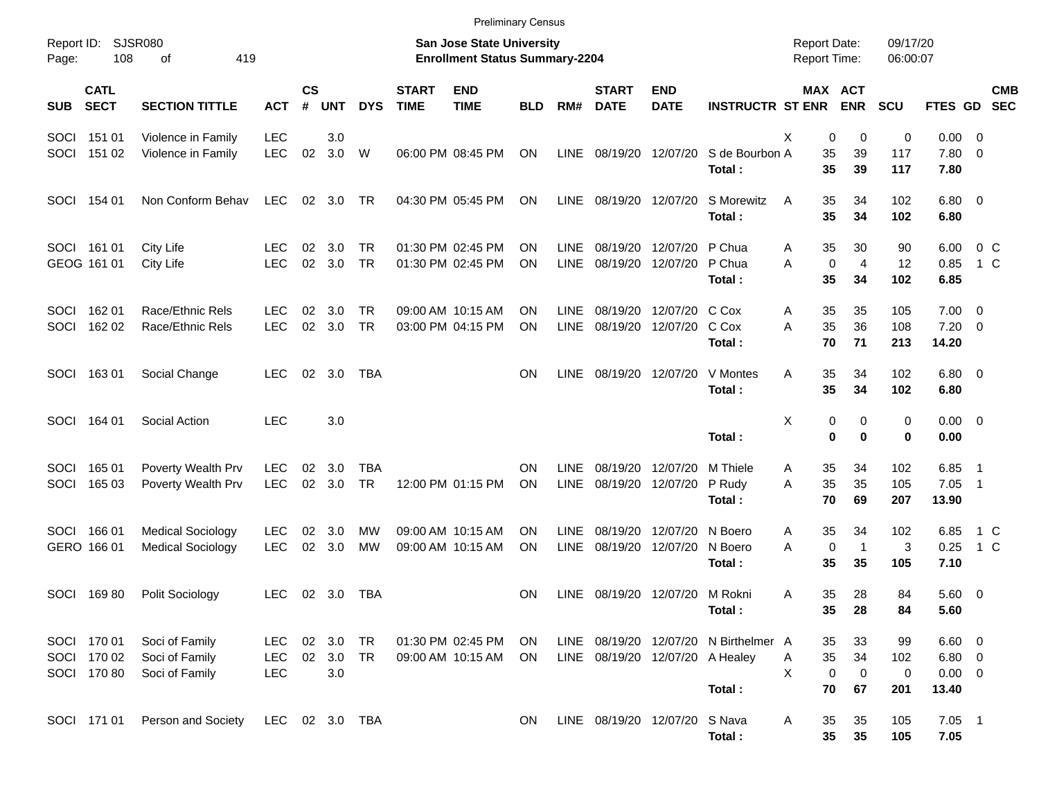Preliminary Census

Report ID: SJSR080

**San Jose State University**
**Enrollment Status Summary-2204**

Report Date: 09/17/20
Report Time: 06:00:07

| SUB | CATL SECT | SECTION TITTLE | ACT | CS # | UNT | DYS | START TIME | END TIME | BLD | RM# | START DATE | END DATE | INSTRUCTR | ST | MAX ENR | ACT ENR | SCU | FTES | GD | CMB SEC |
|---|---|---|---|---|---|---|---|---|---|---|---|---|---|---|---|---|---|---|---|---|
| SOCI | 151 01 | Violence in Family | LEC | | 3.0 | | | | | | | | | X | 0 | 0 | 0 | 0.00 | 0 | |
| SOCI | 151 02 | Violence in Family | LEC | 02 | 3.0 | W | 06:00 PM | 08:45 PM | ON | LINE | 08/19/20 | 12/07/20 | S de Bourbon | A | 35 | 39 | 117 | 7.80 | 0 | |
| | | | | | | | | | | | | | **Total :** | | **35** | **39** | **117** | **7.80** | | |
| SOCI | 154 01 | Non Conform Behav | LEC | 02 | 3.0 | TR | 04:30 PM | 05:45 PM | ON | LINE | 08/19/20 | 12/07/20 | S Morewitz | A | 35 | 34 | 102 | 6.80 | 0 | |
| | | | | | | | | | | | | | **Total :** | | **35** | **34** | **102** | **6.80** | | |
| SOCI | 161 01 | City Life | LEC | 02 | 3.0 | TR | 01:30 PM | 02:45 PM | ON | LINE | 08/19/20 | 12/07/20 | P Chua | A | 35 | 30 | 90 | 6.00 | 0 | C |
| GEOG | 161 01 | City Life | LEC | 02 | 3.0 | TR | 01:30 PM | 02:45 PM | ON | LINE | 08/19/20 | 12/07/20 | P Chua | A | 0 | 4 | 12 | 0.85 | 1 | C |
| | | | | | | | | | | | | | **Total :** | | **35** | **34** | **102** | **6.85** | | |
| SOCI | 162 01 | Race/Ethnic Rels | LEC | 02 | 3.0 | TR | 09:00 AM | 10:15 AM | ON | LINE | 08/19/20 | 12/07/20 | C Cox | A | 35 | 35 | 105 | 7.00 | 0 | |
| SOCI | 162 02 | Race/Ethnic Rels | LEC | 02 | 3.0 | TR | 03:00 PM | 04:15 PM | ON | LINE | 08/19/20 | 12/07/20 | C Cox | A | 35 | 36 | 108 | 7.20 | 0 | |
| | | | | | | | | | | | | | **Total :** | | **70** | **71** | **213** | **14.20** | | |
| SOCI | 163 01 | Social Change | LEC | 02 | 3.0 | TBA | | | ON | LINE | 08/19/20 | 12/07/20 | V Montes | A | 35 | 34 | 102 | 6.80 | 0 | |
| | | | | | | | | | | | | | **Total :** | | **35** | **34** | **102** | **6.80** | | |
| SOCI | 164 01 | Social Action | LEC | | 3.0 | | | | | | | | | X | 0 | 0 | 0 | 0.00 | 0 | |
| | | | | | | | | | | | | | **Total :** | | **0** | **0** | **0** | **0.00** | | |
| SOCI | 165 01 | Poverty Wealth Prv | LEC | 02 | 3.0 | TBA | | | ON | LINE | 08/19/20 | 12/07/20 | M Thiele | A | 35 | 34 | 102 | 6.85 | 1 | |
| SOCI | 165 03 | Poverty Wealth Prv | LEC | 02 | 3.0 | TR | 12:00 PM | 01:15 PM | ON | LINE | 08/19/20 | 12/07/20 | P Rudy | A | 35 | 35 | 105 | 7.05 | 1 | |
| | | | | | | | | | | | | | **Total :** | | **70** | **69** | **207** | **13.90** | | |
| SOCI | 166 01 | Medical Sociology | LEC | 02 | 3.0 | MW | 09:00 AM | 10:15 AM | ON | LINE | 08/19/20 | 12/07/20 | N Boero | A | 35 | 34 | 102 | 6.85 | 1 | C |
| GERO | 166 01 | Medical Sociology | LEC | 02 | 3.0 | MW | 09:00 AM | 10:15 AM | ON | LINE | 08/19/20 | 12/07/20 | N Boero | A | 0 | 1 | 3 | 0.25 | 1 | C |
| | | | | | | | | | | | | | **Total :** | | **35** | **35** | **105** | **7.10** | | |
| SOCI | 169 80 | Polit Sociology | LEC | 02 | 3.0 | TBA | | | ON | LINE | 08/19/20 | 12/07/20 | M Rokni | A | 35 | 28 | 84 | 5.60 | 0 | |
| | | | | | | | | | | | | | **Total :** | | **35** | **28** | **84** | **5.60** | | |
| SOCI | 170 01 | Soci of Family | LEC | 02 | 3.0 | TR | 01:30 PM | 02:45 PM | ON | LINE | 08/19/20 | 12/07/20 | N Birthelmer | A | 35 | 33 | 99 | 6.60 | 0 | |
| SOCI | 170 02 | Soci of Family | LEC | 02 | 3.0 | TR | 09:00 AM | 10:15 AM | ON | LINE | 08/19/20 | 12/07/20 | A Healey | A | 35 | 34 | 102 | 6.80 | 0 | |
| SOCI | 170 80 | Soci of Family | LEC | | 3.0 | | | | | | | | | X | 0 | 0 | 0 | 0.00 | 0 | |
| | | | | | | | | | | | | | **Total :** | | **70** | **67** | **201** | **13.40** | | |
| SOCI | 171 01 | Person and Society | LEC | 02 | 3.0 | TBA | | | ON | LINE | 08/19/20 | 12/07/20 | S Nava | A | 35 | 35 | 105 | 7.05 | 1 | |
| | | | | | | | | | | | | | **Total :** | | **35** | **35** | **105** | **7.05** | | |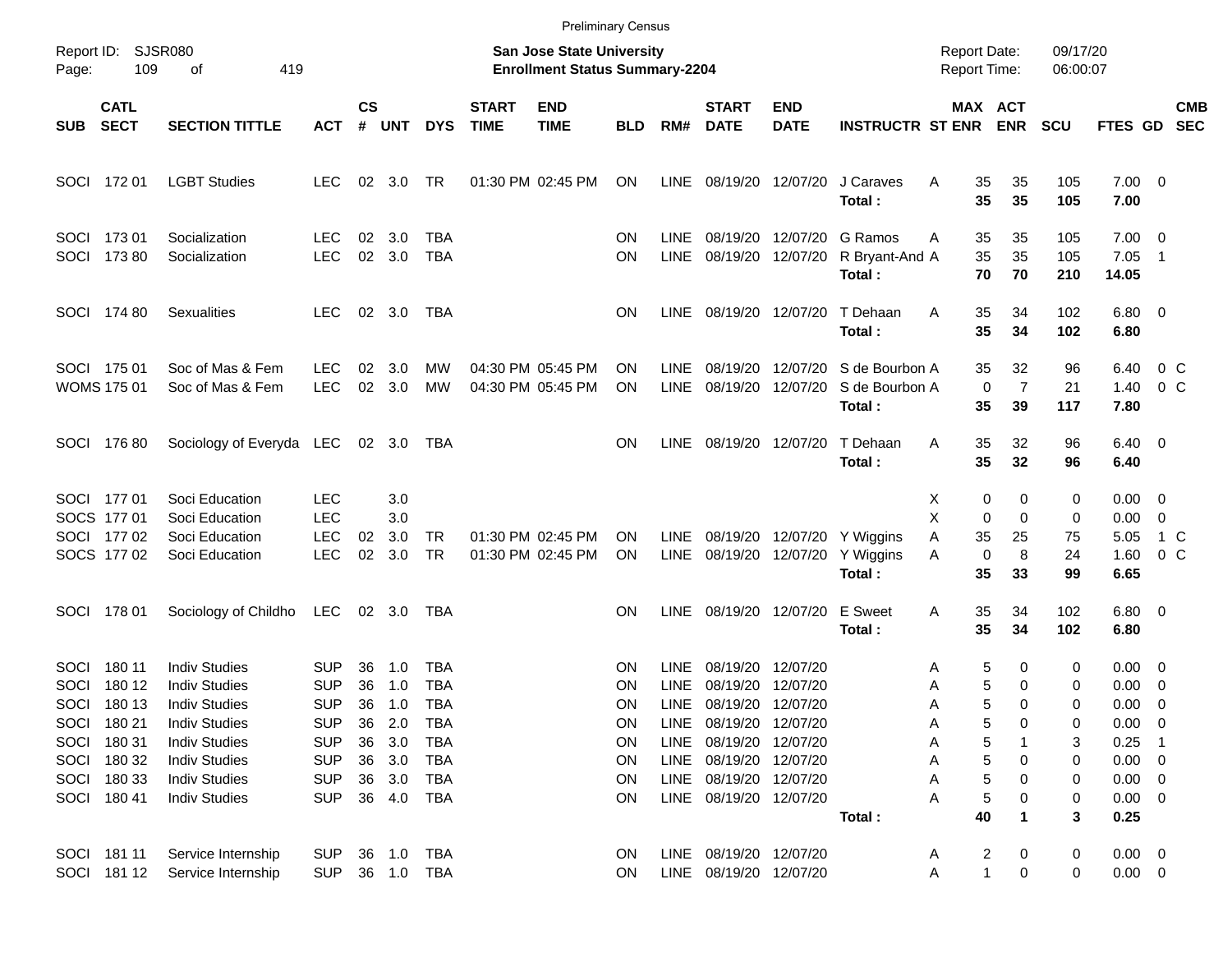Preliminary Census

Report ID: SJSR080

**San Jose State University**
**Enrollment Status Summary-2204**

Report Date: 09/17/20
Report Time: 06:00:07

| SUB | CATL SECT | SECTION TITTLE | ACT | CS # | UNT | DYS | START TIME | END TIME | BLD | RM# | START DATE | END DATE | INSTRUCTR | ST | MAX ENR | ACT ENR | SCU | FTES | GD | CMB SEC |
|---|---|---|---|---|---|---|---|---|---|---|---|---|---|---|---|---|---|---|---|---|
| SOCI | 172 01 | LGBT Studies | LEC | 02 | 3.0 | TR | 01:30 PM | 02:45 PM | ON | LINE | 08/19/20 | 12/07/20 | J Caraves | A | 35 | 35 | 105 | 7.00 | 0 | |
| | | | | | | | | | | | | | **Total :** | | **35** | **35** | **105** | **7.00** | | |
| SOCI | 173 01 | Socialization | LEC | 02 | 3.0 | TBA | | | ON | LINE | 08/19/20 | 12/07/20 | G Ramos | A | 35 | 35 | 105 | 7.00 | 0 | |
| SOCI | 173 80 | Socialization | LEC | 02 | 3.0 | TBA | | | ON | LINE | 08/19/20 | 12/07/20 | R Bryant-And | A | 35 | 35 | 105 | 7.05 | 1 | |
| | | | | | | | | | | | | | **Total :** | | **70** | **70** | **210** | **14.05** | | |
| SOCI | 174 80 | Sexualities | LEC | 02 | 3.0 | TBA | | | ON | LINE | 08/19/20 | 12/07/20 | T Dehaan | A | 35 | 34 | 102 | 6.80 | 0 | |
| | | | | | | | | | | | | | **Total :** | | **35** | **34** | **102** | **6.80** | | |
| SOCI | 175 01 | Soc of Mas & Fem | LEC | 02 | 3.0 | MW | 04:30 PM | 05:45 PM | ON | LINE | 08/19/20 | 12/07/20 | S de Bourbon | A | 35 | 32 | 96 | 6.40 | 0 | C |
| WOMS | 175 01 | Soc of Mas & Fem | LEC | 02 | 3.0 | MW | 04:30 PM | 05:45 PM | ON | LINE | 08/19/20 | 12/07/20 | S de Bourbon | A | 0 | 7 | 21 | 1.40 | 0 | C |
| | | | | | | | | | | | | | **Total :** | | **35** | **39** | **117** | **7.80** | | |
| SOCI | 176 80 | Sociology of Everyda | LEC | 02 | 3.0 | TBA | | | ON | LINE | 08/19/20 | 12/07/20 | T Dehaan | A | 35 | 32 | 96 | 6.40 | 0 | |
| | | | | | | | | | | | | | **Total :** | | **35** | **32** | **96** | **6.40** | | |
| SOCI | 177 01 | Soci Education | LEC | | 3.0 | | | | | | | | | X | 0 | 0 | 0 | 0.00 | 0 | |
| SOCS | 177 01 | Soci Education | LEC | | 3.0 | | | | | | | | | X | 0 | 0 | 0 | 0.00 | 0 | |
| SOCI | 177 02 | Soci Education | LEC | 02 | 3.0 | TR | 01:30 PM | 02:45 PM | ON | LINE | 08/19/20 | 12/07/20 | Y Wiggins | A | 35 | 25 | 75 | 5.05 | 1 | C |
| SOCS | 177 02 | Soci Education | LEC | 02 | 3.0 | TR | 01:30 PM | 02:45 PM | ON | LINE | 08/19/20 | 12/07/20 | Y Wiggins | A | 0 | 8 | 24 | 1.60 | 0 | C |
| | | | | | | | | | | | | | **Total :** | | **35** | **33** | **99** | **6.65** | | |
| SOCI | 178 01 | Sociology of Childho | LEC | 02 | 3.0 | TBA | | | ON | LINE | 08/19/20 | 12/07/20 | E Sweet | A | 35 | 34 | 102 | 6.80 | 0 | |
| | | | | | | | | | | | | | **Total :** | | **35** | **34** | **102** | **6.80** | | |
| SOCI | 180 11 | Indiv Studies | SUP | 36 | 1.0 | TBA | | | ON | LINE | 08/19/20 | 12/07/20 | | A | 5 | 0 | 0 | 0.00 | 0 | |
| SOCI | 180 12 | Indiv Studies | SUP | 36 | 1.0 | TBA | | | ON | LINE | 08/19/20 | 12/07/20 | | A | 5 | 0 | 0 | 0.00 | 0 | |
| SOCI | 180 13 | Indiv Studies | SUP | 36 | 1.0 | TBA | | | ON | LINE | 08/19/20 | 12/07/20 | | A | 5 | 0 | 0 | 0.00 | 0 | |
| SOCI | 180 21 | Indiv Studies | SUP | 36 | 2.0 | TBA | | | ON | LINE | 08/19/20 | 12/07/20 | | A | 5 | 0 | 0 | 0.00 | 0 | |
| SOCI | 180 31 | Indiv Studies | SUP | 36 | 3.0 | TBA | | | ON | LINE | 08/19/20 | 12/07/20 | | A | 5 | 1 | 3 | 0.25 | 1 | |
| SOCI | 180 32 | Indiv Studies | SUP | 36 | 3.0 | TBA | | | ON | LINE | 08/19/20 | 12/07/20 | | A | 5 | 0 | 0 | 0.00 | 0 | |
| SOCI | 180 33 | Indiv Studies | SUP | 36 | 3.0 | TBA | | | ON | LINE | 08/19/20 | 12/07/20 | | A | 5 | 0 | 0 | 0.00 | 0 | |
| SOCI | 180 41 | Indiv Studies | SUP | 36 | 4.0 | TBA | | | ON | LINE | 08/19/20 | 12/07/20 | | A | 5 | 0 | 0 | 0.00 | 0 | |
| | | | | | | | | | | | | | **Total :** | | **40** | **1** | **3** | **0.25** | | |
| SOCI | 181 11 | Service Internship | SUP | 36 | 1.0 | TBA | | | ON | LINE | 08/19/20 | 12/07/20 | | A | 2 | 0 | 0 | 0.00 | 0 | |
| SOCI | 181 12 | Service Internship | SUP | 36 | 1.0 | TBA | | | ON | LINE | 08/19/20 | 12/07/20 | | A | 1 | 0 | 0 | 0.00 | 0 | |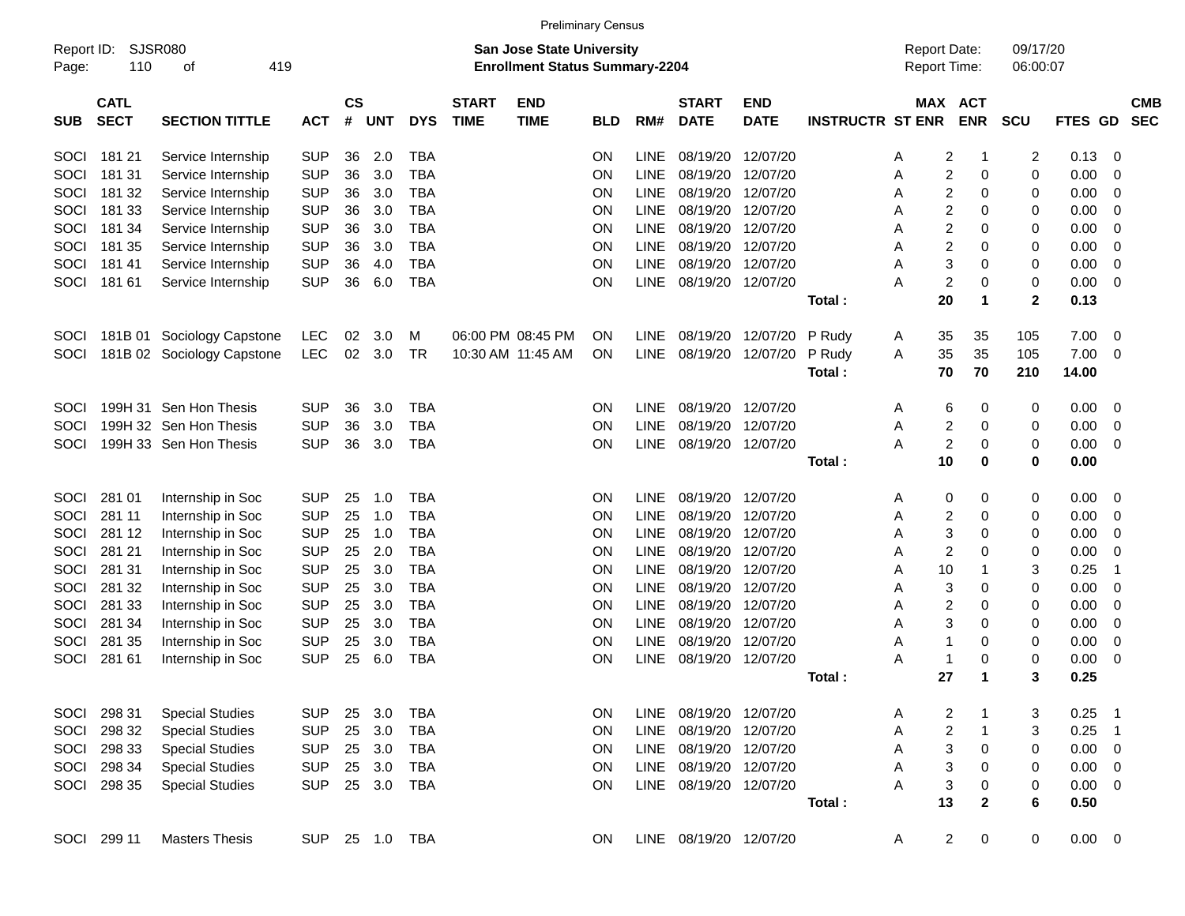Preliminary Census

Report ID: SJSR080
Page: 110 of 419

**San Jose State University**
**Enrollment Status Summary-2204**

Report Date: 09/17/20
Report Time: 06:00:07

| SUB | CATL SECT | SECTION TITTLE | ACT | CS # | UNT | DYS | START TIME | END TIME | BLD | RM# | START DATE | END DATE | INSTRUCTR | ST | MAX ENR | ACT ENR | SCU | FTES | GD | CMB SEC |
|---|---|---|---|---|---|---|---|---|---|---|---|---|---|---|---|---|---|---|---|---|
| SOCI | 181 21 | Service Internship | SUP | 36 | 2.0 | TBA | | | ON | LINE | 08/19/20 | 12/07/20 | | A | 2 | 1 | 2 | 0.13 | 0 | |
| SOCI | 181 31 | Service Internship | SUP | 36 | 3.0 | TBA | | | ON | LINE | 08/19/20 | 12/07/20 | | A | 2 | 0 | 0 | 0.00 | 0 | |
| SOCI | 181 32 | Service Internship | SUP | 36 | 3.0 | TBA | | | ON | LINE | 08/19/20 | 12/07/20 | | A | 2 | 0 | 0 | 0.00 | 0 | |
| SOCI | 181 33 | Service Internship | SUP | 36 | 3.0 | TBA | | | ON | LINE | 08/19/20 | 12/07/20 | | A | 2 | 0 | 0 | 0.00 | 0 | |
| SOCI | 181 34 | Service Internship | SUP | 36 | 3.0 | TBA | | | ON | LINE | 08/19/20 | 12/07/20 | | A | 2 | 0 | 0 | 0.00 | 0 | |
| SOCI | 181 35 | Service Internship | SUP | 36 | 3.0 | TBA | | | ON | LINE | 08/19/20 | 12/07/20 | | A | 2 | 0 | 0 | 0.00 | 0 | |
| SOCI | 181 41 | Service Internship | SUP | 36 | 4.0 | TBA | | | ON | LINE | 08/19/20 | 12/07/20 | | A | 3 | 0 | 0 | 0.00 | 0 | |
| SOCI | 181 61 | Service Internship | SUP | 36 | 6.0 | TBA | | | ON | LINE | 08/19/20 | 12/07/20 | | A | 2 | 0 | 0 | 0.00 | 0 | |
| | | | | | | | | | | | | | **Total :** | | **20** | **1** | **2** | **0.13** | | |
| SOCI | 181B 01 | Sociology Capstone | LEC | 02 | 3.0 | M | 06:00 PM | 08:45 PM | ON | LINE | 08/19/20 | 12/07/20 | P Rudy | A | 35 | 35 | 105 | 7.00 | 0 | |
| SOCI | 181B 02 | Sociology Capstone | LEC | 02 | 3.0 | TR | 10:30 AM | 11:45 AM | ON | LINE | 08/19/20 | 12/07/20 | P Rudy | A | 35 | 35 | 105 | 7.00 | 0 | |
| | | | | | | | | | | | | | **Total :** | | **70** | **70** | **210** | **14.00** | | |
| SOCI | 199H 31 | Sen Hon Thesis | SUP | 36 | 3.0 | TBA | | | ON | LINE | 08/19/20 | 12/07/20 | | A | 6 | 0 | 0 | 0.00 | 0 | |
| SOCI | 199H 32 | Sen Hon Thesis | SUP | 36 | 3.0 | TBA | | | ON | LINE | 08/19/20 | 12/07/20 | | A | 2 | 0 | 0 | 0.00 | 0 | |
| SOCI | 199H 33 | Sen Hon Thesis | SUP | 36 | 3.0 | TBA | | | ON | LINE | 08/19/20 | 12/07/20 | | A | 2 | 0 | 0 | 0.00 | 0 | |
| | | | | | | | | | | | | | **Total :** | | **10** | **0** | **0** | **0.00** | | |
| SOCI | 281 01 | Internship in Soc | SUP | 25 | 1.0 | TBA | | | ON | LINE | 08/19/20 | 12/07/20 | | A | 0 | 0 | 0 | 0.00 | 0 | |
| SOCI | 281 11 | Internship in Soc | SUP | 25 | 1.0 | TBA | | | ON | LINE | 08/19/20 | 12/07/20 | | A | 2 | 0 | 0 | 0.00 | 0 | |
| SOCI | 281 12 | Internship in Soc | SUP | 25 | 1.0 | TBA | | | ON | LINE | 08/19/20 | 12/07/20 | | A | 3 | 0 | 0 | 0.00 | 0 | |
| SOCI | 281 21 | Internship in Soc | SUP | 25 | 2.0 | TBA | | | ON | LINE | 08/19/20 | 12/07/20 | | A | 2 | 0 | 0 | 0.00 | 0 | |
| SOCI | 281 31 | Internship in Soc | SUP | 25 | 3.0 | TBA | | | ON | LINE | 08/19/20 | 12/07/20 | | A | 10 | 1 | 3 | 0.25 | 1 | |
| SOCI | 281 32 | Internship in Soc | SUP | 25 | 3.0 | TBA | | | ON | LINE | 08/19/20 | 12/07/20 | | A | 3 | 0 | 0 | 0.00 | 0 | |
| SOCI | 281 33 | Internship in Soc | SUP | 25 | 3.0 | TBA | | | ON | LINE | 08/19/20 | 12/07/20 | | A | 2 | 0 | 0 | 0.00 | 0 | |
| SOCI | 281 34 | Internship in Soc | SUP | 25 | 3.0 | TBA | | | ON | LINE | 08/19/20 | 12/07/20 | | A | 3 | 0 | 0 | 0.00 | 0 | |
| SOCI | 281 35 | Internship in Soc | SUP | 25 | 3.0 | TBA | | | ON | LINE | 08/19/20 | 12/07/20 | | A | 1 | 0 | 0 | 0.00 | 0 | |
| SOCI | 281 61 | Internship in Soc | SUP | 25 | 6.0 | TBA | | | ON | LINE | 08/19/20 | 12/07/20 | | A | 1 | 0 | 0 | 0.00 | 0 | |
| | | | | | | | | | | | | | **Total :** | | **27** | **1** | **3** | **0.25** | | |
| SOCI | 298 31 | Special Studies | SUP | 25 | 3.0 | TBA | | | ON | LINE | 08/19/20 | 12/07/20 | | A | 2 | 1 | 3 | 0.25 | 1 | |
| SOCI | 298 32 | Special Studies | SUP | 25 | 3.0 | TBA | | | ON | LINE | 08/19/20 | 12/07/20 | | A | 2 | 1 | 3 | 0.25 | 1 | |
| SOCI | 298 33 | Special Studies | SUP | 25 | 3.0 | TBA | | | ON | LINE | 08/19/20 | 12/07/20 | | A | 3 | 0 | 0 | 0.00 | 0 | |
| SOCI | 298 34 | Special Studies | SUP | 25 | 3.0 | TBA | | | ON | LINE | 08/19/20 | 12/07/20 | | A | 3 | 0 | 0 | 0.00 | 0 | |
| SOCI | 298 35 | Special Studies | SUP | 25 | 3.0 | TBA | | | ON | LINE | 08/19/20 | 12/07/20 | | A | 3 | 0 | 0 | 0.00 | 0 | |
| | | | | | | | | | | | | | **Total :** | | **13** | **2** | **6** | **0.50** | | |
| SOCI | 299 11 | Masters Thesis | SUP | 25 | 1.0 | TBA | | | ON | LINE | 08/19/20 | 12/07/20 | | A | 2 | 0 | 0 | 0.00 | 0 | |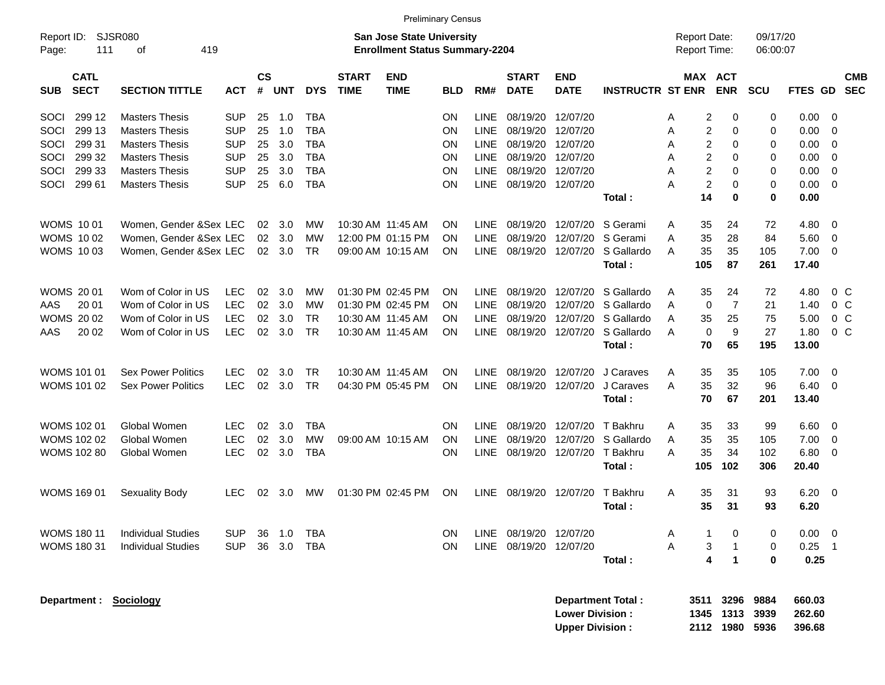Preliminary Census

Report ID: SJSR080
Page: 111 of 419

**San Jose State University**
**Enrollment Status Summary-2204**

Report Date: 09/17/20
Report Time: 06:00:07

| SUB | CATL SECT | SECTION TITTLE | ACT | CS # | UNT | DYS | START TIME | END TIME | BLD | RM# | START DATE | END DATE | INSTRUCTR | ST | MAX ENR | ACT ENR | SCU | FTES | GD | CMB SEC |
|---|---|---|---|---|---|---|---|---|---|---|---|---|---|---|---|---|---|---|---|---|
| SOCI | 299 12 | Masters Thesis | SUP | 25 | 1.0 | TBA | | | ON | LINE | 08/19/20 | 12/07/20 | | A | 2 | 0 | 0 | 0.00 | 0 | |
| SOCI | 299 13 | Masters Thesis | SUP | 25 | 1.0 | TBA | | | ON | LINE | 08/19/20 | 12/07/20 | | A | 2 | 0 | 0 | 0.00 | 0 | |
| SOCI | 299 31 | Masters Thesis | SUP | 25 | 3.0 | TBA | | | ON | LINE | 08/19/20 | 12/07/20 | | A | 2 | 0 | 0 | 0.00 | 0 | |
| SOCI | 299 32 | Masters Thesis | SUP | 25 | 3.0 | TBA | | | ON | LINE | 08/19/20 | 12/07/20 | | A | 2 | 0 | 0 | 0.00 | 0 | |
| SOCI | 299 33 | Masters Thesis | SUP | 25 | 3.0 | TBA | | | ON | LINE | 08/19/20 | 12/07/20 | | A | 2 | 0 | 0 | 0.00 | 0 | |
| SOCI | 299 61 | Masters Thesis | SUP | 25 | 6.0 | TBA | | | ON | LINE | 08/19/20 | 12/07/20 | | A | 2 | 0 | 0 | 0.00 | 0 | |
| | | | | | | | | | | | | | **Total :** | | **14** | **0** | **0** | **0.00** | | |
| WOMS | 10 01 | Women, Gender &Sex | LEC | 02 | 3.0 | MW | 10:30 AM | 11:45 AM | ON | LINE | 08/19/20 | 12/07/20 | S Gerami | A | 35 | 24 | 72 | 4.80 | 0 | |
| WOMS | 10 02 | Women, Gender &Sex | LEC | 02 | 3.0 | MW | 12:00 PM | 01:15 PM | ON | LINE | 08/19/20 | 12/07/20 | S Gerami | A | 35 | 28 | 84 | 5.60 | 0 | |
| WOMS | 10 03 | Women, Gender &Sex | LEC | 02 | 3.0 | TR | 09:00 AM | 10:15 AM | ON | LINE | 08/19/20 | 12/07/20 | S Gallardo | A | 35 | 35 | 105 | 7.00 | 0 | |
| | | | | | | | | | | | | | **Total :** | | **105** | **87** | **261** | **17.40** | | |
| WOMS | 20 01 | Wom of Color in US | LEC | 02 | 3.0 | MW | 01:30 PM | 02:45 PM | ON | LINE | 08/19/20 | 12/07/20 | S Gallardo | A | 35 | 24 | 72 | 4.80 | 0 | C |
| AAS | 20 01 | Wom of Color in US | LEC | 02 | 3.0 | MW | 01:30 PM | 02:45 PM | ON | LINE | 08/19/20 | 12/07/20 | S Gallardo | A | 0 | 7 | 21 | 1.40 | 0 | C |
| WOMS | 20 02 | Wom of Color in US | LEC | 02 | 3.0 | TR | 10:30 AM | 11:45 AM | ON | LINE | 08/19/20 | 12/07/20 | S Gallardo | A | 35 | 25 | 75 | 5.00 | 0 | C |
| AAS | 20 02 | Wom of Color in US | LEC | 02 | 3.0 | TR | 10:30 AM | 11:45 AM | ON | LINE | 08/19/20 | 12/07/20 | S Gallardo | A | 0 | 9 | 27 | 1.80 | 0 | C |
| | | | | | | | | | | | | | **Total :** | | **70** | **65** | **195** | **13.00** | | |
| WOMS | 101 01 | Sex Power Politics | LEC | 02 | 3.0 | TR | 10:30 AM | 11:45 AM | ON | LINE | 08/19/20 | 12/07/20 | J Caraves | A | 35 | 35 | 105 | 7.00 | 0 | |
| WOMS | 101 02 | Sex Power Politics | LEC | 02 | 3.0 | TR | 04:30 PM | 05:45 PM | ON | LINE | 08/19/20 | 12/07/20 | J Caraves | A | 35 | 32 | 96 | 6.40 | 0 | |
| | | | | | | | | | | | | | **Total :** | | **70** | **67** | **201** | **13.40** | | |
| WOMS | 102 01 | Global Women | LEC | 02 | 3.0 | TBA | | | ON | LINE | 08/19/20 | 12/07/20 | T Bakhru | A | 35 | 33 | 99 | 6.60 | 0 | |
| WOMS | 102 02 | Global Women | LEC | 02 | 3.0 | MW | 09:00 AM | 10:15 AM | ON | LINE | 08/19/20 | 12/07/20 | S Gallardo | A | 35 | 35 | 105 | 7.00 | 0 | |
| WOMS | 102 80 | Global Women | LEC | 02 | 3.0 | TBA | | | ON | LINE | 08/19/20 | 12/07/20 | T Bakhru | A | 35 | 34 | 102 | 6.80 | 0 | |
| | | | | | | | | | | | | | **Total :** | | **105** | **102** | **306** | **20.40** | | |
| WOMS | 169 01 | Sexuality Body | LEC | 02 | 3.0 | MW | 01:30 PM | 02:45 PM | ON | LINE | 08/19/20 | 12/07/20 | T Bakhru | A | 35 | 31 | 93 | 6.20 | 0 | |
| | | | | | | | | | | | | | **Total :** | | **35** | **31** | **93** | **6.20** | | |
| WOMS | 180 11 | Individual Studies | SUP | 36 | 1.0 | TBA | | | ON | LINE | 08/19/20 | 12/07/20 | | A | 1 | 0 | 0 | 0.00 | 0 | |
| WOMS | 180 31 | Individual Studies | SUP | 36 | 3.0 | TBA | | | ON | LINE | 08/19/20 | 12/07/20 | | A | 3 | 1 | 0 | 0.25 | 1 | |
| | | | | | | | | | | | | | **Total :** | | **4** | **1** | **0** | **0.25** | | |

**Department : Sociology**

| | MAX ENR | ACT ENR | SCU | FTES |
|---|---|---|---|---|
| **Department Total :** | **3511** | **3296** | **9884** | **660.03** |
| **Lower Division :** | **1345** | **1313** | **3939** | **262.60** |
| **Upper Division :** | **2112** | **1980** | **5936** | **396.68** |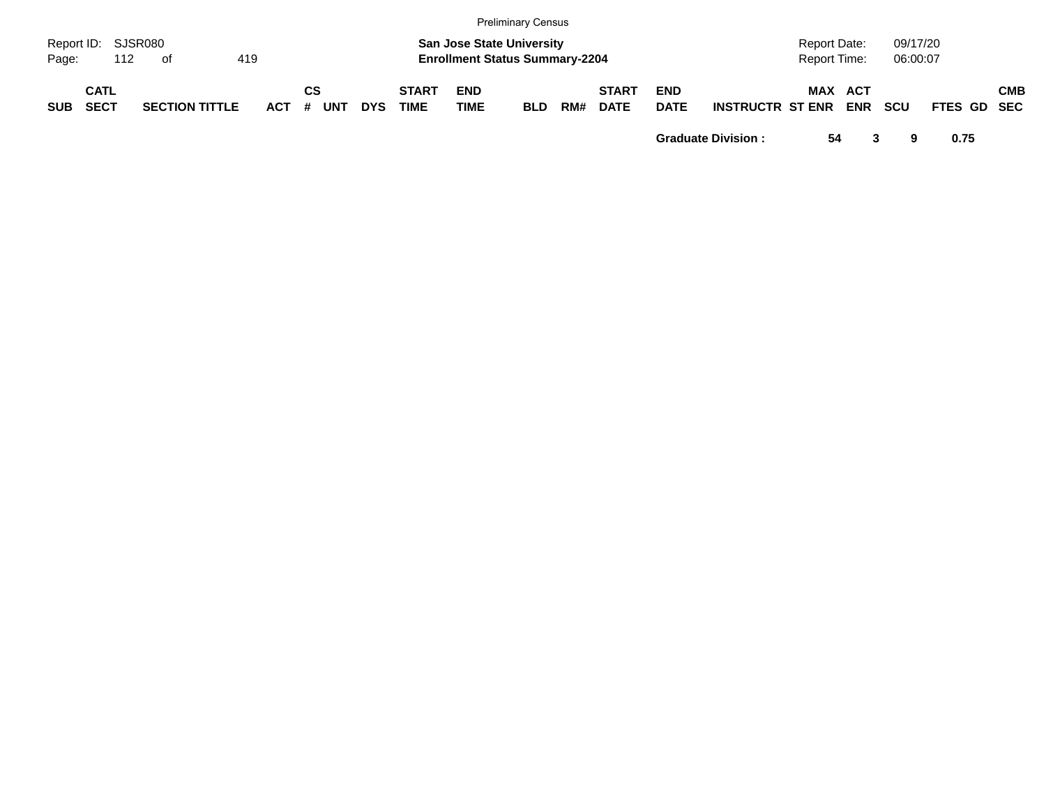| SUB | CATL SECT | SECTION TITTLE | ACT | CS # | UNT | DYS | START TIME | END TIME | BLD | RM# | START DATE | END DATE | INSTRUCTR | ST | MAX ENR | ACT ENR | SCU | FTES | GD | CMB SEC |
|---|---|---|---|---|---|---|---|---|---|---|---|---|---|---|---|---|---|---|---|---|
| | | | | | | | | | | | | **Graduate Division :** | | | **54** | **3** | **9** | **0.75** | | |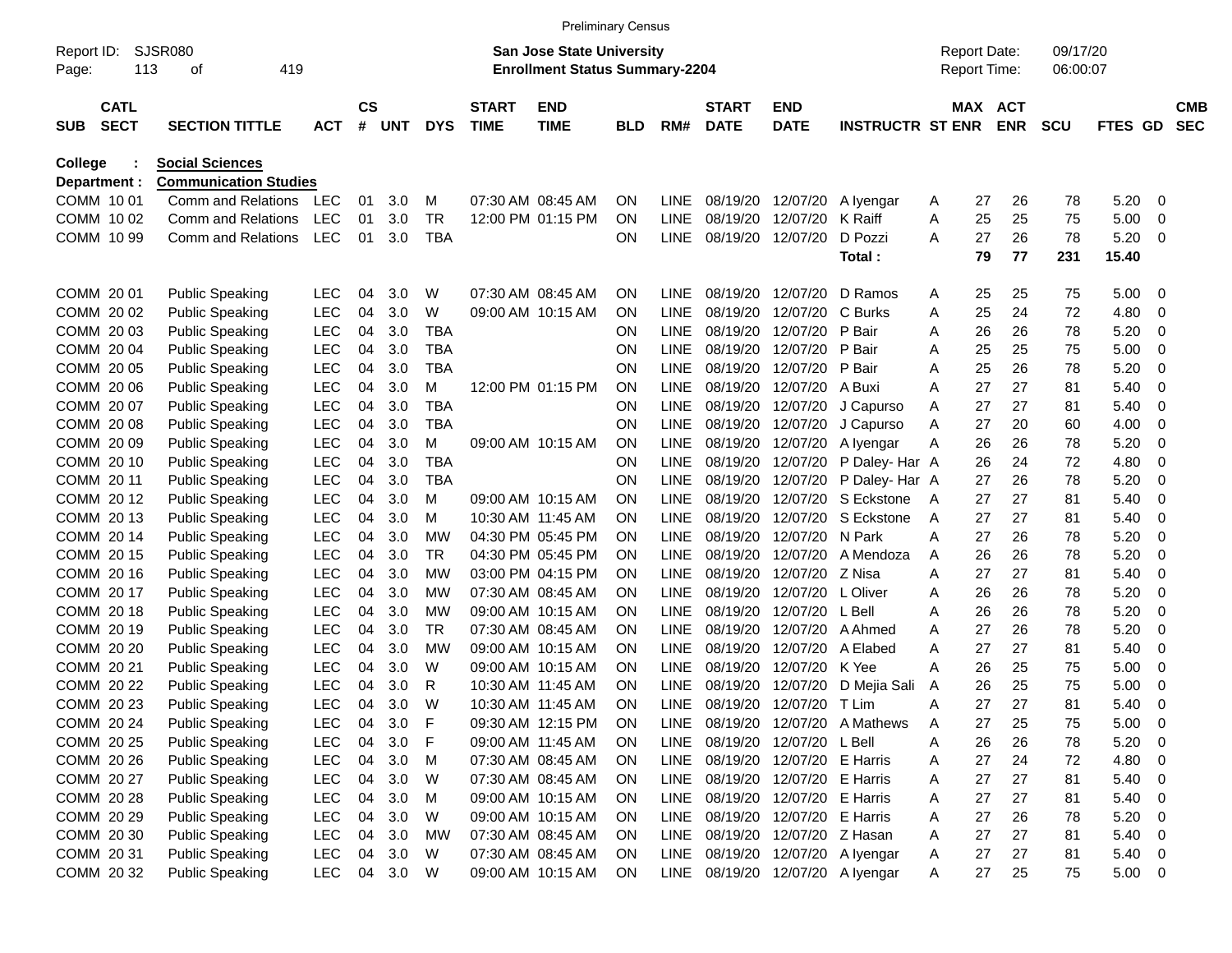Preliminary Census

Report ID: SJSR080
Page: 113 of 419

**San Jose State University**
**Enrollment Status Summary-2204**

Report Date: 09/17/20
Report Time: 06:00:07

College : **Social Sciences**
Department : **Communication Studies**

| SUB | CATL SECT | SECTION TITTLE | ACT | CS # | UNT | DYS | START TIME | END TIME | BLD | RM# | START DATE | END DATE | INSTRUCTR | ST | MAX ENR | ACT ENR | SCU | FTES | GD | CMB SEC |
|---|---|---|---|---|---|---|---|---|---|---|---|---|---|---|---|---|---|---|---|---|
| COMM | 10 01 | Comm and Relations | LEC | 01 | 3.0 | M | 07:30 AM | 08:45 AM | ON | LINE | 08/19/20 | 12/07/20 | A Iyengar | A | 27 | 26 | 78 | 5.20 | 0 | |
| COMM | 10 02 | Comm and Relations | LEC | 01 | 3.0 | TR | 12:00 PM | 01:15 PM | ON | LINE | 08/19/20 | 12/07/20 | K Raiff | A | 25 | 25 | 75 | 5.00 | 0 | |
| COMM | 10 99 | Comm and Relations | LEC | 01 | 3.0 | TBA | | | ON | LINE | 08/19/20 | 12/07/20 | D Pozzi | A | 27 | 26 | 78 | 5.20 | 0 | |
| | | | | | | | | | | | | | **Total :** | | **79** | **77** | **231** | **15.40** | | |
| COMM | 20 01 | Public Speaking | LEC | 04 | 3.0 | W | 07:30 AM | 08:45 AM | ON | LINE | 08/19/20 | 12/07/20 | D Ramos | A | 25 | 25 | 75 | 5.00 | 0 | |
| COMM | 20 02 | Public Speaking | LEC | 04 | 3.0 | W | 09:00 AM | 10:15 AM | ON | LINE | 08/19/20 | 12/07/20 | C Burks | A | 25 | 24 | 72 | 4.80 | 0 | |
| COMM | 20 03 | Public Speaking | LEC | 04 | 3.0 | TBA | | | ON | LINE | 08/19/20 | 12/07/20 | P Bair | A | 26 | 26 | 78 | 5.20 | 0 | |
| COMM | 20 04 | Public Speaking | LEC | 04 | 3.0 | TBA | | | ON | LINE | 08/19/20 | 12/07/20 | P Bair | A | 25 | 25 | 75 | 5.00 | 0 | |
| COMM | 20 05 | Public Speaking | LEC | 04 | 3.0 | TBA | | | ON | LINE | 08/19/20 | 12/07/20 | P Bair | A | 25 | 26 | 78 | 5.20 | 0 | |
| COMM | 20 06 | Public Speaking | LEC | 04 | 3.0 | M | 12:00 PM | 01:15 PM | ON | LINE | 08/19/20 | 12/07/20 | A Buxi | A | 27 | 27 | 81 | 5.40 | 0 | |
| COMM | 20 07 | Public Speaking | LEC | 04 | 3.0 | TBA | | | ON | LINE | 08/19/20 | 12/07/20 | J Capurso | A | 27 | 27 | 81 | 5.40 | 0 | |
| COMM | 20 08 | Public Speaking | LEC | 04 | 3.0 | TBA | | | ON | LINE | 08/19/20 | 12/07/20 | J Capurso | A | 27 | 20 | 60 | 4.00 | 0 | |
| COMM | 20 09 | Public Speaking | LEC | 04 | 3.0 | M | 09:00 AM | 10:15 AM | ON | LINE | 08/19/20 | 12/07/20 | A Iyengar | A | 26 | 26 | 78 | 5.20 | 0 | |
| COMM | 20 10 | Public Speaking | LEC | 04 | 3.0 | TBA | | | ON | LINE | 08/19/20 | 12/07/20 | P Daley- Har | A | 26 | 24 | 72 | 4.80 | 0 | |
| COMM | 20 11 | Public Speaking | LEC | 04 | 3.0 | TBA | | | ON | LINE | 08/19/20 | 12/07/20 | P Daley- Har | A | 27 | 26 | 78 | 5.20 | 0 | |
| COMM | 20 12 | Public Speaking | LEC | 04 | 3.0 | M | 09:00 AM | 10:15 AM | ON | LINE | 08/19/20 | 12/07/20 | S Eckstone | A | 27 | 27 | 81 | 5.40 | 0 | |
| COMM | 20 13 | Public Speaking | LEC | 04 | 3.0 | M | 10:30 AM | 11:45 AM | ON | LINE | 08/19/20 | 12/07/20 | S Eckstone | A | 27 | 27 | 81 | 5.40 | 0 | |
| COMM | 20 14 | Public Speaking | LEC | 04 | 3.0 | MW | 04:30 PM | 05:45 PM | ON | LINE | 08/19/20 | 12/07/20 | N Park | A | 27 | 26 | 78 | 5.20 | 0 | |
| COMM | 20 15 | Public Speaking | LEC | 04 | 3.0 | TR | 04:30 PM | 05:45 PM | ON | LINE | 08/19/20 | 12/07/20 | A Mendoza | A | 26 | 26 | 78 | 5.20 | 0 | |
| COMM | 20 16 | Public Speaking | LEC | 04 | 3.0 | MW | 03:00 PM | 04:15 PM | ON | LINE | 08/19/20 | 12/07/20 | Z Nisa | A | 27 | 27 | 81 | 5.40 | 0 | |
| COMM | 20 17 | Public Speaking | LEC | 04 | 3.0 | MW | 07:30 AM | 08:45 AM | ON | LINE | 08/19/20 | 12/07/20 | L Oliver | A | 26 | 26 | 78 | 5.20 | 0 | |
| COMM | 20 18 | Public Speaking | LEC | 04 | 3.0 | MW | 09:00 AM | 10:15 AM | ON | LINE | 08/19/20 | 12/07/20 | L Bell | A | 26 | 26 | 78 | 5.20 | 0 | |
| COMM | 20 19 | Public Speaking | LEC | 04 | 3.0 | TR | 07:30 AM | 08:45 AM | ON | LINE | 08/19/20 | 12/07/20 | A Ahmed | A | 27 | 26 | 78 | 5.20 | 0 | |
| COMM | 20 20 | Public Speaking | LEC | 04 | 3.0 | MW | 09:00 AM | 10:15 AM | ON | LINE | 08/19/20 | 12/07/20 | A Elabed | A | 27 | 27 | 81 | 5.40 | 0 | |
| COMM | 20 21 | Public Speaking | LEC | 04 | 3.0 | W | 09:00 AM | 10:15 AM | ON | LINE | 08/19/20 | 12/07/20 | K Yee | A | 26 | 25 | 75 | 5.00 | 0 | |
| COMM | 20 22 | Public Speaking | LEC | 04 | 3.0 | R | 10:30 AM | 11:45 AM | ON | LINE | 08/19/20 | 12/07/20 | D Mejia Sali | A | 26 | 25 | 75 | 5.00 | 0 | |
| COMM | 20 23 | Public Speaking | LEC | 04 | 3.0 | W | 10:30 AM | 11:45 AM | ON | LINE | 08/19/20 | 12/07/20 | T Lim | A | 27 | 27 | 81 | 5.40 | 0 | |
| COMM | 20 24 | Public Speaking | LEC | 04 | 3.0 | F | 09:30 AM | 12:15 PM | ON | LINE | 08/19/20 | 12/07/20 | A Mathews | A | 27 | 25 | 75 | 5.00 | 0 | |
| COMM | 20 25 | Public Speaking | LEC | 04 | 3.0 | F | 09:00 AM | 11:45 AM | ON | LINE | 08/19/20 | 12/07/20 | L Bell | A | 26 | 26 | 78 | 5.20 | 0 | |
| COMM | 20 26 | Public Speaking | LEC | 04 | 3.0 | M | 07:30 AM | 08:45 AM | ON | LINE | 08/19/20 | 12/07/20 | E Harris | A | 27 | 24 | 72 | 4.80 | 0 | |
| COMM | 20 27 | Public Speaking | LEC | 04 | 3.0 | W | 07:30 AM | 08:45 AM | ON | LINE | 08/19/20 | 12/07/20 | E Harris | A | 27 | 27 | 81 | 5.40 | 0 | |
| COMM | 20 28 | Public Speaking | LEC | 04 | 3.0 | M | 09:00 AM | 10:15 AM | ON | LINE | 08/19/20 | 12/07/20 | E Harris | A | 27 | 27 | 81 | 5.40 | 0 | |
| COMM | 20 29 | Public Speaking | LEC | 04 | 3.0 | W | 09:00 AM | 10:15 AM | ON | LINE | 08/19/20 | 12/07/20 | E Harris | A | 27 | 26 | 78 | 5.20 | 0 | |
| COMM | 20 30 | Public Speaking | LEC | 04 | 3.0 | MW | 07:30 AM | 08:45 AM | ON | LINE | 08/19/20 | 12/07/20 | Z Hasan | A | 27 | 27 | 81 | 5.40 | 0 | |
| COMM | 20 31 | Public Speaking | LEC | 04 | 3.0 | W | 07:30 AM | 08:45 AM | ON | LINE | 08/19/20 | 12/07/20 | A Iyengar | A | 27 | 27 | 81 | 5.40 | 0 | |
| COMM | 20 32 | Public Speaking | LEC | 04 | 3.0 | W | 09:00 AM | 10:15 AM | ON | LINE | 08/19/20 | 12/07/20 | A Iyengar | A | 27 | 25 | 75 | 5.00 | 0 | |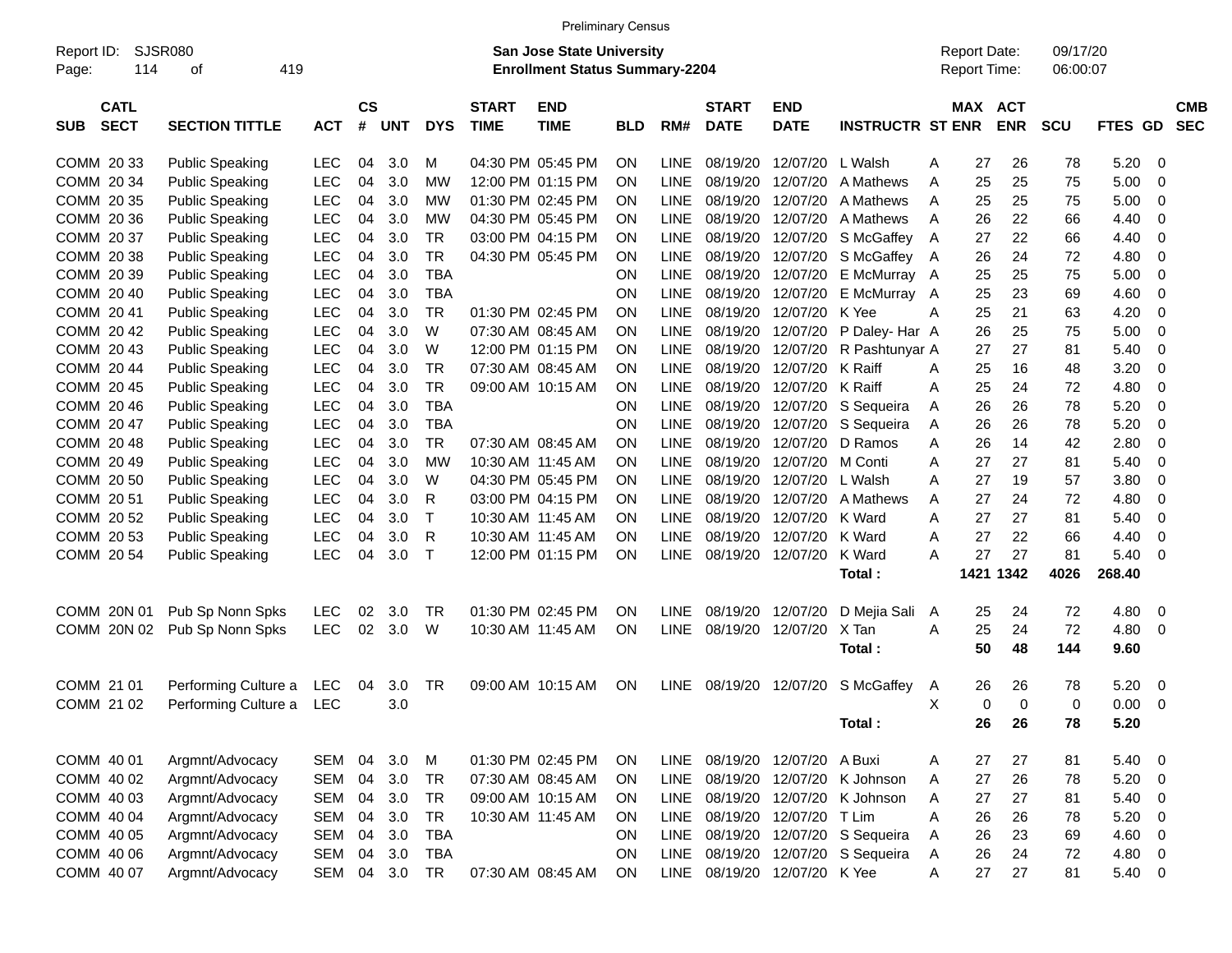Preliminary Census

Report ID: SJSR080
Page: 114 of 419

**San Jose State University**
**Enrollment Status Summary-2204**

Report Date: 09/17/20
Report Time: 06:00:07

| SUB | CATL SECT | SECTION TITTLE | ACT | CS # | UNT | DYS | START TIME | END TIME | BLD | RM# | START DATE | END DATE | INSTRUCTR | ST | MAX ENR | ACT ENR | SCU | FTES | GD | CMB SEC |
|---|---|---|---|---|---|---|---|---|---|---|---|---|---|---|---|---|---|---|---|---|
| COMM | 20 33 | Public Speaking | LEC | 04 | 3.0 | M | 04:30 PM | 05:45 PM | ON | LINE | 08/19/20 | 12/07/20 | L Walsh | A | 27 | 26 | 78 | 5.20 | 0 | |
| COMM | 20 34 | Public Speaking | LEC | 04 | 3.0 | MW | 12:00 PM | 01:15 PM | ON | LINE | 08/19/20 | 12/07/20 | A Mathews | A | 25 | 25 | 75 | 5.00 | 0 | |
| COMM | 20 35 | Public Speaking | LEC | 04 | 3.0 | MW | 01:30 PM | 02:45 PM | ON | LINE | 08/19/20 | 12/07/20 | A Mathews | A | 25 | 25 | 75 | 5.00 | 0 | |
| COMM | 20 36 | Public Speaking | LEC | 04 | 3.0 | MW | 04:30 PM | 05:45 PM | ON | LINE | 08/19/20 | 12/07/20 | A Mathews | A | 26 | 22 | 66 | 4.40 | 0 | |
| COMM | 20 37 | Public Speaking | LEC | 04 | 3.0 | TR | 03:00 PM | 04:15 PM | ON | LINE | 08/19/20 | 12/07/20 | S McGaffey | A | 27 | 22 | 66 | 4.40 | 0 | |
| COMM | 20 38 | Public Speaking | LEC | 04 | 3.0 | TR | 04:30 PM | 05:45 PM | ON | LINE | 08/19/20 | 12/07/20 | S McGaffey | A | 26 | 24 | 72 | 4.80 | 0 | |
| COMM | 20 39 | Public Speaking | LEC | 04 | 3.0 | TBA | | | ON | LINE | 08/19/20 | 12/07/20 | E McMurray | A | 25 | 25 | 75 | 5.00 | 0 | |
| COMM | 20 40 | Public Speaking | LEC | 04 | 3.0 | TBA | | | ON | LINE | 08/19/20 | 12/07/20 | E McMurray | A | 25 | 23 | 69 | 4.60 | 0 | |
| COMM | 20 41 | Public Speaking | LEC | 04 | 3.0 | TR | 01:30 PM | 02:45 PM | ON | LINE | 08/19/20 | 12/07/20 | K Yee | A | 25 | 21 | 63 | 4.20 | 0 | |
| COMM | 20 42 | Public Speaking | LEC | 04 | 3.0 | W | 07:30 AM | 08:45 AM | ON | LINE | 08/19/20 | 12/07/20 | P Daley- Har | A | 26 | 25 | 75 | 5.00 | 0 | |
| COMM | 20 43 | Public Speaking | LEC | 04 | 3.0 | W | 12:00 PM | 01:15 PM | ON | LINE | 08/19/20 | 12/07/20 | R Pashtunyar | A | 27 | 27 | 81 | 5.40 | 0 | |
| COMM | 20 44 | Public Speaking | LEC | 04 | 3.0 | TR | 07:30 AM | 08:45 AM | ON | LINE | 08/19/20 | 12/07/20 | K Raiff | A | 25 | 16 | 48 | 3.20 | 0 | |
| COMM | 20 45 | Public Speaking | LEC | 04 | 3.0 | TR | 09:00 AM | 10:15 AM | ON | LINE | 08/19/20 | 12/07/20 | K Raiff | A | 25 | 24 | 72 | 4.80 | 0 | |
| COMM | 20 46 | Public Speaking | LEC | 04 | 3.0 | TBA | | | ON | LINE | 08/19/20 | 12/07/20 | S Sequeira | A | 26 | 26 | 78 | 5.20 | 0 | |
| COMM | 20 47 | Public Speaking | LEC | 04 | 3.0 | TBA | | | ON | LINE | 08/19/20 | 12/07/20 | S Sequeira | A | 26 | 26 | 78 | 5.20 | 0 | |
| COMM | 20 48 | Public Speaking | LEC | 04 | 3.0 | TR | 07:30 AM | 08:45 AM | ON | LINE | 08/19/20 | 12/07/20 | D Ramos | A | 26 | 14 | 42 | 2.80 | 0 | |
| COMM | 20 49 | Public Speaking | LEC | 04 | 3.0 | MW | 10:30 AM | 11:45 AM | ON | LINE | 08/19/20 | 12/07/20 | M Conti | A | 27 | 27 | 81 | 5.40 | 0 | |
| COMM | 20 50 | Public Speaking | LEC | 04 | 3.0 | W | 04:30 PM | 05:45 PM | ON | LINE | 08/19/20 | 12/07/20 | L Walsh | A | 27 | 19 | 57 | 3.80 | 0 | |
| COMM | 20 51 | Public Speaking | LEC | 04 | 3.0 | R | 03:00 PM | 04:15 PM | ON | LINE | 08/19/20 | 12/07/20 | A Mathews | A | 27 | 24 | 72 | 4.80 | 0 | |
| COMM | 20 52 | Public Speaking | LEC | 04 | 3.0 | T | 10:30 AM | 11:45 AM | ON | LINE | 08/19/20 | 12/07/20 | K Ward | A | 27 | 27 | 81 | 5.40 | 0 | |
| COMM | 20 53 | Public Speaking | LEC | 04 | 3.0 | R | 10:30 AM | 11:45 AM | ON | LINE | 08/19/20 | 12/07/20 | K Ward | A | 27 | 22 | 66 | 4.40 | 0 | |
| COMM | 20 54 | Public Speaking | LEC | 04 | 3.0 | T | 12:00 PM | 01:15 PM | ON | LINE | 08/19/20 | 12/07/20 | K Ward | A | 27 | 27 | 81 | 5.40 | 0 | |
| | | | | | | | | | | | | | **Total :** | | **1421** | **1342** | **4026** | **268.40** | | |
| COMM | 20N 01 | Pub Sp Nonn Spks | LEC | 02 | 3.0 | TR | 01:30 PM | 02:45 PM | ON | LINE | 08/19/20 | 12/07/20 | D Mejia Sali | A | 25 | 24 | 72 | 4.80 | 0 | |
| COMM | 20N 02 | Pub Sp Nonn Spks | LEC | 02 | 3.0 | W | 10:30 AM | 11:45 AM | ON | LINE | 08/19/20 | 12/07/20 | X Tan | A | 25 | 24 | 72 | 4.80 | 0 | |
| | | | | | | | | | | | | | **Total :** | | **50** | **48** | **144** | **9.60** | | |
| COMM | 21 01 | Performing Culture a | LEC | 04 | 3.0 | TR | 09:00 AM | 10:15 AM | ON | LINE | 08/19/20 | 12/07/20 | S McGaffey | A | 26 | 26 | 78 | 5.20 | 0 | |
| COMM | 21 02 | Performing Culture a | LEC | | 3.0 | | | | | | | | | X | 0 | 0 | 0 | 0.00 | 0 | |
| | | | | | | | | | | | | | **Total :** | | **26** | **26** | **78** | **5.20** | | |
| COMM | 40 01 | Argmnt/Advocacy | SEM | 04 | 3.0 | M | 01:30 PM | 02:45 PM | ON | LINE | 08/19/20 | 12/07/20 | A Buxi | A | 27 | 27 | 81 | 5.40 | 0 | |
| COMM | 40 02 | Argmnt/Advocacy | SEM | 04 | 3.0 | TR | 07:30 AM | 08:45 AM | ON | LINE | 08/19/20 | 12/07/20 | K Johnson | A | 27 | 26 | 78 | 5.20 | 0 | |
| COMM | 40 03 | Argmnt/Advocacy | SEM | 04 | 3.0 | TR | 09:00 AM | 10:15 AM | ON | LINE | 08/19/20 | 12/07/20 | K Johnson | A | 27 | 27 | 81 | 5.40 | 0 | |
| COMM | 40 04 | Argmnt/Advocacy | SEM | 04 | 3.0 | TR | 10:30 AM | 11:45 AM | ON | LINE | 08/19/20 | 12/07/20 | T Lim | A | 26 | 26 | 78 | 5.20 | 0 | |
| COMM | 40 05 | Argmnt/Advocacy | SEM | 04 | 3.0 | TBA | | | ON | LINE | 08/19/20 | 12/07/20 | S Sequeira | A | 26 | 23 | 69 | 4.60 | 0 | |
| COMM | 40 06 | Argmnt/Advocacy | SEM | 04 | 3.0 | TBA | | | ON | LINE | 08/19/20 | 12/07/20 | S Sequeira | A | 26 | 24 | 72 | 4.80 | 0 | |
| COMM | 40 07 | Argmnt/Advocacy | SEM | 04 | 3.0 | TR | 07:30 AM | 08:45 AM | ON | LINE | 08/19/20 | 12/07/20 | K Yee | A | 27 | 27 | 81 | 5.40 | 0 | |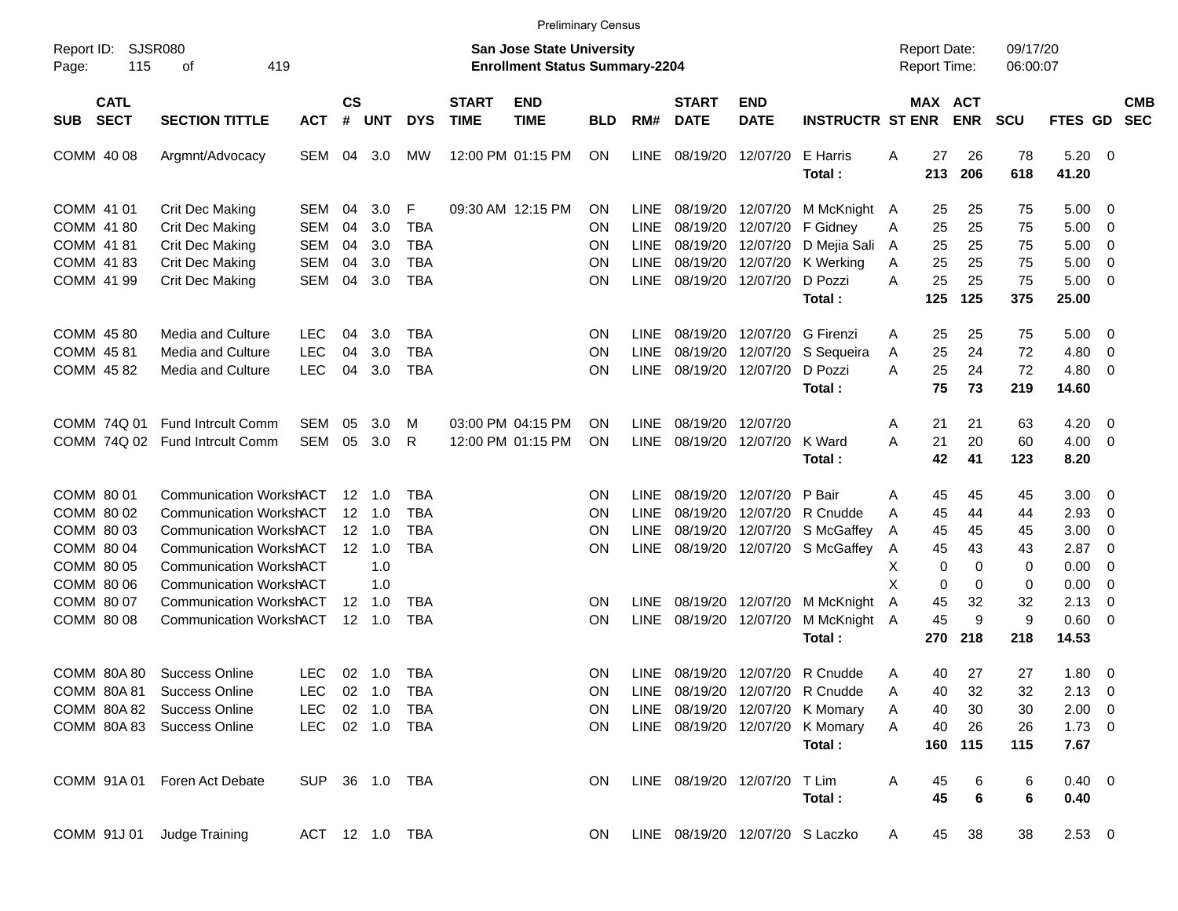Preliminary Census

Report ID: SJSR080
Page: 115 of 419

**San Jose State University**
**Enrollment Status Summary-2204**

Report Date: 09/17/20
Report Time: 06:00:07

| SUB | CATL SECT | SECTION TITTLE | ACT | CS # | UNT | DYS | START TIME | END TIME | BLD | RM# | START DATE | END DATE | INSTRUCTR | ST | MAX ENR | ACT ENR | SCU | FTES | GD | CMB SEC |
|---|---|---|---|---|---|---|---|---|---|---|---|---|---|---|---|---|---|---|---|---|
| COMM | 40 08 | Argmnt/Advocacy | SEM | 04 | 3.0 | MW | 12:00 PM | 01:15 PM | ON | LINE | 08/19/20 | 12/07/20 | E Harris | A | 27 | 26 | 78 | 5.20 | 0 | |
| | | | | | | | | | | | | | **Total :** | | **213** | **206** | **618** | **41.20** | | |
| COMM | 41 01 | Crit Dec Making | SEM | 04 | 3.0 | F | 09:30 AM | 12:15 PM | ON | LINE | 08/19/20 | 12/07/20 | M McKnight | A | 25 | 25 | 75 | 5.00 | 0 | |
| COMM | 41 80 | Crit Dec Making | SEM | 04 | 3.0 | TBA | | | ON | LINE | 08/19/20 | 12/07/20 | F Gidney | A | 25 | 25 | 75 | 5.00 | 0 | |
| COMM | 41 81 | Crit Dec Making | SEM | 04 | 3.0 | TBA | | | ON | LINE | 08/19/20 | 12/07/20 | D Mejia Sali | A | 25 | 25 | 75 | 5.00 | 0 | |
| COMM | 41 83 | Crit Dec Making | SEM | 04 | 3.0 | TBA | | | ON | LINE | 08/19/20 | 12/07/20 | K Werking | A | 25 | 25 | 75 | 5.00 | 0 | |
| COMM | 41 99 | Crit Dec Making | SEM | 04 | 3.0 | TBA | | | ON | LINE | 08/19/20 | 12/07/20 | D Pozzi | A | 25 | 25 | 75 | 5.00 | 0 | |
| | | | | | | | | | | | | | **Total :** | | **125** | **125** | **375** | **25.00** | | |
| COMM | 45 80 | Media and Culture | LEC | 04 | 3.0 | TBA | | | ON | LINE | 08/19/20 | 12/07/20 | G Firenzi | A | 25 | 25 | 75 | 5.00 | 0 | |
| COMM | 45 81 | Media and Culture | LEC | 04 | 3.0 | TBA | | | ON | LINE | 08/19/20 | 12/07/20 | S Sequeira | A | 25 | 24 | 72 | 4.80 | 0 | |
| COMM | 45 82 | Media and Culture | LEC | 04 | 3.0 | TBA | | | ON | LINE | 08/19/20 | 12/07/20 | D Pozzi | A | 25 | 24 | 72 | 4.80 | 0 | |
| | | | | | | | | | | | | | **Total :** | | **75** | **73** | **219** | **14.60** | | |
| COMM | 74Q 01 | Fund Intrcult Comm | SEM | 05 | 3.0 | M | 03:00 PM | 04:15 PM | ON | LINE | 08/19/20 | 12/07/20 | | A | 21 | 21 | 63 | 4.20 | 0 | |
| COMM | 74Q 02 | Fund Intrcult Comm | SEM | 05 | 3.0 | R | 12:00 PM | 01:15 PM | ON | LINE | 08/19/20 | 12/07/20 | K Ward | A | 21 | 20 | 60 | 4.00 | 0 | |
| | | | | | | | | | | | | | **Total :** | | **42** | **41** | **123** | **8.20** | | |
| COMM | 80 01 | Communication Worksh | ACT | 12 | 1.0 | TBA | | | ON | LINE | 08/19/20 | 12/07/20 | P Bair | A | 45 | 45 | 45 | 3.00 | 0 | |
| COMM | 80 02 | Communication Worksh | ACT | 12 | 1.0 | TBA | | | ON | LINE | 08/19/20 | 12/07/20 | R Cnudde | A | 45 | 44 | 44 | 2.93 | 0 | |
| COMM | 80 03 | Communication Worksh | ACT | 12 | 1.0 | TBA | | | ON | LINE | 08/19/20 | 12/07/20 | S McGaffey | A | 45 | 45 | 45 | 3.00 | 0 | |
| COMM | 80 04 | Communication Worksh | ACT | 12 | 1.0 | TBA | | | ON | LINE | 08/19/20 | 12/07/20 | S McGaffey | A | 45 | 43 | 43 | 2.87 | 0 | |
| COMM | 80 05 | Communication Worksh | ACT | | 1.0 | | | | | | | | | X | 0 | 0 | 0 | 0.00 | 0 | |
| COMM | 80 06 | Communication Worksh | ACT | | 1.0 | | | | | | | | | X | 0 | 0 | 0 | 0.00 | 0 | |
| COMM | 80 07 | Communication Worksh | ACT | 12 | 1.0 | TBA | | | ON | LINE | 08/19/20 | 12/07/20 | M McKnight | A | 45 | 32 | 32 | 2.13 | 0 | |
| COMM | 80 08 | Communication Worksh | ACT | 12 | 1.0 | TBA | | | ON | LINE | 08/19/20 | 12/07/20 | M McKnight | A | 45 | 9 | 9 | 0.60 | 0 | |
| | | | | | | | | | | | | | **Total :** | | **270** | **218** | **218** | **14.53** | | |
| COMM | 80A 80 | Success Online | LEC | 02 | 1.0 | TBA | | | ON | LINE | 08/19/20 | 12/07/20 | R Cnudde | A | 40 | 27 | 27 | 1.80 | 0 | |
| COMM | 80A 81 | Success Online | LEC | 02 | 1.0 | TBA | | | ON | LINE | 08/19/20 | 12/07/20 | R Cnudde | A | 40 | 32 | 32 | 2.13 | 0 | |
| COMM | 80A 82 | Success Online | LEC | 02 | 1.0 | TBA | | | ON | LINE | 08/19/20 | 12/07/20 | K Momary | A | 40 | 30 | 30 | 2.00 | 0 | |
| COMM | 80A 83 | Success Online | LEC | 02 | 1.0 | TBA | | | ON | LINE | 08/19/20 | 12/07/20 | K Momary | A | 40 | 26 | 26 | 1.73 | 0 | |
| | | | | | | | | | | | | | **Total :** | | **160** | **115** | **115** | **7.67** | | |
| COMM | 91A 01 | Foren Act Debate | SUP | 36 | 1.0 | TBA | | | ON | LINE | 08/19/20 | 12/07/20 | T Lim | A | 45 | 6 | 6 | 0.40 | 0 | |
| | | | | | | | | | | | | | **Total :** | | **45** | **6** | **6** | **0.40** | | |
| COMM | 91J 01 | Judge Training | ACT | 12 | 1.0 | TBA | | | ON | LINE | 08/19/20 | 12/07/20 | S Laczko | A | 45 | 38 | 38 | 2.53 | 0 | |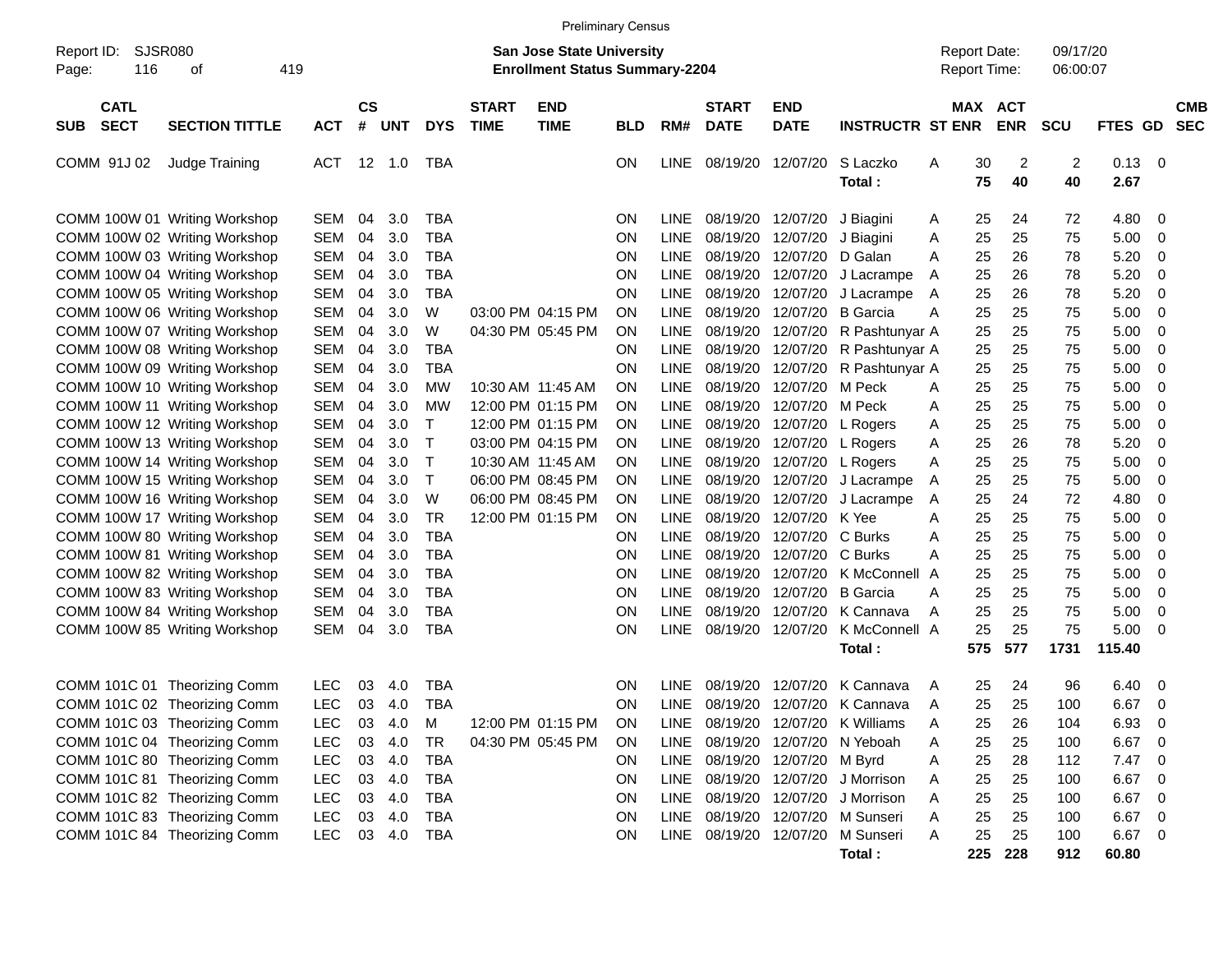Preliminary Census

Report ID: SJSR080

**San Jose State University**
**Enrollment Status Summary-2204**

Report Date: 09/17/20
Report Time: 06:00:07

| SUB | CATL SECT | SECTION TITTLE | ACT | CS # | UNT | DYS | START TIME | END TIME | BLD | RM# | START DATE | END DATE | INSTRUCTR | ST | MAX ENR | ACT ENR | SCU | FTES | GD | CMB SEC |
|---|---|---|---|---|---|---|---|---|---|---|---|---|---|---|---|---|---|---|---|---|
| COMM | 91J 02 | Judge Training | ACT | 12 | 1.0 | TBA | | | ON | LINE | 08/19/20 | 12/07/20 | S Laczko | A | 30 | 2 | 2 | 0.13 | 0 | |
| | | | | | | | | | | | | | **Total :** | | **75** | **40** | **40** | **2.67** | | |
| COMM | 100W 01 | Writing Workshop | SEM | 04 | 3.0 | TBA | | | ON | LINE | 08/19/20 | 12/07/20 | J Biagini | A | 25 | 24 | 72 | 4.80 | 0 | |
| COMM | 100W 02 | Writing Workshop | SEM | 04 | 3.0 | TBA | | | ON | LINE | 08/19/20 | 12/07/20 | J Biagini | A | 25 | 25 | 75 | 5.00 | 0 | |
| COMM | 100W 03 | Writing Workshop | SEM | 04 | 3.0 | TBA | | | ON | LINE | 08/19/20 | 12/07/20 | D Galan | A | 25 | 26 | 78 | 5.20 | 0 | |
| COMM | 100W 04 | Writing Workshop | SEM | 04 | 3.0 | TBA | | | ON | LINE | 08/19/20 | 12/07/20 | J Lacrampe | A | 25 | 26 | 78 | 5.20 | 0 | |
| COMM | 100W 05 | Writing Workshop | SEM | 04 | 3.0 | TBA | | | ON | LINE | 08/19/20 | 12/07/20 | J Lacrampe | A | 25 | 26 | 78 | 5.20 | 0 | |
| COMM | 100W 06 | Writing Workshop | SEM | 04 | 3.0 | W | 03:00 PM | 04:15 PM | ON | LINE | 08/19/20 | 12/07/20 | B Garcia | A | 25 | 25 | 75 | 5.00 | 0 | |
| COMM | 100W 07 | Writing Workshop | SEM | 04 | 3.0 | W | 04:30 PM | 05:45 PM | ON | LINE | 08/19/20 | 12/07/20 | R Pashtunyar | A | 25 | 25 | 75 | 5.00 | 0 | |
| COMM | 100W 08 | Writing Workshop | SEM | 04 | 3.0 | TBA | | | ON | LINE | 08/19/20 | 12/07/20 | R Pashtunyar | A | 25 | 25 | 75 | 5.00 | 0 | |
| COMM | 100W 09 | Writing Workshop | SEM | 04 | 3.0 | TBA | | | ON | LINE | 08/19/20 | 12/07/20 | R Pashtunyar | A | 25 | 25 | 75 | 5.00 | 0 | |
| COMM | 100W 10 | Writing Workshop | SEM | 04 | 3.0 | MW | 10:30 AM | 11:45 AM | ON | LINE | 08/19/20 | 12/07/20 | M Peck | A | 25 | 25 | 75 | 5.00 | 0 | |
| COMM | 100W 11 | Writing Workshop | SEM | 04 | 3.0 | MW | 12:00 PM | 01:15 PM | ON | LINE | 08/19/20 | 12/07/20 | M Peck | A | 25 | 25 | 75 | 5.00 | 0 | |
| COMM | 100W 12 | Writing Workshop | SEM | 04 | 3.0 | T | 12:00 PM | 01:15 PM | ON | LINE | 08/19/20 | 12/07/20 | L Rogers | A | 25 | 25 | 75 | 5.00 | 0 | |
| COMM | 100W 13 | Writing Workshop | SEM | 04 | 3.0 | T | 03:00 PM | 04:15 PM | ON | LINE | 08/19/20 | 12/07/20 | L Rogers | A | 25 | 26 | 78 | 5.20 | 0 | |
| COMM | 100W 14 | Writing Workshop | SEM | 04 | 3.0 | T | 10:30 AM | 11:45 AM | ON | LINE | 08/19/20 | 12/07/20 | L Rogers | A | 25 | 25 | 75 | 5.00 | 0 | |
| COMM | 100W 15 | Writing Workshop | SEM | 04 | 3.0 | T | 06:00 PM | 08:45 PM | ON | LINE | 08/19/20 | 12/07/20 | J Lacrampe | A | 25 | 25 | 75 | 5.00 | 0 | |
| COMM | 100W 16 | Writing Workshop | SEM | 04 | 3.0 | W | 06:00 PM | 08:45 PM | ON | LINE | 08/19/20 | 12/07/20 | J Lacrampe | A | 25 | 24 | 72 | 4.80 | 0 | |
| COMM | 100W 17 | Writing Workshop | SEM | 04 | 3.0 | TR | 12:00 PM | 01:15 PM | ON | LINE | 08/19/20 | 12/07/20 | K Yee | A | 25 | 25 | 75 | 5.00 | 0 | |
| COMM | 100W 80 | Writing Workshop | SEM | 04 | 3.0 | TBA | | | ON | LINE | 08/19/20 | 12/07/20 | C Burks | A | 25 | 25 | 75 | 5.00 | 0 | |
| COMM | 100W 81 | Writing Workshop | SEM | 04 | 3.0 | TBA | | | ON | LINE | 08/19/20 | 12/07/20 | C Burks | A | 25 | 25 | 75 | 5.00 | 0 | |
| COMM | 100W 82 | Writing Workshop | SEM | 04 | 3.0 | TBA | | | ON | LINE | 08/19/20 | 12/07/20 | K McConnell | A | 25 | 25 | 75 | 5.00 | 0 | |
| COMM | 100W 83 | Writing Workshop | SEM | 04 | 3.0 | TBA | | | ON | LINE | 08/19/20 | 12/07/20 | B Garcia | A | 25 | 25 | 75 | 5.00 | 0 | |
| COMM | 100W 84 | Writing Workshop | SEM | 04 | 3.0 | TBA | | | ON | LINE | 08/19/20 | 12/07/20 | K Cannava | A | 25 | 25 | 75 | 5.00 | 0 | |
| COMM | 100W 85 | Writing Workshop | SEM | 04 | 3.0 | TBA | | | ON | LINE | 08/19/20 | 12/07/20 | K McConnell | A | 25 | 25 | 75 | 5.00 | 0 | |
| | | | | | | | | | | | | | **Total :** | | **575** | **577** | **1731** | **115.40** | | |
| COMM | 101C 01 | Theorizing Comm | LEC | 03 | 4.0 | TBA | | | ON | LINE | 08/19/20 | 12/07/20 | K Cannava | A | 25 | 24 | 96 | 6.40 | 0 | |
| COMM | 101C 02 | Theorizing Comm | LEC | 03 | 4.0 | TBA | | | ON | LINE | 08/19/20 | 12/07/20 | K Cannava | A | 25 | 25 | 100 | 6.67 | 0 | |
| COMM | 101C 03 | Theorizing Comm | LEC | 03 | 4.0 | M | 12:00 PM | 01:15 PM | ON | LINE | 08/19/20 | 12/07/20 | K Williams | A | 25 | 26 | 104 | 6.93 | 0 | |
| COMM | 101C 04 | Theorizing Comm | LEC | 03 | 4.0 | TR | 04:30 PM | 05:45 PM | ON | LINE | 08/19/20 | 12/07/20 | N Yeboah | A | 25 | 25 | 100 | 6.67 | 0 | |
| COMM | 101C 80 | Theorizing Comm | LEC | 03 | 4.0 | TBA | | | ON | LINE | 08/19/20 | 12/07/20 | M Byrd | A | 25 | 28 | 112 | 7.47 | 0 | |
| COMM | 101C 81 | Theorizing Comm | LEC | 03 | 4.0 | TBA | | | ON | LINE | 08/19/20 | 12/07/20 | J Morrison | A | 25 | 25 | 100 | 6.67 | 0 | |
| COMM | 101C 82 | Theorizing Comm | LEC | 03 | 4.0 | TBA | | | ON | LINE | 08/19/20 | 12/07/20 | J Morrison | A | 25 | 25 | 100 | 6.67 | 0 | |
| COMM | 101C 83 | Theorizing Comm | LEC | 03 | 4.0 | TBA | | | ON | LINE | 08/19/20 | 12/07/20 | M Sunseri | A | 25 | 25 | 100 | 6.67 | 0 | |
| COMM | 101C 84 | Theorizing Comm | LEC | 03 | 4.0 | TBA | | | ON | LINE | 08/19/20 | 12/07/20 | M Sunseri | A | 25 | 25 | 100 | 6.67 | 0 | |
| | | | | | | | | | | | | | **Total :** | | **225** | **228** | **912** | **60.80** | | |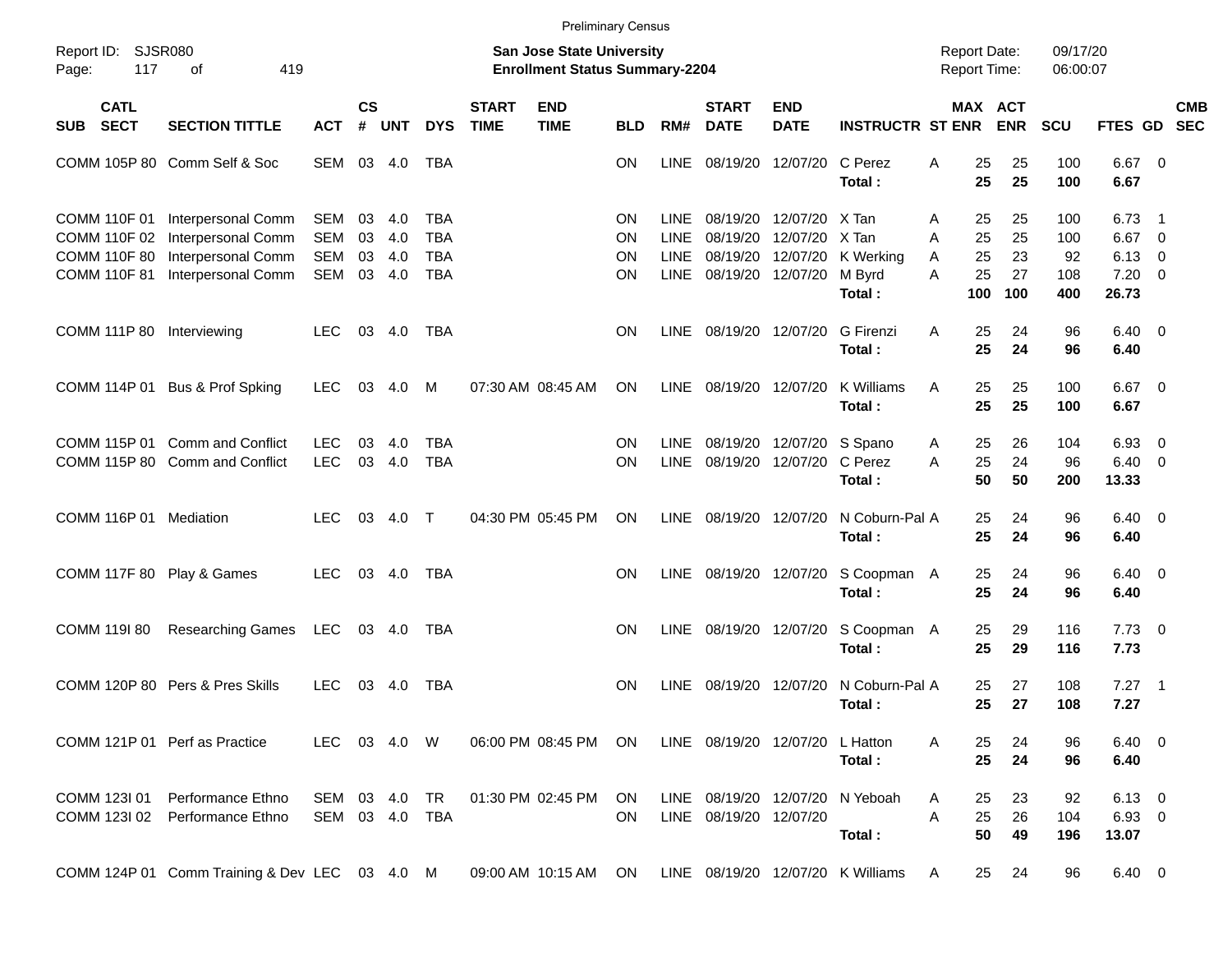Preliminary Census

Report ID: SJSR080
Page: 117 of 419

**San Jose State University**
**Enrollment Status Summary-2204**

Report Date: 09/17/20
Report Time: 06:00:07

| SUB | CATL SECT | SECTION TITTLE | ACT | CS # | UNT | DYS | START TIME | END TIME | BLD | RM# | START DATE | END DATE | INSTRUCTR | ST | MAX ENR | ACT ENR | SCU | FTES | GD | CMB SEC |
|---|---|---|---|---|---|---|---|---|---|---|---|---|---|---|---|---|---|---|---|---|
| COMM | 105P 80 | Comm Self & Soc | SEM | 03 | 4.0 | TBA | | | ON | LINE | 08/19/20 | 12/07/20 | C Perez | A | 25 | 25 | 100 | 6.67 | 0 | |
| | | | | | | | | | | | | | **Total :** | | **25** | **25** | **100** | **6.67** | | |
| COMM | 110F 01 | Interpersonal Comm | SEM | 03 | 4.0 | TBA | | | ON | LINE | 08/19/20 | 12/07/20 | X Tan | A | 25 | 25 | 100 | 6.73 | 1 | |
| COMM | 110F 02 | Interpersonal Comm | SEM | 03 | 4.0 | TBA | | | ON | LINE | 08/19/20 | 12/07/20 | X Tan | A | 25 | 25 | 100 | 6.67 | 0 | |
| COMM | 110F 80 | Interpersonal Comm | SEM | 03 | 4.0 | TBA | | | ON | LINE | 08/19/20 | 12/07/20 | K Werking | A | 25 | 23 | 92 | 6.13 | 0 | |
| COMM | 110F 81 | Interpersonal Comm | SEM | 03 | 4.0 | TBA | | | ON | LINE | 08/19/20 | 12/07/20 | M Byrd | A | 25 | 27 | 108 | 7.20 | 0 | |
| | | | | | | | | | | | | | **Total :** | | **100** | **100** | **400** | **26.73** | | |
| COMM | 111P 80 | Interviewing | LEC | 03 | 4.0 | TBA | | | ON | LINE | 08/19/20 | 12/07/20 | G Firenzi | A | 25 | 24 | 96 | 6.40 | 0 | |
| | | | | | | | | | | | | | **Total :** | | **25** | **24** | **96** | **6.40** | | |
| COMM | 114P 01 | Bus & Prof Spking | LEC | 03 | 4.0 | M | 07:30 AM | 08:45 AM | ON | LINE | 08/19/20 | 12/07/20 | K Williams | A | 25 | 25 | 100 | 6.67 | 0 | |
| | | | | | | | | | | | | | **Total :** | | **25** | **25** | **100** | **6.67** | | |
| COMM | 115P 01 | Comm and Conflict | LEC | 03 | 4.0 | TBA | | | ON | LINE | 08/19/20 | 12/07/20 | S Spano | A | 25 | 26 | 104 | 6.93 | 0 | |
| COMM | 115P 80 | Comm and Conflict | LEC | 03 | 4.0 | TBA | | | ON | LINE | 08/19/20 | 12/07/20 | C Perez | A | 25 | 24 | 96 | 6.40 | 0 | |
| | | | | | | | | | | | | | **Total :** | | **50** | **50** | **200** | **13.33** | | |
| COMM | 116P 01 | Mediation | LEC | 03 | 4.0 | T | 04:30 PM | 05:45 PM | ON | LINE | 08/19/20 | 12/07/20 | N Coburn-Pal | A | 25 | 24 | 96 | 6.40 | 0 | |
| | | | | | | | | | | | | | **Total :** | | **25** | **24** | **96** | **6.40** | | |
| COMM | 117F 80 | Play & Games | LEC | 03 | 4.0 | TBA | | | ON | LINE | 08/19/20 | 12/07/20 | S Coopman | A | 25 | 24 | 96 | 6.40 | 0 | |
| | | | | | | | | | | | | | **Total :** | | **25** | **24** | **96** | **6.40** | | |
| COMM | 119I 80 | Researching Games | LEC | 03 | 4.0 | TBA | | | ON | LINE | 08/19/20 | 12/07/20 | S Coopman | A | 25 | 29 | 116 | 7.73 | 0 | |
| | | | | | | | | | | | | | **Total :** | | **25** | **29** | **116** | **7.73** | | |
| COMM | 120P 80 | Pers & Pres Skills | LEC | 03 | 4.0 | TBA | | | ON | LINE | 08/19/20 | 12/07/20 | N Coburn-Pal | A | 25 | 27 | 108 | 7.27 | 1 | |
| | | | | | | | | | | | | | **Total :** | | **25** | **27** | **108** | **7.27** | | |
| COMM | 121P 01 | Perf as Practice | LEC | 03 | 4.0 | W | 06:00 PM | 08:45 PM | ON | LINE | 08/19/20 | 12/07/20 | L Hatton | A | 25 | 24 | 96 | 6.40 | 0 | |
| | | | | | | | | | | | | | **Total :** | | **25** | **24** | **96** | **6.40** | | |
| COMM | 123I 01 | Performance Ethno | SEM | 03 | 4.0 | TR | 01:30 PM | 02:45 PM | ON | LINE | 08/19/20 | 12/07/20 | N Yeboah | A | 25 | 23 | 92 | 6.13 | 0 | |
| COMM | 123I 02 | Performance Ethno | SEM | 03 | 4.0 | TBA | | | ON | LINE | 08/19/20 | 12/07/20 | | A | 25 | 26 | 104 | 6.93 | 0 | |
| | | | | | | | | | | | | | **Total :** | | **50** | **49** | **196** | **13.07** | | |
| COMM | 124P 01 | Comm Training & Dev | LEC | 03 | 4.0 | M | 09:00 AM | 10:15 AM | ON | LINE | 08/19/20 | 12/07/20 | K Williams | A | 25 | 24 | 96 | 6.40 | 0 | |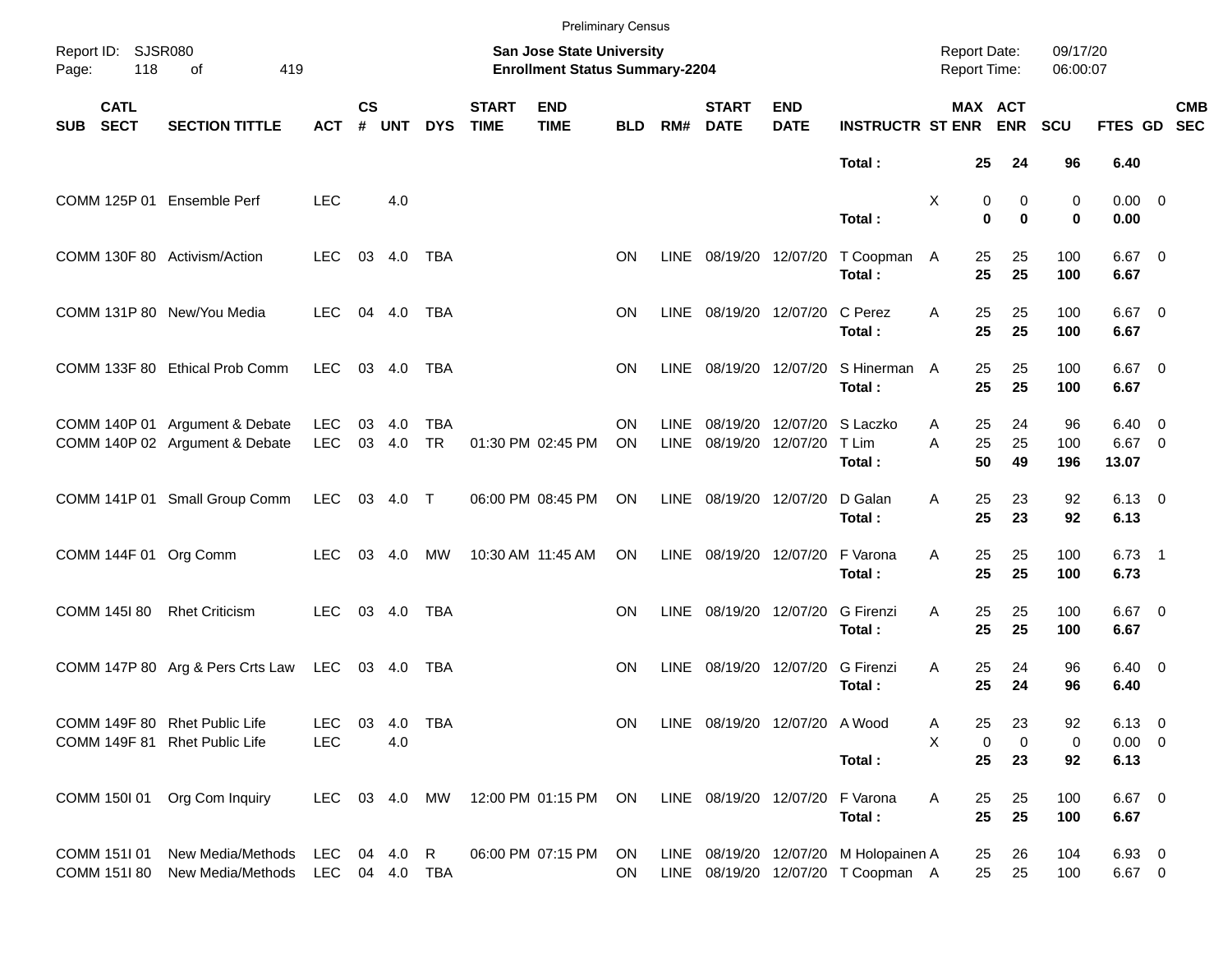Preliminary Census

Report ID: SJSR080

**San Jose State University**
**Enrollment Status Summary-2204**

Report Date: 09/17/20
Report Time: 06:00:07

| SUB | CATL SECT | SECTION TITTLE | ACT | CS # | UNT | DYS | START TIME | END TIME | BLD | RM# | START DATE | END DATE | INSTRUCTR | ST | MAX ENR | ACT ENR | SCU | FTES | GD | CMB SEC |
|---|---|---|---|---|---|---|---|---|---|---|---|---|---|---|---|---|---|---|---|---|
| | | | | | | | | | | | | | **Total :** | | **25** | **24** | **96** | **6.40** | | |
| COMM | 125P 01 | Ensemble Perf | LEC | | 4.0 | | | | | | | | | X | 0 | 0 | 0 | 0.00 | 0 | |
| | | | | | | | | | | | | | **Total :** | | **0** | **0** | **0** | **0.00** | | |
| COMM | 130F 80 | Activism/Action | LEC | 03 | 4.0 | TBA | | | ON | LINE | 08/19/20 | 12/07/20 | T Coopman | A | 25 | 25 | 100 | 6.67 | 0 | |
| | | | | | | | | | | | | | **Total :** | | **25** | **25** | **100** | **6.67** | | |
| COMM | 131P 80 | New/You Media | LEC | 04 | 4.0 | TBA | | | ON | LINE | 08/19/20 | 12/07/20 | C Perez | A | 25 | 25 | 100 | 6.67 | 0 | |
| | | | | | | | | | | | | | **Total :** | | **25** | **25** | **100** | **6.67** | | |
| COMM | 133F 80 | Ethical Prob Comm | LEC | 03 | 4.0 | TBA | | | ON | LINE | 08/19/20 | 12/07/20 | S Hinerman | A | 25 | 25 | 100 | 6.67 | 0 | |
| | | | | | | | | | | | | | **Total :** | | **25** | **25** | **100** | **6.67** | | |
| COMM | 140P 01 | Argument & Debate | LEC | 03 | 4.0 | TBA | | | ON | LINE | 08/19/20 | 12/07/20 | S Laczko | A | 25 | 24 | 96 | 6.40 | 0 | |
| COMM | 140P 02 | Argument & Debate | LEC | 03 | 4.0 | TR | 01:30 PM | 02:45 PM | ON | LINE | 08/19/20 | 12/07/20 | T Lim | A | 25 | 25 | 100 | 6.67 | 0 | |
| | | | | | | | | | | | | | **Total :** | | **50** | **49** | **196** | **13.07** | | |
| COMM | 141P 01 | Small Group Comm | LEC | 03 | 4.0 | T | 06:00 PM | 08:45 PM | ON | LINE | 08/19/20 | 12/07/20 | D Galan | A | 25 | 23 | 92 | 6.13 | 0 | |
| | | | | | | | | | | | | | **Total :** | | **25** | **23** | **92** | **6.13** | | |
| COMM | 144F 01 | Org Comm | LEC | 03 | 4.0 | MW | 10:30 AM | 11:45 AM | ON | LINE | 08/19/20 | 12/07/20 | F Varona | A | 25 | 25 | 100 | 6.73 | 1 | |
| | | | | | | | | | | | | | **Total :** | | **25** | **25** | **100** | **6.73** | | |
| COMM | 145I 80 | Rhet Criticism | LEC | 03 | 4.0 | TBA | | | ON | LINE | 08/19/20 | 12/07/20 | G Firenzi | A | 25 | 25 | 100 | 6.67 | 0 | |
| | | | | | | | | | | | | | **Total :** | | **25** | **25** | **100** | **6.67** | | |
| COMM | 147P 80 | Arg & Pers Crts Law | LEC | 03 | 4.0 | TBA | | | ON | LINE | 08/19/20 | 12/07/20 | G Firenzi | A | 25 | 24 | 96 | 6.40 | 0 | |
| | | | | | | | | | | | | | **Total :** | | **25** | **24** | **96** | **6.40** | | |
| COMM | 149F 80 | Rhet Public Life | LEC | 03 | 4.0 | TBA | | | ON | LINE | 08/19/20 | 12/07/20 | A Wood | A | 25 | 23 | 92 | 6.13 | 0 | |
| COMM | 149F 81 | Rhet Public Life | LEC | | 4.0 | | | | | | | | | X | 0 | 0 | 0 | 0.00 | 0 | |
| | | | | | | | | | | | | | **Total :** | | **25** | **23** | **92** | **6.13** | | |
| COMM | 150I 01 | Org Com Inquiry | LEC | 03 | 4.0 | MW | 12:00 PM | 01:15 PM | ON | LINE | 08/19/20 | 12/07/20 | F Varona | A | 25 | 25 | 100 | 6.67 | 0 | |
| | | | | | | | | | | | | | **Total :** | | **25** | **25** | **100** | **6.67** | | |
| COMM | 151I 01 | New Media/Methods | LEC | 04 | 4.0 | R | 06:00 PM | 07:15 PM | ON | LINE | 08/19/20 | 12/07/20 | M Holopainen | A | 25 | 26 | 104 | 6.93 | 0 | |
| COMM | 151I 80 | New Media/Methods | LEC | 04 | 4.0 | TBA | | | ON | LINE | 08/19/20 | 12/07/20 | T Coopman | A | 25 | 25 | 100 | 6.67 | 0 | |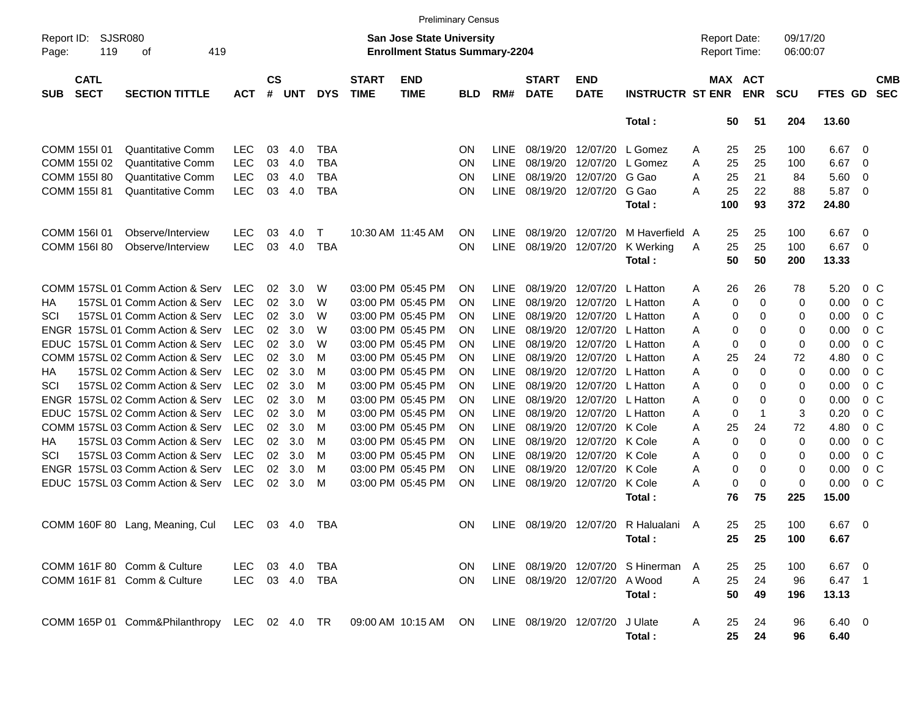Preliminary Census

Report ID: SJSR080
Page: 119 of 419

**San Jose State University**
**Enrollment Status Summary-2204**

Report Date: 09/17/20
Report Time: 06:00:07

| SUB | CATL SECT | SECTION TITTLE | ACT | CS # | UNT | DYS | START TIME | END TIME | BLD | RM# | START DATE | END DATE | INSTRUCTR | ST | MAX ENR | ACT ENR | SCU | FTES | GD | CMB SEC |
|---|---|---|---|---|---|---|---|---|---|---|---|---|---|---|---|---|---|---|---|---|
| | | | | | | | | | | | | | **Total :** | | **50** | **51** | **204** | **13.60** | | |
| COMM | 155I 01 | Quantitative Comm | LEC | 03 | 4.0 | TBA | | | ON | LINE | 08/19/20 | 12/07/20 | L Gomez | A | 25 | 25 | 100 | 6.67 | 0 | |
| COMM | 155I 02 | Quantitative Comm | LEC | 03 | 4.0 | TBA | | | ON | LINE | 08/19/20 | 12/07/20 | L Gomez | A | 25 | 25 | 100 | 6.67 | 0 | |
| COMM | 155I 80 | Quantitative Comm | LEC | 03 | 4.0 | TBA | | | ON | LINE | 08/19/20 | 12/07/20 | G Gao | A | 25 | 21 | 84 | 5.60 | 0 | |
| COMM | 155I 81 | Quantitative Comm | LEC | 03 | 4.0 | TBA | | | ON | LINE | 08/19/20 | 12/07/20 | G Gao | A | 25 | 22 | 88 | 5.87 | 0 | |
| | | | | | | | | | | | | | **Total :** | | **100** | **93** | **372** | **24.80** | | |
| COMM | 156I 01 | Observe/Interview | LEC | 03 | 4.0 | T | 10:30 AM | 11:45 AM | ON | LINE | 08/19/20 | 12/07/20 | M Haverfield | A | 25 | 25 | 100 | 6.67 | 0 | |
| COMM | 156I 80 | Observe/Interview | LEC | 03 | 4.0 | TBA | | | ON | LINE | 08/19/20 | 12/07/20 | K Werking | A | 25 | 25 | 100 | 6.67 | 0 | |
| | | | | | | | | | | | | | **Total :** | | **50** | **50** | **200** | **13.33** | | |
| COMM | 157SL 01 | Comm Action & Serv | LEC | 02 | 3.0 | W | 03:00 PM | 05:45 PM | ON | LINE | 08/19/20 | 12/07/20 | L Hatton | A | 26 | 26 | 78 | 5.20 | 0 | C |
| HA | 157SL 01 | Comm Action & Serv | LEC | 02 | 3.0 | W | 03:00 PM | 05:45 PM | ON | LINE | 08/19/20 | 12/07/20 | L Hatton | A | 0 | 0 | 0 | 0.00 | 0 | C |
| SCI | 157SL 01 | Comm Action & Serv | LEC | 02 | 3.0 | W | 03:00 PM | 05:45 PM | ON | LINE | 08/19/20 | 12/07/20 | L Hatton | A | 0 | 0 | 0 | 0.00 | 0 | C |
| ENGR | 157SL 01 | Comm Action & Serv | LEC | 02 | 3.0 | W | 03:00 PM | 05:45 PM | ON | LINE | 08/19/20 | 12/07/20 | L Hatton | A | 0 | 0 | 0 | 0.00 | 0 | C |
| EDUC | 157SL 01 | Comm Action & Serv | LEC | 02 | 3.0 | W | 03:00 PM | 05:45 PM | ON | LINE | 08/19/20 | 12/07/20 | L Hatton | A | 0 | 0 | 0 | 0.00 | 0 | C |
| COMM | 157SL 02 | Comm Action & Serv | LEC | 02 | 3.0 | M | 03:00 PM | 05:45 PM | ON | LINE | 08/19/20 | 12/07/20 | L Hatton | A | 25 | 24 | 72 | 4.80 | 0 | C |
| HA | 157SL 02 | Comm Action & Serv | LEC | 02 | 3.0 | M | 03:00 PM | 05:45 PM | ON | LINE | 08/19/20 | 12/07/20 | L Hatton | A | 0 | 0 | 0 | 0.00 | 0 | C |
| SCI | 157SL 02 | Comm Action & Serv | LEC | 02 | 3.0 | M | 03:00 PM | 05:45 PM | ON | LINE | 08/19/20 | 12/07/20 | L Hatton | A | 0 | 0 | 0 | 0.00 | 0 | C |
| ENGR | 157SL 02 | Comm Action & Serv | LEC | 02 | 3.0 | M | 03:00 PM | 05:45 PM | ON | LINE | 08/19/20 | 12/07/20 | L Hatton | A | 0 | 0 | 0 | 0.00 | 0 | C |
| EDUC | 157SL 02 | Comm Action & Serv | LEC | 02 | 3.0 | M | 03:00 PM | 05:45 PM | ON | LINE | 08/19/20 | 12/07/20 | L Hatton | A | 0 | 1 | 3 | 0.20 | 0 | C |
| COMM | 157SL 03 | Comm Action & Serv | LEC | 02 | 3.0 | M | 03:00 PM | 05:45 PM | ON | LINE | 08/19/20 | 12/07/20 | K Cole | A | 25 | 24 | 72 | 4.80 | 0 | C |
| HA | 157SL 03 | Comm Action & Serv | LEC | 02 | 3.0 | M | 03:00 PM | 05:45 PM | ON | LINE | 08/19/20 | 12/07/20 | K Cole | A | 0 | 0 | 0 | 0.00 | 0 | C |
| SCI | 157SL 03 | Comm Action & Serv | LEC | 02 | 3.0 | M | 03:00 PM | 05:45 PM | ON | LINE | 08/19/20 | 12/07/20 | K Cole | A | 0 | 0 | 0 | 0.00 | 0 | C |
| ENGR | 157SL 03 | Comm Action & Serv | LEC | 02 | 3.0 | M | 03:00 PM | 05:45 PM | ON | LINE | 08/19/20 | 12/07/20 | K Cole | A | 0 | 0 | 0 | 0.00 | 0 | C |
| EDUC | 157SL 03 | Comm Action & Serv | LEC | 02 | 3.0 | M | 03:00 PM | 05:45 PM | ON | LINE | 08/19/20 | 12/07/20 | K Cole | A | 0 | 0 | 0 | 0.00 | 0 | C |
| | | | | | | | | | | | | | **Total :** | | **76** | **75** | **225** | **15.00** | | |
| COMM | 160F 80 | Lang, Meaning, Cul | LEC | 03 | 4.0 | TBA | | | ON | LINE | 08/19/20 | 12/07/20 | R Halualani | A | 25 | 25 | 100 | 6.67 | 0 | |
| | | | | | | | | | | | | | **Total :** | | **25** | **25** | **100** | **6.67** | | |
| COMM | 161F 80 | Comm & Culture | LEC | 03 | 4.0 | TBA | | | ON | LINE | 08/19/20 | 12/07/20 | S Hinerman | A | 25 | 25 | 100 | 6.67 | 0 | |
| COMM | 161F 81 | Comm & Culture | LEC | 03 | 4.0 | TBA | | | ON | LINE | 08/19/20 | 12/07/20 | A Wood | A | 25 | 24 | 96 | 6.47 | 1 | |
| | | | | | | | | | | | | | **Total :** | | **50** | **49** | **196** | **13.13** | | |
| COMM | 165P 01 | Comm&Philanthropy | LEC | 02 | 4.0 | TR | 09:00 AM | 10:15 AM | ON | LINE | 08/19/20 | 12/07/20 | J Ulate | A | 25 | 24 | 96 | 6.40 | 0 | |
| | | | | | | | | | | | | | **Total :** | | **25** | **24** | **96** | **6.40** | | |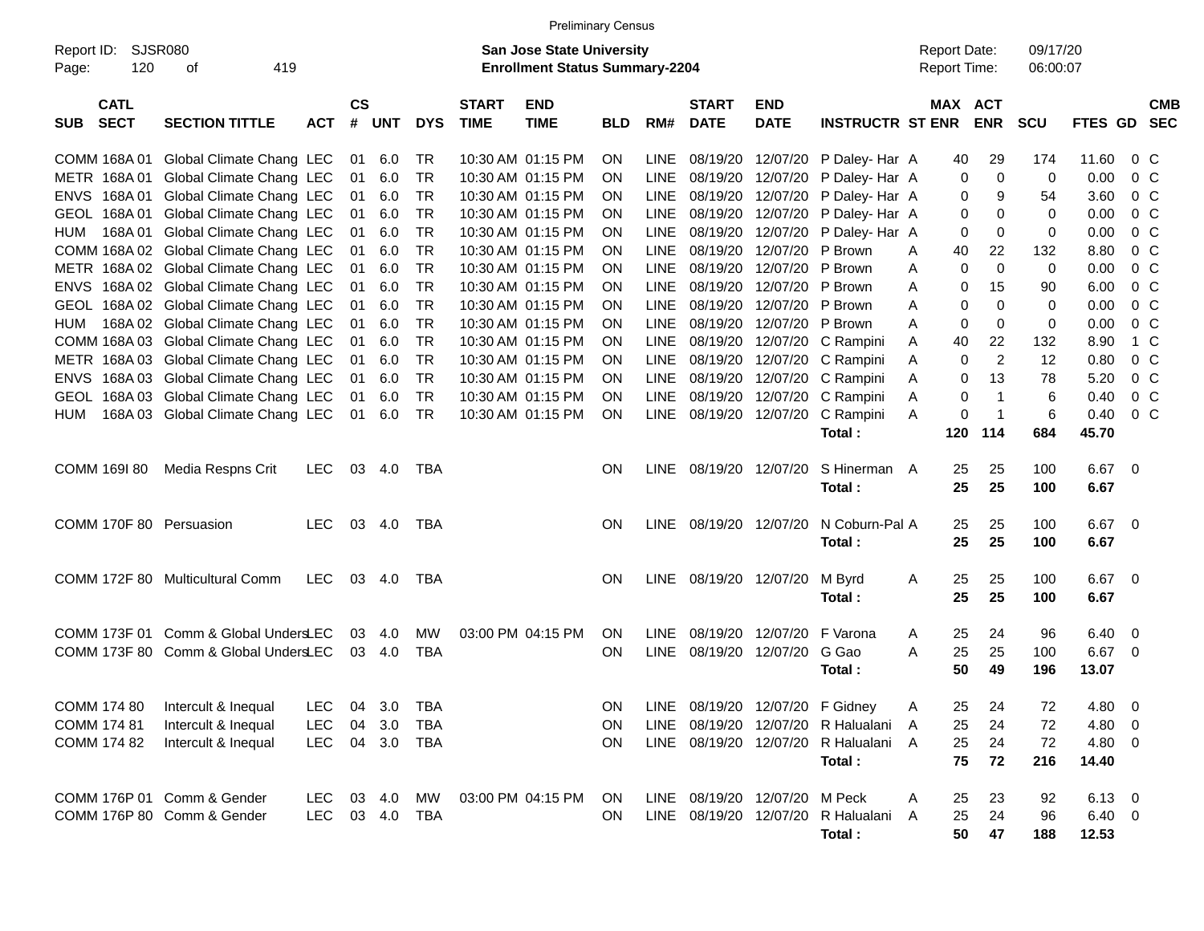Preliminary Census

Report ID: SJSR080

**San Jose State University**
**Enrollment Status Summary-2204**

Report Date: 09/17/20
Report Time: 06:00:07

| SUB | CATL SECT | SECTION TITTLE | ACT | CS # | UNT | DYS | START TIME | END TIME | BLD | RM# | START DATE | END DATE | INSTRUCTR | ST | MAX ENR | ACT ENR | SCU | FTES | GD | CMB SEC |
|---|---|---|---|---|---|---|---|---|---|---|---|---|---|---|---|---|---|---|---|---|
| COMM | 168A 01 | Global Climate Chang | LEC | 01 | 6.0 | TR | 10:30 AM | 01:15 PM | ON | LINE | 08/19/20 | 12/07/20 | P Daley- Har | A | 40 | 29 | 174 | 11.60 | 0 | C |
| METR | 168A 01 | Global Climate Chang | LEC | 01 | 6.0 | TR | 10:30 AM | 01:15 PM | ON | LINE | 08/19/20 | 12/07/20 | P Daley- Har | A | 0 | 0 | 0 | 0.00 | 0 | C |
| ENVS | 168A 01 | Global Climate Chang | LEC | 01 | 6.0 | TR | 10:30 AM | 01:15 PM | ON | LINE | 08/19/20 | 12/07/20 | P Daley- Har | A | 0 | 9 | 54 | 3.60 | 0 | C |
| GEOL | 168A 01 | Global Climate Chang | LEC | 01 | 6.0 | TR | 10:30 AM | 01:15 PM | ON | LINE | 08/19/20 | 12/07/20 | P Daley- Har | A | 0 | 0 | 0 | 0.00 | 0 | C |
| HUM | 168A 01 | Global Climate Chang | LEC | 01 | 6.0 | TR | 10:30 AM | 01:15 PM | ON | LINE | 08/19/20 | 12/07/20 | P Daley- Har | A | 0 | 0 | 0 | 0.00 | 0 | C |
| COMM | 168A 02 | Global Climate Chang | LEC | 01 | 6.0 | TR | 10:30 AM | 01:15 PM | ON | LINE | 08/19/20 | 12/07/20 | P Brown | A | 40 | 22 | 132 | 8.80 | 0 | C |
| METR | 168A 02 | Global Climate Chang | LEC | 01 | 6.0 | TR | 10:30 AM | 01:15 PM | ON | LINE | 08/19/20 | 12/07/20 | P Brown | A | 0 | 0 | 0 | 0.00 | 0 | C |
| ENVS | 168A 02 | Global Climate Chang | LEC | 01 | 6.0 | TR | 10:30 AM | 01:15 PM | ON | LINE | 08/19/20 | 12/07/20 | P Brown | A | 0 | 15 | 90 | 6.00 | 0 | C |
| GEOL | 168A 02 | Global Climate Chang | LEC | 01 | 6.0 | TR | 10:30 AM | 01:15 PM | ON | LINE | 08/19/20 | 12/07/20 | P Brown | A | 0 | 0 | 0 | 0.00 | 0 | C |
| HUM | 168A 02 | Global Climate Chang | LEC | 01 | 6.0 | TR | 10:30 AM | 01:15 PM | ON | LINE | 08/19/20 | 12/07/20 | P Brown | A | 0 | 0 | 0 | 0.00 | 0 | C |
| COMM | 168A 03 | Global Climate Chang | LEC | 01 | 6.0 | TR | 10:30 AM | 01:15 PM | ON | LINE | 08/19/20 | 12/07/20 | C Rampini | A | 40 | 22 | 132 | 8.90 | 1 | C |
| METR | 168A 03 | Global Climate Chang | LEC | 01 | 6.0 | TR | 10:30 AM | 01:15 PM | ON | LINE | 08/19/20 | 12/07/20 | C Rampini | A | 0 | 2 | 12 | 0.80 | 0 | C |
| ENVS | 168A 03 | Global Climate Chang | LEC | 01 | 6.0 | TR | 10:30 AM | 01:15 PM | ON | LINE | 08/19/20 | 12/07/20 | C Rampini | A | 0 | 13 | 78 | 5.20 | 0 | C |
| GEOL | 168A 03 | Global Climate Chang | LEC | 01 | 6.0 | TR | 10:30 AM | 01:15 PM | ON | LINE | 08/19/20 | 12/07/20 | C Rampini | A | 0 | 1 | 6 | 0.40 | 0 | C |
| HUM | 168A 03 | Global Climate Chang | LEC | 01 | 6.0 | TR | 10:30 AM | 01:15 PM | ON | LINE | 08/19/20 | 12/07/20 | C Rampini | A | 0 | 1 | 6 | 0.40 | 0 | C |
| | | | | | | | | | | | | | **Total :** | | **120** | **114** | **684** | **45.70** | | |
| COMM | 169I 80 | Media Respns Crit | LEC | 03 | 4.0 | TBA | | | ON | LINE | 08/19/20 | 12/07/20 | S Hinerman | A | 25 | 25 | 100 | 6.67 | 0 | |
| | | | | | | | | | | | | | **Total :** | | **25** | **25** | **100** | **6.67** | | |
| COMM | 170F 80 | Persuasion | LEC | 03 | 4.0 | TBA | | | ON | LINE | 08/19/20 | 12/07/20 | N Coburn-Pal | A | 25 | 25 | 100 | 6.67 | 0 | |
| | | | | | | | | | | | | | **Total :** | | **25** | **25** | **100** | **6.67** | | |
| COMM | 172F 80 | Multicultural Comm | LEC | 03 | 4.0 | TBA | | | ON | LINE | 08/19/20 | 12/07/20 | M Byrd | A | 25 | 25 | 100 | 6.67 | 0 | |
| | | | | | | | | | | | | | **Total :** | | **25** | **25** | **100** | **6.67** | | |
| COMM | 173F 01 | Comm & Global Unders | LEC | 03 | 4.0 | MW | 03:00 PM | 04:15 PM | ON | LINE | 08/19/20 | 12/07/20 | F Varona | A | 25 | 24 | 96 | 6.40 | 0 | |
| COMM | 173F 80 | Comm & Global Unders | LEC | 03 | 4.0 | TBA | | | ON | LINE | 08/19/20 | 12/07/20 | G Gao | A | 25 | 25 | 100 | 6.67 | 0 | |
| | | | | | | | | | | | | | **Total :** | | **50** | **49** | **196** | **13.07** | | |
| COMM | 174 80 | Intercult & Inequal | LEC | 04 | 3.0 | TBA | | | ON | LINE | 08/19/20 | 12/07/20 | F Gidney | A | 25 | 24 | 72 | 4.80 | 0 | |
| COMM | 174 81 | Intercult & Inequal | LEC | 04 | 3.0 | TBA | | | ON | LINE | 08/19/20 | 12/07/20 | R Halualani | A | 25 | 24 | 72 | 4.80 | 0 | |
| COMM | 174 82 | Intercult & Inequal | LEC | 04 | 3.0 | TBA | | | ON | LINE | 08/19/20 | 12/07/20 | R Halualani | A | 25 | 24 | 72 | 4.80 | 0 | |
| | | | | | | | | | | | | | **Total :** | | **75** | **72** | **216** | **14.40** | | |
| COMM | 176P 01 | Comm & Gender | LEC | 03 | 4.0 | MW | 03:00 PM | 04:15 PM | ON | LINE | 08/19/20 | 12/07/20 | M Peck | A | 25 | 23 | 92 | 6.13 | 0 | |
| COMM | 176P 80 | Comm & Gender | LEC | 03 | 4.0 | TBA | | | ON | LINE | 08/19/20 | 12/07/20 | R Halualani | A | 25 | 24 | 96 | 6.40 | 0 | |
| | | | | | | | | | | | | | **Total :** | | **50** | **47** | **188** | **12.53** | | |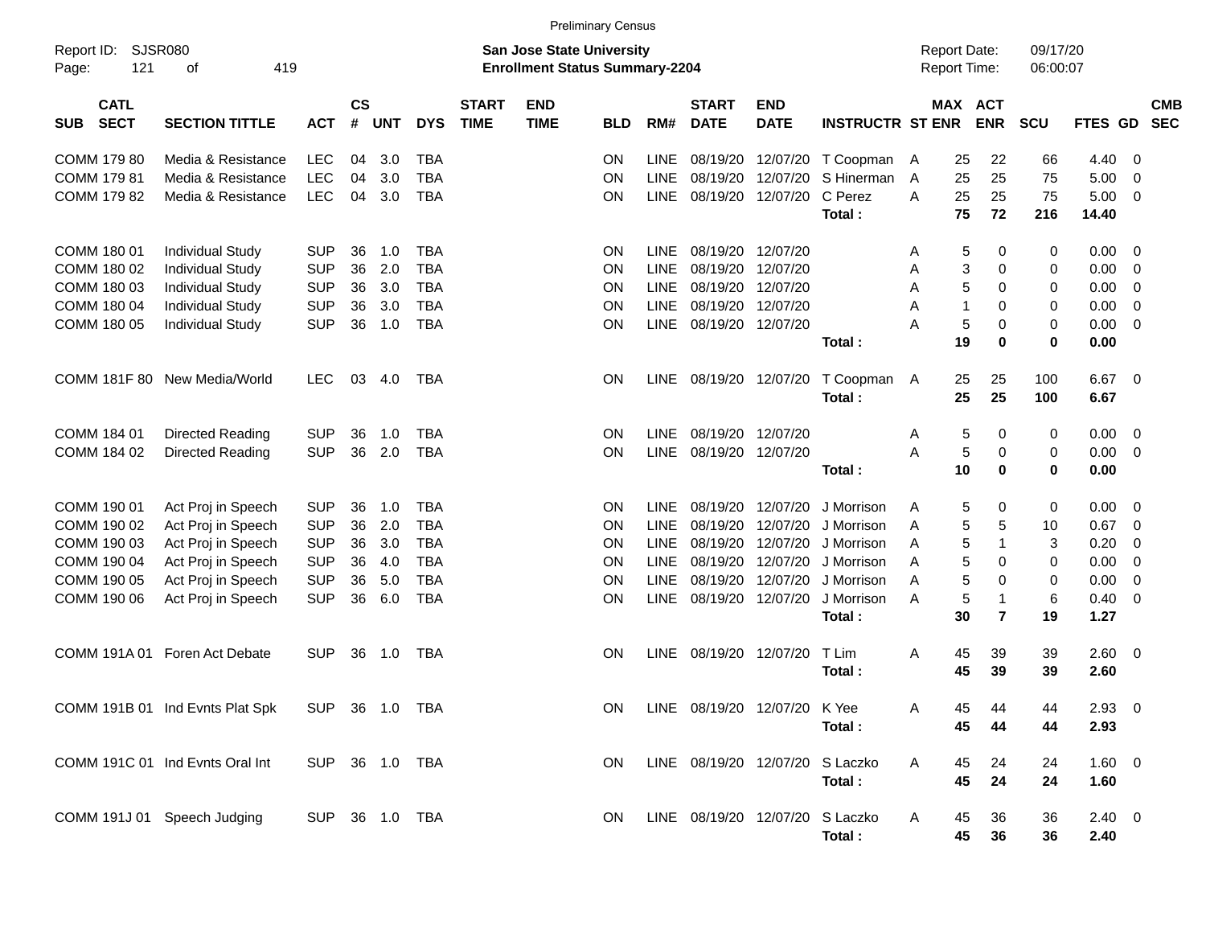Preliminary Census

Report ID: SJSR080
Page: 121 of 419

**San Jose State University**
**Enrollment Status Summary-2204**

Report Date: 09/17/20
Report Time: 06:00:07

| SUB | CATL SECT | SECTION TITTLE | ACT | CS # | UNT | DYS | START TIME | END TIME | BLD | RM# | START DATE | END DATE | INSTRUCTR | ST | MAX ENR | ACT ENR | SCU | FTES | GD | CMB SEC |
|---|---|---|---|---|---|---|---|---|---|---|---|---|---|---|---|---|---|---|---|---|
| COMM | 179 80 | Media & Resistance | LEC | 04 | 3.0 | TBA | | | ON | LINE | 08/19/20 | 12/07/20 | T Coopman | A | 25 | 22 | 66 | 4.40 | 0 | |
| COMM | 179 81 | Media & Resistance | LEC | 04 | 3.0 | TBA | | | ON | LINE | 08/19/20 | 12/07/20 | S Hinerman | A | 25 | 25 | 75 | 5.00 | 0 | |
| COMM | 179 82 | Media & Resistance | LEC | 04 | 3.0 | TBA | | | ON | LINE | 08/19/20 | 12/07/20 | C Perez | A | 25 | 25 | 75 | 5.00 | 0 | |
| | | | | | | | | | | | | | **Total :** | | **75** | **72** | **216** | **14.40** | | |
| COMM | 180 01 | Individual Study | SUP | 36 | 1.0 | TBA | | | ON | LINE | 08/19/20 | 12/07/20 | | A | 5 | 0 | 0 | 0.00 | 0 | |
| COMM | 180 02 | Individual Study | SUP | 36 | 2.0 | TBA | | | ON | LINE | 08/19/20 | 12/07/20 | | A | 3 | 0 | 0 | 0.00 | 0 | |
| COMM | 180 03 | Individual Study | SUP | 36 | 3.0 | TBA | | | ON | LINE | 08/19/20 | 12/07/20 | | A | 5 | 0 | 0 | 0.00 | 0 | |
| COMM | 180 04 | Individual Study | SUP | 36 | 3.0 | TBA | | | ON | LINE | 08/19/20 | 12/07/20 | | A | 1 | 0 | 0 | 0.00 | 0 | |
| COMM | 180 05 | Individual Study | SUP | 36 | 1.0 | TBA | | | ON | LINE | 08/19/20 | 12/07/20 | | A | 5 | 0 | 0 | 0.00 | 0 | |
| | | | | | | | | | | | | | **Total :** | | **19** | **0** | **0** | **0.00** | | |
| COMM | 181F 80 | New Media/World | LEC | 03 | 4.0 | TBA | | | ON | LINE | 08/19/20 | 12/07/20 | T Coopman | A | 25 | 25 | 100 | 6.67 | 0 | |
| | | | | | | | | | | | | | **Total :** | | **25** | **25** | **100** | **6.67** | | |
| COMM | 184 01 | Directed Reading | SUP | 36 | 1.0 | TBA | | | ON | LINE | 08/19/20 | 12/07/20 | | A | 5 | 0 | 0 | 0.00 | 0 | |
| COMM | 184 02 | Directed Reading | SUP | 36 | 2.0 | TBA | | | ON | LINE | 08/19/20 | 12/07/20 | | A | 5 | 0 | 0 | 0.00 | 0 | |
| | | | | | | | | | | | | | **Total :** | | **10** | **0** | **0** | **0.00** | | |
| COMM | 190 01 | Act Proj in Speech | SUP | 36 | 1.0 | TBA | | | ON | LINE | 08/19/20 | 12/07/20 | J Morrison | A | 5 | 0 | 0 | 0.00 | 0 | |
| COMM | 190 02 | Act Proj in Speech | SUP | 36 | 2.0 | TBA | | | ON | LINE | 08/19/20 | 12/07/20 | J Morrison | A | 5 | 5 | 10 | 0.67 | 0 | |
| COMM | 190 03 | Act Proj in Speech | SUP | 36 | 3.0 | TBA | | | ON | LINE | 08/19/20 | 12/07/20 | J Morrison | A | 5 | 1 | 3 | 0.20 | 0 | |
| COMM | 190 04 | Act Proj in Speech | SUP | 36 | 4.0 | TBA | | | ON | LINE | 08/19/20 | 12/07/20 | J Morrison | A | 5 | 0 | 0 | 0.00 | 0 | |
| COMM | 190 05 | Act Proj in Speech | SUP | 36 | 5.0 | TBA | | | ON | LINE | 08/19/20 | 12/07/20 | J Morrison | A | 5 | 0 | 0 | 0.00 | 0 | |
| COMM | 190 06 | Act Proj in Speech | SUP | 36 | 6.0 | TBA | | | ON | LINE | 08/19/20 | 12/07/20 | J Morrison | A | 5 | 1 | 6 | 0.40 | 0 | |
| | | | | | | | | | | | | | **Total :** | | **30** | **7** | **19** | **1.27** | | |
| COMM | 191A 01 | Foren Act Debate | SUP | 36 | 1.0 | TBA | | | ON | LINE | 08/19/20 | 12/07/20 | T Lim | A | 45 | 39 | 39 | 2.60 | 0 | |
| | | | | | | | | | | | | | **Total :** | | **45** | **39** | **39** | **2.60** | | |
| COMM | 191B 01 | Ind Evnts Plat Spk | SUP | 36 | 1.0 | TBA | | | ON | LINE | 08/19/20 | 12/07/20 | K Yee | A | 45 | 44 | 44 | 2.93 | 0 | |
| | | | | | | | | | | | | | **Total :** | | **45** | **44** | **44** | **2.93** | | |
| COMM | 191C 01 | Ind Evnts Oral Int | SUP | 36 | 1.0 | TBA | | | ON | LINE | 08/19/20 | 12/07/20 | S Laczko | A | 45 | 24 | 24 | 1.60 | 0 | |
| | | | | | | | | | | | | | **Total :** | | **45** | **24** | **24** | **1.60** | | |
| COMM | 191J 01 | Speech Judging | SUP | 36 | 1.0 | TBA | | | ON | LINE | 08/19/20 | 12/07/20 | S Laczko | A | 45 | 36 | 36 | 2.40 | 0 | |
| | | | | | | | | | | | | | **Total :** | | **45** | **36** | **36** | **2.40** | | |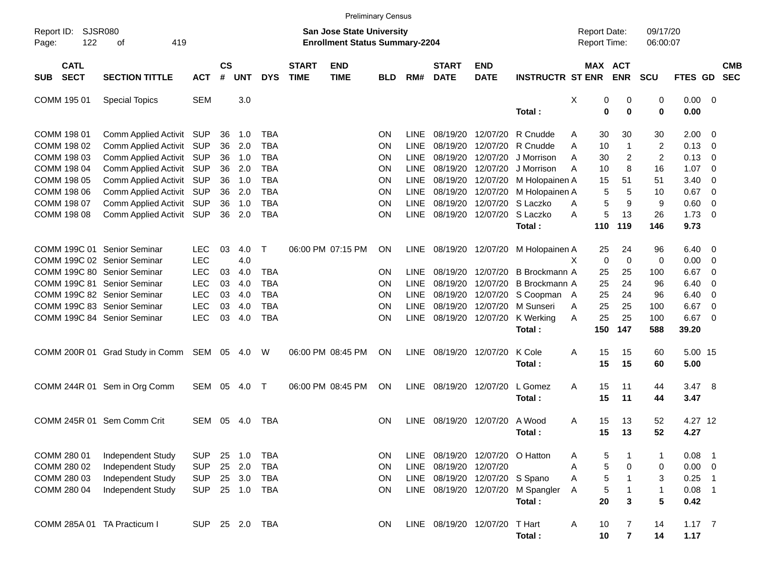Preliminary Census

Report ID: SJSR080

**San Jose State University**
**Enrollment Status Summary-2204**

Report Date: 09/17/20
Report Time: 06:00:07

| SUB | CATL SECT | SECTION TITTLE | ACT | CS # | UNT | DYS | START TIME | END TIME | BLD | RM# | START DATE | END DATE | INSTRUCTR | ST | MAX ENR | ACT ENR | SCU | FTES | GD | CMB SEC |
|---|---|---|---|---|---|---|---|---|---|---|---|---|---|---|---|---|---|---|---|---|
| COMM | 195 01 | Special Topics | SEM | | 3.0 | | | | | | | | | X | 0 | 0 | 0 | 0.00 | 0 | |
| | | | | | | | | | | | | | **Total :** | | **0** | **0** | **0** | **0.00** | | |
| COMM | 198 01 | Comm Applied Activit | SUP | 36 | 1.0 | TBA | | | ON | LINE | 08/19/20 | 12/07/20 | R Cnudde | A | 30 | 30 | 30 | 2.00 | 0 | |
| COMM | 198 02 | Comm Applied Activit | SUP | 36 | 2.0 | TBA | | | ON | LINE | 08/19/20 | 12/07/20 | R Cnudde | A | 10 | 1 | 2 | 0.13 | 0 | |
| COMM | 198 03 | Comm Applied Activit | SUP | 36 | 1.0 | TBA | | | ON | LINE | 08/19/20 | 12/07/20 | J Morrison | A | 30 | 2 | 2 | 0.13 | 0 | |
| COMM | 198 04 | Comm Applied Activit | SUP | 36 | 2.0 | TBA | | | ON | LINE | 08/19/20 | 12/07/20 | J Morrison | A | 10 | 8 | 16 | 1.07 | 0 | |
| COMM | 198 05 | Comm Applied Activit | SUP | 36 | 1.0 | TBA | | | ON | LINE | 08/19/20 | 12/07/20 | M Holopainen | A | 15 | 51 | 51 | 3.40 | 0 | |
| COMM | 198 06 | Comm Applied Activit | SUP | 36 | 2.0 | TBA | | | ON | LINE | 08/19/20 | 12/07/20 | M Holopainen | A | 5 | 5 | 10 | 0.67 | 0 | |
| COMM | 198 07 | Comm Applied Activit | SUP | 36 | 1.0 | TBA | | | ON | LINE | 08/19/20 | 12/07/20 | S Laczko | A | 5 | 9 | 9 | 0.60 | 0 | |
| COMM | 198 08 | Comm Applied Activit | SUP | 36 | 2.0 | TBA | | | ON | LINE | 08/19/20 | 12/07/20 | S Laczko | A | 5 | 13 | 26 | 1.73 | 0 | |
| | | | | | | | | | | | | | **Total :** | | **110** | **119** | **146** | **9.73** | | |
| COMM | 199C 01 | Senior Seminar | LEC | 03 | 4.0 | T | 06:00 PM | 07:15 PM | ON | LINE | 08/19/20 | 12/07/20 | M Holopainen | A | 25 | 24 | 96 | 6.40 | 0 | |
| COMM | 199C 02 | Senior Seminar | LEC | | 4.0 | | | | | | | | | X | 0 | 0 | 0 | 0.00 | 0 | |
| COMM | 199C 80 | Senior Seminar | LEC | 03 | 4.0 | TBA | | | ON | LINE | 08/19/20 | 12/07/20 | B Brockmann | A | 25 | 25 | 100 | 6.67 | 0 | |
| COMM | 199C 81 | Senior Seminar | LEC | 03 | 4.0 | TBA | | | ON | LINE | 08/19/20 | 12/07/20 | B Brockmann | A | 25 | 24 | 96 | 6.40 | 0 | |
| COMM | 199C 82 | Senior Seminar | LEC | 03 | 4.0 | TBA | | | ON | LINE | 08/19/20 | 12/07/20 | S Coopman | A | 25 | 24 | 96 | 6.40 | 0 | |
| COMM | 199C 83 | Senior Seminar | LEC | 03 | 4.0 | TBA | | | ON | LINE | 08/19/20 | 12/07/20 | M Sunseri | A | 25 | 25 | 100 | 6.67 | 0 | |
| COMM | 199C 84 | Senior Seminar | LEC | 03 | 4.0 | TBA | | | ON | LINE | 08/19/20 | 12/07/20 | K Werking | A | 25 | 25 | 100 | 6.67 | 0 | |
| | | | | | | | | | | | | | **Total :** | | **150** | **147** | **588** | **39.20** | | |
| COMM | 200R 01 | Grad Study in Comm | SEM | 05 | 4.0 | W | 06:00 PM | 08:45 PM | ON | LINE | 08/19/20 | 12/07/20 | K Cole | A | 15 | 15 | 60 | 5.00 | 15 | |
| | | | | | | | | | | | | | **Total :** | | **15** | **15** | **60** | **5.00** | | |
| COMM | 244R 01 | Sem in Org Comm | SEM | 05 | 4.0 | T | 06:00 PM | 08:45 PM | ON | LINE | 08/19/20 | 12/07/20 | L Gomez | A | 15 | 11 | 44 | 3.47 | 8 | |
| | | | | | | | | | | | | | **Total :** | | **15** | **11** | **44** | **3.47** | | |
| COMM | 245R 01 | Sem Comm Crit | SEM | 05 | 4.0 | TBA | | | ON | LINE | 08/19/20 | 12/07/20 | A Wood | A | 15 | 13 | 52 | 4.27 | 12 | |
| | | | | | | | | | | | | | **Total :** | | **15** | **13** | **52** | **4.27** | | |
| COMM | 280 01 | Independent Study | SUP | 25 | 1.0 | TBA | | | ON | LINE | 08/19/20 | 12/07/20 | O Hatton | A | 5 | 1 | 1 | 0.08 | 1 | |
| COMM | 280 02 | Independent Study | SUP | 25 | 2.0 | TBA | | | ON | LINE | 08/19/20 | 12/07/20 | | A | 5 | 0 | 0 | 0.00 | 0 | |
| COMM | 280 03 | Independent Study | SUP | 25 | 3.0 | TBA | | | ON | LINE | 08/19/20 | 12/07/20 | S Spano | A | 5 | 1 | 3 | 0.25 | 1 | |
| COMM | 280 04 | Independent Study | SUP | 25 | 1.0 | TBA | | | ON | LINE | 08/19/20 | 12/07/20 | M Spangler | A | 5 | 1 | 1 | 0.08 | 1 | |
| | | | | | | | | | | | | | **Total :** | | **20** | **3** | **5** | **0.42** | | |
| COMM | 285A 01 | TA Practicum I | SUP | 25 | 2.0 | TBA | | | ON | LINE | 08/19/20 | 12/07/20 | T Hart | A | 10 | 7 | 14 | 1.17 | 7 | |
| | | | | | | | | | | | | | **Total :** | | **10** | **7** | **14** | **1.17** | | |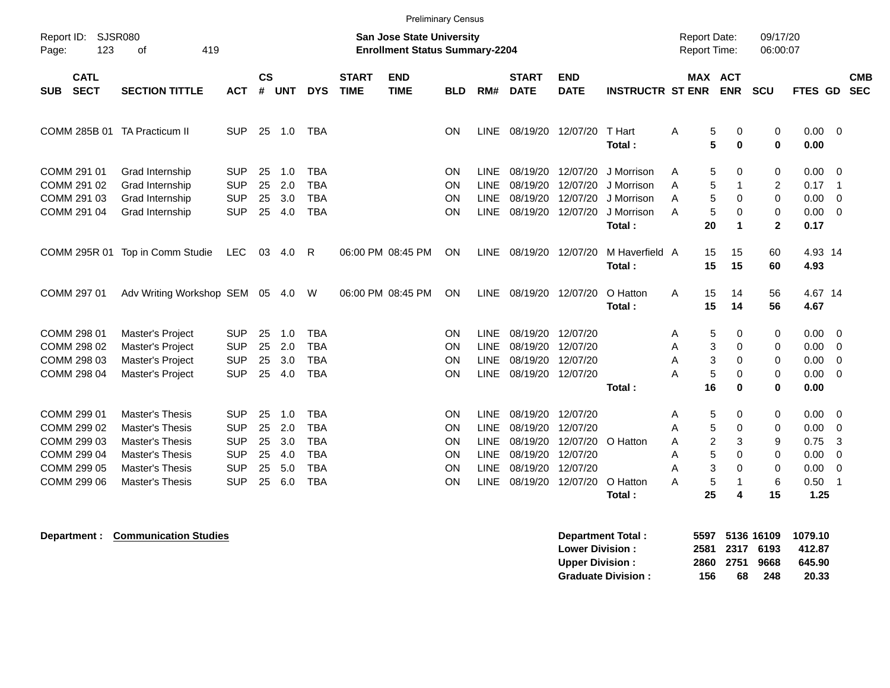Preliminary Census

Report ID: SJSR080

**San Jose State University**
**Enrollment Status Summary-2204**

Report Date: 09/17/20
Report Time: 06:00:07

| SUB | CATL SECT | SECTION TITTLE | ACT | CS # | UNT | DYS | START TIME | END TIME | BLD | RM# | START DATE | END DATE | INSTRUCTR | ST | MAX ENR | ACT ENR | SCU | FTES | GD | CMB SEC |
|---|---|---|---|---|---|---|---|---|---|---|---|---|---|---|---|---|---|---|---|---|
| COMM | 285B 01 | TA Practicum II | SUP | 25 | 1.0 | TBA | | | ON | LINE | 08/19/20 | 12/07/20 | T Hart | A | 5 | 0 | 0 | 0.00 | 0 | |
| | | | | | | | | | | | | | **Total :** | | **5** | **0** | **0** | **0.00** | | |
| COMM | 291 01 | Grad Internship | SUP | 25 | 1.0 | TBA | | | ON | LINE | 08/19/20 | 12/07/20 | J Morrison | A | 5 | 0 | 0 | 0.00 | 0 | |
| COMM | 291 02 | Grad Internship | SUP | 25 | 2.0 | TBA | | | ON | LINE | 08/19/20 | 12/07/20 | J Morrison | A | 5 | 1 | 2 | 0.17 | 1 | |
| COMM | 291 03 | Grad Internship | SUP | 25 | 3.0 | TBA | | | ON | LINE | 08/19/20 | 12/07/20 | J Morrison | A | 5 | 0 | 0 | 0.00 | 0 | |
| COMM | 291 04 | Grad Internship | SUP | 25 | 4.0 | TBA | | | ON | LINE | 08/19/20 | 12/07/20 | J Morrison | A | 5 | 0 | 0 | 0.00 | 0 | |
| | | | | | | | | | | | | | **Total :** | | **20** | **1** | **2** | **0.17** | | |
| COMM | 295R 01 | Top in Comm Studie | LEC | 03 | 4.0 | R | 06:00 PM | 08:45 PM | ON | LINE | 08/19/20 | 12/07/20 | M Haverfield | A | 15 | 15 | 60 | 4.93 | 14 | |
| | | | | | | | | | | | | | **Total :** | | **15** | **15** | **60** | **4.93** | | |
| COMM | 297 01 | Adv Writing Workshop | SEM | 05 | 4.0 | W | 06:00 PM | 08:45 PM | ON | LINE | 08/19/20 | 12/07/20 | O Hatton | A | 15 | 14 | 56 | 4.67 | 14 | |
| | | | | | | | | | | | | | **Total :** | | **15** | **14** | **56** | **4.67** | | |
| COMM | 298 01 | Master's Project | SUP | 25 | 1.0 | TBA | | | ON | LINE | 08/19/20 | 12/07/20 | | A | 5 | 0 | 0 | 0.00 | 0 | |
| COMM | 298 02 | Master's Project | SUP | 25 | 2.0 | TBA | | | ON | LINE | 08/19/20 | 12/07/20 | | A | 3 | 0 | 0 | 0.00 | 0 | |
| COMM | 298 03 | Master's Project | SUP | 25 | 3.0 | TBA | | | ON | LINE | 08/19/20 | 12/07/20 | | A | 3 | 0 | 0 | 0.00 | 0 | |
| COMM | 298 04 | Master's Project | SUP | 25 | 4.0 | TBA | | | ON | LINE | 08/19/20 | 12/07/20 | | A | 5 | 0 | 0 | 0.00 | 0 | |
| | | | | | | | | | | | | | **Total :** | | **16** | **0** | **0** | **0.00** | | |
| COMM | 299 01 | Master's Thesis | SUP | 25 | 1.0 | TBA | | | ON | LINE | 08/19/20 | 12/07/20 | | A | 5 | 0 | 0 | 0.00 | 0 | |
| COMM | 299 02 | Master's Thesis | SUP | 25 | 2.0 | TBA | | | ON | LINE | 08/19/20 | 12/07/20 | | A | 5 | 0 | 0 | 0.00 | 0 | |
| COMM | 299 03 | Master's Thesis | SUP | 25 | 3.0 | TBA | | | ON | LINE | 08/19/20 | 12/07/20 | O Hatton | A | 2 | 3 | 9 | 0.75 | 3 | |
| COMM | 299 04 | Master's Thesis | SUP | 25 | 4.0 | TBA | | | ON | LINE | 08/19/20 | 12/07/20 | | A | 5 | 0 | 0 | 0.00 | 0 | |
| COMM | 299 05 | Master's Thesis | SUP | 25 | 5.0 | TBA | | | ON | LINE | 08/19/20 | 12/07/20 | | A | 3 | 0 | 0 | 0.00 | 0 | |
| COMM | 299 06 | Master's Thesis | SUP | 25 | 6.0 | TBA | | | ON | LINE | 08/19/20 | 12/07/20 | O Hatton | A | 5 | 1 | 6 | 0.50 | 1 | |
| | | | | | | | | | | | | | **Total :** | | **25** | **4** | **15** | **1.25** | | |

**Department :** **Communication Studies**

| | MAX ENR | ACT ENR | SCU | FTES |
|---|---|---|---|---|
| **Department Total :** | **5597** | **5136** | **16109** | **1079.10** |
| **Lower Division :** | **2581** | **2317** | **6193** | **412.87** |
| **Upper Division :** | **2860** | **2751** | **9668** | **645.90** |
| **Graduate Division :** | **156** | **68** | **248** | **20.33** |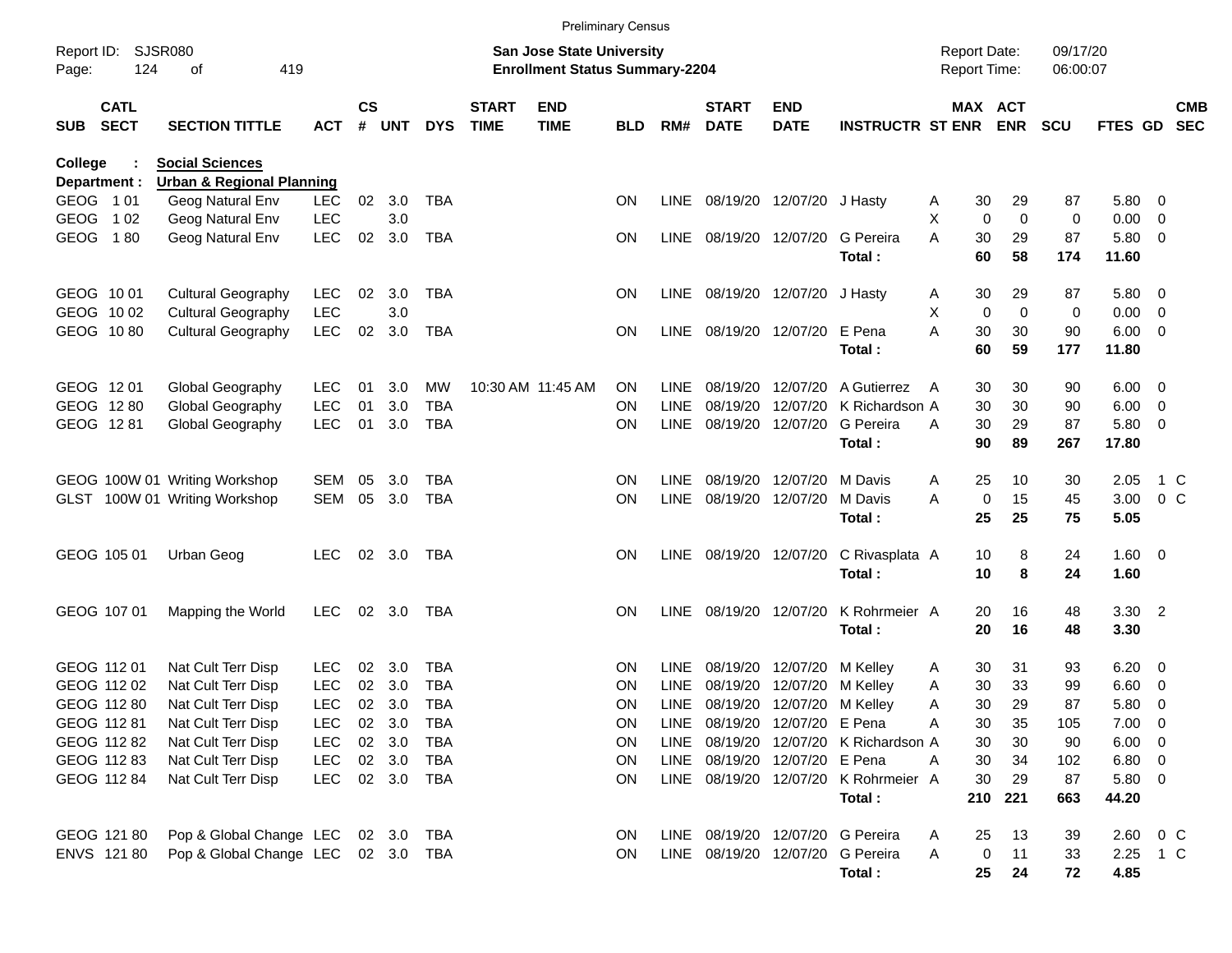Preliminary Census

Report ID: SJSR080
Page: 124 of 419

**San Jose State University**
**Enrollment Status Summary-2204**

Report Date: 09/17/20
Report Time: 06:00:07

**College : Social Sciences**
**Department : Urban & Regional Planning**

| SUB | CATL SECT | SECTION TITTLE | ACT | CS # | UNT | DYS | START TIME | END TIME | BLD | RM# | START DATE | END DATE | INSTRUCTR | ST | MAX ENR | ACT ENR | SCU | FTES | GD | CMB SEC |
|---|---|---|---|---|---|---|---|---|---|---|---|---|---|---|---|---|---|---|---|---|
| GEOG | 1 01 | Geog Natural Env | LEC | 02 | 3.0 | TBA | | | ON | LINE | 08/19/20 | 12/07/20 | J Hasty | A | 30 | 29 | 87 | 5.80 | 0 | |
| GEOG | 1 02 | Geog Natural Env | LEC | | 3.0 | | | | | | | | | X | 0 | 0 | 0 | 0.00 | 0 | |
| GEOG | 1 80 | Geog Natural Env | LEC | 02 | 3.0 | TBA | | | ON | LINE | 08/19/20 | 12/07/20 | G Pereira | A | 30 | 29 | 87 | 5.80 | 0 | |
| | | | | | | | | | | | | | **Total :** | | **60** | **58** | **174** | **11.60** | | |
| GEOG | 10 01 | Cultural Geography | LEC | 02 | 3.0 | TBA | | | ON | LINE | 08/19/20 | 12/07/20 | J Hasty | A | 30 | 29 | 87 | 5.80 | 0 | |
| GEOG | 10 02 | Cultural Geography | LEC | | 3.0 | | | | | | | | | X | 0 | 0 | 0 | 0.00 | 0 | |
| GEOG | 10 80 | Cultural Geography | LEC | 02 | 3.0 | TBA | | | ON | LINE | 08/19/20 | 12/07/20 | E Pena | A | 30 | 30 | 90 | 6.00 | 0 | |
| | | | | | | | | | | | | | **Total :** | | **60** | **59** | **177** | **11.80** | | |
| GEOG | 12 01 | Global Geography | LEC | 01 | 3.0 | MW | 10:30 AM | 11:45 AM | ON | LINE | 08/19/20 | 12/07/20 | A Gutierrez | A | 30 | 30 | 90 | 6.00 | 0 | |
| GEOG | 12 80 | Global Geography | LEC | 01 | 3.0 | TBA | | | ON | LINE | 08/19/20 | 12/07/20 | K Richardson | A | 30 | 30 | 90 | 6.00 | 0 | |
| GEOG | 12 81 | Global Geography | LEC | 01 | 3.0 | TBA | | | ON | LINE | 08/19/20 | 12/07/20 | G Pereira | A | 30 | 29 | 87 | 5.80 | 0 | |
| | | | | | | | | | | | | | **Total :** | | **90** | **89** | **267** | **17.80** | | |
| GEOG | 100W 01 | Writing Workshop | SEM | 05 | 3.0 | TBA | | | ON | LINE | 08/19/20 | 12/07/20 | M Davis | A | 25 | 10 | 30 | 2.05 | 1 | C |
| GLST | 100W 01 | Writing Workshop | SEM | 05 | 3.0 | TBA | | | ON | LINE | 08/19/20 | 12/07/20 | M Davis | A | 0 | 15 | 45 | 3.00 | 0 | C |
| | | | | | | | | | | | | | **Total :** | | **25** | **25** | **75** | **5.05** | | |
| GEOG | 105 01 | Urban Geog | LEC | 02 | 3.0 | TBA | | | ON | LINE | 08/19/20 | 12/07/20 | C Rivasplata | A | 10 | 8 | 24 | 1.60 | 0 | |
| | | | | | | | | | | | | | **Total :** | | **10** | **8** | **24** | **1.60** | | |
| GEOG | 107 01 | Mapping the World | LEC | 02 | 3.0 | TBA | | | ON | LINE | 08/19/20 | 12/07/20 | K Rohrmeier | A | 20 | 16 | 48 | 3.30 | 2 | |
| | | | | | | | | | | | | | **Total :** | | **20** | **16** | **48** | **3.30** | | |
| GEOG | 112 01 | Nat Cult Terr Disp | LEC | 02 | 3.0 | TBA | | | ON | LINE | 08/19/20 | 12/07/20 | M Kelley | A | 30 | 31 | 93 | 6.20 | 0 | |
| GEOG | 112 02 | Nat Cult Terr Disp | LEC | 02 | 3.0 | TBA | | | ON | LINE | 08/19/20 | 12/07/20 | M Kelley | A | 30 | 33 | 99 | 6.60 | 0 | |
| GEOG | 112 80 | Nat Cult Terr Disp | LEC | 02 | 3.0 | TBA | | | ON | LINE | 08/19/20 | 12/07/20 | M Kelley | A | 30 | 29 | 87 | 5.80 | 0 | |
| GEOG | 112 81 | Nat Cult Terr Disp | LEC | 02 | 3.0 | TBA | | | ON | LINE | 08/19/20 | 12/07/20 | E Pena | A | 30 | 35 | 105 | 7.00 | 0 | |
| GEOG | 112 82 | Nat Cult Terr Disp | LEC | 02 | 3.0 | TBA | | | ON | LINE | 08/19/20 | 12/07/20 | K Richardson | A | 30 | 30 | 90 | 6.00 | 0 | |
| GEOG | 112 83 | Nat Cult Terr Disp | LEC | 02 | 3.0 | TBA | | | ON | LINE | 08/19/20 | 12/07/20 | E Pena | A | 30 | 34 | 102 | 6.80 | 0 | |
| GEOG | 112 84 | Nat Cult Terr Disp | LEC | 02 | 3.0 | TBA | | | ON | LINE | 08/19/20 | 12/07/20 | K Rohrmeier | A | 30 | 29 | 87 | 5.80 | 0 | |
| | | | | | | | | | | | | | **Total :** | | **210** | **221** | **663** | **44.20** | | |
| GEOG | 121 80 | Pop & Global Change | LEC | 02 | 3.0 | TBA | | | ON | LINE | 08/19/20 | 12/07/20 | G Pereira | A | 25 | 13 | 39 | 2.60 | 0 | C |
| ENVS | 121 80 | Pop & Global Change | LEC | 02 | 3.0 | TBA | | | ON | LINE | 08/19/20 | 12/07/20 | G Pereira | A | 0 | 11 | 33 | 2.25 | 1 | C |
| | | | | | | | | | | | | | **Total :** | | **25** | **24** | **72** | **4.85** | | |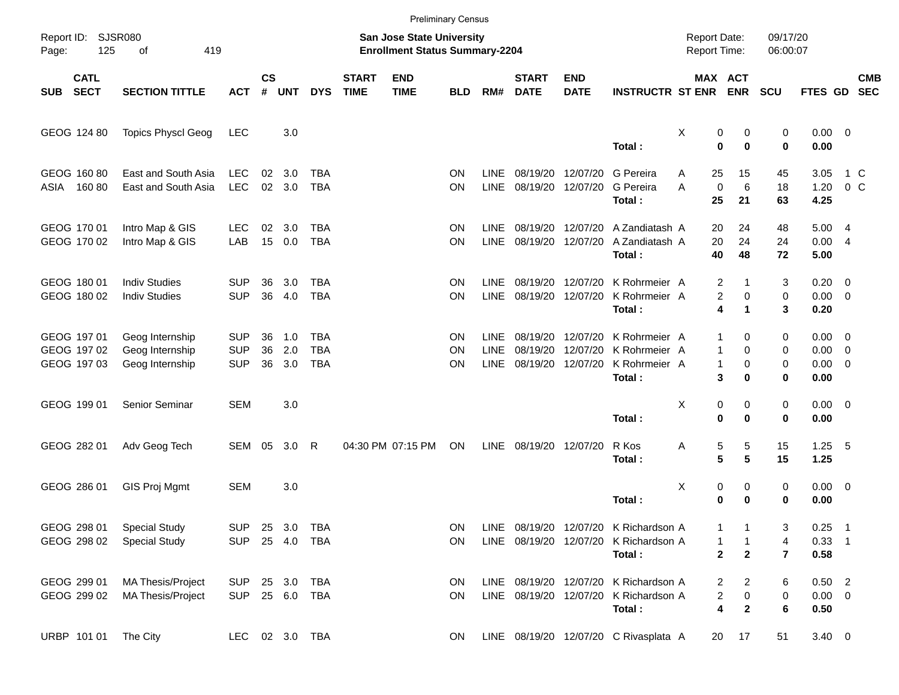Preliminary Census

Report ID: SJSR080
Page: 125 of 419

**San Jose State University**
**Enrollment Status Summary-2204**

Report Date: 09/17/20
Report Time: 06:00:07

| SUB | CATL SECT | SECTION TITTLE | ACT | CS # | UNT | DYS | START TIME | END TIME | BLD | RM# | START DATE | END DATE | INSTRUCTR | ST | MAX ENR | ACT ENR | SCU | FTES | GD | CMB SEC |
|---|---|---|---|---|---|---|---|---|---|---|---|---|---|---|---|---|---|---|---|---|
| GEOG | 124 80 | Topics Physcl Geog | LEC | | 3.0 | | | | | | | | | X | 0 | 0 | 0 | 0.00 | 0 | |
| | | | | | | | | | | | | | **Total :** | | **0** | **0** | **0** | **0.00** | | |
| GEOG | 160 80 | East and South Asia | LEC | 02 | 3.0 | TBA | | | ON | LINE | 08/19/20 | 12/07/20 | G Pereira | A | 25 | 15 | 45 | 3.05 | 1 | C |
| ASIA | 160 80 | East and South Asia | LEC | 02 | 3.0 | TBA | | | ON | LINE | 08/19/20 | 12/07/20 | G Pereira | A | 0 | 6 | 18 | 1.20 | 0 | C |
| | | | | | | | | | | | | | **Total :** | | **25** | **21** | **63** | **4.25** | | |
| GEOG | 170 01 | Intro Map & GIS | LEC | 02 | 3.0 | TBA | | | ON | LINE | 08/19/20 | 12/07/20 | A Zandiatash | A | 20 | 24 | 48 | 5.00 | 4 | |
| GEOG | 170 02 | Intro Map & GIS | LAB | 15 | 0.0 | TBA | | | ON | LINE | 08/19/20 | 12/07/20 | A Zandiatash | A | 20 | 24 | 24 | 0.00 | 4 | |
| | | | | | | | | | | | | | **Total :** | | **40** | **48** | **72** | **5.00** | | |
| GEOG | 180 01 | Indiv Studies | SUP | 36 | 3.0 | TBA | | | ON | LINE | 08/19/20 | 12/07/20 | K Rohrmeier | A | 2 | 1 | 3 | 0.20 | 0 | |
| GEOG | 180 02 | Indiv Studies | SUP | 36 | 4.0 | TBA | | | ON | LINE | 08/19/20 | 12/07/20 | K Rohrmeier | A | 2 | 0 | 0 | 0.00 | 0 | |
| | | | | | | | | | | | | | **Total :** | | **4** | **1** | **3** | **0.20** | | |
| GEOG | 197 01 | Geog Internship | SUP | 36 | 1.0 | TBA | | | ON | LINE | 08/19/20 | 12/07/20 | K Rohrmeier | A | 1 | 0 | 0 | 0.00 | 0 | |
| GEOG | 197 02 | Geog Internship | SUP | 36 | 2.0 | TBA | | | ON | LINE | 08/19/20 | 12/07/20 | K Rohrmeier | A | 1 | 0 | 0 | 0.00 | 0 | |
| GEOG | 197 03 | Geog Internship | SUP | 36 | 3.0 | TBA | | | ON | LINE | 08/19/20 | 12/07/20 | K Rohrmeier | A | 1 | 0 | 0 | 0.00 | 0 | |
| | | | | | | | | | | | | | **Total :** | | **3** | **0** | **0** | **0.00** | | |
| GEOG | 199 01 | Senior Seminar | SEM | | 3.0 | | | | | | | | | X | 0 | 0 | 0 | 0.00 | 0 | |
| | | | | | | | | | | | | | **Total :** | | **0** | **0** | **0** | **0.00** | | |
| GEOG | 282 01 | Adv Geog Tech | SEM | 05 | 3.0 | R | 04:30 PM | 07:15 PM | ON | LINE | 08/19/20 | 12/07/20 | R Kos | A | 5 | 5 | 15 | 1.25 | 5 | |
| | | | | | | | | | | | | | **Total :** | | **5** | **5** | **15** | **1.25** | | |
| GEOG | 286 01 | GIS Proj Mgmt | SEM | | 3.0 | | | | | | | | | X | 0 | 0 | 0 | 0.00 | 0 | |
| | | | | | | | | | | | | | **Total :** | | **0** | **0** | **0** | **0.00** | | |
| GEOG | 298 01 | Special Study | SUP | 25 | 3.0 | TBA | | | ON | LINE | 08/19/20 | 12/07/20 | K Richardson | A | 1 | 1 | 3 | 0.25 | 1 | |
| GEOG | 298 02 | Special Study | SUP | 25 | 4.0 | TBA | | | ON | LINE | 08/19/20 | 12/07/20 | K Richardson | A | 1 | 1 | 4 | 0.33 | 1 | |
| | | | | | | | | | | | | | **Total :** | | **2** | **2** | **7** | **0.58** | | |
| GEOG | 299 01 | MA Thesis/Project | SUP | 25 | 3.0 | TBA | | | ON | LINE | 08/19/20 | 12/07/20 | K Richardson | A | 2 | 2 | 6 | 0.50 | 2 | |
| GEOG | 299 02 | MA Thesis/Project | SUP | 25 | 6.0 | TBA | | | ON | LINE | 08/19/20 | 12/07/20 | K Richardson | A | 2 | 0 | 0 | 0.00 | 0 | |
| | | | | | | | | | | | | | **Total :** | | **4** | **2** | **6** | **0.50** | | |
| URBP | 101 01 | The City | LEC | 02 | 3.0 | TBA | | | ON | LINE | 08/19/20 | 12/07/20 | C Rivasplata | A | 20 | 17 | 51 | 3.40 | 0 | |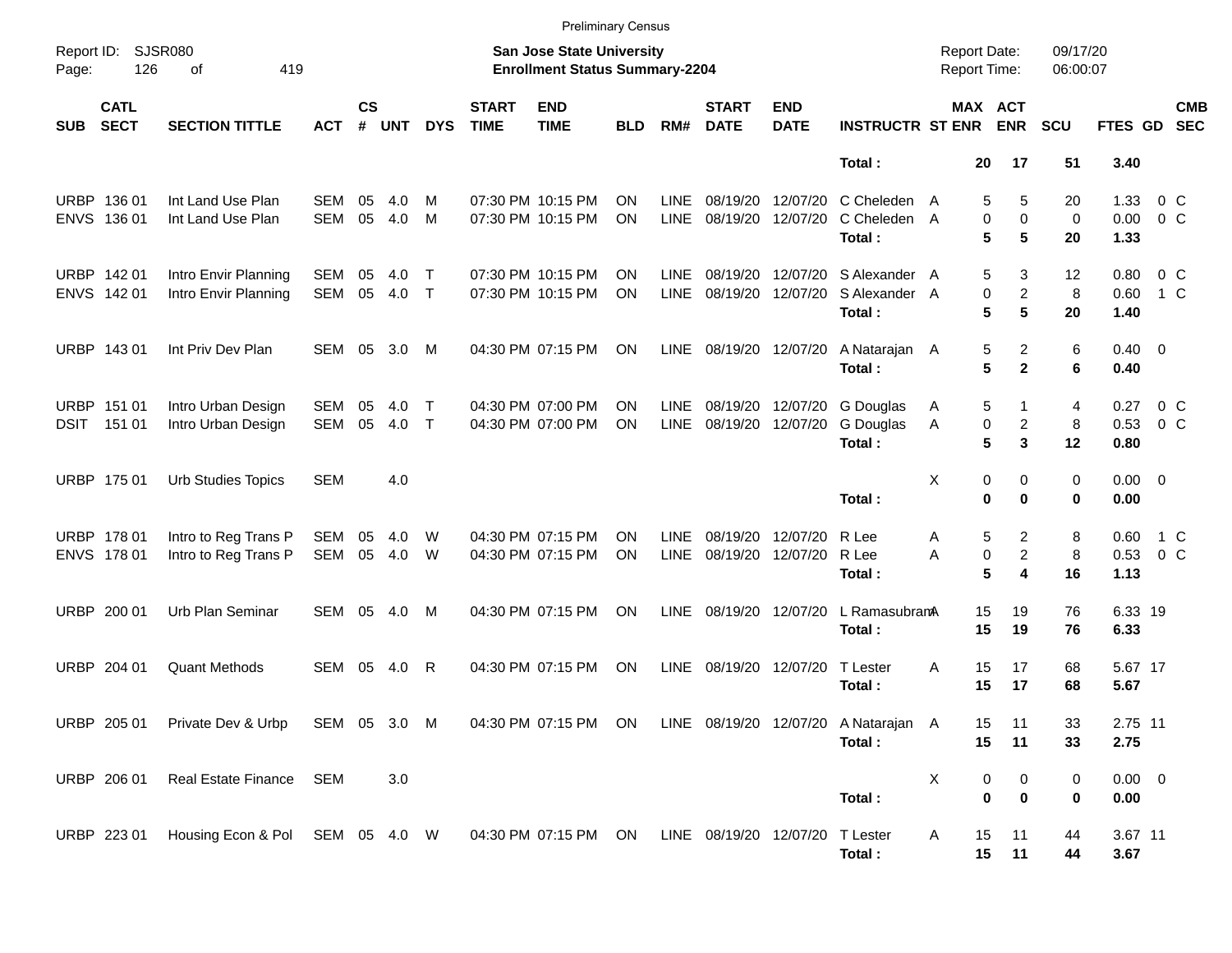Preliminary Census

Report ID: SJSR080

**San Jose State University**
**Enrollment Status Summary-2204**

Report Date: 09/17/20
Report Time: 06:00:07

| SUB | CATL SECT | SECTION TITTLE | ACT | CS # | UNT | DYS | START TIME | END TIME | BLD | RM# | START DATE | END DATE | INSTRUCTR | ST | MAX ENR | ACT ENR | SCU | FTES | GD | CMB SEC |
|---|---|---|---|---|---|---|---|---|---|---|---|---|---|---|---|---|---|---|---|---|
| | | | | | | | | | | | | | **Total :** | | **20** | **17** | **51** | **3.40** | | |
| URBP | 136 01 | Int Land Use Plan | SEM | 05 | 4.0 | M | 07:30 PM | 10:15 PM | ON | LINE | 08/19/20 | 12/07/20 | C Cheleden | A | 5 | 5 | 20 | 1.33 | 0 | C |
| ENVS | 136 01 | Int Land Use Plan | SEM | 05 | 4.0 | M | 07:30 PM | 10:15 PM | ON | LINE | 08/19/20 | 12/07/20 | C Cheleden | A | 0 | 0 | 0 | 0.00 | 0 | C |
| | | | | | | | | | | | | | **Total :** | | **5** | **5** | **20** | **1.33** | | |
| URBP | 142 01 | Intro Envir Planning | SEM | 05 | 4.0 | T | 07:30 PM | 10:15 PM | ON | LINE | 08/19/20 | 12/07/20 | S Alexander | A | 5 | 3 | 12 | 0.80 | 0 | C |
| ENVS | 142 01 | Intro Envir Planning | SEM | 05 | 4.0 | T | 07:30 PM | 10:15 PM | ON | LINE | 08/19/20 | 12/07/20 | S Alexander | A | 0 | 2 | 8 | 0.60 | 1 | C |
| | | | | | | | | | | | | | **Total :** | | **5** | **5** | **20** | **1.40** | | |
| URBP | 143 01 | Int Priv Dev Plan | SEM | 05 | 3.0 | M | 04:30 PM | 07:15 PM | ON | LINE | 08/19/20 | 12/07/20 | A Natarajan | A | 5 | 2 | 6 | 0.40 | 0 | |
| | | | | | | | | | | | | | **Total :** | | **5** | **2** | **6** | **0.40** | | |
| URBP | 151 01 | Intro Urban Design | SEM | 05 | 4.0 | T | 04:30 PM | 07:00 PM | ON | LINE | 08/19/20 | 12/07/20 | G Douglas | A | 5 | 1 | 4 | 0.27 | 0 | C |
| DSIT | 151 01 | Intro Urban Design | SEM | 05 | 4.0 | T | 04:30 PM | 07:00 PM | ON | LINE | 08/19/20 | 12/07/20 | G Douglas | A | 0 | 2 | 8 | 0.53 | 0 | C |
| | | | | | | | | | | | | | **Total :** | | **5** | **3** | **12** | **0.80** | | |
| URBP | 175 01 | Urb Studies Topics | SEM | | 4.0 | | | | | | | | | X | 0 | 0 | 0 | 0.00 | 0 | |
| | | | | | | | | | | | | | **Total :** | | **0** | **0** | **0** | **0.00** | | |
| URBP | 178 01 | Intro to Reg Trans P | SEM | 05 | 4.0 | W | 04:30 PM | 07:15 PM | ON | LINE | 08/19/20 | 12/07/20 | R Lee | A | 5 | 2 | 8 | 0.60 | 1 | C |
| ENVS | 178 01 | Intro to Reg Trans P | SEM | 05 | 4.0 | W | 04:30 PM | 07:15 PM | ON | LINE | 08/19/20 | 12/07/20 | R Lee | A | 0 | 2 | 8 | 0.53 | 0 | C |
| | | | | | | | | | | | | | **Total :** | | **5** | **4** | **16** | **1.13** | | |
| URBP | 200 01 | Urb Plan Seminar | SEM | 05 | 4.0 | M | 04:30 PM | 07:15 PM | ON | LINE | 08/19/20 | 12/07/20 | L Ramasubram | A | 15 | 19 | 76 | 6.33 | 19 | |
| | | | | | | | | | | | | | **Total :** | | **15** | **19** | **76** | **6.33** | | |
| URBP | 204 01 | Quant Methods | SEM | 05 | 4.0 | R | 04:30 PM | 07:15 PM | ON | LINE | 08/19/20 | 12/07/20 | T Lester | A | 15 | 17 | 68 | 5.67 | 17 | |
| | | | | | | | | | | | | | **Total :** | | **15** | **17** | **68** | **5.67** | | |
| URBP | 205 01 | Private Dev & Urbp | SEM | 05 | 3.0 | M | 04:30 PM | 07:15 PM | ON | LINE | 08/19/20 | 12/07/20 | A Natarajan | A | 15 | 11 | 33 | 2.75 | 11 | |
| | | | | | | | | | | | | | **Total :** | | **15** | **11** | **33** | **2.75** | | |
| URBP | 206 01 | Real Estate Finance | SEM | | 3.0 | | | | | | | | | X | 0 | 0 | 0 | 0.00 | 0 | |
| | | | | | | | | | | | | | **Total :** | | **0** | **0** | **0** | **0.00** | | |
| URBP | 223 01 | Housing Econ & Pol | SEM | 05 | 4.0 | W | 04:30 PM | 07:15 PM | ON | LINE | 08/19/20 | 12/07/20 | T Lester | A | 15 | 11 | 44 | 3.67 | 11 | |
| | | | | | | | | | | | | | **Total :** | | **15** | **11** | **44** | **3.67** | | |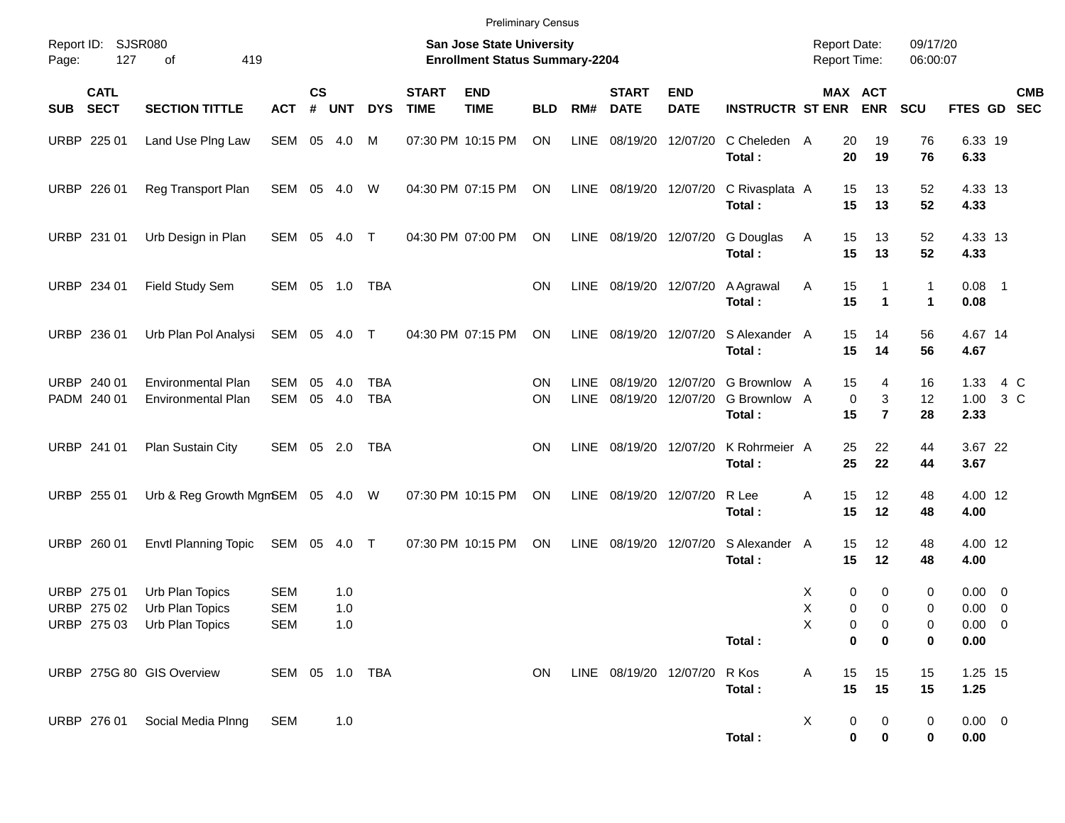Preliminary Census

Report ID: SJSR080
Page: 127 of 419

**San Jose State University**
**Enrollment Status Summary-2204**

Report Date: 09/17/20
Report Time: 06:00:07

| SUB | CATL SECT | SECTION TITTLE | ACT | CS # | UNT | DYS | START TIME | END TIME | BLD | RM# | START DATE | END DATE | INSTRUCTR | ST | MAX ENR | ACT ENR | SCU | FTES | GD | CMB SEC |
|---|---|---|---|---|---|---|---|---|---|---|---|---|---|---|---|---|---|---|---|---|
| URBP | 225 01 | Land Use Plng Law | SEM | 05 | 4.0 | M | 07:30 PM | 10:15 PM | ON | LINE | 08/19/20 | 12/07/20 | C Cheleden | A | 20 | 19 | 76 | 6.33 | 19 | |
| | | | | | | | | | | | | | **Total :** | | **20** | **19** | **76** | **6.33** | | |
| URBP | 226 01 | Reg Transport Plan | SEM | 05 | 4.0 | W | 04:30 PM | 07:15 PM | ON | LINE | 08/19/20 | 12/07/20 | C Rivasplata | A | 15 | 13 | 52 | 4.33 | 13 | |
| | | | | | | | | | | | | | **Total :** | | **15** | **13** | **52** | **4.33** | | |
| URBP | 231 01 | Urb Design in Plan | SEM | 05 | 4.0 | T | 04:30 PM | 07:00 PM | ON | LINE | 08/19/20 | 12/07/20 | G Douglas | A | 15 | 13 | 52 | 4.33 | 13 | |
| | | | | | | | | | | | | | **Total :** | | **15** | **13** | **52** | **4.33** | | |
| URBP | 234 01 | Field Study Sem | SEM | 05 | 1.0 | TBA | | | ON | LINE | 08/19/20 | 12/07/20 | A Agrawal | A | 15 | 1 | 1 | 0.08 | 1 | |
| | | | | | | | | | | | | | **Total :** | | **15** | **1** | **1** | **0.08** | | |
| URBP | 236 01 | Urb Plan Pol Analysi | SEM | 05 | 4.0 | T | 04:30 PM | 07:15 PM | ON | LINE | 08/19/20 | 12/07/20 | S Alexander | A | 15 | 14 | 56 | 4.67 | 14 | |
| | | | | | | | | | | | | | **Total :** | | **15** | **14** | **56** | **4.67** | | |
| URBP | 240 01 | Environmental Plan | SEM | 05 | 4.0 | TBA | | | ON | LINE | 08/19/20 | 12/07/20 | G Brownlow | A | 15 | 4 | 16 | 1.33 | 4 | C |
| PADM | 240 01 | Environmental Plan | SEM | 05 | 4.0 | TBA | | | ON | LINE | 08/19/20 | 12/07/20 | G Brownlow | A | 0 | 3 | 12 | 1.00 | 3 | C |
| | | | | | | | | | | | | | **Total :** | | **15** | **7** | **28** | **2.33** | | |
| URBP | 241 01 | Plan Sustain City | SEM | 05 | 2.0 | TBA | | | ON | LINE | 08/19/20 | 12/07/20 | K Rohrmeier | A | 25 | 22 | 44 | 3.67 | 22 | |
| | | | | | | | | | | | | | **Total :** | | **25** | **22** | **44** | **3.67** | | |
| URBP | 255 01 | Urb & Reg Growth Mgm | SEM | 05 | 4.0 | W | 07:30 PM | 10:15 PM | ON | LINE | 08/19/20 | 12/07/20 | R Lee | A | 15 | 12 | 48 | 4.00 | 12 | |
| | | | | | | | | | | | | | **Total :** | | **15** | **12** | **48** | **4.00** | | |
| URBP | 260 01 | Envtl Planning Topic | SEM | 05 | 4.0 | T | 07:30 PM | 10:15 PM | ON | LINE | 08/19/20 | 12/07/20 | S Alexander | A | 15 | 12 | 48 | 4.00 | 12 | |
| | | | | | | | | | | | | | **Total :** | | **15** | **12** | **48** | **4.00** | | |
| URBP | 275 01 | Urb Plan Topics | SEM | | 1.0 | | | | | | | | | X | 0 | 0 | 0 | 0.00 | 0 | |
| URBP | 275 02 | Urb Plan Topics | SEM | | 1.0 | | | | | | | | | X | 0 | 0 | 0 | 0.00 | 0 | |
| URBP | 275 03 | Urb Plan Topics | SEM | | 1.0 | | | | | | | | | X | 0 | 0 | 0 | 0.00 | 0 | |
| | | | | | | | | | | | | | **Total :** | | **0** | **0** | **0** | **0.00** | | |
| URBP | 275G 80 | GIS Overview | SEM | 05 | 1.0 | TBA | | | ON | LINE | 08/19/20 | 12/07/20 | R Kos | A | 15 | 15 | 15 | 1.25 | 15 | |
| | | | | | | | | | | | | | **Total :** | | **15** | **15** | **15** | **1.25** | | |
| URBP | 276 01 | Social Media Plnng | SEM | | 1.0 | | | | | | | | | X | 0 | 0 | 0 | 0.00 | 0 | |
| | | | | | | | | | | | | | **Total :** | | **0** | **0** | **0** | **0.00** | | |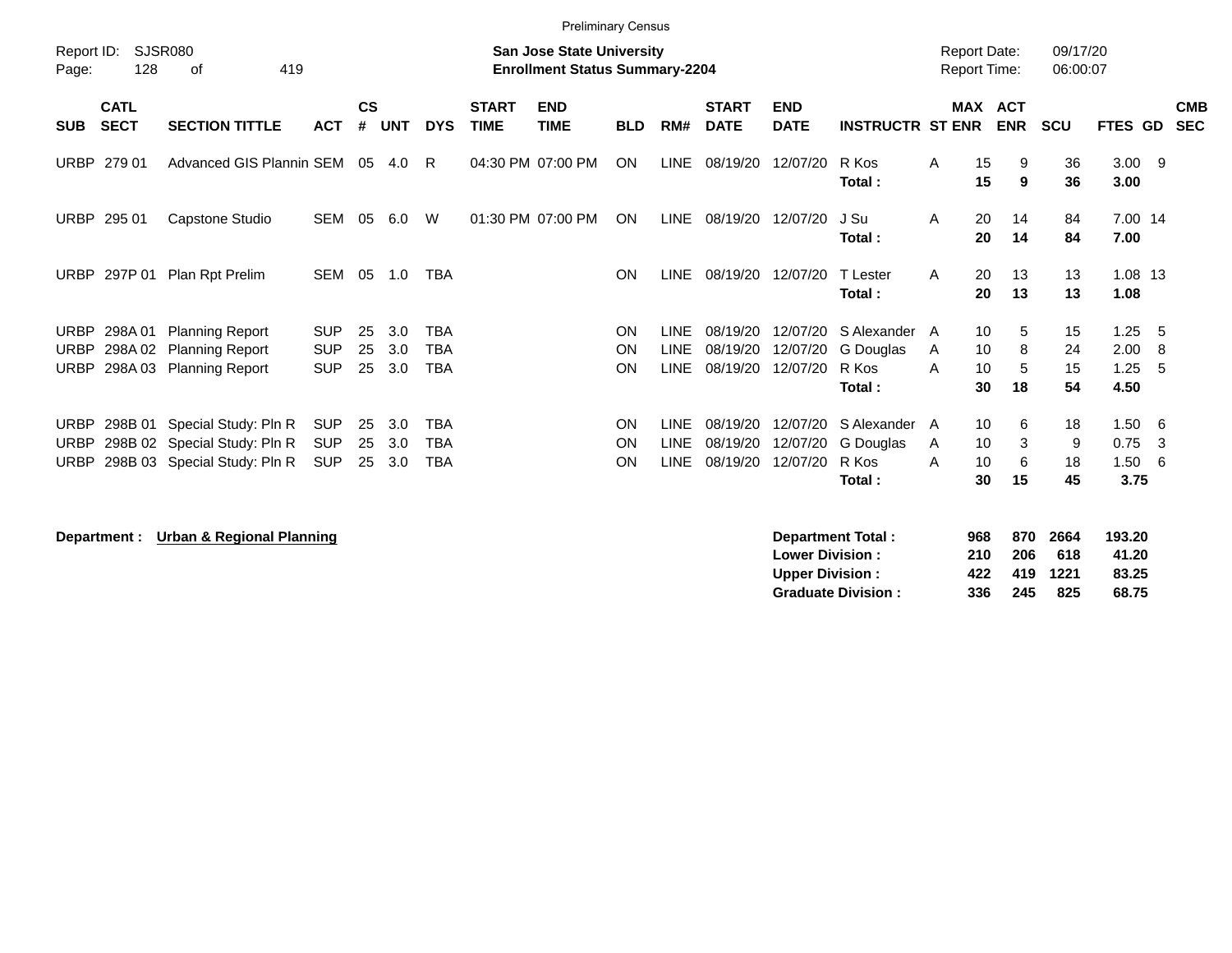Preliminary Census

Report ID: SJSR080
Page: 128 of 419

**San Jose State University**
**Enrollment Status Summary-2204**

Report Date: 09/17/20
Report Time: 06:00:07

| SUB | CATL SECT | SECTION TITTLE | ACT | CS # | UNT | DYS | START TIME | END TIME | BLD | RM# | START DATE | END DATE | INSTRUCTR | ST | MAX ENR | ACT ENR | SCU | FTES | GD | CMB SEC |
|---|---|---|---|---|---|---|---|---|---|---|---|---|---|---|---|---|---|---|---|---|
| URBP | 279 01 | Advanced GIS Plannin | SEM | 05 | 4.0 | R | 04:30 PM | 07:00 PM | ON | LINE | 08/19/20 | 12/07/20 | R Kos | A | 15 | 9 | 36 | 3.00 | 9 | |
| | | | | | | | | | | | | | **Total :** | | **15** | **9** | **36** | **3.00** | | |
| URBP | 295 01 | Capstone Studio | SEM | 05 | 6.0 | W | 01:30 PM | 07:00 PM | ON | LINE | 08/19/20 | 12/07/20 | J Su | A | 20 | 14 | 84 | 7.00 | 14 | |
| | | | | | | | | | | | | | **Total :** | | **20** | **14** | **84** | **7.00** | | |
| URBP | 297P 01 | Plan Rpt Prelim | SEM | 05 | 1.0 | TBA | | | ON | LINE | 08/19/20 | 12/07/20 | T Lester | A | 20 | 13 | 13 | 1.08 | 13 | |
| | | | | | | | | | | | | | **Total :** | | **20** | **13** | **13** | **1.08** | | |
| URBP | 298A 01 | Planning Report | SUP | 25 | 3.0 | TBA | | | ON | LINE | 08/19/20 | 12/07/20 | S Alexander | A | 10 | 5 | 15 | 1.25 | 5 | |
| URBP | 298A 02 | Planning Report | SUP | 25 | 3.0 | TBA | | | ON | LINE | 08/19/20 | 12/07/20 | G Douglas | A | 10 | 8 | 24 | 2.00 | 8 | |
| URBP | 298A 03 | Planning Report | SUP | 25 | 3.0 | TBA | | | ON | LINE | 08/19/20 | 12/07/20 | R Kos | A | 10 | 5 | 15 | 1.25 | 5 | |
| | | | | | | | | | | | | | **Total :** | | **30** | **18** | **54** | **4.50** | | |
| URBP | 298B 01 | Special Study: Pln R | SUP | 25 | 3.0 | TBA | | | ON | LINE | 08/19/20 | 12/07/20 | S Alexander | A | 10 | 6 | 18 | 1.50 | 6 | |
| URBP | 298B 02 | Special Study: Pln R | SUP | 25 | 3.0 | TBA | | | ON | LINE | 08/19/20 | 12/07/20 | G Douglas | A | 10 | 3 | 9 | 0.75 | 3 | |
| URBP | 298B 03 | Special Study: Pln R | SUP | 25 | 3.0 | TBA | | | ON | LINE | 08/19/20 | 12/07/20 | R Kos | A | 10 | 6 | 18 | 1.50 | 6 | |
| | | | | | | | | | | | | | **Total :** | | **30** | **15** | **45** | **3.75** | | |

**Department :** **Urban & Regional Planning**

| | MAX ENR | ACT ENR | SCU | FTES |
|---|---|---|---|---|
| **Department Total :** | **968** | **870** | **2664** | **193.20** |
| **Lower Division :** | **210** | **206** | **618** | **41.20** |
| **Upper Division :** | **422** | **419** | **1221** | **83.25** |
| **Graduate Division :** | **336** | **245** | **825** | **68.75** |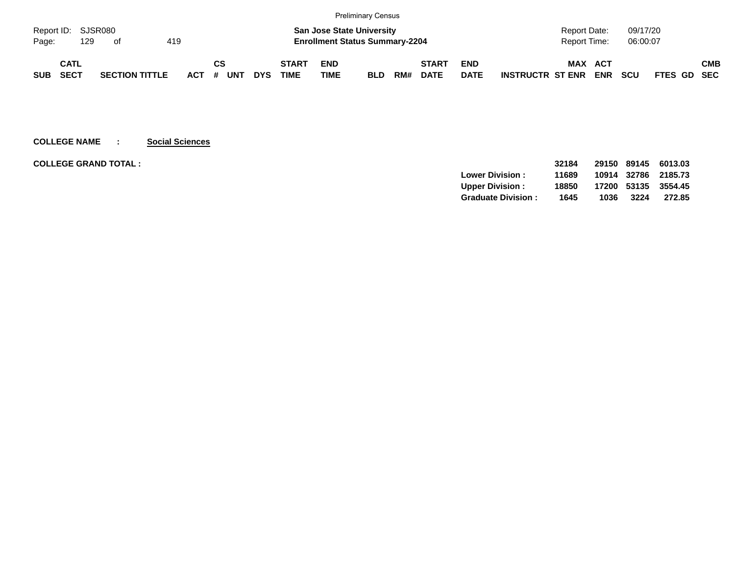Preliminary Census

Report ID: SJSR080
Page: 129 of 419

**San Jose State University**
**Enrollment Status Summary-2204**

Report Date: 09/17/20
Report Time: 06:00:07

| SUB | CATL SECT | SECTION TITTLE | ACT | CS # | UNT | DYS | START TIME | END TIME | BLD | RM# | START DATE | END DATE | INSTRUCTR | MAX ST ENR | ACT ENR | SCU | FTES | GD | CMB SEC |
|---|---|---|---|---|---|---|---|---|---|---|---|---|---|---|---|---|---|---|---|

**COLLEGE NAME : Social Sciences**

**COLLEGE GRAND TOTAL :**

| | MAX ST ENR | ACT ENR | SCU | FTES |
|---|---|---|---|---|
| | **32184** | **29150** | **89145** | **6013.03** |
| **Lower Division :** | **11689** | **10914** | **32786** | **2185.73** |
| **Upper Division :** | **18850** | **17200** | **53135** | **3554.45** |
| **Graduate Division :** | **1645** | **1036** | **3224** | **272.85** |